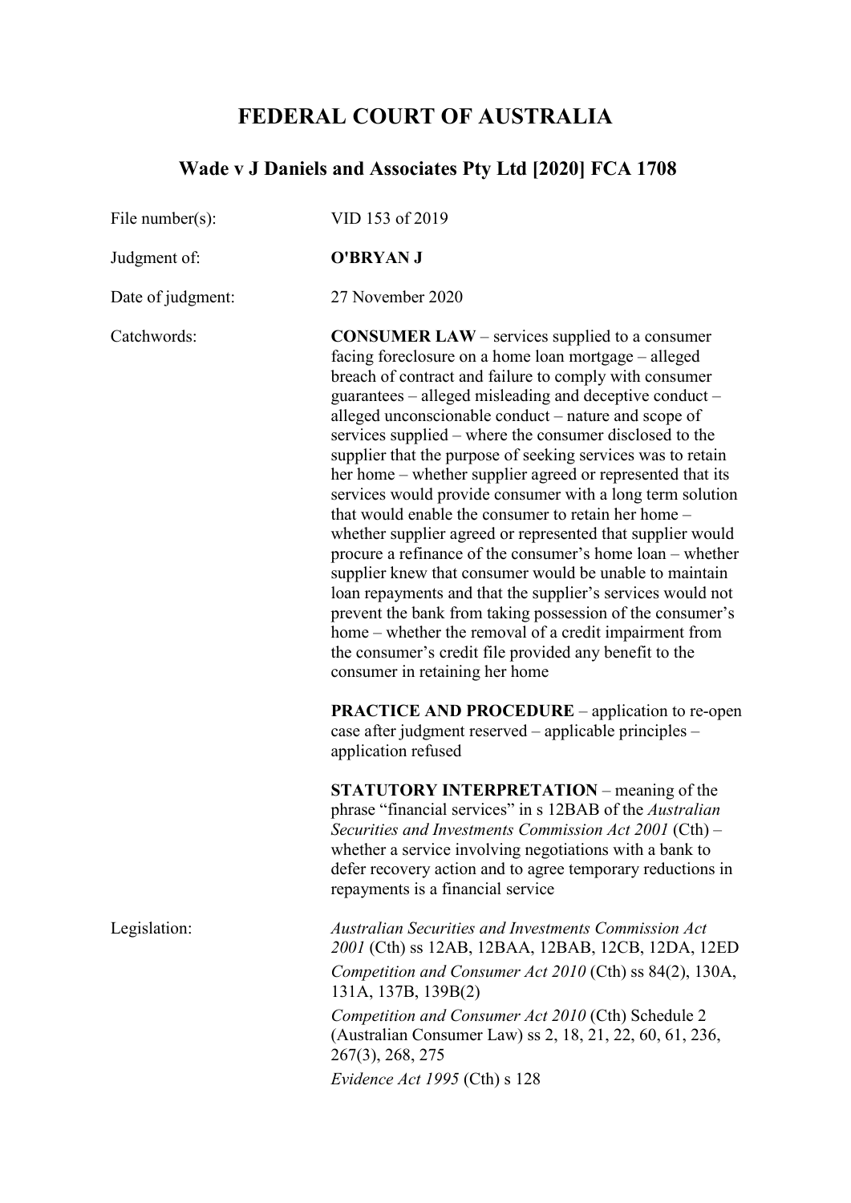# FEDERAL COURT OF AUSTRALIA

## Wade v J Daniels and Associates Pty Ltd [2020] FCA 1708

| | |
|---|---|
| File number(s): | VID 153 of 2019 |
| Judgment of: | **O'BRYAN J** |
| Date of judgment: | 27 November 2020 |
| Catchwords: | **CONSUMER LAW** – services supplied to a consumer facing foreclosure on a home loan mortgage – alleged breach of contract and failure to comply with consumer guarantees – alleged misleading and deceptive conduct – alleged unconscionable conduct – nature and scope of services supplied – where the consumer disclosed to the supplier that the purpose of seeking services was to retain her home – whether supplier agreed or represented that its services would provide consumer with a long term solution that would enable the consumer to retain her home – whether supplier agreed or represented that supplier would procure a refinance of the consumer's home loan – whether supplier knew that consumer would be unable to maintain loan repayments and that the supplier's services would not prevent the bank from taking possession of the consumer's home – whether the removal of a credit impairment from the consumer's credit file provided any benefit to the consumer in retaining her home |
| | **PRACTICE AND PROCEDURE** – application to re-open case after judgment reserved – applicable principles – application refused |
| | **STATUTORY INTERPRETATION** – meaning of the phrase "financial services" in s 12BAB of the *Australian Securities and Investments Commission Act 2001* (Cth) – whether a service involving negotiations with a bank to defer recovery action and to agree temporary reductions in repayments is a financial service |
| Legislation: | *Australian Securities and Investments Commission Act 2001* (Cth) ss 12AB, 12BAA, 12BAB, 12CB, 12DA, 12ED |
| | *Competition and Consumer Act 2010* (Cth) ss 84(2), 130A, 131A, 137B, 139B(2) |
| | *Competition and Consumer Act 2010* (Cth) Schedule 2 (Australian Consumer Law) ss 2, 18, 21, 22, 60, 61, 236, 267(3), 268, 275 |
| | *Evidence Act 1995* (Cth) s 128 |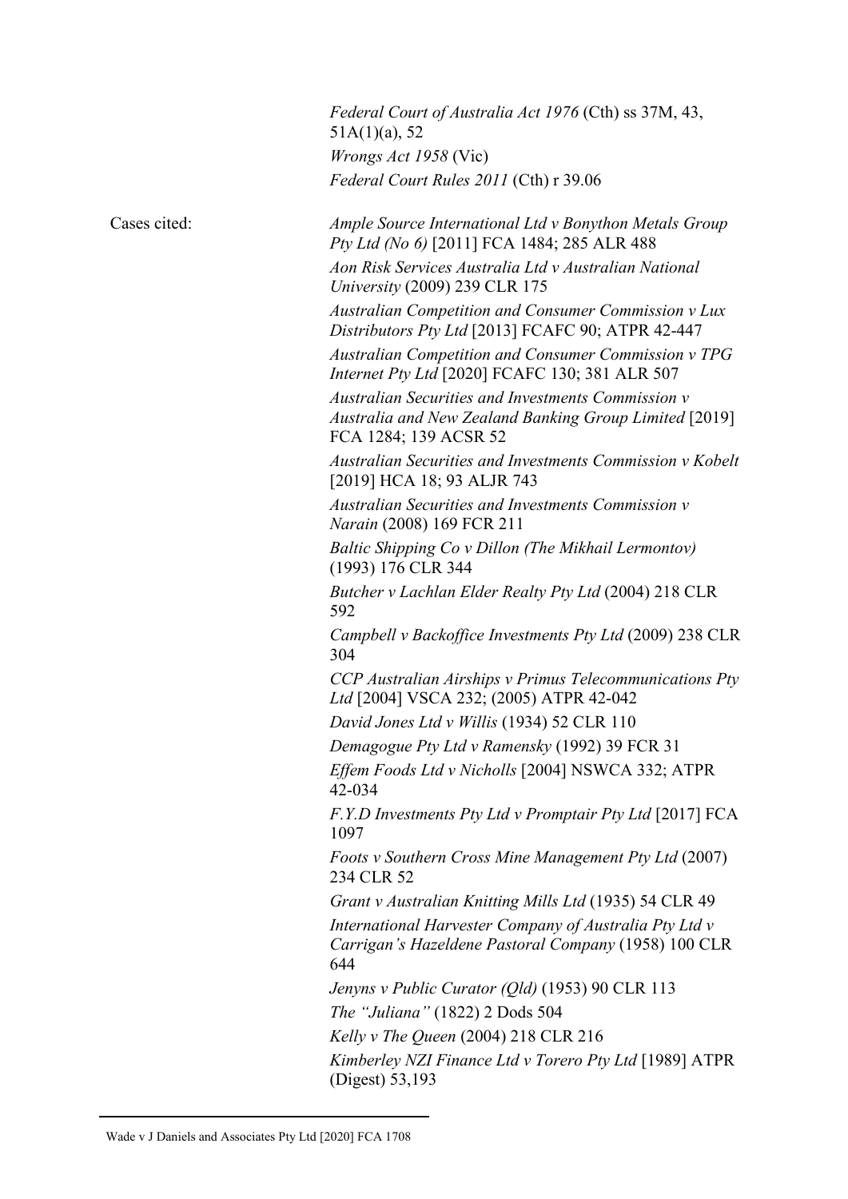*Federal Court of Australia Act 1976* (Cth) ss 37M, 43, 51A(1)(a), 52

*Wrongs Act 1958* (Vic)

*Federal Court Rules 2011* (Cth) r 39.06

Cases cited:

*Ample Source International Ltd v Bonython Metals Group Pty Ltd (No 6)* [2011] FCA 1484; 285 ALR 488

*Aon Risk Services Australia Ltd v Australian National University* (2009) 239 CLR 175

*Australian Competition and Consumer Commission v Lux Distributors Pty Ltd* [2013] FCAFC 90; ATPR 42-447

*Australian Competition and Consumer Commission v TPG Internet Pty Ltd* [2020] FCAFC 130; 381 ALR 507

*Australian Securities and Investments Commission v Australia and New Zealand Banking Group Limited* [2019] FCA 1284; 139 ACSR 52

*Australian Securities and Investments Commission v Kobelt* [2019] HCA 18; 93 ALJR 743

*Australian Securities and Investments Commission v Narain* (2008) 169 FCR 211

*Baltic Shipping Co v Dillon (The Mikhail Lermontov)* (1993) 176 CLR 344

*Butcher v Lachlan Elder Realty Pty Ltd* (2004) 218 CLR 592

*Campbell v Backoffice Investments Pty Ltd* (2009) 238 CLR 304

*CCP Australian Airships v Primus Telecommunications Pty Ltd* [2004] VSCA 232; (2005) ATPR 42-042

*David Jones Ltd v Willis* (1934) 52 CLR 110

*Demagogue Pty Ltd v Ramensky* (1992) 39 FCR 31

*Effem Foods Ltd v Nicholls* [2004] NSWCA 332; ATPR 42-034

*F.Y.D Investments Pty Ltd v Promptair Pty Ltd* [2017] FCA 1097

*Foots v Southern Cross Mine Management Pty Ltd* (2007) 234 CLR 52

*Grant v Australian Knitting Mills Ltd* (1935) 54 CLR 49

*International Harvester Company of Australia Pty Ltd v Carrigan's Hazeldene Pastoral Company* (1958) 100 CLR 644

*Jenyns v Public Curator (Qld)* (1953) 90 CLR 113

*The "Juliana"* (1822) 2 Dods 504

*Kelly v The Queen* (2004) 218 CLR 216

*Kimberley NZI Finance Ltd v Torero Pty Ltd* [1989] ATPR (Digest) 53,193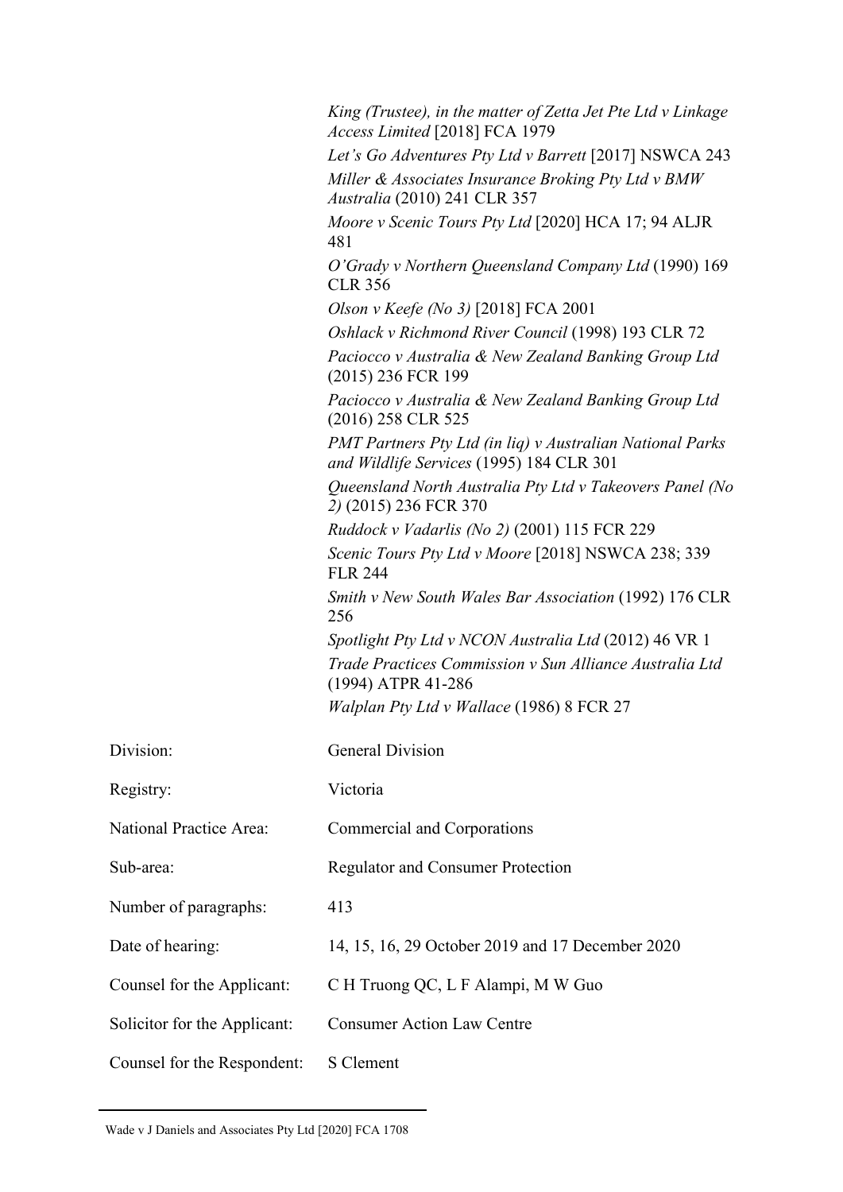*King (Trustee), in the matter of Zetta Jet Pte Ltd v Linkage Access Limited* [2018] FCA 1979

*Let's Go Adventures Pty Ltd v Barrett* [2017] NSWCA 243

*Miller & Associates Insurance Broking Pty Ltd v BMW Australia* (2010) 241 CLR 357

*Moore v Scenic Tours Pty Ltd* [2020] HCA 17; 94 ALJR 481

*O'Grady v Northern Queensland Company Ltd* (1990) 169 CLR 356

*Olson v Keefe (No 3)* [2018] FCA 2001

*Oshlack v Richmond River Council* (1998) 193 CLR 72

*Paciocco v Australia & New Zealand Banking Group Ltd* (2015) 236 FCR 199

*Paciocco v Australia & New Zealand Banking Group Ltd* (2016) 258 CLR 525

*PMT Partners Pty Ltd (in liq) v Australian National Parks and Wildlife Services* (1995) 184 CLR 301

*Queensland North Australia Pty Ltd v Takeovers Panel (No 2)* (2015) 236 FCR 370

*Ruddock v Vadarlis (No 2)* (2001) 115 FCR 229

*Scenic Tours Pty Ltd v Moore* [2018] NSWCA 238; 339 FLR 244

*Smith v New South Wales Bar Association* (1992) 176 CLR 256

*Spotlight Pty Ltd v NCON Australia Ltd* (2012) 46 VR 1

*Trade Practices Commission v Sun Alliance Australia Ltd* (1994) ATPR 41-286

*Walplan Pty Ltd v Wallace* (1986) 8 FCR 27

| | |
|---|---|
| Division: | General Division |
| Registry: | Victoria |
| National Practice Area: | Commercial and Corporations |
| Sub-area: | Regulator and Consumer Protection |
| Number of paragraphs: | 413 |
| Date of hearing: | 14, 15, 16, 29 October 2019 and 17 December 2020 |
| Counsel for the Applicant: | C H Truong QC, L F Alampi, M W Guo |
| Solicitor for the Applicant: | Consumer Action Law Centre |
| Counsel for the Respondent: | S Clement |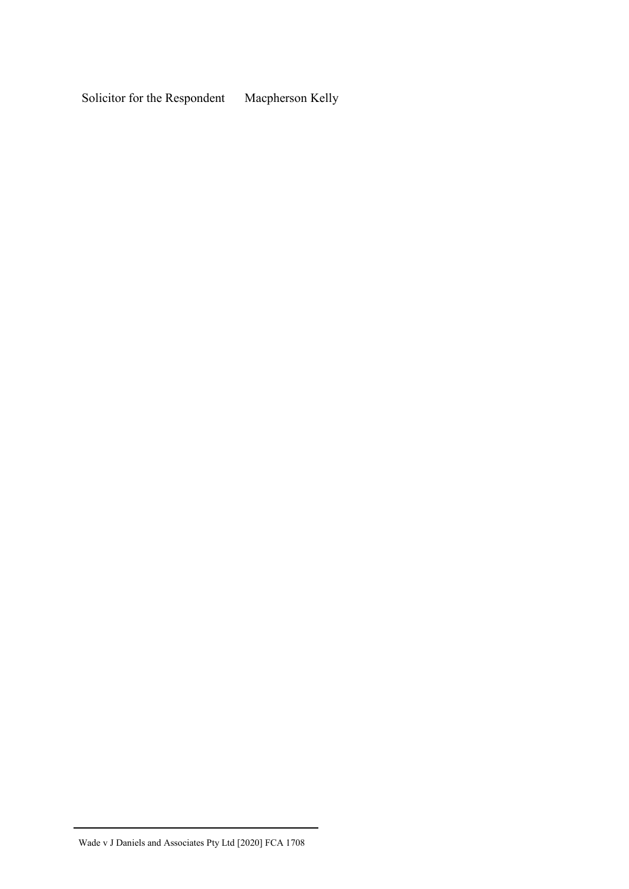| | |
|---|---|
| Solicitor for the Respondent | Macpherson Kelly |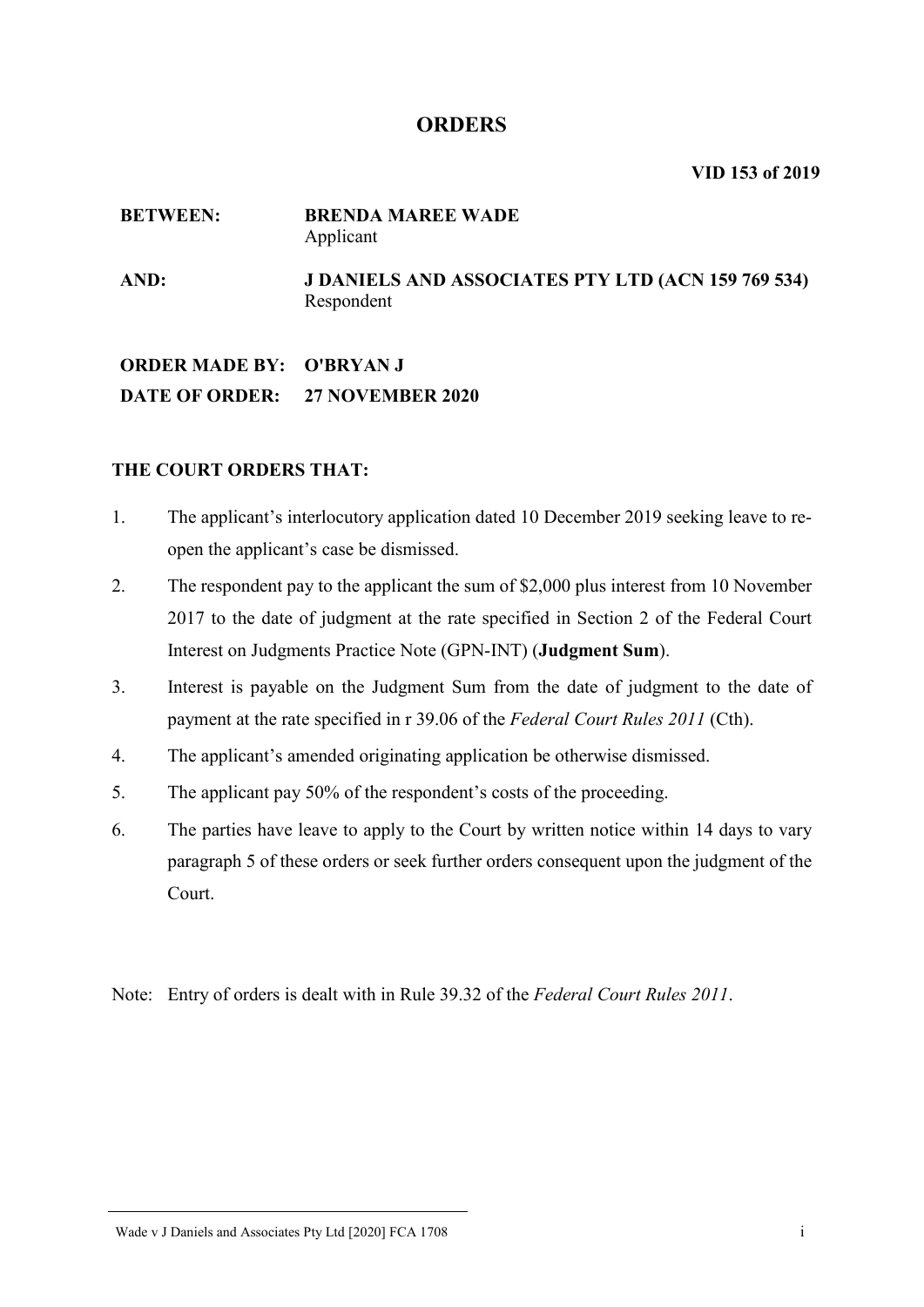# ORDERS

**VID 153 of 2019**

| | |
|---|---|
| **BETWEEN:** | **BRENDA MAREE WADE** Applicant |
| **AND:** | **J DANIELS AND ASSOCIATES PTY LTD (ACN 159 769 534)** Respondent |

**ORDER MADE BY: O'BRYAN J**

**DATE OF ORDER: 27 NOVEMBER 2020**

**THE COURT ORDERS THAT:**

1. The applicant's interlocutory application dated 10 December 2019 seeking leave to re-open the applicant's case be dismissed.
2. The respondent pay to the applicant the sum of $2,000 plus interest from 10 November 2017 to the date of judgment at the rate specified in Section 2 of the Federal Court Interest on Judgments Practice Note (GPN-INT) (**Judgment Sum**).
3. Interest is payable on the Judgment Sum from the date of judgment to the date of payment at the rate specified in r 39.06 of the *Federal Court Rules 2011* (Cth).
4. The applicant's amended originating application be otherwise dismissed.
5. The applicant pay 50% of the respondent's costs of the proceeding.
6. The parties have leave to apply to the Court by written notice within 14 days to vary paragraph 5 of these orders or seek further orders consequent upon the judgment of the Court.

Note: Entry of orders is dealt with in Rule 39.32 of the *Federal Court Rules 2011*.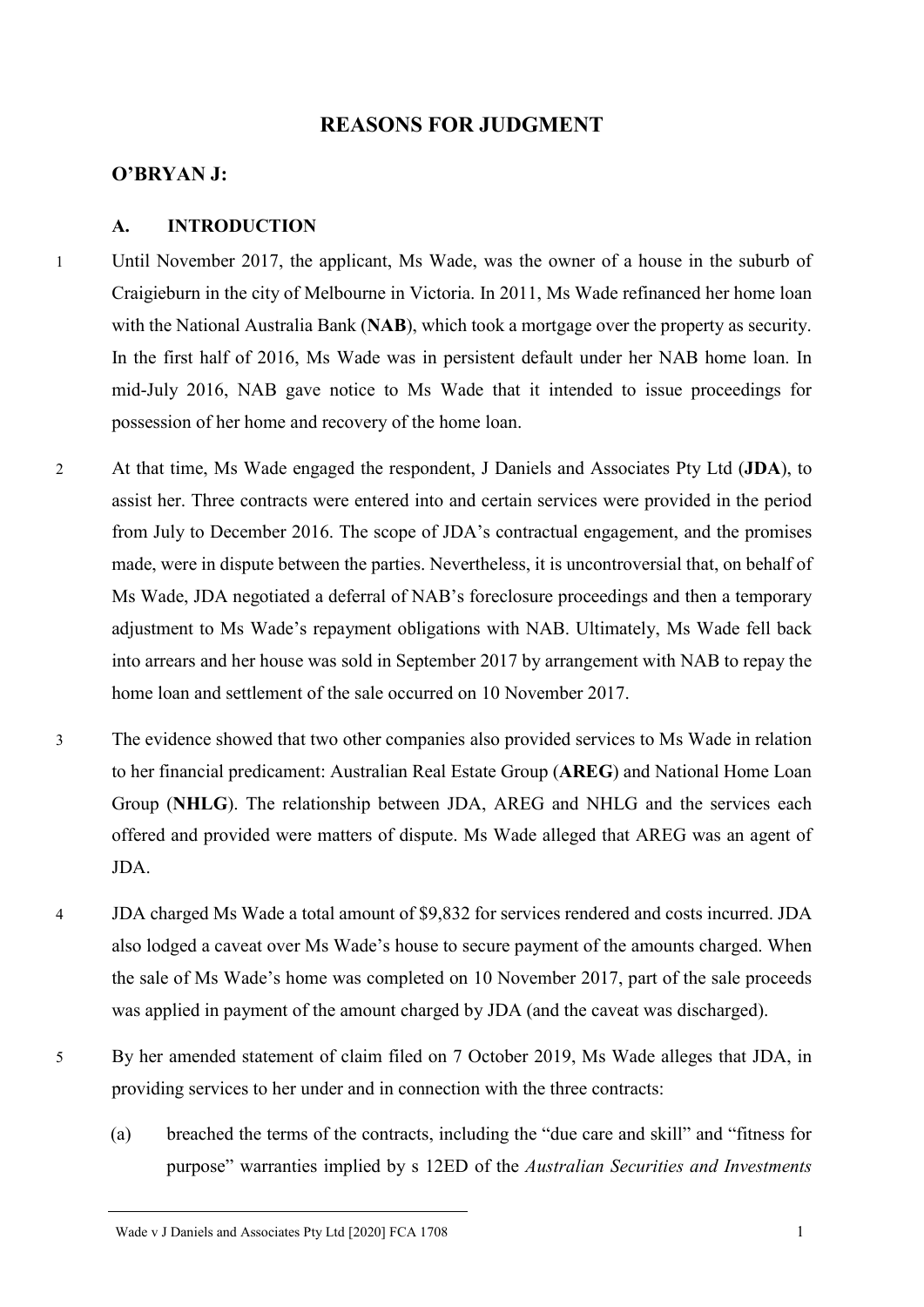# REASONS FOR JUDGMENT

## O'BRYAN J:

### A. INTRODUCTION

1 Until November 2017, the applicant, Ms Wade, was the owner of a house in the suburb of Craigieburn in the city of Melbourne in Victoria. In 2011, Ms Wade refinanced her home loan with the National Australia Bank (**NAB**), which took a mortgage over the property as security. In the first half of 2016, Ms Wade was in persistent default under her NAB home loan. In mid-July 2016, NAB gave notice to Ms Wade that it intended to issue proceedings for possession of her home and recovery of the home loan.

2 At that time, Ms Wade engaged the respondent, J Daniels and Associates Pty Ltd (**JDA**), to assist her. Three contracts were entered into and certain services were provided in the period from July to December 2016. The scope of JDA's contractual engagement, and the promises made, were in dispute between the parties. Nevertheless, it is uncontroversial that, on behalf of Ms Wade, JDA negotiated a deferral of NAB's foreclosure proceedings and then a temporary adjustment to Ms Wade's repayment obligations with NAB. Ultimately, Ms Wade fell back into arrears and her house was sold in September 2017 by arrangement with NAB to repay the home loan and settlement of the sale occurred on 10 November 2017.

3 The evidence showed that two other companies also provided services to Ms Wade in relation to her financial predicament: Australian Real Estate Group (**AREG**) and National Home Loan Group (**NHLG**). The relationship between JDA, AREG and NHLG and the services each offered and provided were matters of dispute. Ms Wade alleged that AREG was an agent of JDA.

4 JDA charged Ms Wade a total amount of $9,832 for services rendered and costs incurred. JDA also lodged a caveat over Ms Wade's house to secure payment of the amounts charged. When the sale of Ms Wade's home was completed on 10 November 2017, part of the sale proceeds was applied in payment of the amount charged by JDA (and the caveat was discharged).

5 By her amended statement of claim filed on 7 October 2019, Ms Wade alleges that JDA, in providing services to her under and in connection with the three contracts:

(a) breached the terms of the contracts, including the "due care and skill" and "fitness for purpose" warranties implied by s 12ED of the *Australian Securities and Investments*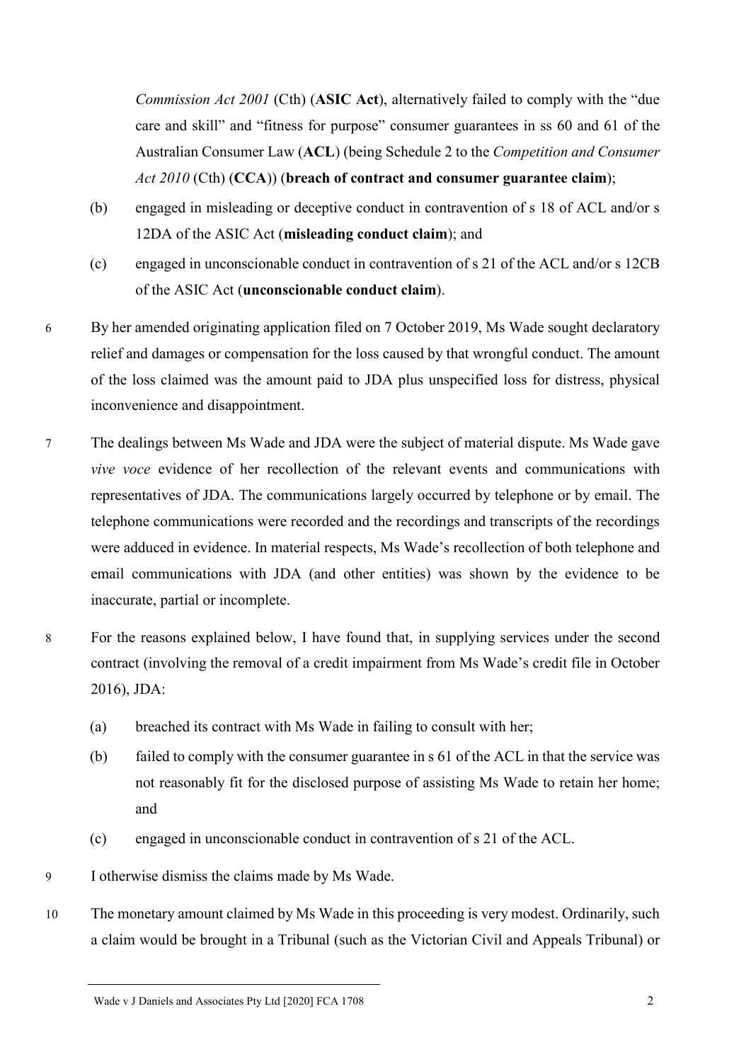*Commission Act 2001* (Cth) (**ASIC Act**), alternatively failed to comply with the "due care and skill" and "fitness for purpose" consumer guarantees in ss 60 and 61 of the Australian Consumer Law (**ACL**) (being Schedule 2 to the *Competition and Consumer Act 2010* (Cth) (**CCA**)) (**breach of contract and consumer guarantee claim**);

(b) engaged in misleading or deceptive conduct in contravention of s 18 of ACL and/or s 12DA of the ASIC Act (**misleading conduct claim**); and

(c) engaged in unconscionable conduct in contravention of s 21 of the ACL and/or s 12CB of the ASIC Act (**unconscionable conduct claim**).

6 By her amended originating application filed on 7 October 2019, Ms Wade sought declaratory relief and damages or compensation for the loss caused by that wrongful conduct. The amount of the loss claimed was the amount paid to JDA plus unspecified loss for distress, physical inconvenience and disappointment.

7 The dealings between Ms Wade and JDA were the subject of material dispute. Ms Wade gave *vive voce* evidence of her recollection of the relevant events and communications with representatives of JDA. The communications largely occurred by telephone or by email. The telephone communications were recorded and the recordings and transcripts of the recordings were adduced in evidence. In material respects, Ms Wade's recollection of both telephone and email communications with JDA (and other entities) was shown by the evidence to be inaccurate, partial or incomplete.

8 For the reasons explained below, I have found that, in supplying services under the second contract (involving the removal of a credit impairment from Ms Wade's credit file in October 2016), JDA:

(a) breached its contract with Ms Wade in failing to consult with her;

(b) failed to comply with the consumer guarantee in s 61 of the ACL in that the service was not reasonably fit for the disclosed purpose of assisting Ms Wade to retain her home; and

(c) engaged in unconscionable conduct in contravention of s 21 of the ACL.

9 I otherwise dismiss the claims made by Ms Wade.

10 The monetary amount claimed by Ms Wade in this proceeding is very modest. Ordinarily, such a claim would be brought in a Tribunal (such as the Victorian Civil and Appeals Tribunal) or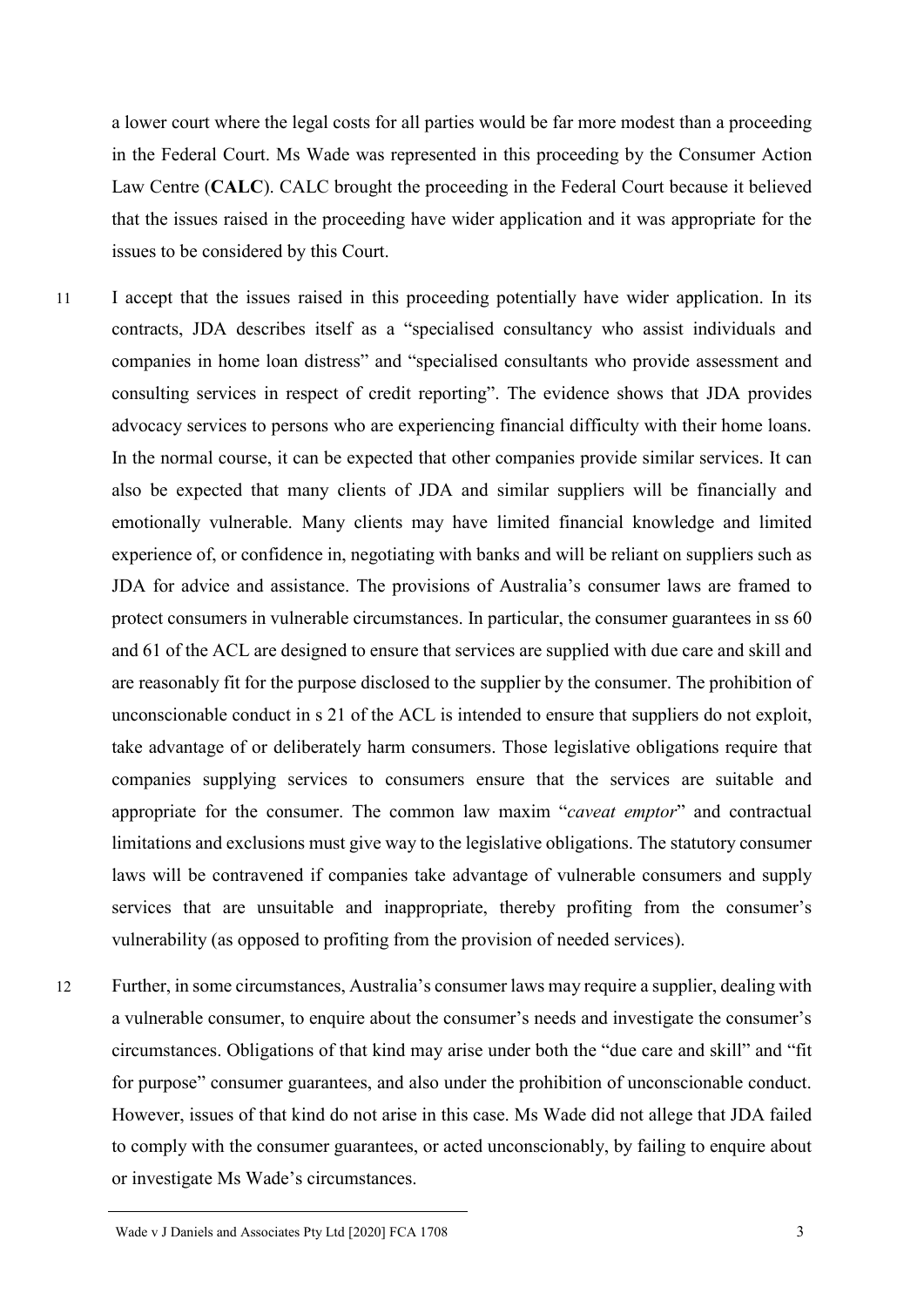a lower court where the legal costs for all parties would be far more modest than a proceeding in the Federal Court. Ms Wade was represented in this proceeding by the Consumer Action Law Centre (**CALC**). CALC brought the proceeding in the Federal Court because it believed that the issues raised in the proceeding have wider application and it was appropriate for the issues to be considered by this Court.

11 I accept that the issues raised in this proceeding potentially have wider application. In its contracts, JDA describes itself as a "specialised consultancy who assist individuals and companies in home loan distress" and "specialised consultants who provide assessment and consulting services in respect of credit reporting". The evidence shows that JDA provides advocacy services to persons who are experiencing financial difficulty with their home loans. In the normal course, it can be expected that other companies provide similar services. It can also be expected that many clients of JDA and similar suppliers will be financially and emotionally vulnerable. Many clients may have limited financial knowledge and limited experience of, or confidence in, negotiating with banks and will be reliant on suppliers such as JDA for advice and assistance. The provisions of Australia's consumer laws are framed to protect consumers in vulnerable circumstances. In particular, the consumer guarantees in ss 60 and 61 of the ACL are designed to ensure that services are supplied with due care and skill and are reasonably fit for the purpose disclosed to the supplier by the consumer. The prohibition of unconscionable conduct in s 21 of the ACL is intended to ensure that suppliers do not exploit, take advantage of or deliberately harm consumers. Those legislative obligations require that companies supplying services to consumers ensure that the services are suitable and appropriate for the consumer. The common law maxim "*caveat emptor*" and contractual limitations and exclusions must give way to the legislative obligations. The statutory consumer laws will be contravened if companies take advantage of vulnerable consumers and supply services that are unsuitable and inappropriate, thereby profiting from the consumer's vulnerability (as opposed to profiting from the provision of needed services).

12 Further, in some circumstances, Australia's consumer laws may require a supplier, dealing with a vulnerable consumer, to enquire about the consumer's needs and investigate the consumer's circumstances. Obligations of that kind may arise under both the "due care and skill" and "fit for purpose" consumer guarantees, and also under the prohibition of unconscionable conduct. However, issues of that kind do not arise in this case. Ms Wade did not allege that JDA failed to comply with the consumer guarantees, or acted unconscionably, by failing to enquire about or investigate Ms Wade's circumstances.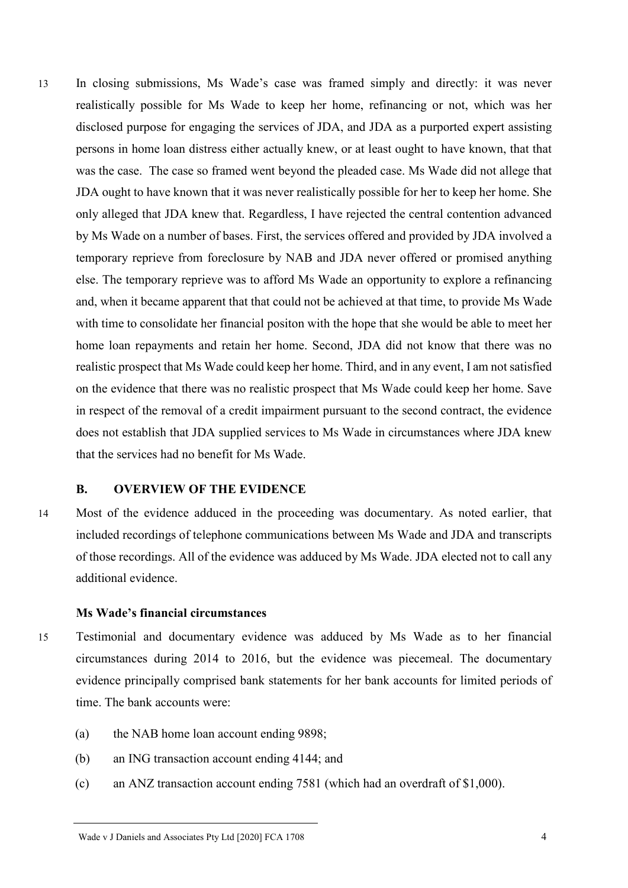13 In closing submissions, Ms Wade's case was framed simply and directly: it was never realistically possible for Ms Wade to keep her home, refinancing or not, which was her disclosed purpose for engaging the services of JDA, and JDA as a purported expert assisting persons in home loan distress either actually knew, or at least ought to have known, that that was the case. The case so framed went beyond the pleaded case. Ms Wade did not allege that JDA ought to have known that it was never realistically possible for her to keep her home. She only alleged that JDA knew that. Regardless, I have rejected the central contention advanced by Ms Wade on a number of bases. First, the services offered and provided by JDA involved a temporary reprieve from foreclosure by NAB and JDA never offered or promised anything else. The temporary reprieve was to afford Ms Wade an opportunity to explore a refinancing and, when it became apparent that that could not be achieved at that time, to provide Ms Wade with time to consolidate her financial positon with the hope that she would be able to meet her home loan repayments and retain her home. Second, JDA did not know that there was no realistic prospect that Ms Wade could keep her home. Third, and in any event, I am not satisfied on the evidence that there was no realistic prospect that Ms Wade could keep her home. Save in respect of the removal of a credit impairment pursuant to the second contract, the evidence does not establish that JDA supplied services to Ms Wade in circumstances where JDA knew that the services had no benefit for Ms Wade.

## B. OVERVIEW OF THE EVIDENCE

14 Most of the evidence adduced in the proceeding was documentary. As noted earlier, that included recordings of telephone communications between Ms Wade and JDA and transcripts of those recordings. All of the evidence was adduced by Ms Wade. JDA elected not to call any additional evidence.

### Ms Wade's financial circumstances

15 Testimonial and documentary evidence was adduced by Ms Wade as to her financial circumstances during 2014 to 2016, but the evidence was piecemeal. The documentary evidence principally comprised bank statements for her bank accounts for limited periods of time. The bank accounts were:

(a) the NAB home loan account ending 9898;

(b) an ING transaction account ending 4144; and

(c) an ANZ transaction account ending 7581 (which had an overdraft of $1,000).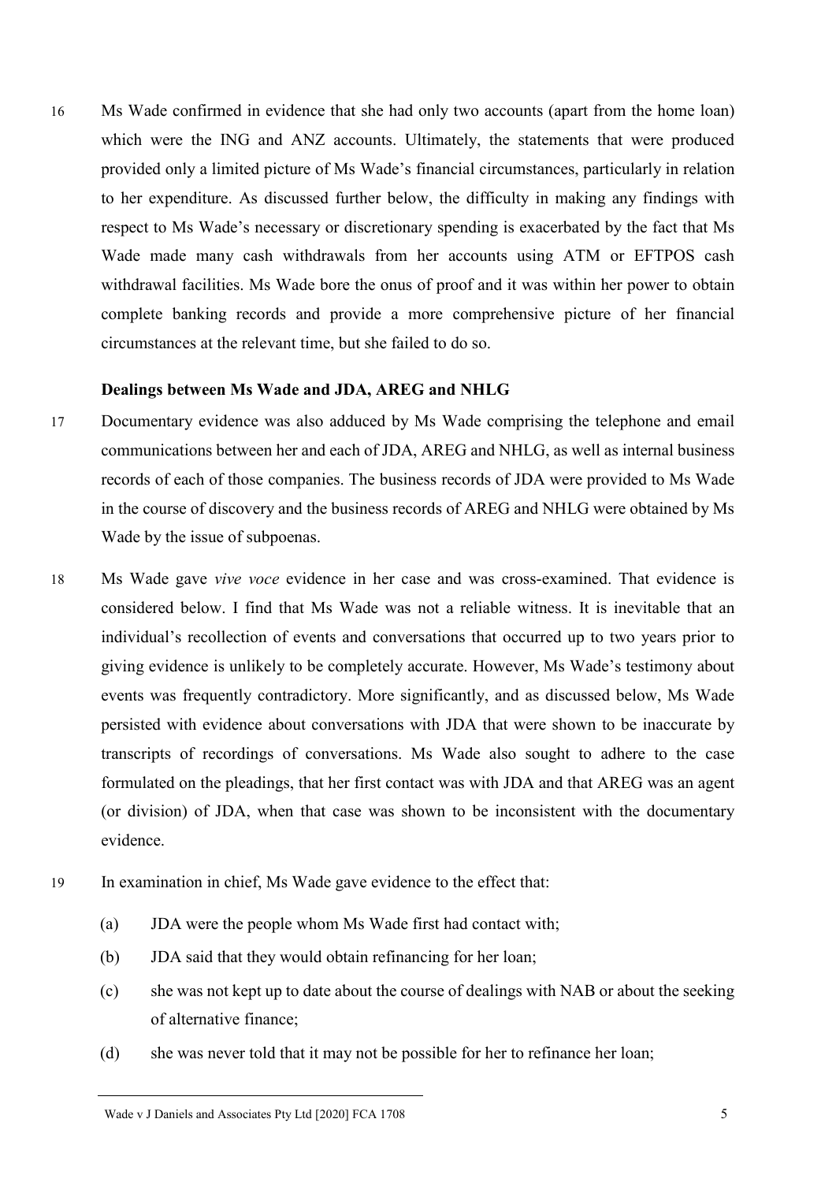16 Ms Wade confirmed in evidence that she had only two accounts (apart from the home loan) which were the ING and ANZ accounts. Ultimately, the statements that were produced provided only a limited picture of Ms Wade's financial circumstances, particularly in relation to her expenditure. As discussed further below, the difficulty in making any findings with respect to Ms Wade's necessary or discretionary spending is exacerbated by the fact that Ms Wade made many cash withdrawals from her accounts using ATM or EFTPOS cash withdrawal facilities. Ms Wade bore the onus of proof and it was within her power to obtain complete banking records and provide a more comprehensive picture of her financial circumstances at the relevant time, but she failed to do so.

**Dealings between Ms Wade and JDA, AREG and NHLG**

17 Documentary evidence was also adduced by Ms Wade comprising the telephone and email communications between her and each of JDA, AREG and NHLG, as well as internal business records of each of those companies. The business records of JDA were provided to Ms Wade in the course of discovery and the business records of AREG and NHLG were obtained by Ms Wade by the issue of subpoenas.

18 Ms Wade gave *vive voce* evidence in her case and was cross-examined. That evidence is considered below. I find that Ms Wade was not a reliable witness. It is inevitable that an individual's recollection of events and conversations that occurred up to two years prior to giving evidence is unlikely to be completely accurate. However, Ms Wade's testimony about events was frequently contradictory. More significantly, and as discussed below, Ms Wade persisted with evidence about conversations with JDA that were shown to be inaccurate by transcripts of recordings of conversations. Ms Wade also sought to adhere to the case formulated on the pleadings, that her first contact was with JDA and that AREG was an agent (or division) of JDA, when that case was shown to be inconsistent with the documentary evidence.

19 In examination in chief, Ms Wade gave evidence to the effect that:

(a) JDA were the people whom Ms Wade first had contact with;

(b) JDA said that they would obtain refinancing for her loan;

(c) she was not kept up to date about the course of dealings with NAB or about the seeking of alternative finance;

(d) she was never told that it may not be possible for her to refinance her loan;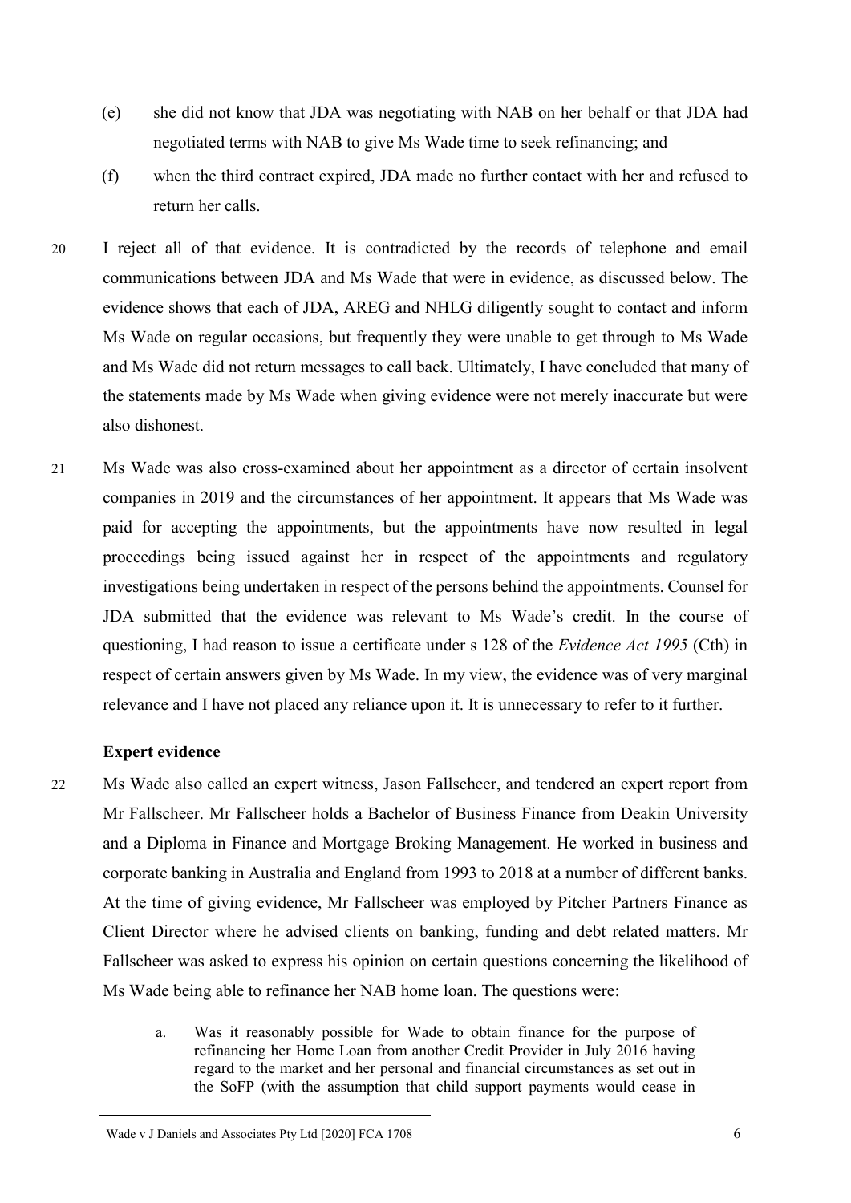(e) she did not know that JDA was negotiating with NAB on her behalf or that JDA had negotiated terms with NAB to give Ms Wade time to seek refinancing; and

(f) when the third contract expired, JDA made no further contact with her and refused to return her calls.

20 I reject all of that evidence. It is contradicted by the records of telephone and email communications between JDA and Ms Wade that were in evidence, as discussed below. The evidence shows that each of JDA, AREG and NHLG diligently sought to contact and inform Ms Wade on regular occasions, but frequently they were unable to get through to Ms Wade and Ms Wade did not return messages to call back. Ultimately, I have concluded that many of the statements made by Ms Wade when giving evidence were not merely inaccurate but were also dishonest.

21 Ms Wade was also cross-examined about her appointment as a director of certain insolvent companies in 2019 and the circumstances of her appointment. It appears that Ms Wade was paid for accepting the appointments, but the appointments have now resulted in legal proceedings being issued against her in respect of the appointments and regulatory investigations being undertaken in respect of the persons behind the appointments. Counsel for JDA submitted that the evidence was relevant to Ms Wade's credit. In the course of questioning, I had reason to issue a certificate under s 128 of the *Evidence Act 1995* (Cth) in respect of certain answers given by Ms Wade. In my view, the evidence was of very marginal relevance and I have not placed any reliance upon it. It is unnecessary to refer to it further.

### Expert evidence

22 Ms Wade also called an expert witness, Jason Fallscheer, and tendered an expert report from Mr Fallscheer. Mr Fallscheer holds a Bachelor of Business Finance from Deakin University and a Diploma in Finance and Mortgage Broking Management. He worked in business and corporate banking in Australia and England from 1993 to 2018 at a number of different banks. At the time of giving evidence, Mr Fallscheer was employed by Pitcher Partners Finance as Client Director where he advised clients on banking, funding and debt related matters. Mr Fallscheer was asked to express his opinion on certain questions concerning the likelihood of Ms Wade being able to refinance her NAB home loan. The questions were:

> a. Was it reasonably possible for Wade to obtain finance for the purpose of refinancing her Home Loan from another Credit Provider in July 2016 having regard to the market and her personal and financial circumstances as set out in the SoFP (with the assumption that child support payments would cease in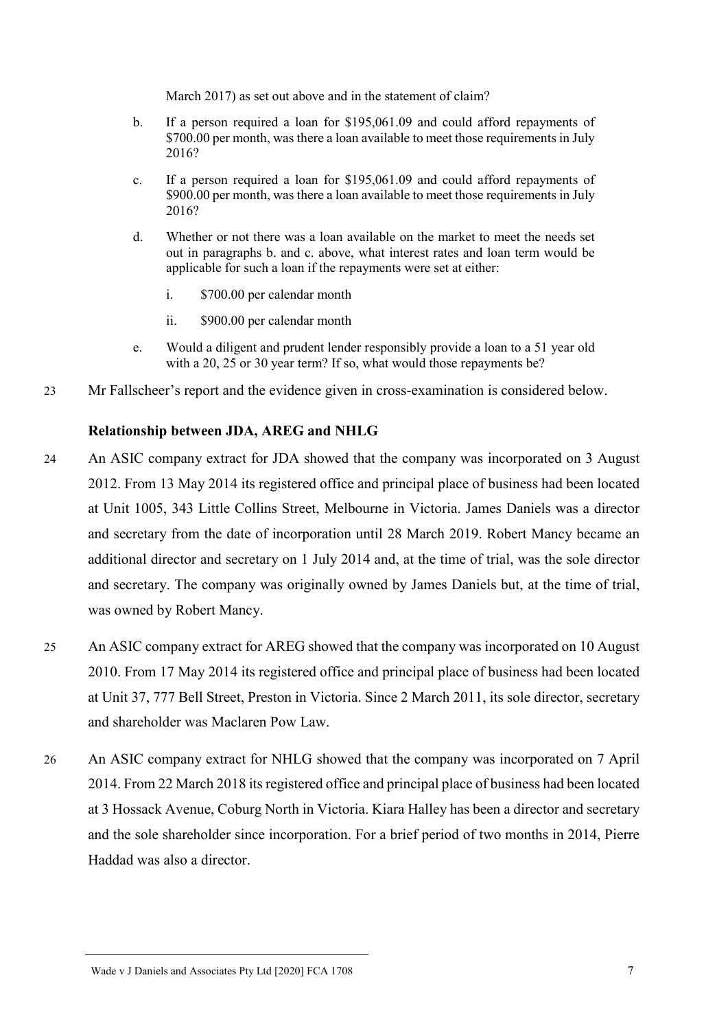March 2017) as set out above and in the statement of claim?

b. If a person required a loan for $195,061.09 and could afford repayments of $700.00 per month, was there a loan available to meet those requirements in July 2016?

c. If a person required a loan for $195,061.09 and could afford repayments of $900.00 per month, was there a loan available to meet those requirements in July 2016?

d. Whether or not there was a loan available on the market to meet the needs set out in paragraphs b. and c. above, what interest rates and loan term would be applicable for such a loan if the repayments were set at either:

   i. $700.00 per calendar month

   ii. $900.00 per calendar month

e. Would a diligent and prudent lender responsibly provide a loan to a 51 year old with a 20, 25 or 30 year term? If so, what would those repayments be?

23 Mr Fallscheer's report and the evidence given in cross-examination is considered below.

### Relationship between JDA, AREG and NHLG

24 An ASIC company extract for JDA showed that the company was incorporated on 3 August 2012. From 13 May 2014 its registered office and principal place of business had been located at Unit 1005, 343 Little Collins Street, Melbourne in Victoria. James Daniels was a director and secretary from the date of incorporation until 28 March 2019. Robert Mancy became an additional director and secretary on 1 July 2014 and, at the time of trial, was the sole director and secretary. The company was originally owned by James Daniels but, at the time of trial, was owned by Robert Mancy.

25 An ASIC company extract for AREG showed that the company was incorporated on 10 August 2010. From 17 May 2014 its registered office and principal place of business had been located at Unit 37, 777 Bell Street, Preston in Victoria. Since 2 March 2011, its sole director, secretary and shareholder was Maclaren Pow Law.

26 An ASIC company extract for NHLG showed that the company was incorporated on 7 April 2014. From 22 March 2018 its registered office and principal place of business had been located at 3 Hossack Avenue, Coburg North in Victoria. Kiara Halley has been a director and secretary and the sole shareholder since incorporation. For a brief period of two months in 2014, Pierre Haddad was also a director.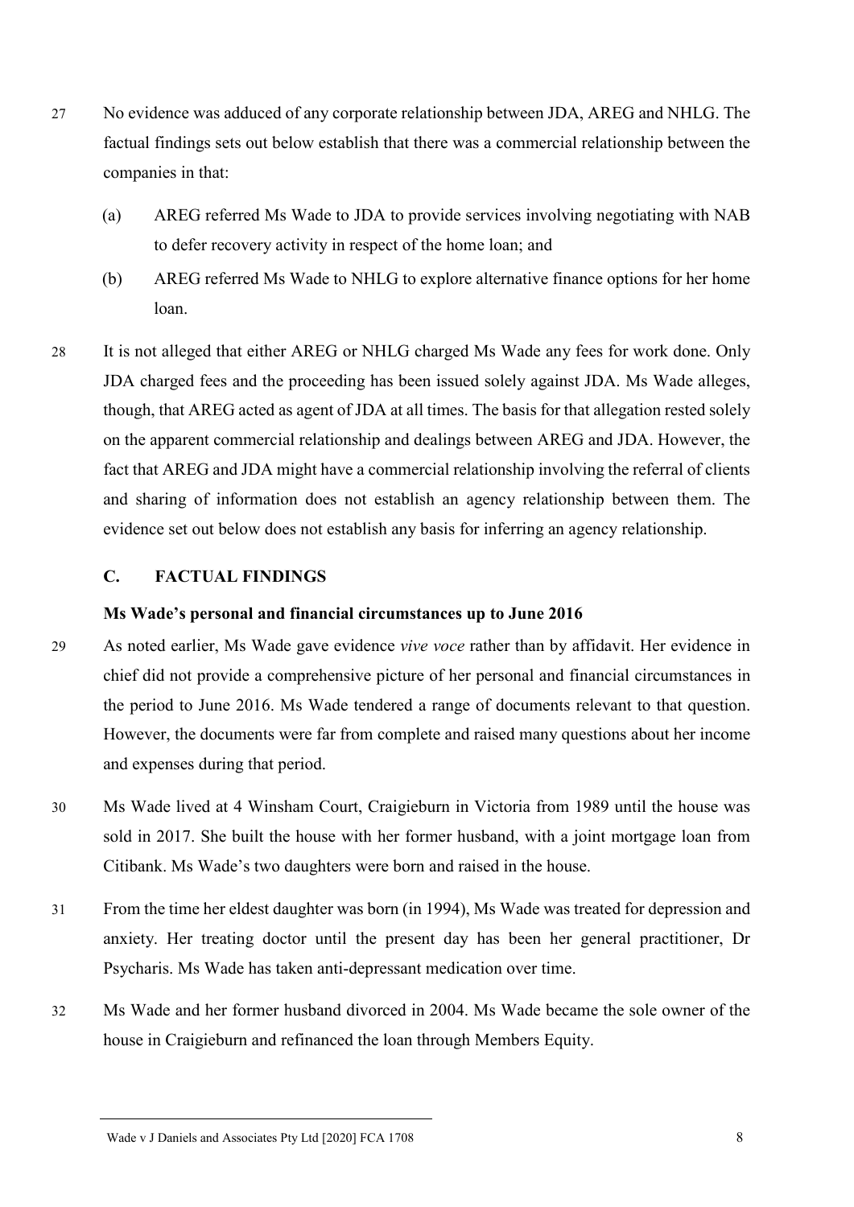27 No evidence was adduced of any corporate relationship between JDA, AREG and NHLG. The factual findings sets out below establish that there was a commercial relationship between the companies in that:

(a) AREG referred Ms Wade to JDA to provide services involving negotiating with NAB to defer recovery activity in respect of the home loan; and

(b) AREG referred Ms Wade to NHLG to explore alternative finance options for her home loan.

28 It is not alleged that either AREG or NHLG charged Ms Wade any fees for work done. Only JDA charged fees and the proceeding has been issued solely against JDA. Ms Wade alleges, though, that AREG acted as agent of JDA at all times. The basis for that allegation rested solely on the apparent commercial relationship and dealings between AREG and JDA. However, the fact that AREG and JDA might have a commercial relationship involving the referral of clients and sharing of information does not establish an agency relationship between them. The evidence set out below does not establish any basis for inferring an agency relationship.

## C. FACTUAL FINDINGS

### Ms Wade's personal and financial circumstances up to June 2016

29 As noted earlier, Ms Wade gave evidence *vive voce* rather than by affidavit. Her evidence in chief did not provide a comprehensive picture of her personal and financial circumstances in the period to June 2016. Ms Wade tendered a range of documents relevant to that question. However, the documents were far from complete and raised many questions about her income and expenses during that period.

30 Ms Wade lived at 4 Winsham Court, Craigieburn in Victoria from 1989 until the house was sold in 2017. She built the house with her former husband, with a joint mortgage loan from Citibank. Ms Wade's two daughters were born and raised in the house.

31 From the time her eldest daughter was born (in 1994), Ms Wade was treated for depression and anxiety. Her treating doctor until the present day has been her general practitioner, Dr Psycharis. Ms Wade has taken anti-depressant medication over time.

32 Ms Wade and her former husband divorced in 2004. Ms Wade became the sole owner of the house in Craigieburn and refinanced the loan through Members Equity.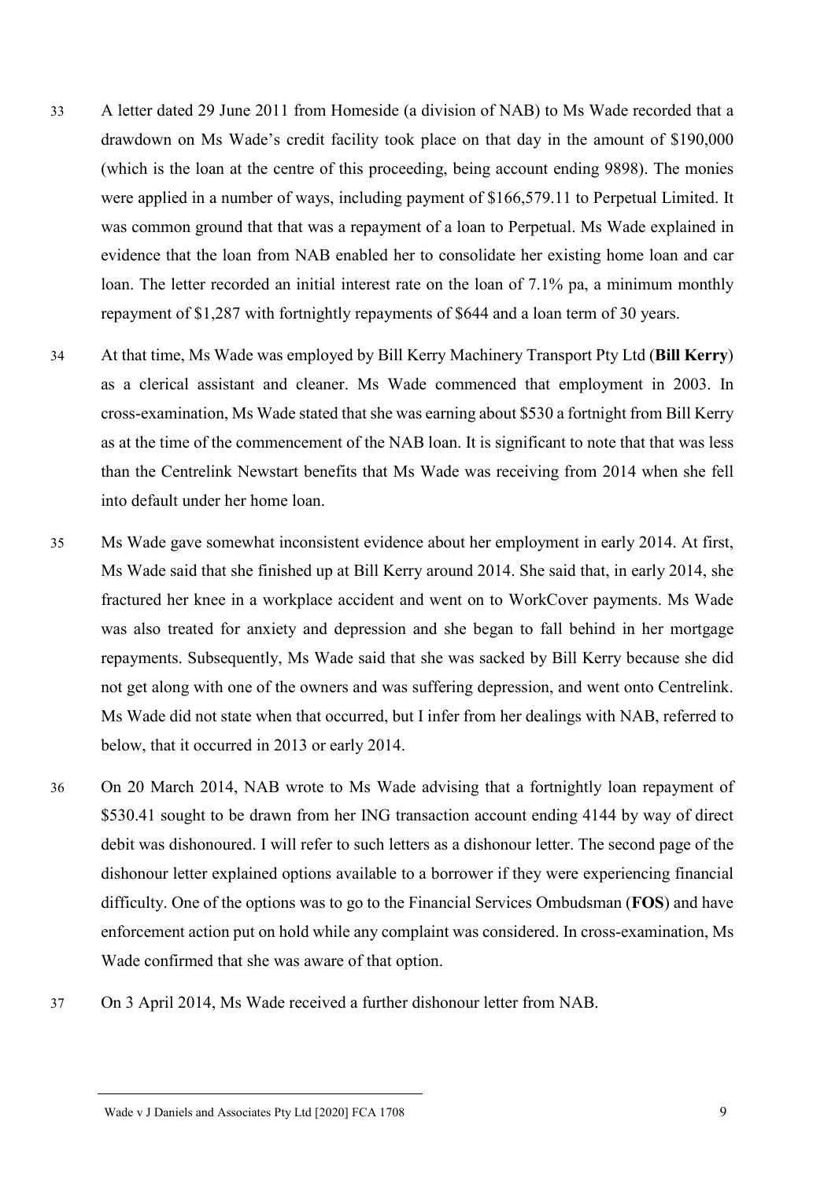33 A letter dated 29 June 2011 from Homeside (a division of NAB) to Ms Wade recorded that a drawdown on Ms Wade's credit facility took place on that day in the amount of $190,000 (which is the loan at the centre of this proceeding, being account ending 9898). The monies were applied in a number of ways, including payment of $166,579.11 to Perpetual Limited. It was common ground that that was a repayment of a loan to Perpetual. Ms Wade explained in evidence that the loan from NAB enabled her to consolidate her existing home loan and car loan. The letter recorded an initial interest rate on the loan of 7.1% pa, a minimum monthly repayment of $1,287 with fortnightly repayments of $644 and a loan term of 30 years.

34 At that time, Ms Wade was employed by Bill Kerry Machinery Transport Pty Ltd (**Bill Kerry**) as a clerical assistant and cleaner. Ms Wade commenced that employment in 2003. In cross-examination, Ms Wade stated that she was earning about $530 a fortnight from Bill Kerry as at the time of the commencement of the NAB loan. It is significant to note that that was less than the Centrelink Newstart benefits that Ms Wade was receiving from 2014 when she fell into default under her home loan.

35 Ms Wade gave somewhat inconsistent evidence about her employment in early 2014. At first, Ms Wade said that she finished up at Bill Kerry around 2014. She said that, in early 2014, she fractured her knee in a workplace accident and went on to WorkCover payments. Ms Wade was also treated for anxiety and depression and she began to fall behind in her mortgage repayments. Subsequently, Ms Wade said that she was sacked by Bill Kerry because she did not get along with one of the owners and was suffering depression, and went onto Centrelink. Ms Wade did not state when that occurred, but I infer from her dealings with NAB, referred to below, that it occurred in 2013 or early 2014.

36 On 20 March 2014, NAB wrote to Ms Wade advising that a fortnightly loan repayment of $530.41 sought to be drawn from her ING transaction account ending 4144 by way of direct debit was dishonoured. I will refer to such letters as a dishonour letter. The second page of the dishonour letter explained options available to a borrower if they were experiencing financial difficulty. One of the options was to go to the Financial Services Ombudsman (**FOS**) and have enforcement action put on hold while any complaint was considered. In cross-examination, Ms Wade confirmed that she was aware of that option.

37 On 3 April 2014, Ms Wade received a further dishonour letter from NAB.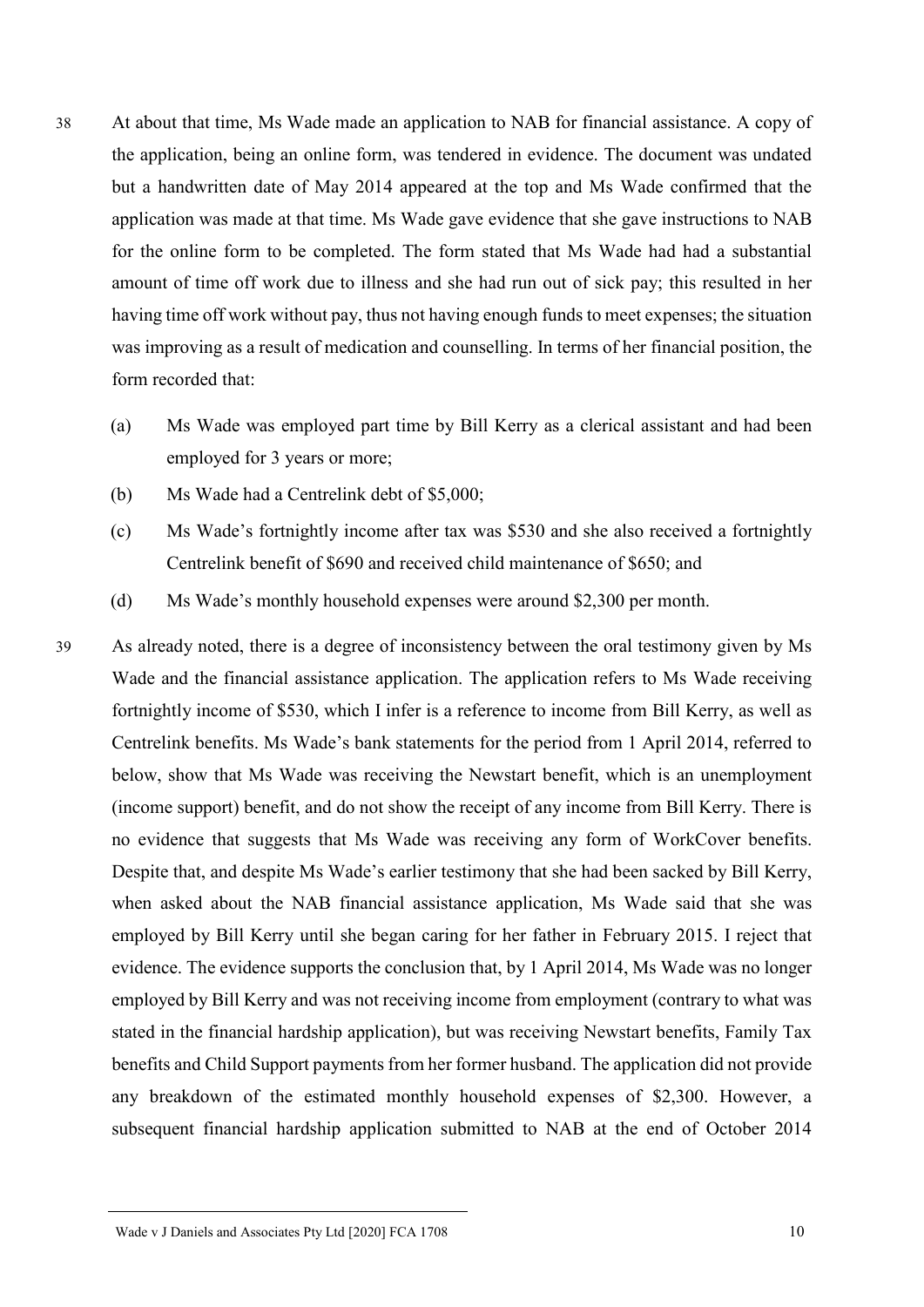38 At about that time, Ms Wade made an application to NAB for financial assistance. A copy of the application, being an online form, was tendered in evidence. The document was undated but a handwritten date of May 2014 appeared at the top and Ms Wade confirmed that the application was made at that time. Ms Wade gave evidence that she gave instructions to NAB for the online form to be completed. The form stated that Ms Wade had had a substantial amount of time off work due to illness and she had run out of sick pay; this resulted in her having time off work without pay, thus not having enough funds to meet expenses; the situation was improving as a result of medication and counselling. In terms of her financial position, the form recorded that:

(a) Ms Wade was employed part time by Bill Kerry as a clerical assistant and had been employed for 3 years or more;

(b) Ms Wade had a Centrelink debt of $5,000;

(c) Ms Wade's fortnightly income after tax was $530 and she also received a fortnightly Centrelink benefit of $690 and received child maintenance of $650; and

(d) Ms Wade's monthly household expenses were around $2,300 per month.

39 As already noted, there is a degree of inconsistency between the oral testimony given by Ms Wade and the financial assistance application. The application refers to Ms Wade receiving fortnightly income of $530, which I infer is a reference to income from Bill Kerry, as well as Centrelink benefits. Ms Wade's bank statements for the period from 1 April 2014, referred to below, show that Ms Wade was receiving the Newstart benefit, which is an unemployment (income support) benefit, and do not show the receipt of any income from Bill Kerry. There is no evidence that suggests that Ms Wade was receiving any form of WorkCover benefits. Despite that, and despite Ms Wade's earlier testimony that she had been sacked by Bill Kerry, when asked about the NAB financial assistance application, Ms Wade said that she was employed by Bill Kerry until she began caring for her father in February 2015. I reject that evidence. The evidence supports the conclusion that, by 1 April 2014, Ms Wade was no longer employed by Bill Kerry and was not receiving income from employment (contrary to what was stated in the financial hardship application), but was receiving Newstart benefits, Family Tax benefits and Child Support payments from her former husband. The application did not provide any breakdown of the estimated monthly household expenses of $2,300. However, a subsequent financial hardship application submitted to NAB at the end of October 2014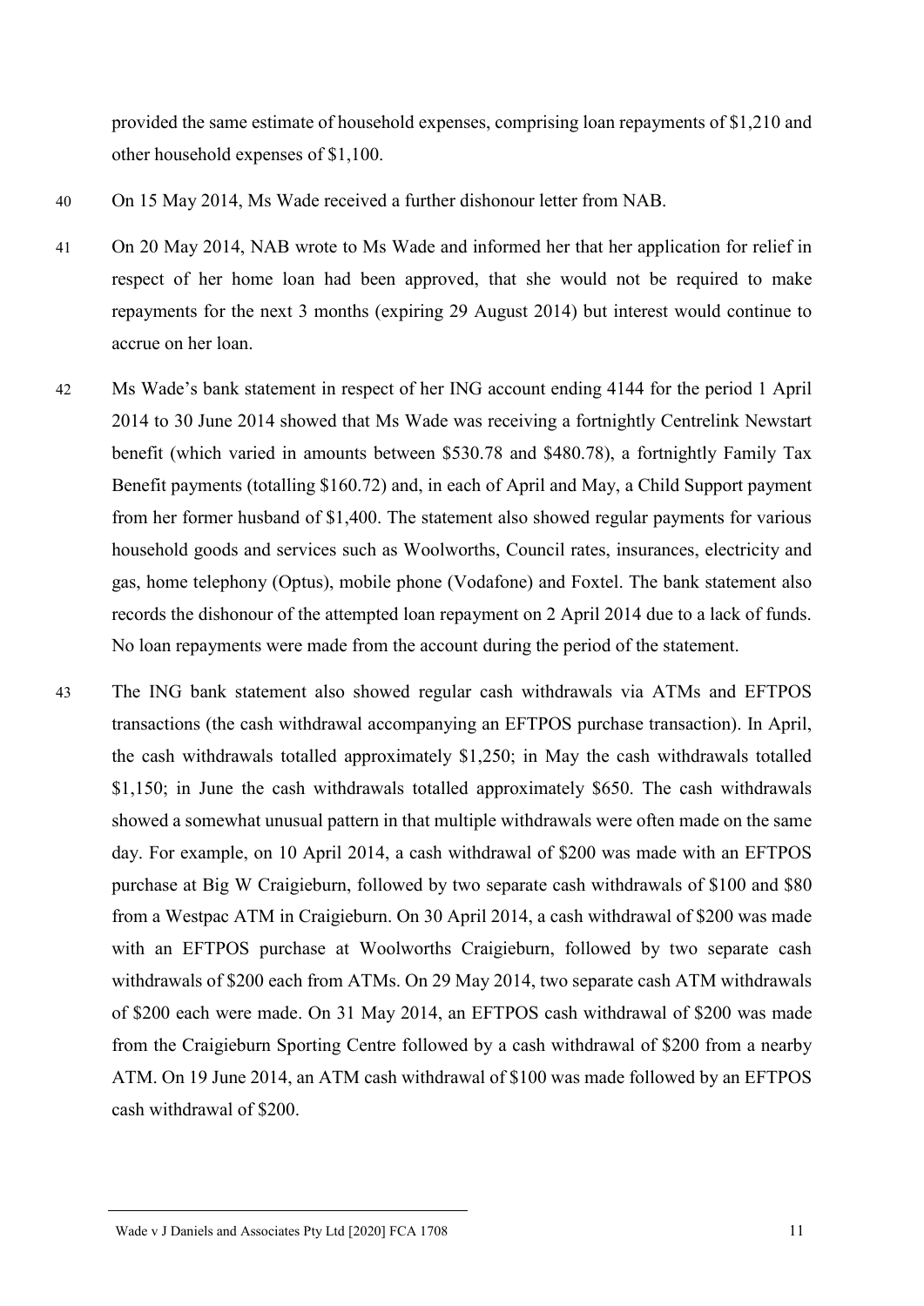provided the same estimate of household expenses, comprising loan repayments of $1,210 and other household expenses of $1,100.

40 On 15 May 2014, Ms Wade received a further dishonour letter from NAB.

41 On 20 May 2014, NAB wrote to Ms Wade and informed her that her application for relief in respect of her home loan had been approved, that she would not be required to make repayments for the next 3 months (expiring 29 August 2014) but interest would continue to accrue on her loan.

42 Ms Wade's bank statement in respect of her ING account ending 4144 for the period 1 April 2014 to 30 June 2014 showed that Ms Wade was receiving a fortnightly Centrelink Newstart benefit (which varied in amounts between $530.78 and $480.78), a fortnightly Family Tax Benefit payments (totalling $160.72) and, in each of April and May, a Child Support payment from her former husband of $1,400. The statement also showed regular payments for various household goods and services such as Woolworths, Council rates, insurances, electricity and gas, home telephony (Optus), mobile phone (Vodafone) and Foxtel. The bank statement also records the dishonour of the attempted loan repayment on 2 April 2014 due to a lack of funds. No loan repayments were made from the account during the period of the statement.

43 The ING bank statement also showed regular cash withdrawals via ATMs and EFTPOS transactions (the cash withdrawal accompanying an EFTPOS purchase transaction). In April, the cash withdrawals totalled approximately $1,250; in May the cash withdrawals totalled $1,150; in June the cash withdrawals totalled approximately $650. The cash withdrawals showed a somewhat unusual pattern in that multiple withdrawals were often made on the same day. For example, on 10 April 2014, a cash withdrawal of $200 was made with an EFTPOS purchase at Big W Craigieburn, followed by two separate cash withdrawals of $100 and $80 from a Westpac ATM in Craigieburn. On 30 April 2014, a cash withdrawal of $200 was made with an EFTPOS purchase at Woolworths Craigieburn, followed by two separate cash withdrawals of $200 each from ATMs. On 29 May 2014, two separate cash ATM withdrawals of $200 each were made. On 31 May 2014, an EFTPOS cash withdrawal of $200 was made from the Craigieburn Sporting Centre followed by a cash withdrawal of $200 from a nearby ATM. On 19 June 2014, an ATM cash withdrawal of $100 was made followed by an EFTPOS cash withdrawal of $200.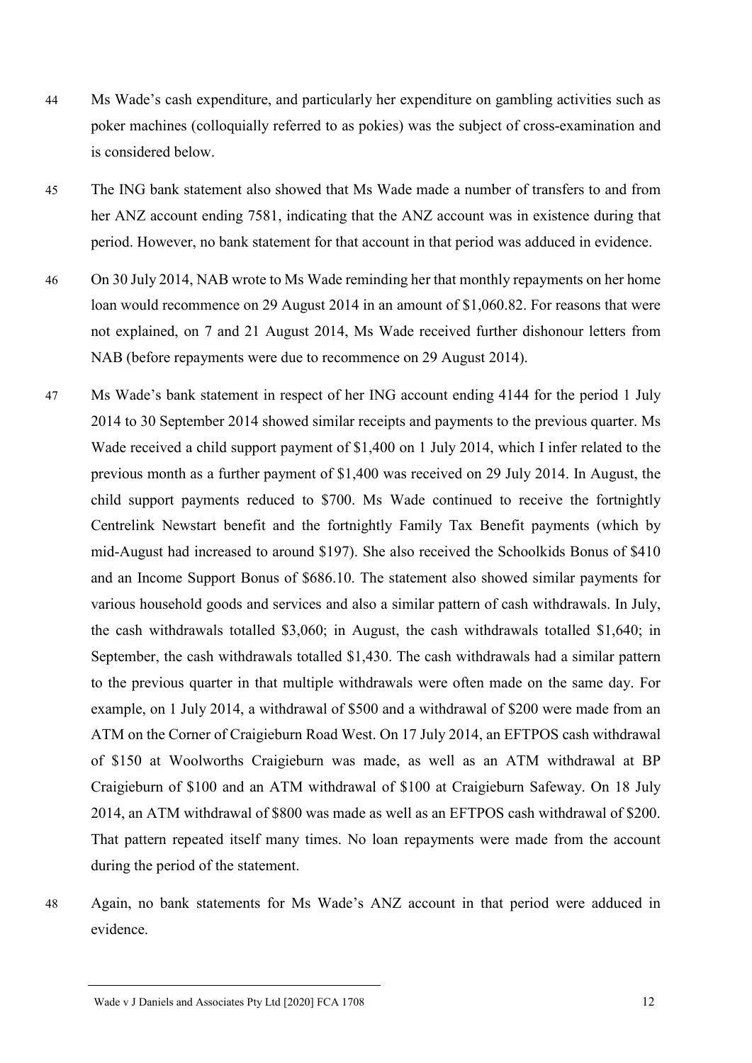44 Ms Wade's cash expenditure, and particularly her expenditure on gambling activities such as poker machines (colloquially referred to as pokies) was the subject of cross-examination and is considered below.

45 The ING bank statement also showed that Ms Wade made a number of transfers to and from her ANZ account ending 7581, indicating that the ANZ account was in existence during that period. However, no bank statement for that account in that period was adduced in evidence.

46 On 30 July 2014, NAB wrote to Ms Wade reminding her that monthly repayments on her home loan would recommence on 29 August 2014 in an amount of $1,060.82. For reasons that were not explained, on 7 and 21 August 2014, Ms Wade received further dishonour letters from NAB (before repayments were due to recommence on 29 August 2014).

47 Ms Wade's bank statement in respect of her ING account ending 4144 for the period 1 July 2014 to 30 September 2014 showed similar receipts and payments to the previous quarter. Ms Wade received a child support payment of $1,400 on 1 July 2014, which I infer related to the previous month as a further payment of $1,400 was received on 29 July 2014. In August, the child support payments reduced to $700. Ms Wade continued to receive the fortnightly Centrelink Newstart benefit and the fortnightly Family Tax Benefit payments (which by mid-August had increased to around $197). She also received the Schoolkids Bonus of $410 and an Income Support Bonus of $686.10. The statement also showed similar payments for various household goods and services and also a similar pattern of cash withdrawals. In July, the cash withdrawals totalled $3,060; in August, the cash withdrawals totalled $1,640; in September, the cash withdrawals totalled $1,430. The cash withdrawals had a similar pattern to the previous quarter in that multiple withdrawals were often made on the same day. For example, on 1 July 2014, a withdrawal of $500 and a withdrawal of $200 were made from an ATM on the Corner of Craigieburn Road West. On 17 July 2014, an EFTPOS cash withdrawal of $150 at Woolworths Craigieburn was made, as well as an ATM withdrawal at BP Craigieburn of $100 and an ATM withdrawal of $100 at Craigieburn Safeway. On 18 July 2014, an ATM withdrawal of $800 was made as well as an EFTPOS cash withdrawal of $200. That pattern repeated itself many times. No loan repayments were made from the account during the period of the statement.

48 Again, no bank statements for Ms Wade's ANZ account in that period were adduced in evidence.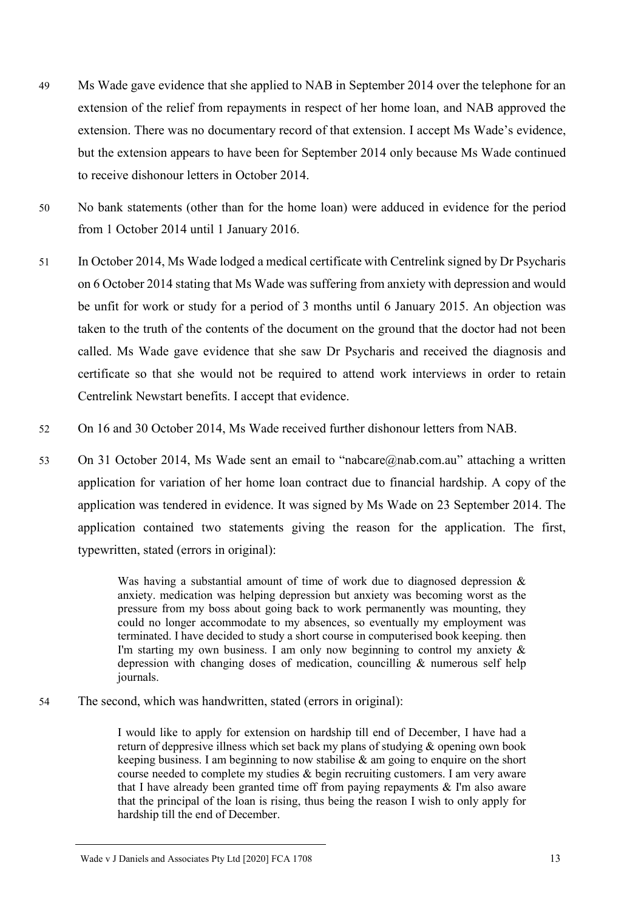49 Ms Wade gave evidence that she applied to NAB in September 2014 over the telephone for an extension of the relief from repayments in respect of her home loan, and NAB approved the extension. There was no documentary record of that extension. I accept Ms Wade's evidence, but the extension appears to have been for September 2014 only because Ms Wade continued to receive dishonour letters in October 2014.

50 No bank statements (other than for the home loan) were adduced in evidence for the period from 1 October 2014 until 1 January 2016.

51 In October 2014, Ms Wade lodged a medical certificate with Centrelink signed by Dr Psycharis on 6 October 2014 stating that Ms Wade was suffering from anxiety with depression and would be unfit for work or study for a period of 3 months until 6 January 2015. An objection was taken to the truth of the contents of the document on the ground that the doctor had not been called. Ms Wade gave evidence that she saw Dr Psycharis and received the diagnosis and certificate so that she would not be required to attend work interviews in order to retain Centrelink Newstart benefits. I accept that evidence.

52 On 16 and 30 October 2014, Ms Wade received further dishonour letters from NAB.

53 On 31 October 2014, Ms Wade sent an email to "nabcare@nab.com.au" attaching a written application for variation of her home loan contract due to financial hardship. A copy of the application was tendered in evidence. It was signed by Ms Wade on 23 September 2014. The application contained two statements giving the reason for the application. The first, typewritten, stated (errors in original):

> Was having a substantial amount of time of work due to diagnosed depression & anxiety. medication was helping depression but anxiety was becoming worst as the pressure from my boss about going back to work permanently was mounting, they could no longer accommodate to my absences, so eventually my employment was terminated. I have decided to study a short course in computerised book keeping. then I'm starting my own business. I am only now beginning to control my anxiety & depression with changing doses of medication, councilling & numerous self help journals.

54 The second, which was handwritten, stated (errors in original):

> I would like to apply for extension on hardship till end of December, I have had a return of deppresive illness which set back my plans of studying & opening own book keeping business. I am beginning to now stabilise & am going to enquire on the short course needed to complete my studies & begin recruiting customers. I am very aware that I have already been granted time off from paying repayments & I'm also aware that the principal of the loan is rising, thus being the reason I wish to only apply for hardship till the end of December.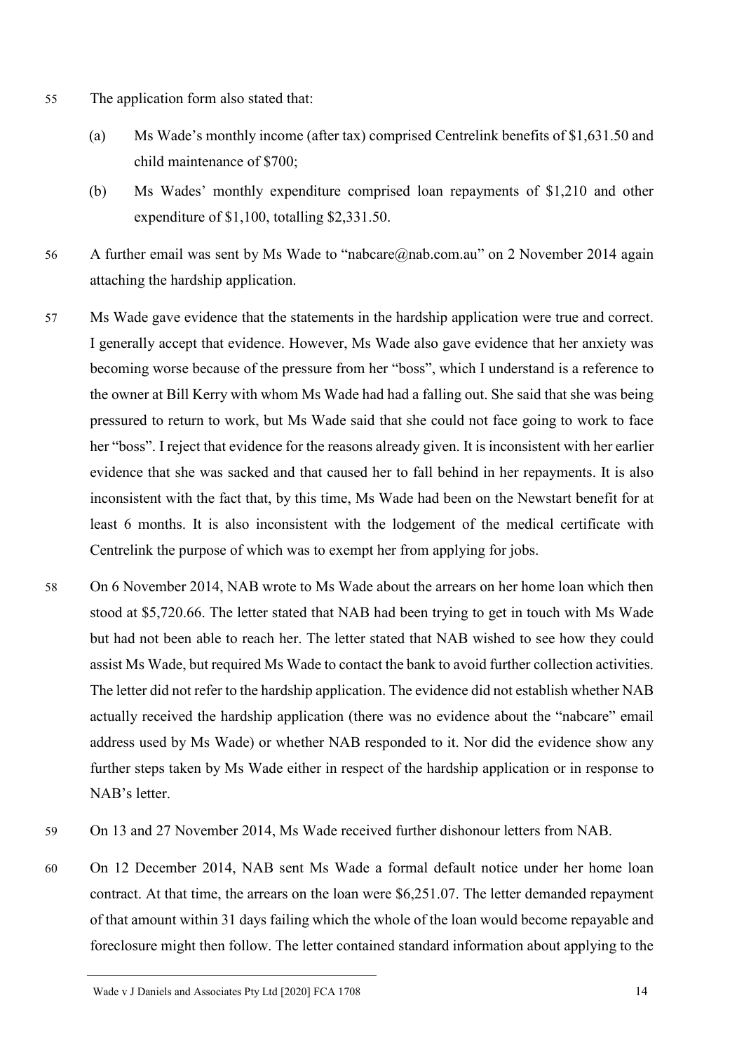55 The application form also stated that:

(a) Ms Wade's monthly income (after tax) comprised Centrelink benefits of $1,631.50 and child maintenance of $700;

(b) Ms Wades' monthly expenditure comprised loan repayments of $1,210 and other expenditure of $1,100, totalling $2,331.50.

56 A further email was sent by Ms Wade to "nabcare@nab.com.au" on 2 November 2014 again attaching the hardship application.

57 Ms Wade gave evidence that the statements in the hardship application were true and correct. I generally accept that evidence. However, Ms Wade also gave evidence that her anxiety was becoming worse because of the pressure from her "boss", which I understand is a reference to the owner at Bill Kerry with whom Ms Wade had had a falling out. She said that she was being pressured to return to work, but Ms Wade said that she could not face going to work to face her "boss". I reject that evidence for the reasons already given. It is inconsistent with her earlier evidence that she was sacked and that caused her to fall behind in her repayments. It is also inconsistent with the fact that, by this time, Ms Wade had been on the Newstart benefit for at least 6 months. It is also inconsistent with the lodgement of the medical certificate with Centrelink the purpose of which was to exempt her from applying for jobs.

58 On 6 November 2014, NAB wrote to Ms Wade about the arrears on her home loan which then stood at $5,720.66. The letter stated that NAB had been trying to get in touch with Ms Wade but had not been able to reach her. The letter stated that NAB wished to see how they could assist Ms Wade, but required Ms Wade to contact the bank to avoid further collection activities. The letter did not refer to the hardship application. The evidence did not establish whether NAB actually received the hardship application (there was no evidence about the "nabcare" email address used by Ms Wade) or whether NAB responded to it. Nor did the evidence show any further steps taken by Ms Wade either in respect of the hardship application or in response to NAB's letter.

59 On 13 and 27 November 2014, Ms Wade received further dishonour letters from NAB.

60 On 12 December 2014, NAB sent Ms Wade a formal default notice under her home loan contract. At that time, the arrears on the loan were $6,251.07. The letter demanded repayment of that amount within 31 days failing which the whole of the loan would become repayable and foreclosure might then follow. The letter contained standard information about applying to the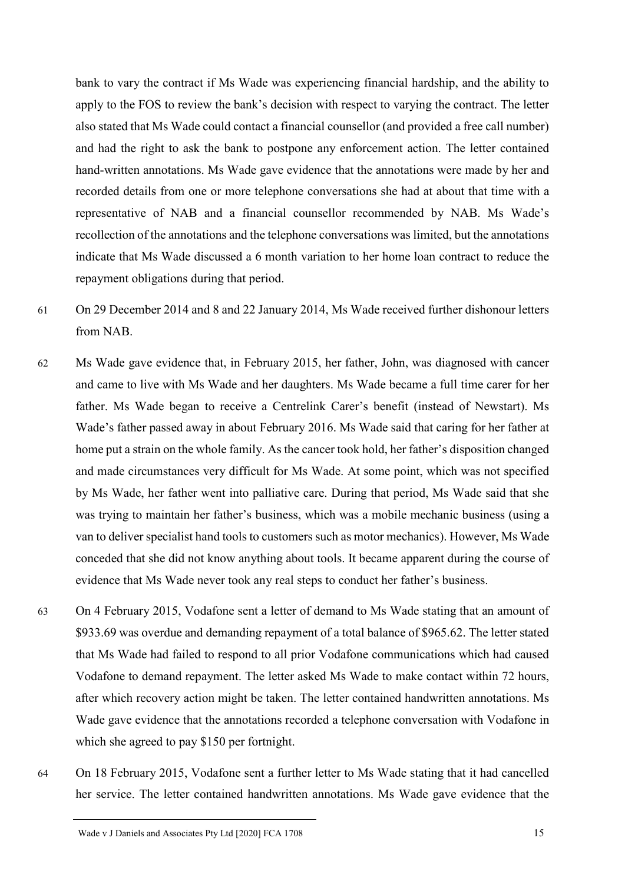bank to vary the contract if Ms Wade was experiencing financial hardship, and the ability to apply to the FOS to review the bank's decision with respect to varying the contract. The letter also stated that Ms Wade could contact a financial counsellor (and provided a free call number) and had the right to ask the bank to postpone any enforcement action. The letter contained hand-written annotations. Ms Wade gave evidence that the annotations were made by her and recorded details from one or more telephone conversations she had at about that time with a representative of NAB and a financial counsellor recommended by NAB. Ms Wade's recollection of the annotations and the telephone conversations was limited, but the annotations indicate that Ms Wade discussed a 6 month variation to her home loan contract to reduce the repayment obligations during that period.

61 On 29 December 2014 and 8 and 22 January 2014, Ms Wade received further dishonour letters from NAB.

62 Ms Wade gave evidence that, in February 2015, her father, John, was diagnosed with cancer and came to live with Ms Wade and her daughters. Ms Wade became a full time carer for her father. Ms Wade began to receive a Centrelink Carer's benefit (instead of Newstart). Ms Wade's father passed away in about February 2016. Ms Wade said that caring for her father at home put a strain on the whole family. As the cancer took hold, her father's disposition changed and made circumstances very difficult for Ms Wade. At some point, which was not specified by Ms Wade, her father went into palliative care. During that period, Ms Wade said that she was trying to maintain her father's business, which was a mobile mechanic business (using a van to deliver specialist hand tools to customers such as motor mechanics). However, Ms Wade conceded that she did not know anything about tools. It became apparent during the course of evidence that Ms Wade never took any real steps to conduct her father's business.

63 On 4 February 2015, Vodafone sent a letter of demand to Ms Wade stating that an amount of $933.69 was overdue and demanding repayment of a total balance of $965.62. The letter stated that Ms Wade had failed to respond to all prior Vodafone communications which had caused Vodafone to demand repayment. The letter asked Ms Wade to make contact within 72 hours, after which recovery action might be taken. The letter contained handwritten annotations. Ms Wade gave evidence that the annotations recorded a telephone conversation with Vodafone in which she agreed to pay $150 per fortnight.

64 On 18 February 2015, Vodafone sent a further letter to Ms Wade stating that it had cancelled her service. The letter contained handwritten annotations. Ms Wade gave evidence that the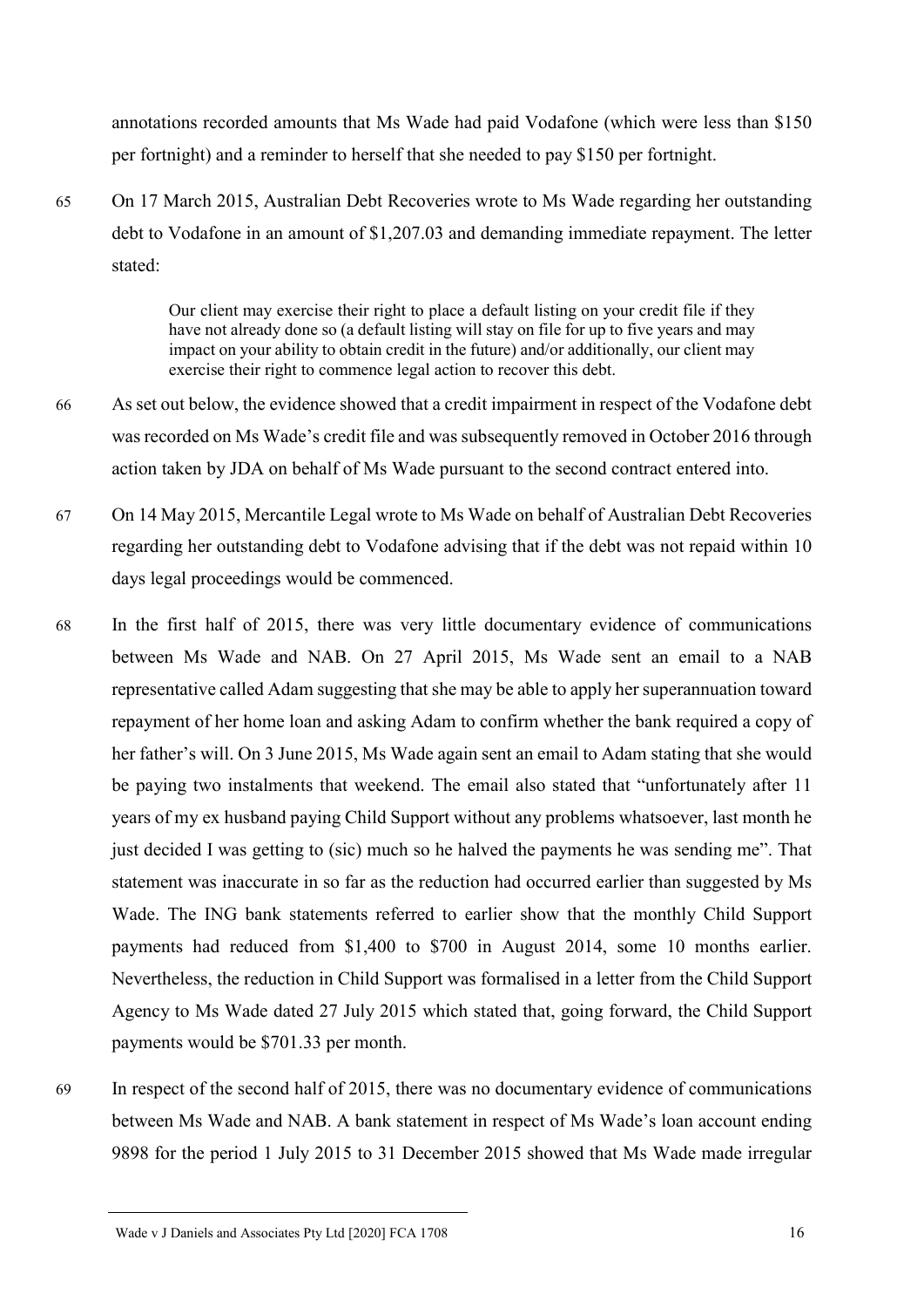annotations recorded amounts that Ms Wade had paid Vodafone (which were less than $150 per fortnight) and a reminder to herself that she needed to pay $150 per fortnight.

65 On 17 March 2015, Australian Debt Recoveries wrote to Ms Wade regarding her outstanding debt to Vodafone in an amount of $1,207.03 and demanding immediate repayment. The letter stated:

> Our client may exercise their right to place a default listing on your credit file if they have not already done so (a default listing will stay on file for up to five years and may impact on your ability to obtain credit in the future) and/or additionally, our client may exercise their right to commence legal action to recover this debt.

66 As set out below, the evidence showed that a credit impairment in respect of the Vodafone debt was recorded on Ms Wade's credit file and was subsequently removed in October 2016 through action taken by JDA on behalf of Ms Wade pursuant to the second contract entered into.

67 On 14 May 2015, Mercantile Legal wrote to Ms Wade on behalf of Australian Debt Recoveries regarding her outstanding debt to Vodafone advising that if the debt was not repaid within 10 days legal proceedings would be commenced.

68 In the first half of 2015, there was very little documentary evidence of communications between Ms Wade and NAB. On 27 April 2015, Ms Wade sent an email to a NAB representative called Adam suggesting that she may be able to apply her superannuation toward repayment of her home loan and asking Adam to confirm whether the bank required a copy of her father's will. On 3 June 2015, Ms Wade again sent an email to Adam stating that she would be paying two instalments that weekend. The email also stated that "unfortunately after 11 years of my ex husband paying Child Support without any problems whatsoever, last month he just decided I was getting to (sic) much so he halved the payments he was sending me". That statement was inaccurate in so far as the reduction had occurred earlier than suggested by Ms Wade. The ING bank statements referred to earlier show that the monthly Child Support payments had reduced from $1,400 to $700 in August 2014, some 10 months earlier. Nevertheless, the reduction in Child Support was formalised in a letter from the Child Support Agency to Ms Wade dated 27 July 2015 which stated that, going forward, the Child Support payments would be $701.33 per month.

69 In respect of the second half of 2015, there was no documentary evidence of communications between Ms Wade and NAB. A bank statement in respect of Ms Wade's loan account ending 9898 for the period 1 July 2015 to 31 December 2015 showed that Ms Wade made irregular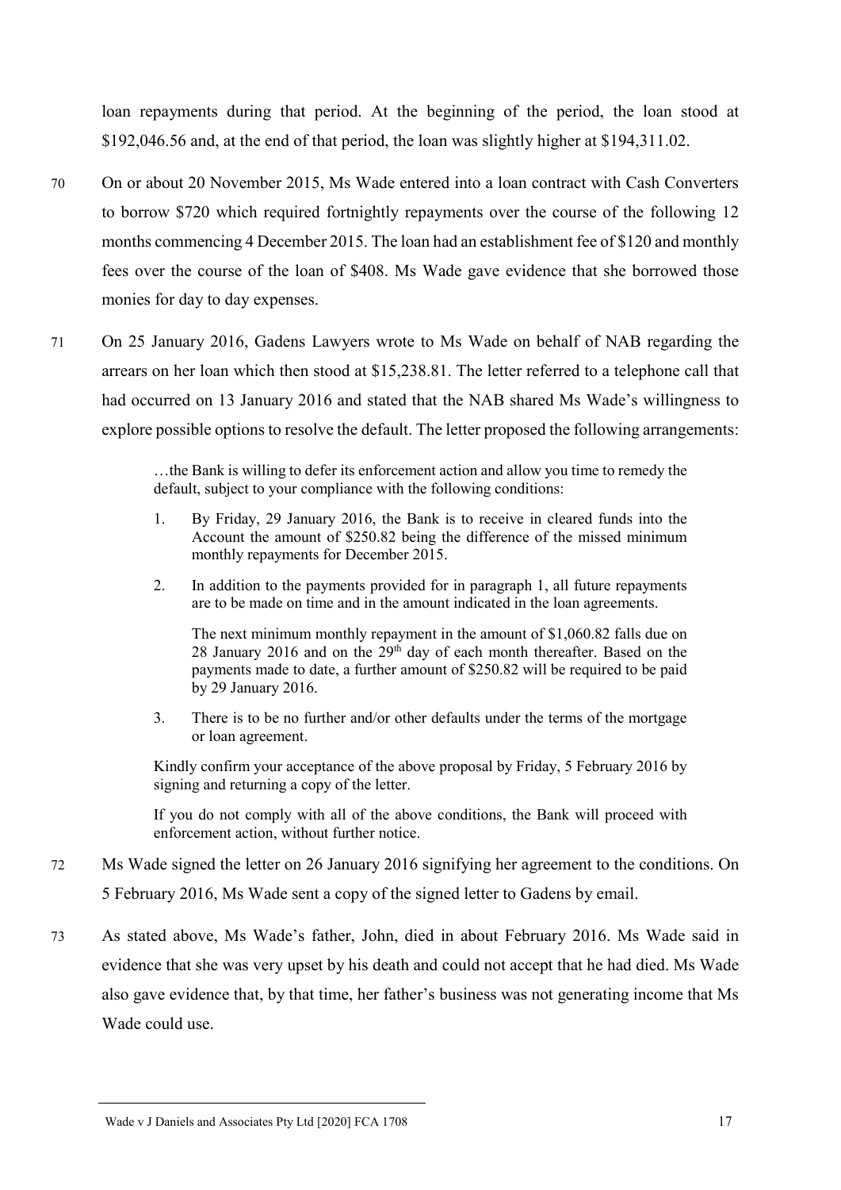loan repayments during that period. At the beginning of the period, the loan stood at $192,046.56 and, at the end of that period, the loan was slightly higher at $194,311.02.

70 On or about 20 November 2015, Ms Wade entered into a loan contract with Cash Converters to borrow $720 which required fortnightly repayments over the course of the following 12 months commencing 4 December 2015. The loan had an establishment fee of $120 and monthly fees over the course of the loan of $408. Ms Wade gave evidence that she borrowed those monies for day to day expenses.

71 On 25 January 2016, Gadens Lawyers wrote to Ms Wade on behalf of NAB regarding the arrears on her loan which then stood at $15,238.81. The letter referred to a telephone call that had occurred on 13 January 2016 and stated that the NAB shared Ms Wade's willingness to explore possible options to resolve the default. The letter proposed the following arrangements:

> …the Bank is willing to defer its enforcement action and allow you time to remedy the default, subject to your compliance with the following conditions:
>
> 1. By Friday, 29 January 2016, the Bank is to receive in cleared funds into the Account the amount of $250.82 being the difference of the missed minimum monthly repayments for December 2015.
>
> 2. In addition to the payments provided for in paragraph 1, all future repayments are to be made on time and in the amount indicated in the loan agreements.
>
>    The next minimum monthly repayment in the amount of $1,060.82 falls due on 28 January 2016 and on the 29th day of each month thereafter. Based on the payments made to date, a further amount of $250.82 will be required to be paid by 29 January 2016.
>
> 3. There is to be no further and/or other defaults under the terms of the mortgage or loan agreement.
>
> Kindly confirm your acceptance of the above proposal by Friday, 5 February 2016 by signing and returning a copy of the letter.
>
> If you do not comply with all of the above conditions, the Bank will proceed with enforcement action, without further notice.

72 Ms Wade signed the letter on 26 January 2016 signifying her agreement to the conditions. On 5 February 2016, Ms Wade sent a copy of the signed letter to Gadens by email.

73 As stated above, Ms Wade's father, John, died in about February 2016. Ms Wade said in evidence that she was very upset by his death and could not accept that he had died. Ms Wade also gave evidence that, by that time, her father's business was not generating income that Ms Wade could use.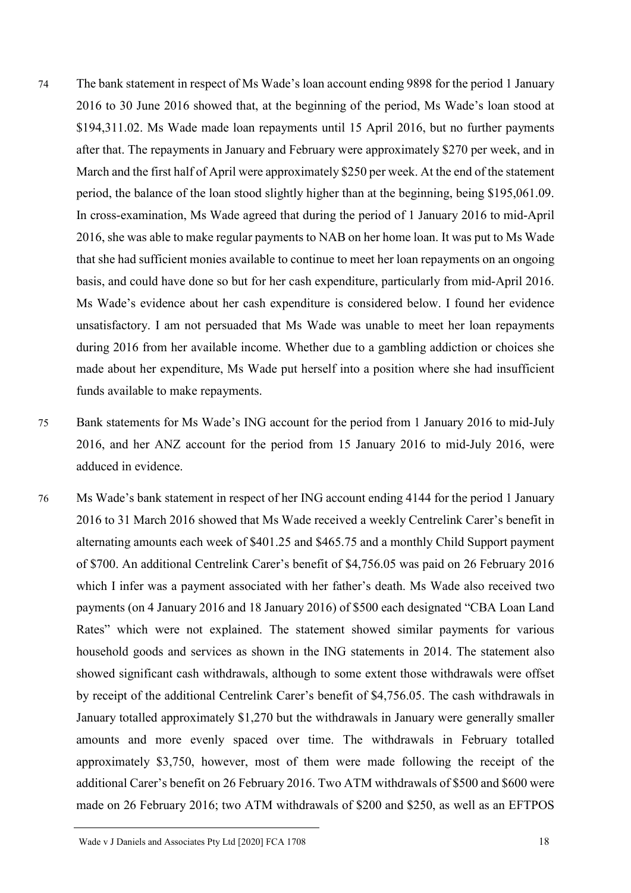74 The bank statement in respect of Ms Wade's loan account ending 9898 for the period 1 January 2016 to 30 June 2016 showed that, at the beginning of the period, Ms Wade's loan stood at \$194,311.02. Ms Wade made loan repayments until 15 April 2016, but no further payments after that. The repayments in January and February were approximately \$270 per week, and in March and the first half of April were approximately \$250 per week. At the end of the statement period, the balance of the loan stood slightly higher than at the beginning, being \$195,061.09. In cross-examination, Ms Wade agreed that during the period of 1 January 2016 to mid-April 2016, she was able to make regular payments to NAB on her home loan. It was put to Ms Wade that she had sufficient monies available to continue to meet her loan repayments on an ongoing basis, and could have done so but for her cash expenditure, particularly from mid-April 2016. Ms Wade's evidence about her cash expenditure is considered below. I found her evidence unsatisfactory. I am not persuaded that Ms Wade was unable to meet her loan repayments during 2016 from her available income. Whether due to a gambling addiction or choices she made about her expenditure, Ms Wade put herself into a position where she had insufficient funds available to make repayments.

75 Bank statements for Ms Wade's ING account for the period from 1 January 2016 to mid-July 2016, and her ANZ account for the period from 15 January 2016 to mid-July 2016, were adduced in evidence.

76 Ms Wade's bank statement in respect of her ING account ending 4144 for the period 1 January 2016 to 31 March 2016 showed that Ms Wade received a weekly Centrelink Carer's benefit in alternating amounts each week of \$401.25 and \$465.75 and a monthly Child Support payment of \$700. An additional Centrelink Carer's benefit of \$4,756.05 was paid on 26 February 2016 which I infer was a payment associated with her father's death. Ms Wade also received two payments (on 4 January 2016 and 18 January 2016) of \$500 each designated "CBA Loan Land Rates" which were not explained. The statement showed similar payments for various household goods and services as shown in the ING statements in 2014. The statement also showed significant cash withdrawals, although to some extent those withdrawals were offset by receipt of the additional Centrelink Carer's benefit of \$4,756.05. The cash withdrawals in January totalled approximately \$1,270 but the withdrawals in January were generally smaller amounts and more evenly spaced over time. The withdrawals in February totalled approximately \$3,750, however, most of them were made following the receipt of the additional Carer's benefit on 26 February 2016. Two ATM withdrawals of \$500 and \$600 were made on 26 February 2016; two ATM withdrawals of \$200 and \$250, as well as an EFTPOS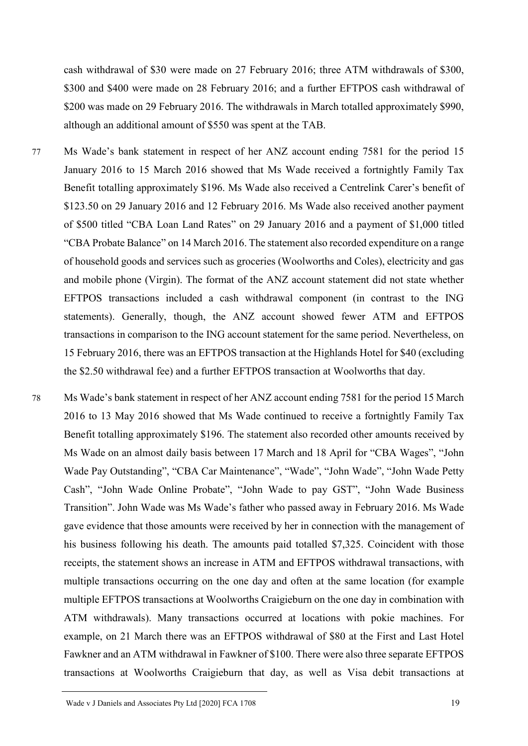cash withdrawal of $30 were made on 27 February 2016; three ATM withdrawals of $300, $300 and $400 were made on 28 February 2016; and a further EFTPOS cash withdrawal of $200 was made on 29 February 2016. The withdrawals in March totalled approximately $990, although an additional amount of $550 was spent at the TAB.

77 Ms Wade's bank statement in respect of her ANZ account ending 7581 for the period 15 January 2016 to 15 March 2016 showed that Ms Wade received a fortnightly Family Tax Benefit totalling approximately $196. Ms Wade also received a Centrelink Carer's benefit of $123.50 on 29 January 2016 and 12 February 2016. Ms Wade also received another payment of $500 titled "CBA Loan Land Rates" on 29 January 2016 and a payment of $1,000 titled "CBA Probate Balance" on 14 March 2016. The statement also recorded expenditure on a range of household goods and services such as groceries (Woolworths and Coles), electricity and gas and mobile phone (Virgin). The format of the ANZ account statement did not state whether EFTPOS transactions included a cash withdrawal component (in contrast to the ING statements). Generally, though, the ANZ account showed fewer ATM and EFTPOS transactions in comparison to the ING account statement for the same period. Nevertheless, on 15 February 2016, there was an EFTPOS transaction at the Highlands Hotel for $40 (excluding the $2.50 withdrawal fee) and a further EFTPOS transaction at Woolworths that day.

78 Ms Wade's bank statement in respect of her ANZ account ending 7581 for the period 15 March 2016 to 13 May 2016 showed that Ms Wade continued to receive a fortnightly Family Tax Benefit totalling approximately $196. The statement also recorded other amounts received by Ms Wade on an almost daily basis between 17 March and 18 April for "CBA Wages", "John Wade Pay Outstanding", "CBA Car Maintenance", "Wade", "John Wade", "John Wade Petty Cash", "John Wade Online Probate", "John Wade to pay GST", "John Wade Business Transition". John Wade was Ms Wade's father who passed away in February 2016. Ms Wade gave evidence that those amounts were received by her in connection with the management of his business following his death. The amounts paid totalled $7,325. Coincident with those receipts, the statement shows an increase in ATM and EFTPOS withdrawal transactions, with multiple transactions occurring on the one day and often at the same location (for example multiple EFTPOS transactions at Woolworths Craigieburn on the one day in combination with ATM withdrawals). Many transactions occurred at locations with pokie machines. For example, on 21 March there was an EFTPOS withdrawal of $80 at the First and Last Hotel Fawkner and an ATM withdrawal in Fawkner of $100. There were also three separate EFTPOS transactions at Woolworths Craigieburn that day, as well as Visa debit transactions at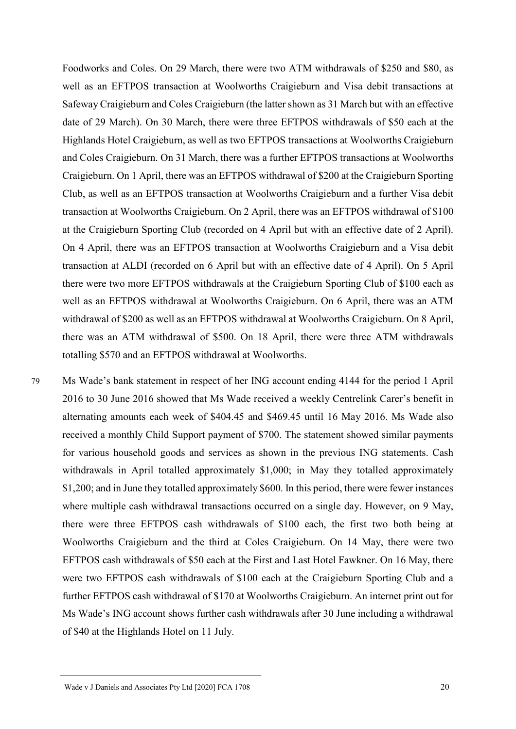Foodworks and Coles. On 29 March, there were two ATM withdrawals of $250 and $80, as well as an EFTPOS transaction at Woolworths Craigieburn and Visa debit transactions at Safeway Craigieburn and Coles Craigieburn (the latter shown as 31 March but with an effective date of 29 March). On 30 March, there were three EFTPOS withdrawals of $50 each at the Highlands Hotel Craigieburn, as well as two EFTPOS transactions at Woolworths Craigieburn and Coles Craigieburn. On 31 March, there was a further EFTPOS transactions at Woolworths Craigieburn. On 1 April, there was an EFTPOS withdrawal of $200 at the Craigieburn Sporting Club, as well as an EFTPOS transaction at Woolworths Craigieburn and a further Visa debit transaction at Woolworths Craigieburn. On 2 April, there was an EFTPOS withdrawal of $100 at the Craigieburn Sporting Club (recorded on 4 April but with an effective date of 2 April). On 4 April, there was an EFTPOS transaction at Woolworths Craigieburn and a Visa debit transaction at ALDI (recorded on 6 April but with an effective date of 4 April). On 5 April there were two more EFTPOS withdrawals at the Craigieburn Sporting Club of $100 each as well as an EFTPOS withdrawal at Woolworths Craigieburn. On 6 April, there was an ATM withdrawal of $200 as well as an EFTPOS withdrawal at Woolworths Craigieburn. On 8 April, there was an ATM withdrawal of $500. On 18 April, there were three ATM withdrawals totalling $570 and an EFTPOS withdrawal at Woolworths.

79 Ms Wade's bank statement in respect of her ING account ending 4144 for the period 1 April 2016 to 30 June 2016 showed that Ms Wade received a weekly Centrelink Carer's benefit in alternating amounts each week of $404.45 and $469.45 until 16 May 2016. Ms Wade also received a monthly Child Support payment of $700. The statement showed similar payments for various household goods and services as shown in the previous ING statements. Cash withdrawals in April totalled approximately $1,000; in May they totalled approximately $1,200; and in June they totalled approximately $600. In this period, there were fewer instances where multiple cash withdrawal transactions occurred on a single day. However, on 9 May, there were three EFTPOS cash withdrawals of $100 each, the first two both being at Woolworths Craigieburn and the third at Coles Craigieburn. On 14 May, there were two EFTPOS cash withdrawals of $50 each at the First and Last Hotel Fawkner. On 16 May, there were two EFTPOS cash withdrawals of $100 each at the Craigieburn Sporting Club and a further EFTPOS cash withdrawal of $170 at Woolworths Craigieburn. An internet print out for Ms Wade's ING account shows further cash withdrawals after 30 June including a withdrawal of $40 at the Highlands Hotel on 11 July.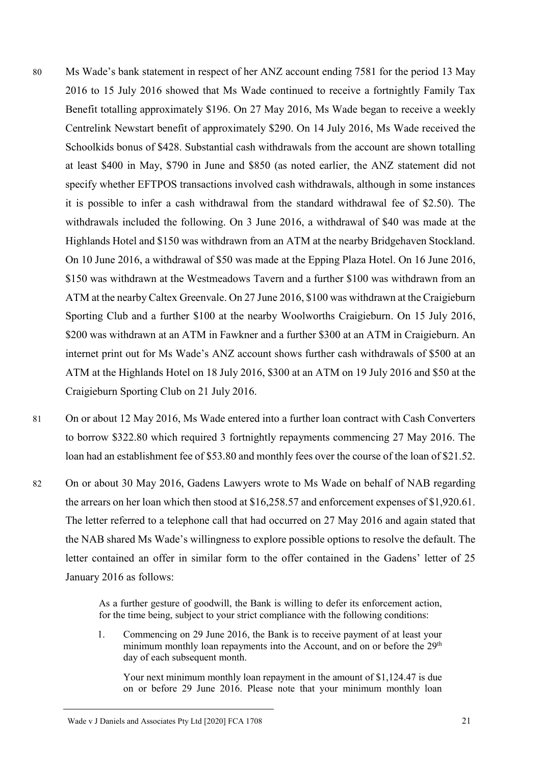80 Ms Wade's bank statement in respect of her ANZ account ending 7581 for the period 13 May 2016 to 15 July 2016 showed that Ms Wade continued to receive a fortnightly Family Tax Benefit totalling approximately $196. On 27 May 2016, Ms Wade began to receive a weekly Centrelink Newstart benefit of approximately $290. On 14 July 2016, Ms Wade received the Schoolkids bonus of $428. Substantial cash withdrawals from the account are shown totalling at least $400 in May, $790 in June and $850 (as noted earlier, the ANZ statement did not specify whether EFTPOS transactions involved cash withdrawals, although in some instances it is possible to infer a cash withdrawal from the standard withdrawal fee of $2.50). The withdrawals included the following. On 3 June 2016, a withdrawal of $40 was made at the Highlands Hotel and $150 was withdrawn from an ATM at the nearby Bridgehaven Stockland. On 10 June 2016, a withdrawal of $50 was made at the Epping Plaza Hotel. On 16 June 2016, $150 was withdrawn at the Westmeadows Tavern and a further $100 was withdrawn from an ATM at the nearby Caltex Greenvale. On 27 June 2016, $100 was withdrawn at the Craigieburn Sporting Club and a further $100 at the nearby Woolworths Craigieburn. On 15 July 2016, $200 was withdrawn at an ATM in Fawkner and a further $300 at an ATM in Craigieburn. An internet print out for Ms Wade's ANZ account shows further cash withdrawals of $500 at an ATM at the Highlands Hotel on 18 July 2016, $300 at an ATM on 19 July 2016 and $50 at the Craigieburn Sporting Club on 21 July 2016.

81 On or about 12 May 2016, Ms Wade entered into a further loan contract with Cash Converters to borrow $322.80 which required 3 fortnightly repayments commencing 27 May 2016. The loan had an establishment fee of $53.80 and monthly fees over the course of the loan of $21.52.

82 On or about 30 May 2016, Gadens Lawyers wrote to Ms Wade on behalf of NAB regarding the arrears on her loan which then stood at $16,258.57 and enforcement expenses of $1,920.61. The letter referred to a telephone call that had occurred on 27 May 2016 and again stated that the NAB shared Ms Wade's willingness to explore possible options to resolve the default. The letter contained an offer in similar form to the offer contained in the Gadens' letter of 25 January 2016 as follows:

> As a further gesture of goodwill, the Bank is willing to defer its enforcement action, for the time being, subject to your strict compliance with the following conditions:
>
> 1. Commencing on 29 June 2016, the Bank is to receive payment of at least your minimum monthly loan repayments into the Account, and on or before the 29th day of each subsequent month.
>
>    Your next minimum monthly loan repayment in the amount of $1,124.47 is due on or before 29 June 2016. Please note that your minimum monthly loan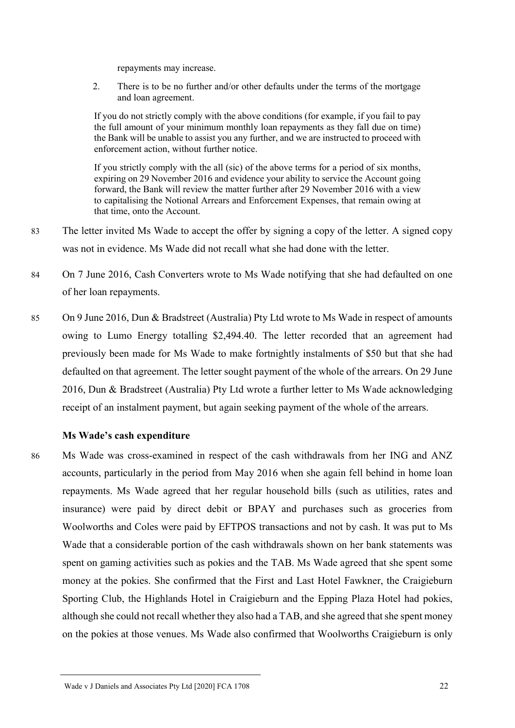repayments may increase.

2. There is to be no further and/or other defaults under the terms of the mortgage and loan agreement.

> If you do not strictly comply with the above conditions (for example, if you fail to pay the full amount of your minimum monthly loan repayments as they fall due on time) the Bank will be unable to assist you any further, and we are instructed to proceed with enforcement action, without further notice.
>
> If you strictly comply with the all (sic) of the above terms for a period of six months, expiring on 29 November 2016 and evidence your ability to service the Account going forward, the Bank will review the matter further after 29 November 2016 with a view to capitalising the Notional Arrears and Enforcement Expenses, that remain owing at that time, onto the Account.

83 The letter invited Ms Wade to accept the offer by signing a copy of the letter. A signed copy was not in evidence. Ms Wade did not recall what she had done with the letter.

84 On 7 June 2016, Cash Converters wrote to Ms Wade notifying that she had defaulted on one of her loan repayments.

85 On 9 June 2016, Dun & Bradstreet (Australia) Pty Ltd wrote to Ms Wade in respect of amounts owing to Lumo Energy totalling $2,494.40. The letter recorded that an agreement had previously been made for Ms Wade to make fortnightly instalments of $50 but that she had defaulted on that agreement. The letter sought payment of the whole of the arrears. On 29 June 2016, Dun & Bradstreet (Australia) Pty Ltd wrote a further letter to Ms Wade acknowledging receipt of an instalment payment, but again seeking payment of the whole of the arrears.

### Ms Wade's cash expenditure

86 Ms Wade was cross-examined in respect of the cash withdrawals from her ING and ANZ accounts, particularly in the period from May 2016 when she again fell behind in home loan repayments. Ms Wade agreed that her regular household bills (such as utilities, rates and insurance) were paid by direct debit or BPAY and purchases such as groceries from Woolworths and Coles were paid by EFTPOS transactions and not by cash. It was put to Ms Wade that a considerable portion of the cash withdrawals shown on her bank statements was spent on gaming activities such as pokies and the TAB. Ms Wade agreed that she spent some money at the pokies. She confirmed that the First and Last Hotel Fawkner, the Craigieburn Sporting Club, the Highlands Hotel in Craigieburn and the Epping Plaza Hotel had pokies, although she could not recall whether they also had a TAB, and she agreed that she spent money on the pokies at those venues. Ms Wade also confirmed that Woolworths Craigieburn is only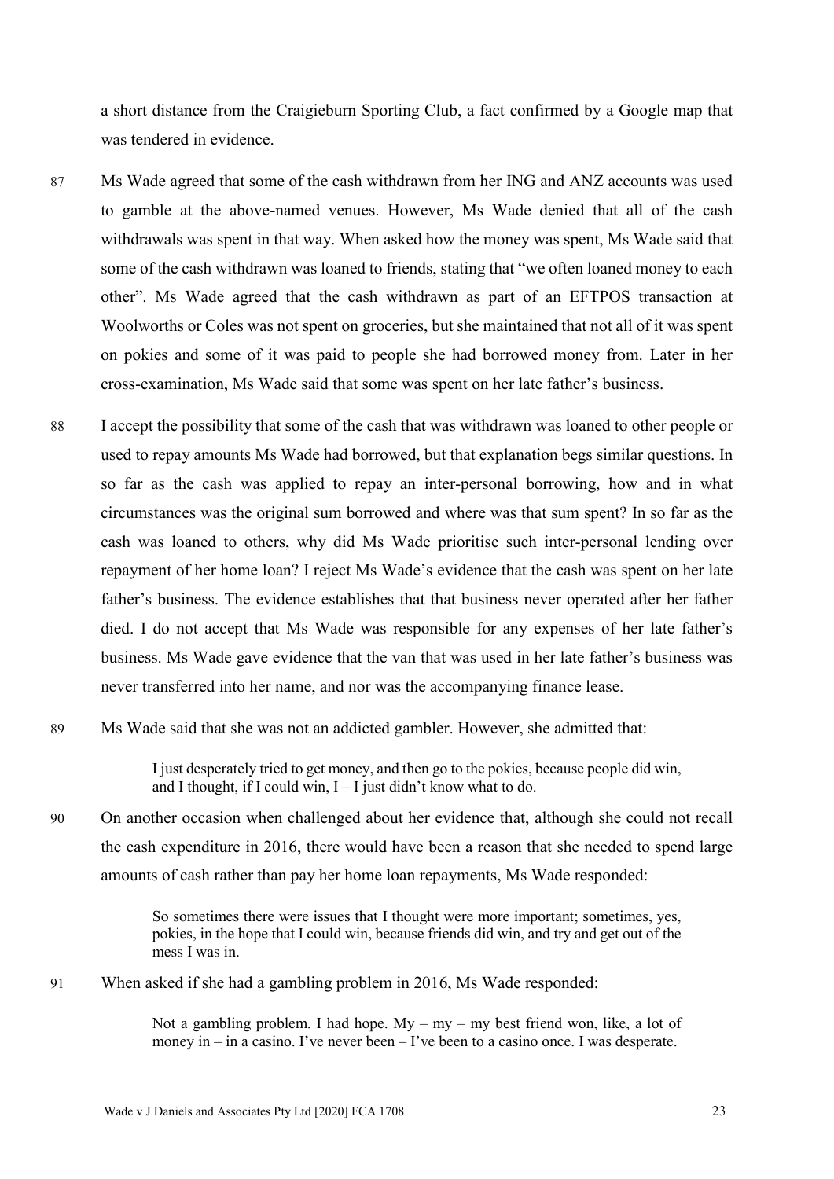a short distance from the Craigieburn Sporting Club, a fact confirmed by a Google map that was tendered in evidence.

87 Ms Wade agreed that some of the cash withdrawn from her ING and ANZ accounts was used to gamble at the above-named venues. However, Ms Wade denied that all of the cash withdrawals was spent in that way. When asked how the money was spent, Ms Wade said that some of the cash withdrawn was loaned to friends, stating that "we often loaned money to each other". Ms Wade agreed that the cash withdrawn as part of an EFTPOS transaction at Woolworths or Coles was not spent on groceries, but she maintained that not all of it was spent on pokies and some of it was paid to people she had borrowed money from. Later in her cross-examination, Ms Wade said that some was spent on her late father's business.

88 I accept the possibility that some of the cash that was withdrawn was loaned to other people or used to repay amounts Ms Wade had borrowed, but that explanation begs similar questions. In so far as the cash was applied to repay an inter-personal borrowing, how and in what circumstances was the original sum borrowed and where was that sum spent? In so far as the cash was loaned to others, why did Ms Wade prioritise such inter-personal lending over repayment of her home loan? I reject Ms Wade's evidence that the cash was spent on her late father's business. The evidence establishes that that business never operated after her father died. I do not accept that Ms Wade was responsible for any expenses of her late father's business. Ms Wade gave evidence that the van that was used in her late father's business was never transferred into her name, and nor was the accompanying finance lease.

89 Ms Wade said that she was not an addicted gambler. However, she admitted that:

> I just desperately tried to get money, and then go to the pokies, because people did win, and I thought, if I could win, I – I just didn't know what to do.

90 On another occasion when challenged about her evidence that, although she could not recall the cash expenditure in 2016, there would have been a reason that she needed to spend large amounts of cash rather than pay her home loan repayments, Ms Wade responded:

> So sometimes there were issues that I thought were more important; sometimes, yes, pokies, in the hope that I could win, because friends did win, and try and get out of the mess I was in.

91 When asked if she had a gambling problem in 2016, Ms Wade responded:

> Not a gambling problem. I had hope. My – my – my best friend won, like, a lot of money in – in a casino. I've never been – I've been to a casino once. I was desperate.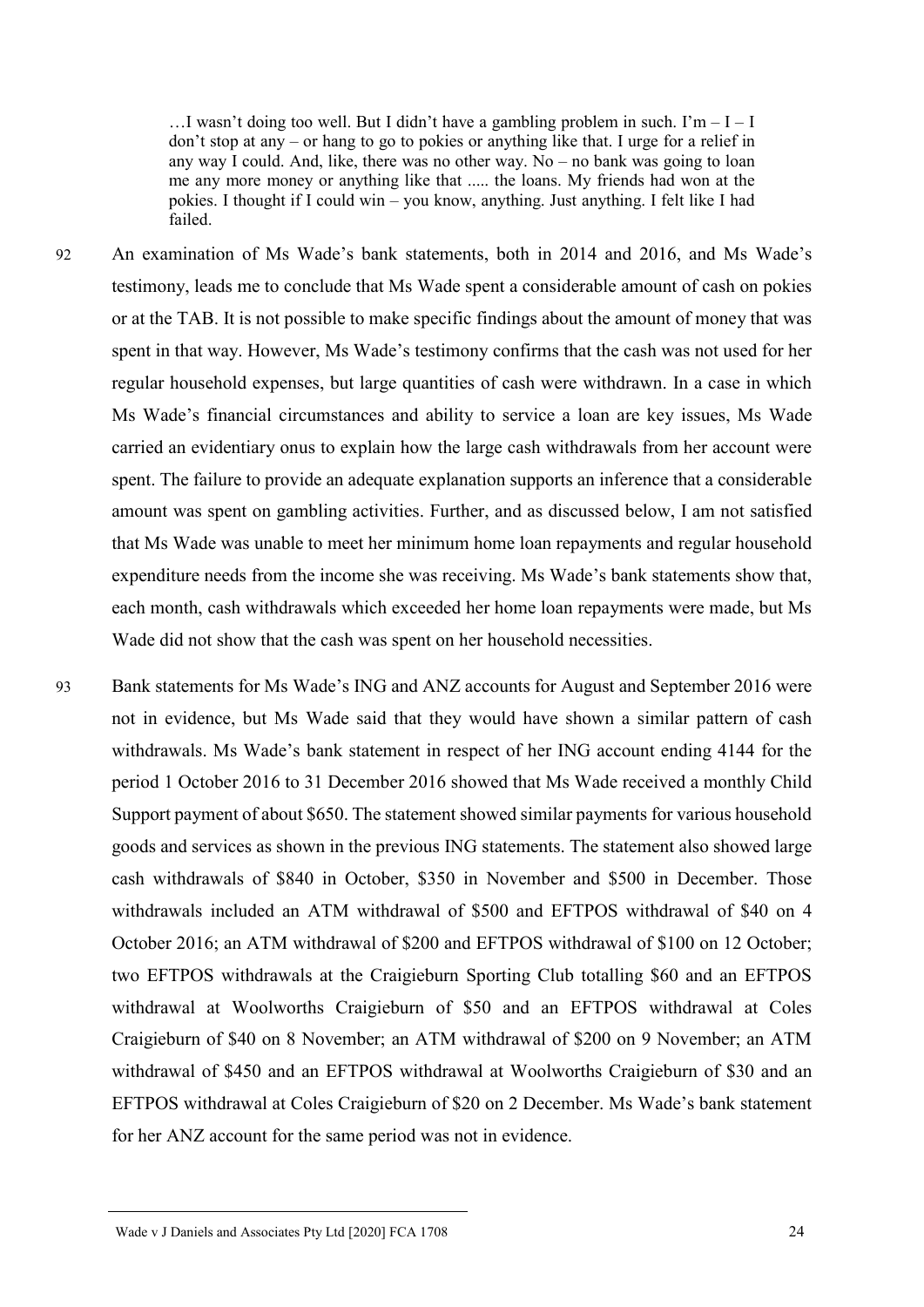> …I wasn't doing too well. But I didn't have a gambling problem in such. I'm – I – I don't stop at any – or hang to go to pokies or anything like that. I urge for a relief in any way I could. And, like, there was no other way. No – no bank was going to loan me any more money or anything like that ..... the loans. My friends had won at the pokies. I thought if I could win – you know, anything. Just anything. I felt like I had failed.

92 An examination of Ms Wade's bank statements, both in 2014 and 2016, and Ms Wade's testimony, leads me to conclude that Ms Wade spent a considerable amount of cash on pokies or at the TAB. It is not possible to make specific findings about the amount of money that was spent in that way. However, Ms Wade's testimony confirms that the cash was not used for her regular household expenses, but large quantities of cash were withdrawn. In a case in which Ms Wade's financial circumstances and ability to service a loan are key issues, Ms Wade carried an evidentiary onus to explain how the large cash withdrawals from her account were spent. The failure to provide an adequate explanation supports an inference that a considerable amount was spent on gambling activities. Further, and as discussed below, I am not satisfied that Ms Wade was unable to meet her minimum home loan repayments and regular household expenditure needs from the income she was receiving. Ms Wade's bank statements show that, each month, cash withdrawals which exceeded her home loan repayments were made, but Ms Wade did not show that the cash was spent on her household necessities.

93 Bank statements for Ms Wade's ING and ANZ accounts for August and September 2016 were not in evidence, but Ms Wade said that they would have shown a similar pattern of cash withdrawals. Ms Wade's bank statement in respect of her ING account ending 4144 for the period 1 October 2016 to 31 December 2016 showed that Ms Wade received a monthly Child Support payment of about $650. The statement showed similar payments for various household goods and services as shown in the previous ING statements. The statement also showed large cash withdrawals of $840 in October, $350 in November and $500 in December. Those withdrawals included an ATM withdrawal of $500 and EFTPOS withdrawal of $40 on 4 October 2016; an ATM withdrawal of $200 and EFTPOS withdrawal of $100 on 12 October; two EFTPOS withdrawals at the Craigieburn Sporting Club totalling $60 and an EFTPOS withdrawal at Woolworths Craigieburn of $50 and an EFTPOS withdrawal at Coles Craigieburn of $40 on 8 November; an ATM withdrawal of $200 on 9 November; an ATM withdrawal of $450 and an EFTPOS withdrawal at Woolworths Craigieburn of $30 and an EFTPOS withdrawal at Coles Craigieburn of $20 on 2 December. Ms Wade's bank statement for her ANZ account for the same period was not in evidence.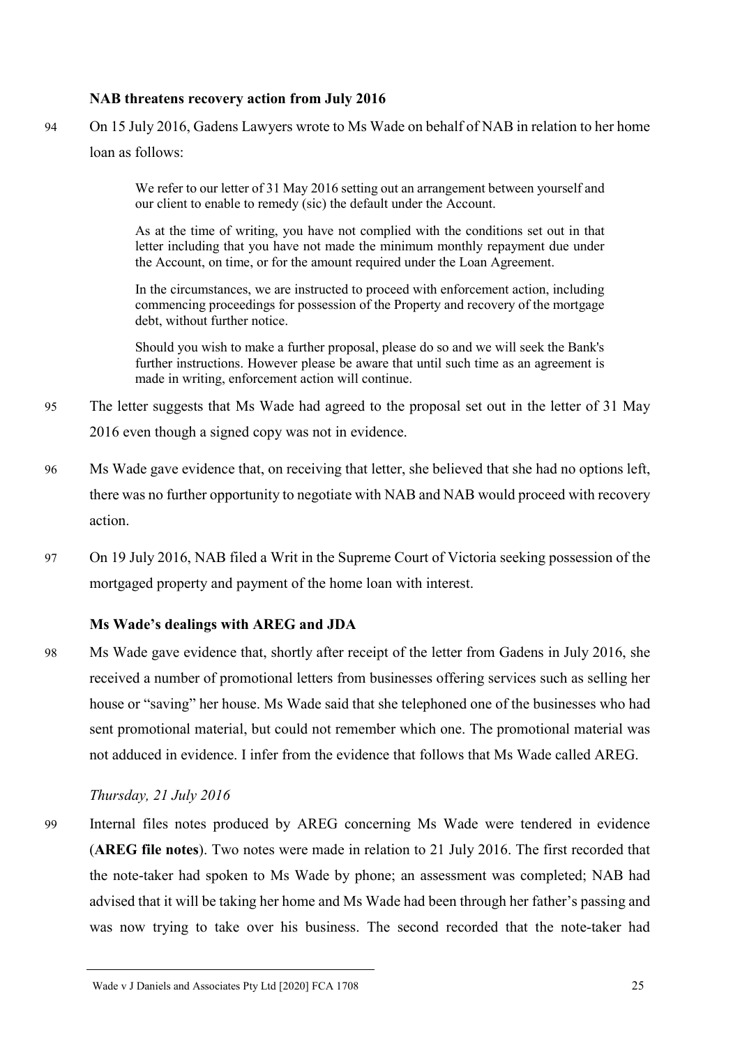**NAB threatens recovery action from July 2016**

94 On 15 July 2016, Gadens Lawyers wrote to Ms Wade on behalf of NAB in relation to her home loan as follows:

> We refer to our letter of 31 May 2016 setting out an arrangement between yourself and our client to enable to remedy (sic) the default under the Account.
>
> As at the time of writing, you have not complied with the conditions set out in that letter including that you have not made the minimum monthly repayment due under the Account, on time, or for the amount required under the Loan Agreement.
>
> In the circumstances, we are instructed to proceed with enforcement action, including commencing proceedings for possession of the Property and recovery of the mortgage debt, without further notice.
>
> Should you wish to make a further proposal, please do so and we will seek the Bank's further instructions. However please be aware that until such time as an agreement is made in writing, enforcement action will continue.

95 The letter suggests that Ms Wade had agreed to the proposal set out in the letter of 31 May 2016 even though a signed copy was not in evidence.

96 Ms Wade gave evidence that, on receiving that letter, she believed that she had no options left, there was no further opportunity to negotiate with NAB and NAB would proceed with recovery action.

97 On 19 July 2016, NAB filed a Writ in the Supreme Court of Victoria seeking possession of the mortgaged property and payment of the home loan with interest.

**Ms Wade's dealings with AREG and JDA**

98 Ms Wade gave evidence that, shortly after receipt of the letter from Gadens in July 2016, she received a number of promotional letters from businesses offering services such as selling her house or "saving" her house. Ms Wade said that she telephoned one of the businesses who had sent promotional material, but could not remember which one. The promotional material was not adduced in evidence. I infer from the evidence that follows that Ms Wade called AREG.

*Thursday, 21 July 2016*

99 Internal files notes produced by AREG concerning Ms Wade were tendered in evidence (**AREG file notes**). Two notes were made in relation to 21 July 2016. The first recorded that the note-taker had spoken to Ms Wade by phone; an assessment was completed; NAB had advised that it will be taking her home and Ms Wade had been through her father's passing and was now trying to take over his business. The second recorded that the note-taker had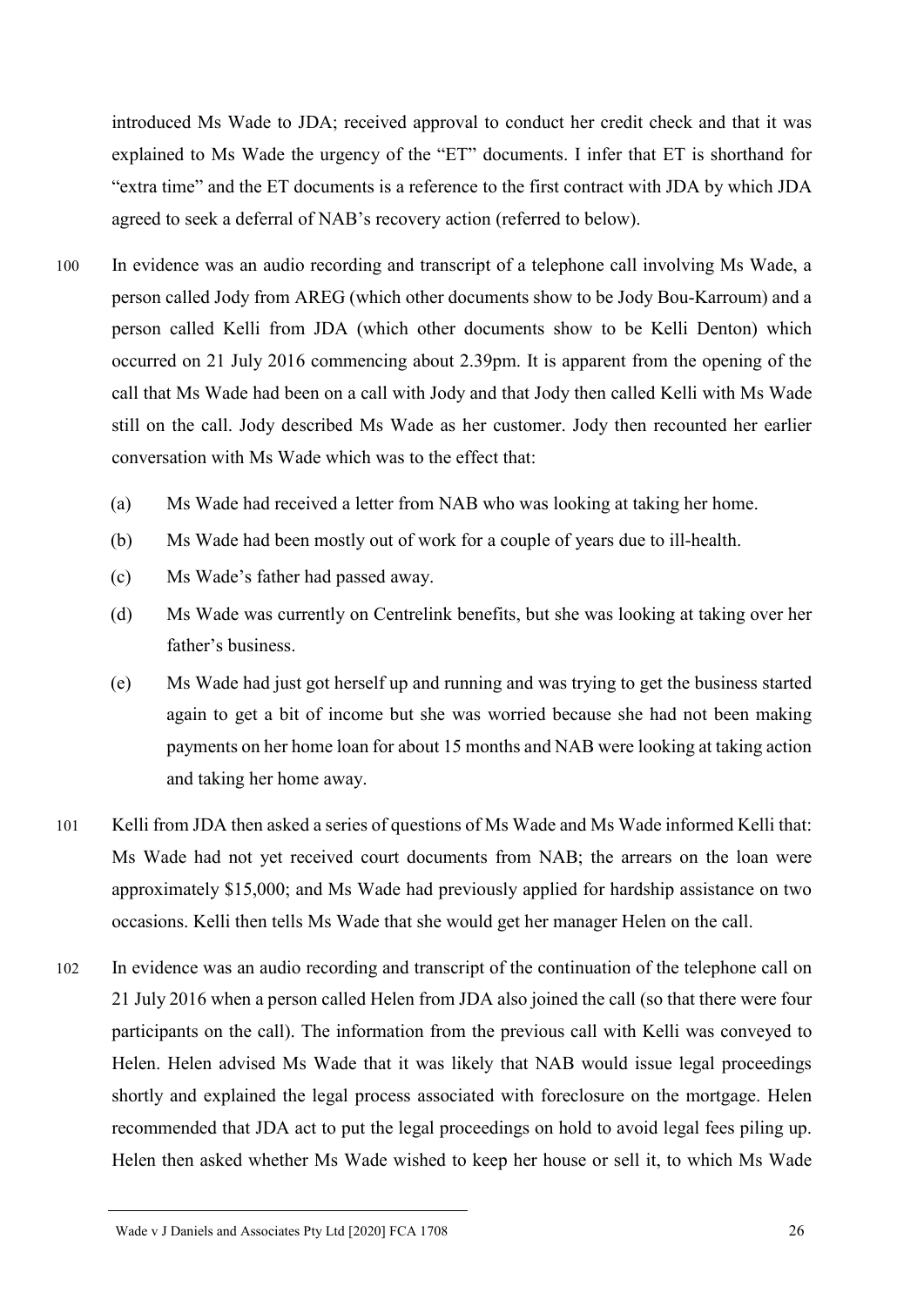introduced Ms Wade to JDA; received approval to conduct her credit check and that it was explained to Ms Wade the urgency of the "ET" documents. I infer that ET is shorthand for "extra time" and the ET documents is a reference to the first contract with JDA by which JDA agreed to seek a deferral of NAB's recovery action (referred to below).

100 In evidence was an audio recording and transcript of a telephone call involving Ms Wade, a person called Jody from AREG (which other documents show to be Jody Bou-Karroum) and a person called Kelli from JDA (which other documents show to be Kelli Denton) which occurred on 21 July 2016 commencing about 2.39pm. It is apparent from the opening of the call that Ms Wade had been on a call with Jody and that Jody then called Kelli with Ms Wade still on the call. Jody described Ms Wade as her customer. Jody then recounted her earlier conversation with Ms Wade which was to the effect that:

(a) Ms Wade had received a letter from NAB who was looking at taking her home.

(b) Ms Wade had been mostly out of work for a couple of years due to ill-health.

(c) Ms Wade's father had passed away.

(d) Ms Wade was currently on Centrelink benefits, but she was looking at taking over her father's business.

(e) Ms Wade had just got herself up and running and was trying to get the business started again to get a bit of income but she was worried because she had not been making payments on her home loan for about 15 months and NAB were looking at taking action and taking her home away.

101 Kelli from JDA then asked a series of questions of Ms Wade and Ms Wade informed Kelli that: Ms Wade had not yet received court documents from NAB; the arrears on the loan were approximately $15,000; and Ms Wade had previously applied for hardship assistance on two occasions. Kelli then tells Ms Wade that she would get her manager Helen on the call.

102 In evidence was an audio recording and transcript of the continuation of the telephone call on 21 July 2016 when a person called Helen from JDA also joined the call (so that there were four participants on the call). The information from the previous call with Kelli was conveyed to Helen. Helen advised Ms Wade that it was likely that NAB would issue legal proceedings shortly and explained the legal process associated with foreclosure on the mortgage. Helen recommended that JDA act to put the legal proceedings on hold to avoid legal fees piling up. Helen then asked whether Ms Wade wished to keep her house or sell it, to which Ms Wade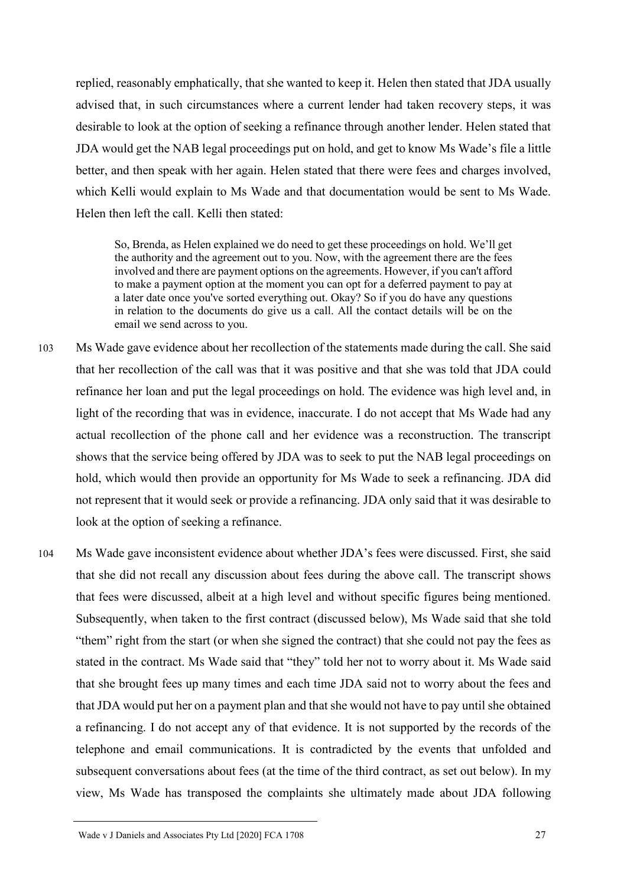replied, reasonably emphatically, that she wanted to keep it. Helen then stated that JDA usually advised that, in such circumstances where a current lender had taken recovery steps, it was desirable to look at the option of seeking a refinance through another lender. Helen stated that JDA would get the NAB legal proceedings put on hold, and get to know Ms Wade's file a little better, and then speak with her again. Helen stated that there were fees and charges involved, which Kelli would explain to Ms Wade and that documentation would be sent to Ms Wade. Helen then left the call. Kelli then stated:

> So, Brenda, as Helen explained we do need to get these proceedings on hold. We'll get the authority and the agreement out to you. Now, with the agreement there are the fees involved and there are payment options on the agreements. However, if you can't afford to make a payment option at the moment you can opt for a deferred payment to pay at a later date once you've sorted everything out. Okay? So if you do have any questions in relation to the documents do give us a call. All the contact details will be on the email we send across to you.

103 Ms Wade gave evidence about her recollection of the statements made during the call. She said that her recollection of the call was that it was positive and that she was told that JDA could refinance her loan and put the legal proceedings on hold. The evidence was high level and, in light of the recording that was in evidence, inaccurate. I do not accept that Ms Wade had any actual recollection of the phone call and her evidence was a reconstruction. The transcript shows that the service being offered by JDA was to seek to put the NAB legal proceedings on hold, which would then provide an opportunity for Ms Wade to seek a refinancing. JDA did not represent that it would seek or provide a refinancing. JDA only said that it was desirable to look at the option of seeking a refinance.

104 Ms Wade gave inconsistent evidence about whether JDA's fees were discussed. First, she said that she did not recall any discussion about fees during the above call. The transcript shows that fees were discussed, albeit at a high level and without specific figures being mentioned. Subsequently, when taken to the first contract (discussed below), Ms Wade said that she told "them" right from the start (or when she signed the contract) that she could not pay the fees as stated in the contract. Ms Wade said that "they" told her not to worry about it. Ms Wade said that she brought fees up many times and each time JDA said not to worry about the fees and that JDA would put her on a payment plan and that she would not have to pay until she obtained a refinancing. I do not accept any of that evidence. It is not supported by the records of the telephone and email communications. It is contradicted by the events that unfolded and subsequent conversations about fees (at the time of the third contract, as set out below). In my view, Ms Wade has transposed the complaints she ultimately made about JDA following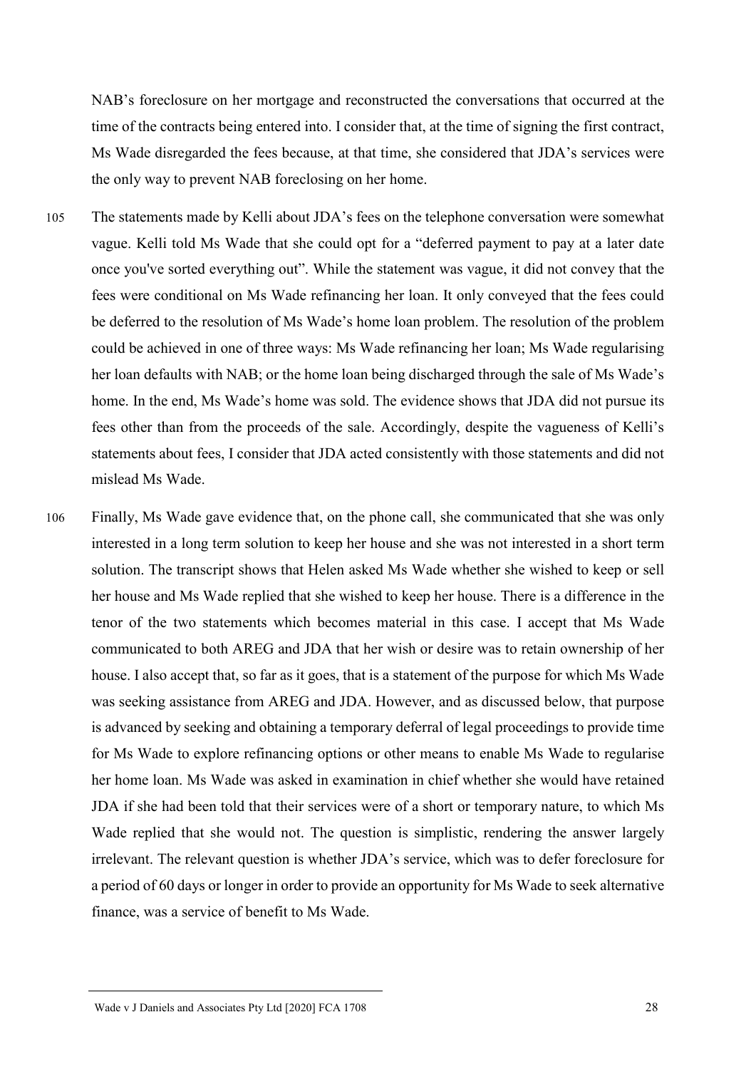NAB's foreclosure on her mortgage and reconstructed the conversations that occurred at the time of the contracts being entered into. I consider that, at the time of signing the first contract, Ms Wade disregarded the fees because, at that time, she considered that JDA's services were the only way to prevent NAB foreclosing on her home.

105 The statements made by Kelli about JDA's fees on the telephone conversation were somewhat vague. Kelli told Ms Wade that she could opt for a "deferred payment to pay at a later date once you've sorted everything out". While the statement was vague, it did not convey that the fees were conditional on Ms Wade refinancing her loan. It only conveyed that the fees could be deferred to the resolution of Ms Wade's home loan problem. The resolution of the problem could be achieved in one of three ways: Ms Wade refinancing her loan; Ms Wade regularising her loan defaults with NAB; or the home loan being discharged through the sale of Ms Wade's home. In the end, Ms Wade's home was sold. The evidence shows that JDA did not pursue its fees other than from the proceeds of the sale. Accordingly, despite the vagueness of Kelli's statements about fees, I consider that JDA acted consistently with those statements and did not mislead Ms Wade.

106 Finally, Ms Wade gave evidence that, on the phone call, she communicated that she was only interested in a long term solution to keep her house and she was not interested in a short term solution. The transcript shows that Helen asked Ms Wade whether she wished to keep or sell her house and Ms Wade replied that she wished to keep her house. There is a difference in the tenor of the two statements which becomes material in this case. I accept that Ms Wade communicated to both AREG and JDA that her wish or desire was to retain ownership of her house. I also accept that, so far as it goes, that is a statement of the purpose for which Ms Wade was seeking assistance from AREG and JDA. However, and as discussed below, that purpose is advanced by seeking and obtaining a temporary deferral of legal proceedings to provide time for Ms Wade to explore refinancing options or other means to enable Ms Wade to regularise her home loan. Ms Wade was asked in examination in chief whether she would have retained JDA if she had been told that their services were of a short or temporary nature, to which Ms Wade replied that she would not. The question is simplistic, rendering the answer largely irrelevant. The relevant question is whether JDA's service, which was to defer foreclosure for a period of 60 days or longer in order to provide an opportunity for Ms Wade to seek alternative finance, was a service of benefit to Ms Wade.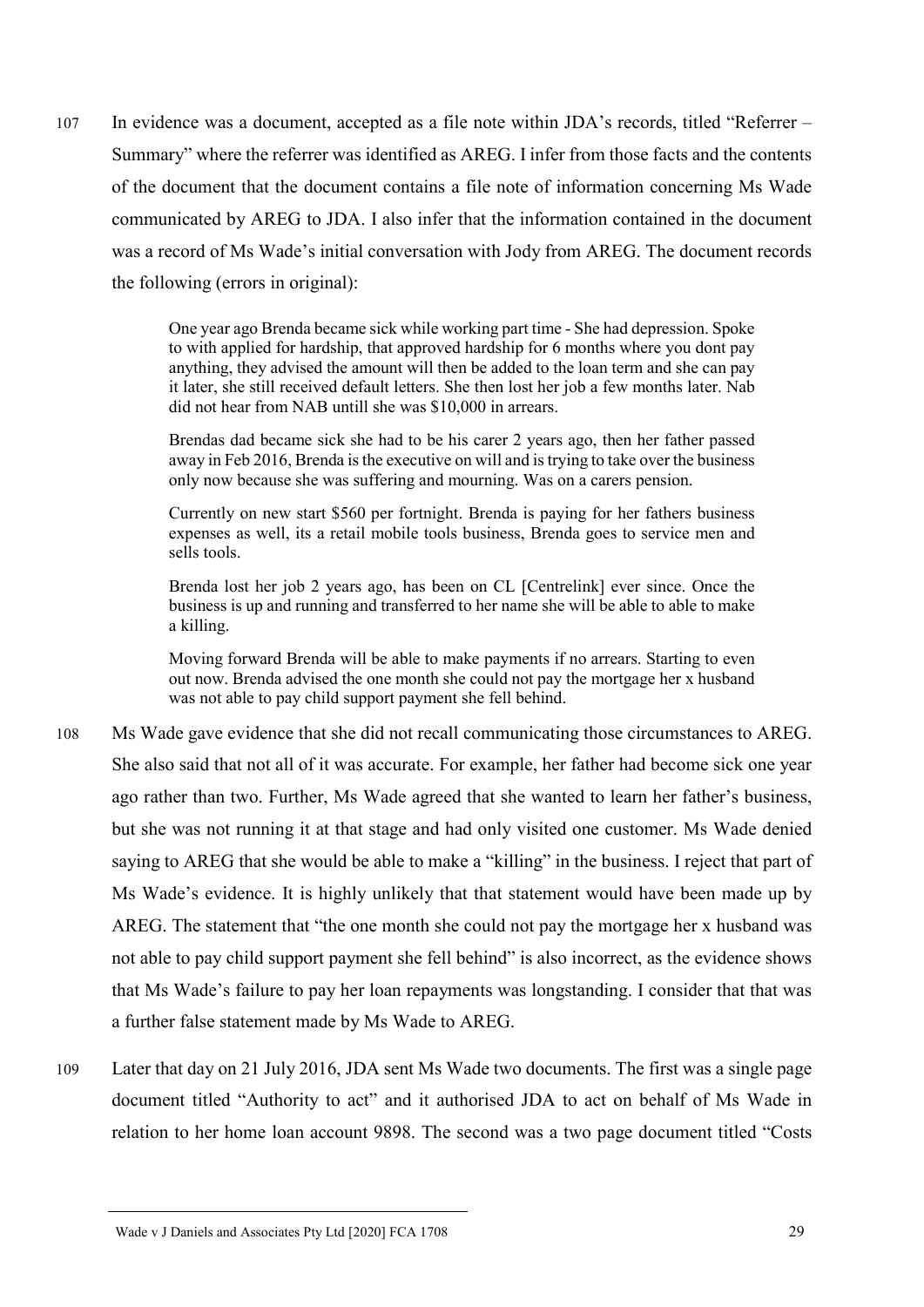107 In evidence was a document, accepted as a file note within JDA's records, titled "Referrer – Summary" where the referrer was identified as AREG. I infer from those facts and the contents of the document that the document contains a file note of information concerning Ms Wade communicated by AREG to JDA. I also infer that the information contained in the document was a record of Ms Wade's initial conversation with Jody from AREG. The document records the following (errors in original):

> One year ago Brenda became sick while working part time - She had depression. Spoke to with applied for hardship, that approved hardship for 6 months where you dont pay anything, they advised the amount will then be added to the loan term and she can pay it later, she still received default letters. She then lost her job a few months later. Nab did not hear from NAB untill she was $10,000 in arrears.
>
> Brendas dad became sick she had to be his carer 2 years ago, then her father passed away in Feb 2016, Brenda is the executive on will and is trying to take over the business only now because she was suffering and mourning. Was on a carers pension.
>
> Currently on new start $560 per fortnight. Brenda is paying for her fathers business expenses as well, its a retail mobile tools business, Brenda goes to service men and sells tools.
>
> Brenda lost her job 2 years ago, has been on CL [Centrelink] ever since. Once the business is up and running and transferred to her name she will be able to able to make a killing.
>
> Moving forward Brenda will be able to make payments if no arrears. Starting to even out now. Brenda advised the one month she could not pay the mortgage her x husband was not able to pay child support payment she fell behind.

108 Ms Wade gave evidence that she did not recall communicating those circumstances to AREG. She also said that not all of it was accurate. For example, her father had become sick one year ago rather than two. Further, Ms Wade agreed that she wanted to learn her father's business, but she was not running it at that stage and had only visited one customer. Ms Wade denied saying to AREG that she would be able to make a "killing" in the business. I reject that part of Ms Wade's evidence. It is highly unlikely that that statement would have been made up by AREG. The statement that "the one month she could not pay the mortgage her x husband was not able to pay child support payment she fell behind" is also incorrect, as the evidence shows that Ms Wade's failure to pay her loan repayments was longstanding. I consider that that was a further false statement made by Ms Wade to AREG.

109 Later that day on 21 July 2016, JDA sent Ms Wade two documents. The first was a single page document titled "Authority to act" and it authorised JDA to act on behalf of Ms Wade in relation to her home loan account 9898. The second was a two page document titled "Costs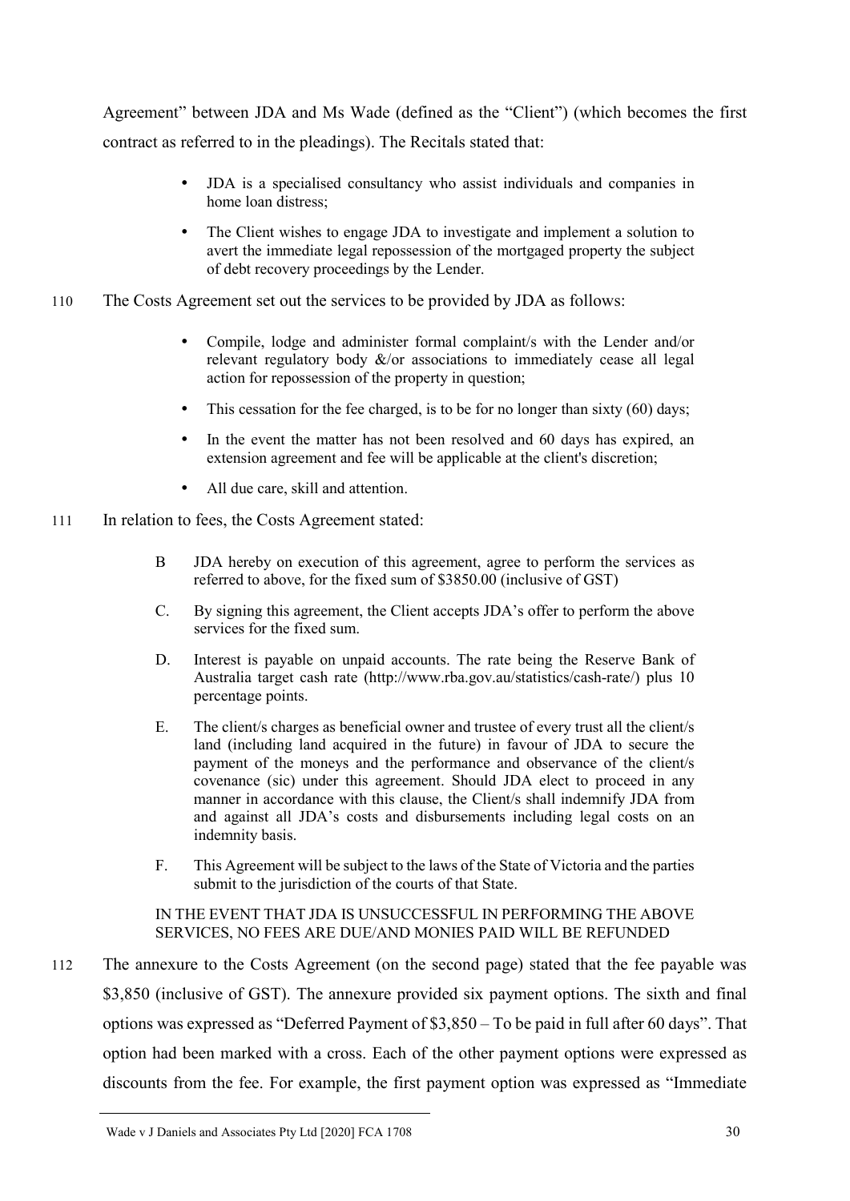Agreement" between JDA and Ms Wade (defined as the "Client") (which becomes the first contract as referred to in the pleadings). The Recitals stated that:

> - JDA is a specialised consultancy who assist individuals and companies in home loan distress;
> - The Client wishes to engage JDA to investigate and implement a solution to avert the immediate legal repossession of the mortgaged property the subject of debt recovery proceedings by the Lender.

110 The Costs Agreement set out the services to be provided by JDA as follows:

> - Compile, lodge and administer formal complaint/s with the Lender and/or relevant regulatory body &/or associations to immediately cease all legal action for repossession of the property in question;
> - This cessation for the fee charged, is to be for no longer than sixty (60) days;
> - In the event the matter has not been resolved and 60 days has expired, an extension agreement and fee will be applicable at the client's discretion;
> - All due care, skill and attention.

111 In relation to fees, the Costs Agreement stated:

> B JDA hereby on execution of this agreement, agree to perform the services as referred to above, for the fixed sum of $3850.00 (inclusive of GST)
>
> C. By signing this agreement, the Client accepts JDA's offer to perform the above services for the fixed sum.
>
> D. Interest is payable on unpaid accounts. The rate being the Reserve Bank of Australia target cash rate (http://www.rba.gov.au/statistics/cash-rate/) plus 10 percentage points.
>
> E. The client/s charges as beneficial owner and trustee of every trust all the client/s land (including land acquired in the future) in favour of JDA to secure the payment of the moneys and the performance and observance of the client/s covenance (sic) under this agreement. Should JDA elect to proceed in any manner in accordance with this clause, the Client/s shall indemnify JDA from and against all JDA's costs and disbursements including legal costs on an indemnity basis.
>
> F. This Agreement will be subject to the laws of the State of Victoria and the parties submit to the jurisdiction of the courts of that State.
>
> IN THE EVENT THAT JDA IS UNSUCCESSFUL IN PERFORMING THE ABOVE SERVICES, NO FEES ARE DUE/AND MONIES PAID WILL BE REFUNDED

112 The annexure to the Costs Agreement (on the second page) stated that the fee payable was $3,850 (inclusive of GST). The annexure provided six payment options. The sixth and final options was expressed as "Deferred Payment of $3,850 – To be paid in full after 60 days". That option had been marked with a cross. Each of the other payment options were expressed as discounts from the fee. For example, the first payment option was expressed as "Immediate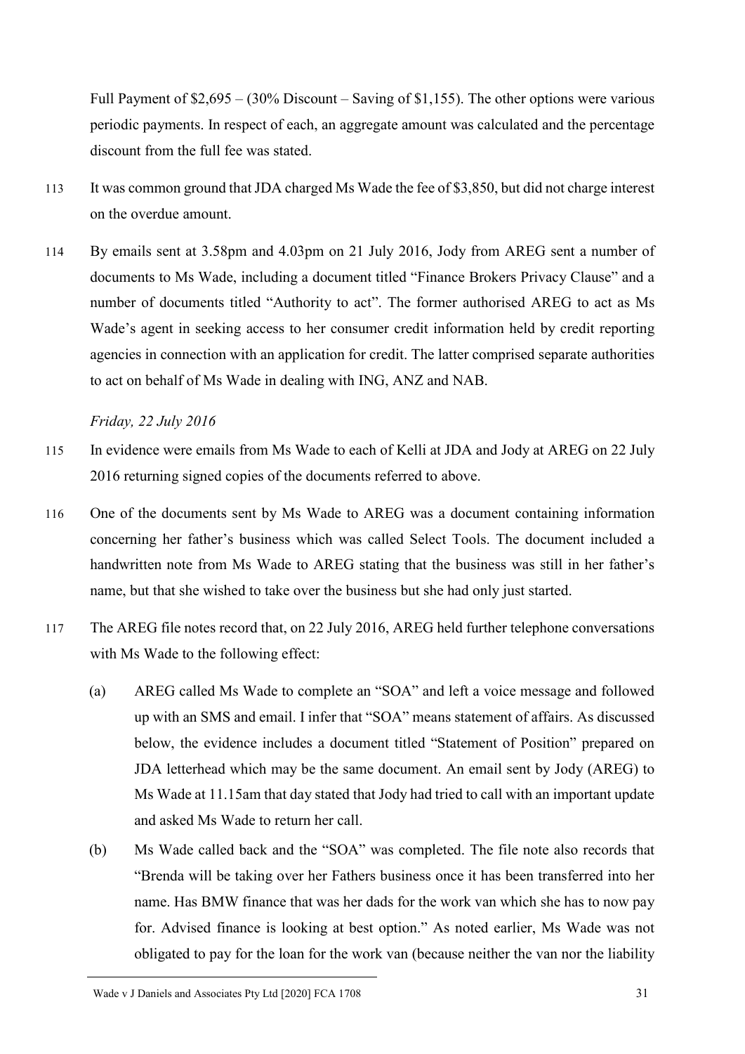Full Payment of $2,695 – (30% Discount – Saving of $1,155). The other options were various periodic payments. In respect of each, an aggregate amount was calculated and the percentage discount from the full fee was stated.

113 It was common ground that JDA charged Ms Wade the fee of $3,850, but did not charge interest on the overdue amount.

114 By emails sent at 3.58pm and 4.03pm on 21 July 2016, Jody from AREG sent a number of documents to Ms Wade, including a document titled "Finance Brokers Privacy Clause" and a number of documents titled "Authority to act". The former authorised AREG to act as Ms Wade's agent in seeking access to her consumer credit information held by credit reporting agencies in connection with an application for credit. The latter comprised separate authorities to act on behalf of Ms Wade in dealing with ING, ANZ and NAB.

*Friday, 22 July 2016*

115 In evidence were emails from Ms Wade to each of Kelli at JDA and Jody at AREG on 22 July 2016 returning signed copies of the documents referred to above.

116 One of the documents sent by Ms Wade to AREG was a document containing information concerning her father's business which was called Select Tools. The document included a handwritten note from Ms Wade to AREG stating that the business was still in her father's name, but that she wished to take over the business but she had only just started.

117 The AREG file notes record that, on 22 July 2016, AREG held further telephone conversations with Ms Wade to the following effect:

(a) AREG called Ms Wade to complete an "SOA" and left a voice message and followed up with an SMS and email. I infer that "SOA" means statement of affairs. As discussed below, the evidence includes a document titled "Statement of Position" prepared on JDA letterhead which may be the same document. An email sent by Jody (AREG) to Ms Wade at 11.15am that day stated that Jody had tried to call with an important update and asked Ms Wade to return her call.

(b) Ms Wade called back and the "SOA" was completed. The file note also records that "Brenda will be taking over her Fathers business once it has been transferred into her name. Has BMW finance that was her dads for the work van which she has to now pay for. Advised finance is looking at best option." As noted earlier, Ms Wade was not obligated to pay for the loan for the work van (because neither the van nor the liability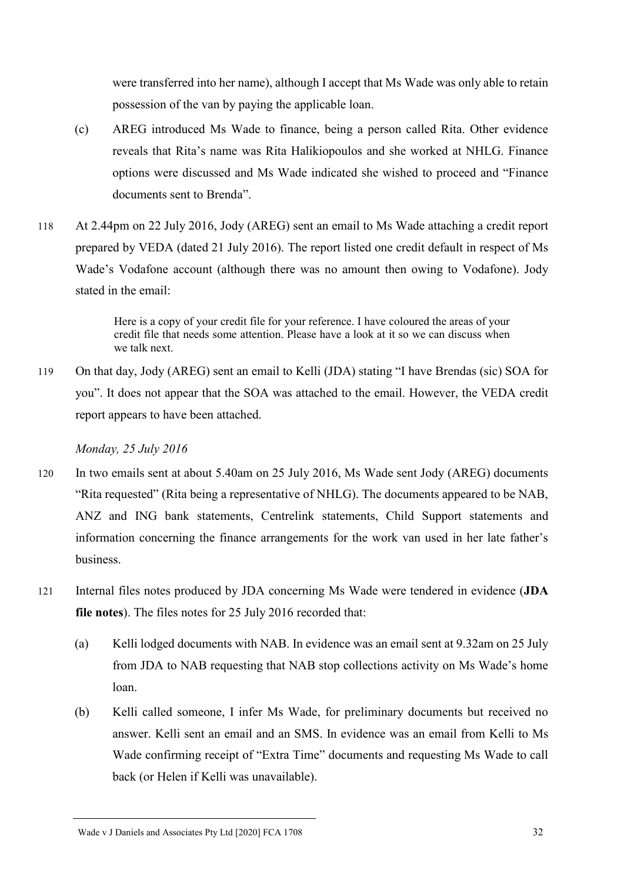were transferred into her name), although I accept that Ms Wade was only able to retain possession of the van by paying the applicable loan.

(c) AREG introduced Ms Wade to finance, being a person called Rita. Other evidence reveals that Rita's name was Rita Halikiopoulos and she worked at NHLG. Finance options were discussed and Ms Wade indicated she wished to proceed and "Finance documents sent to Brenda".

118 At 2.44pm on 22 July 2016, Jody (AREG) sent an email to Ms Wade attaching a credit report prepared by VEDA (dated 21 July 2016). The report listed one credit default in respect of Ms Wade's Vodafone account (although there was no amount then owing to Vodafone). Jody stated in the email:

> Here is a copy of your credit file for your reference. I have coloured the areas of your credit file that needs some attention. Please have a look at it so we can discuss when we talk next.

119 On that day, Jody (AREG) sent an email to Kelli (JDA) stating "I have Brendas (sic) SOA for you". It does not appear that the SOA was attached to the email. However, the VEDA credit report appears to have been attached.

*Monday, 25 July 2016*

120 In two emails sent at about 5.40am on 25 July 2016, Ms Wade sent Jody (AREG) documents "Rita requested" (Rita being a representative of NHLG). The documents appeared to be NAB, ANZ and ING bank statements, Centrelink statements, Child Support statements and information concerning the finance arrangements for the work van used in her late father's business.

121 Internal files notes produced by JDA concerning Ms Wade were tendered in evidence (**JDA file notes**). The files notes for 25 July 2016 recorded that:

(a) Kelli lodged documents with NAB. In evidence was an email sent at 9.32am on 25 July from JDA to NAB requesting that NAB stop collections activity on Ms Wade's home loan.

(b) Kelli called someone, I infer Ms Wade, for preliminary documents but received no answer. Kelli sent an email and an SMS. In evidence was an email from Kelli to Ms Wade confirming receipt of "Extra Time" documents and requesting Ms Wade to call back (or Helen if Kelli was unavailable).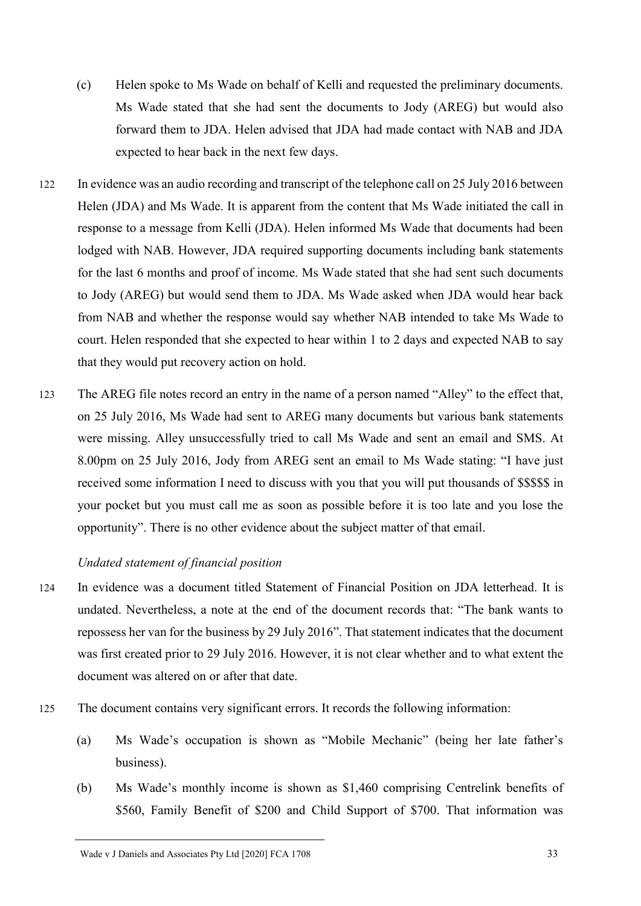(c) Helen spoke to Ms Wade on behalf of Kelli and requested the preliminary documents. Ms Wade stated that she had sent the documents to Jody (AREG) but would also forward them to JDA. Helen advised that JDA had made contact with NAB and JDA expected to hear back in the next few days.

122 In evidence was an audio recording and transcript of the telephone call on 25 July 2016 between Helen (JDA) and Ms Wade. It is apparent from the content that Ms Wade initiated the call in response to a message from Kelli (JDA). Helen informed Ms Wade that documents had been lodged with NAB. However, JDA required supporting documents including bank statements for the last 6 months and proof of income. Ms Wade stated that she had sent such documents to Jody (AREG) but would send them to JDA. Ms Wade asked when JDA would hear back from NAB and whether the response would say whether NAB intended to take Ms Wade to court. Helen responded that she expected to hear within 1 to 2 days and expected NAB to say that they would put recovery action on hold.

123 The AREG file notes record an entry in the name of a person named "Alley" to the effect that, on 25 July 2016, Ms Wade had sent to AREG many documents but various bank statements were missing. Alley unsuccessfully tried to call Ms Wade and sent an email and SMS. At 8.00pm on 25 July 2016, Jody from AREG sent an email to Ms Wade stating: "I have just received some information I need to discuss with you that you will put thousands of $$$$$ in your pocket but you must call me as soon as possible before it is too late and you lose the opportunity". There is no other evidence about the subject matter of that email.

*Undated statement of financial position*

124 In evidence was a document titled Statement of Financial Position on JDA letterhead. It is undated. Nevertheless, a note at the end of the document records that: "The bank wants to repossess her van for the business by 29 July 2016". That statement indicates that the document was first created prior to 29 July 2016. However, it is not clear whether and to what extent the document was altered on or after that date.

125 The document contains very significant errors. It records the following information:

(a) Ms Wade's occupation is shown as "Mobile Mechanic" (being her late father's business).

(b) Ms Wade's monthly income is shown as $1,460 comprising Centrelink benefits of $560, Family Benefit of $200 and Child Support of $700. That information was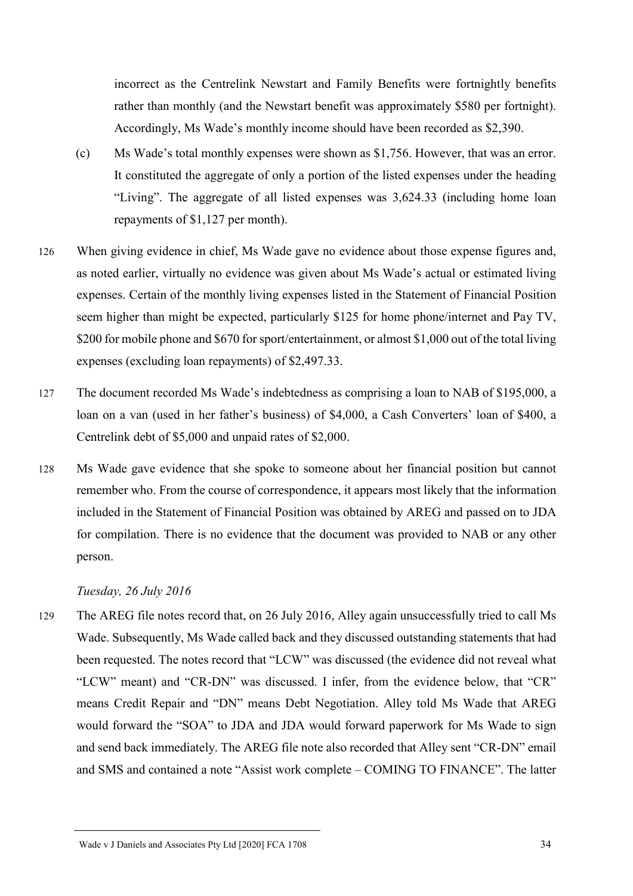incorrect as the Centrelink Newstart and Family Benefits were fortnightly benefits rather than monthly (and the Newstart benefit was approximately $580 per fortnight). Accordingly, Ms Wade's monthly income should have been recorded as $2,390.

(c) Ms Wade's total monthly expenses were shown as $1,756. However, that was an error. It constituted the aggregate of only a portion of the listed expenses under the heading "Living". The aggregate of all listed expenses was 3,624.33 (including home loan repayments of $1,127 per month).

126 When giving evidence in chief, Ms Wade gave no evidence about those expense figures and, as noted earlier, virtually no evidence was given about Ms Wade's actual or estimated living expenses. Certain of the monthly living expenses listed in the Statement of Financial Position seem higher than might be expected, particularly $125 for home phone/internet and Pay TV, $200 for mobile phone and $670 for sport/entertainment, or almost $1,000 out of the total living expenses (excluding loan repayments) of $2,497.33.

127 The document recorded Ms Wade's indebtedness as comprising a loan to NAB of $195,000, a loan on a van (used in her father's business) of $4,000, a Cash Converters' loan of $400, a Centrelink debt of $5,000 and unpaid rates of $2,000.

128 Ms Wade gave evidence that she spoke to someone about her financial position but cannot remember who. From the course of correspondence, it appears most likely that the information included in the Statement of Financial Position was obtained by AREG and passed on to JDA for compilation. There is no evidence that the document was provided to NAB or any other person.

*Tuesday, 26 July 2016*

129 The AREG file notes record that, on 26 July 2016, Alley again unsuccessfully tried to call Ms Wade. Subsequently, Ms Wade called back and they discussed outstanding statements that had been requested. The notes record that "LCW" was discussed (the evidence did not reveal what "LCW" meant) and "CR-DN" was discussed. I infer, from the evidence below, that "CR" means Credit Repair and "DN" means Debt Negotiation. Alley told Ms Wade that AREG would forward the "SOA" to JDA and JDA would forward paperwork for Ms Wade to sign and send back immediately. The AREG file note also recorded that Alley sent "CR-DN" email and SMS and contained a note "Assist work complete – COMING TO FINANCE". The latter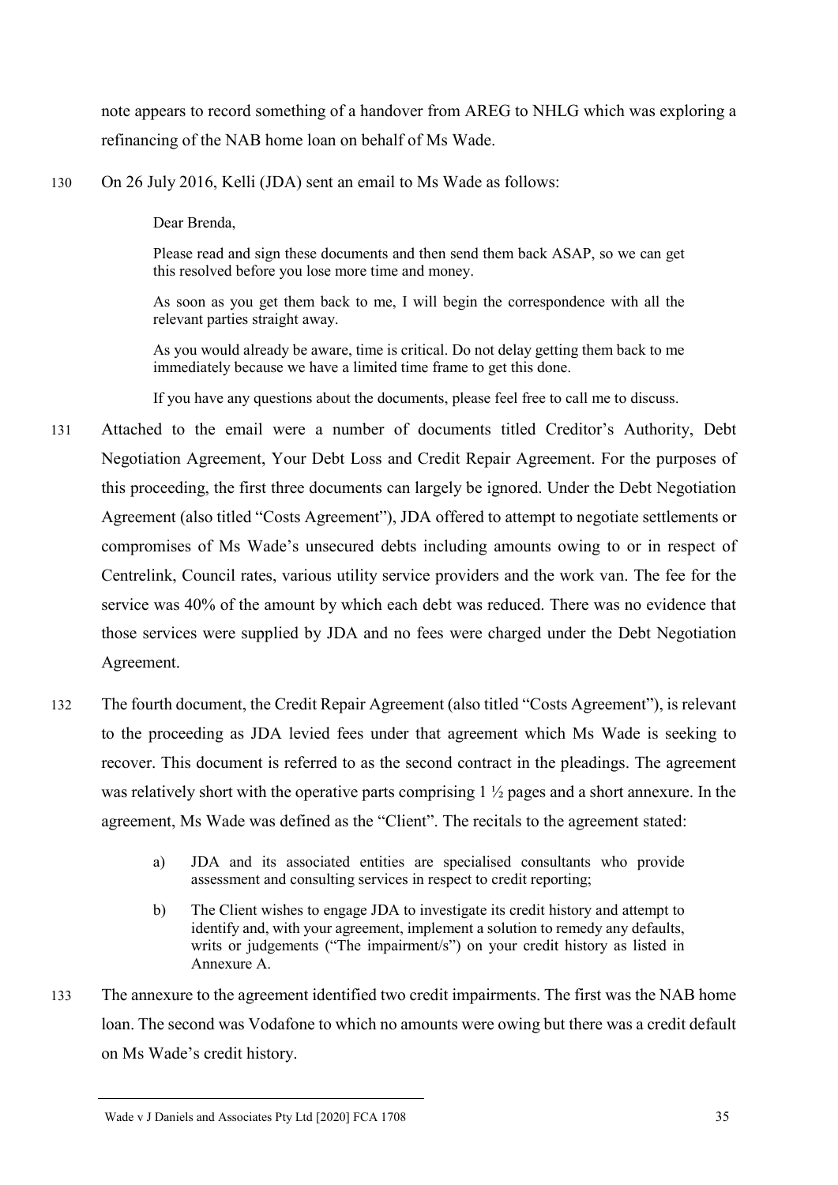note appears to record something of a handover from AREG to NHLG which was exploring a refinancing of the NAB home loan on behalf of Ms Wade.

130 On 26 July 2016, Kelli (JDA) sent an email to Ms Wade as follows:

> Dear Brenda,
>
> Please read and sign these documents and then send them back ASAP, so we can get this resolved before you lose more time and money.
>
> As soon as you get them back to me, I will begin the correspondence with all the relevant parties straight away.
>
> As you would already be aware, time is critical. Do not delay getting them back to me immediately because we have a limited time frame to get this done.
>
> If you have any questions about the documents, please feel free to call me to discuss.

131 Attached to the email were a number of documents titled Creditor's Authority, Debt Negotiation Agreement, Your Debt Loss and Credit Repair Agreement. For the purposes of this proceeding, the first three documents can largely be ignored. Under the Debt Negotiation Agreement (also titled "Costs Agreement"), JDA offered to attempt to negotiate settlements or compromises of Ms Wade's unsecured debts including amounts owing to or in respect of Centrelink, Council rates, various utility service providers and the work van. The fee for the service was 40% of the amount by which each debt was reduced. There was no evidence that those services were supplied by JDA and no fees were charged under the Debt Negotiation Agreement.

132 The fourth document, the Credit Repair Agreement (also titled "Costs Agreement"), is relevant to the proceeding as JDA levied fees under that agreement which Ms Wade is seeking to recover. This document is referred to as the second contract in the pleadings. The agreement was relatively short with the operative parts comprising 1 ½ pages and a short annexure. In the agreement, Ms Wade was defined as the "Client". The recitals to the agreement stated:

> a) JDA and its associated entities are specialised consultants who provide assessment and consulting services in respect to credit reporting;
>
> b) The Client wishes to engage JDA to investigate its credit history and attempt to identify and, with your agreement, implement a solution to remedy any defaults, writs or judgements ("The impairment/s") on your credit history as listed in Annexure A.

133 The annexure to the agreement identified two credit impairments. The first was the NAB home loan. The second was Vodafone to which no amounts were owing but there was a credit default on Ms Wade's credit history.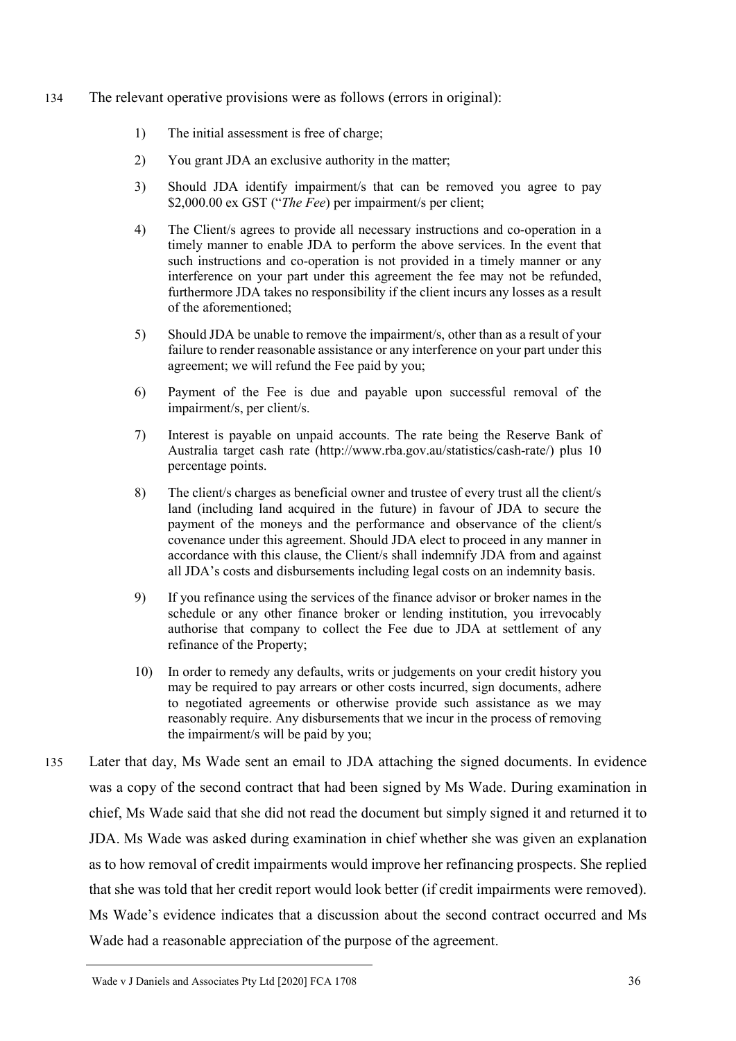134 The relevant operative provisions were as follows (errors in original):

> 1) The initial assessment is free of charge;
>
> 2) You grant JDA an exclusive authority in the matter;
>
> 3) Should JDA identify impairment/s that can be removed you agree to pay $2,000.00 ex GST ("*The Fee*") per impairment/s per client;
>
> 4) The Client/s agrees to provide all necessary instructions and co-operation in a timely manner to enable JDA to perform the above services. In the event that such instructions and co-operation is not provided in a timely manner or any interference on your part under this agreement the fee may not be refunded, furthermore JDA takes no responsibility if the client incurs any losses as a result of the aforementioned;
>
> 5) Should JDA be unable to remove the impairment/s, other than as a result of your failure to render reasonable assistance or any interference on your part under this agreement; we will refund the Fee paid by you;
>
> 6) Payment of the Fee is due and payable upon successful removal of the impairment/s, per client/s.
>
> 7) Interest is payable on unpaid accounts. The rate being the Reserve Bank of Australia target cash rate (http://www.rba.gov.au/statistics/cash-rate/) plus 10 percentage points.
>
> 8) The client/s charges as beneficial owner and trustee of every trust all the client/s land (including land acquired in the future) in favour of JDA to secure the payment of the moneys and the performance and observance of the client/s covenance under this agreement. Should JDA elect to proceed in any manner in accordance with this clause, the Client/s shall indemnify JDA from and against all JDA's costs and disbursements including legal costs on an indemnity basis.
>
> 9) If you refinance using the services of the finance advisor or broker names in the schedule or any other finance broker or lending institution, you irrevocably authorise that company to collect the Fee due to JDA at settlement of any refinance of the Property;
>
> 10) In order to remedy any defaults, writs or judgements on your credit history you may be required to pay arrears or other costs incurred, sign documents, adhere to negotiated agreements or otherwise provide such assistance as we may reasonably require. Any disbursements that we incur in the process of removing the impairment/s will be paid by you;

135 Later that day, Ms Wade sent an email to JDA attaching the signed documents. In evidence was a copy of the second contract that had been signed by Ms Wade. During examination in chief, Ms Wade said that she did not read the document but simply signed it and returned it to JDA. Ms Wade was asked during examination in chief whether she was given an explanation as to how removal of credit impairments would improve her refinancing prospects. She replied that she was told that her credit report would look better (if credit impairments were removed). Ms Wade's evidence indicates that a discussion about the second contract occurred and Ms Wade had a reasonable appreciation of the purpose of the agreement.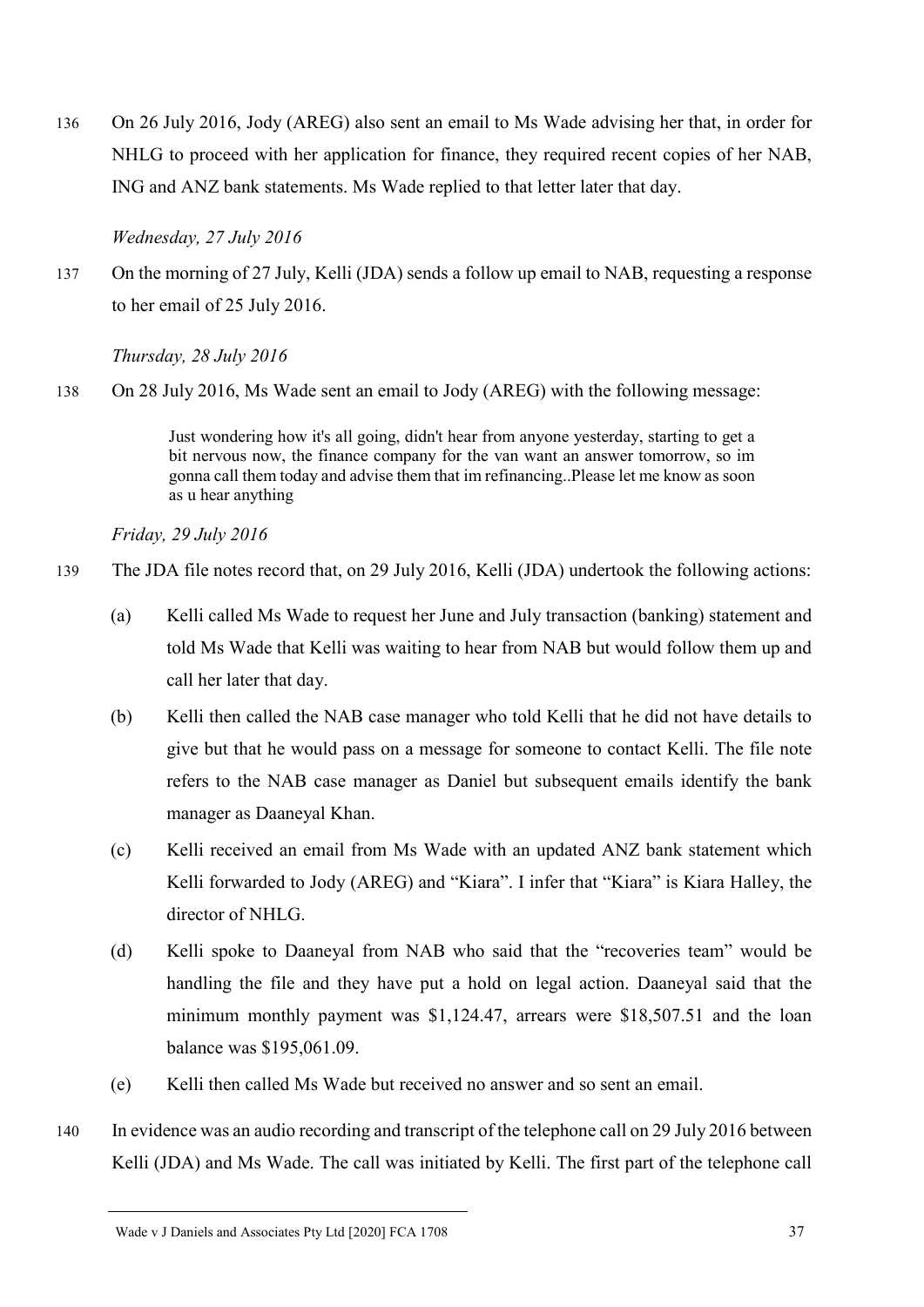136 On 26 July 2016, Jody (AREG) also sent an email to Ms Wade advising her that, in order for NHLG to proceed with her application for finance, they required recent copies of her NAB, ING and ANZ bank statements. Ms Wade replied to that letter later that day.

*Wednesday, 27 July 2016*

137 On the morning of 27 July, Kelli (JDA) sends a follow up email to NAB, requesting a response to her email of 25 July 2016.

*Thursday, 28 July 2016*

138 On 28 July 2016, Ms Wade sent an email to Jody (AREG) with the following message:

> Just wondering how it's all going, didn't hear from anyone yesterday, starting to get a bit nervous now, the finance company for the van want an answer tomorrow, so im gonna call them today and advise them that im refinancing..Please let me know as soon as u hear anything

*Friday, 29 July 2016*

139 The JDA file notes record that, on 29 July 2016, Kelli (JDA) undertook the following actions:

(a) Kelli called Ms Wade to request her June and July transaction (banking) statement and told Ms Wade that Kelli was waiting to hear from NAB but would follow them up and call her later that day.

(b) Kelli then called the NAB case manager who told Kelli that he did not have details to give but that he would pass on a message for someone to contact Kelli. The file note refers to the NAB case manager as Daniel but subsequent emails identify the bank manager as Daaneyal Khan.

(c) Kelli received an email from Ms Wade with an updated ANZ bank statement which Kelli forwarded to Jody (AREG) and "Kiara". I infer that "Kiara" is Kiara Halley, the director of NHLG.

(d) Kelli spoke to Daaneyal from NAB who said that the "recoveries team" would be handling the file and they have put a hold on legal action. Daaneyal said that the minimum monthly payment was $1,124.47, arrears were $18,507.51 and the loan balance was $195,061.09.

(e) Kelli then called Ms Wade but received no answer and so sent an email.

140 In evidence was an audio recording and transcript of the telephone call on 29 July 2016 between Kelli (JDA) and Ms Wade. The call was initiated by Kelli. The first part of the telephone call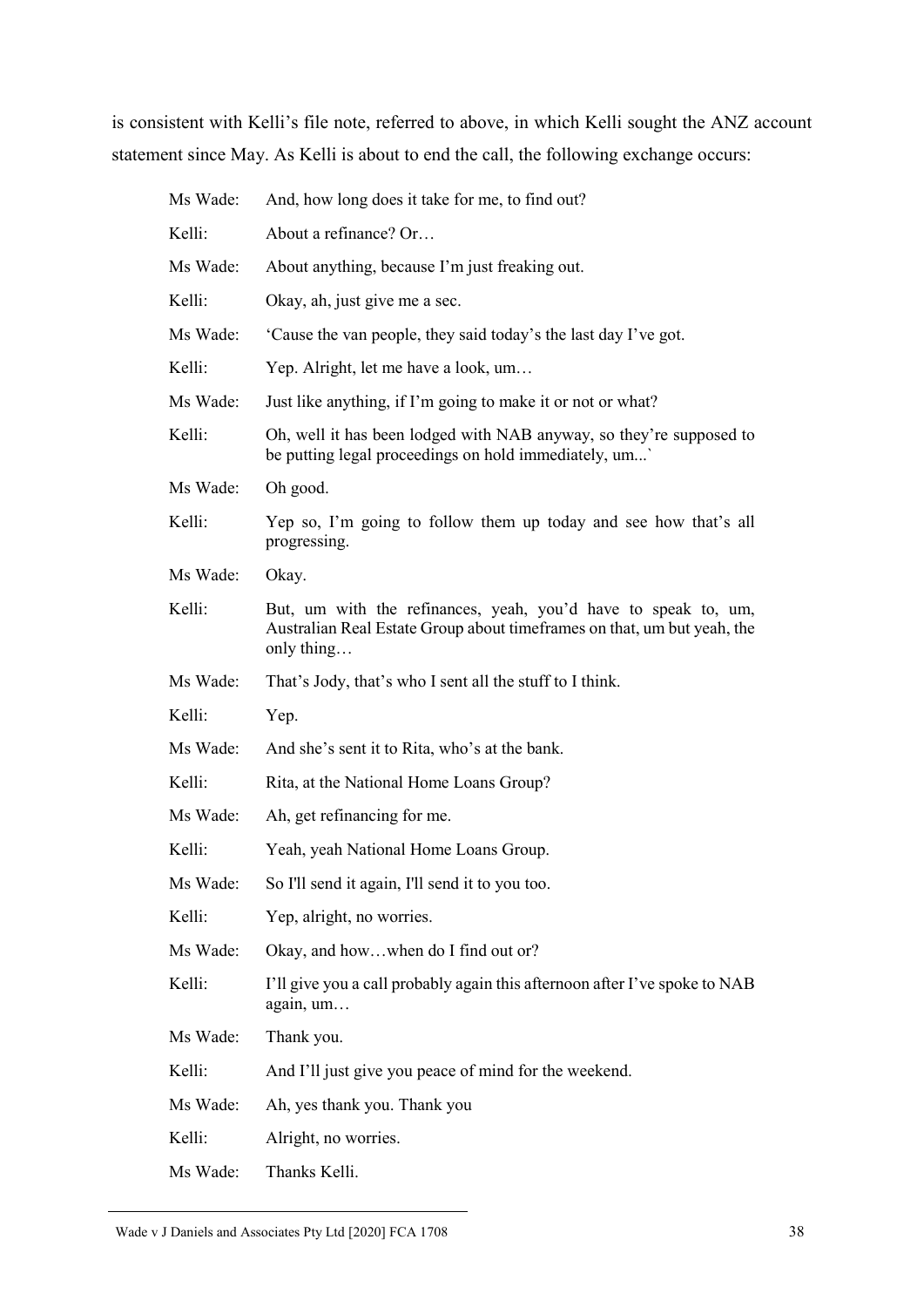is consistent with Kelli's file note, referred to above, in which Kelli sought the ANZ account statement since May. As Kelli is about to end the call, the following exchange occurs:

| | |
|---|---|
| Ms Wade: | And, how long does it take for me, to find out? |
| Kelli: | About a refinance? Or… |
| Ms Wade: | About anything, because I'm just freaking out. |
| Kelli: | Okay, ah, just give me a sec. |
| Ms Wade: | 'Cause the van people, they said today's the last day I've got. |
| Kelli: | Yep. Alright, let me have a look, um… |
| Ms Wade: | Just like anything, if I'm going to make it or not or what? |
| Kelli: | Oh, well it has been lodged with NAB anyway, so they're supposed to be putting legal proceedings on hold immediately, um...` |
| Ms Wade: | Oh good. |
| Kelli: | Yep so, I'm going to follow them up today and see how that's all progressing. |
| Ms Wade: | Okay. |
| Kelli: | But, um with the refinances, yeah, you'd have to speak to, um, Australian Real Estate Group about timeframes on that, um but yeah, the only thing… |
| Ms Wade: | That's Jody, that's who I sent all the stuff to I think. |
| Kelli: | Yep. |
| Ms Wade: | And she's sent it to Rita, who's at the bank. |
| Kelli: | Rita, at the National Home Loans Group? |
| Ms Wade: | Ah, get refinancing for me. |
| Kelli: | Yeah, yeah National Home Loans Group. |
| Ms Wade: | So I'll send it again, I'll send it to you too. |
| Kelli: | Yep, alright, no worries. |
| Ms Wade: | Okay, and how…when do I find out or? |
| Kelli: | I'll give you a call probably again this afternoon after I've spoke to NAB again, um… |
| Ms Wade: | Thank you. |
| Kelli: | And I'll just give you peace of mind for the weekend. |
| Ms Wade: | Ah, yes thank you. Thank you |
| Kelli: | Alright, no worries. |
| Ms Wade: | Thanks Kelli. |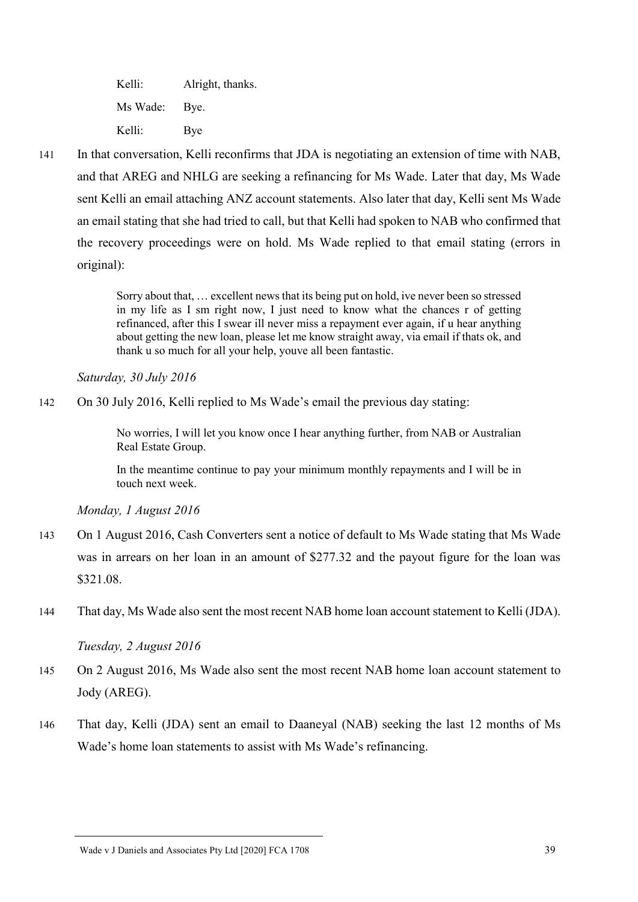| | |
|---|---|
| Kelli: | Alright, thanks. |
| Ms Wade: | Bye. |
| Kelli: | Bye |

141 In that conversation, Kelli reconfirms that JDA is negotiating an extension of time with NAB, and that AREG and NHLG are seeking a refinancing for Ms Wade. Later that day, Ms Wade sent Kelli an email attaching ANZ account statements. Also later that day, Kelli sent Ms Wade an email stating that she had tried to call, but that Kelli had spoken to NAB who confirmed that the recovery proceedings were on hold. Ms Wade replied to that email stating (errors in original):

> Sorry about that, … excellent news that its being put on hold, ive never been so stressed in my life as I sm right now, I just need to know what the chances r of getting refinanced, after this I swear ill never miss a repayment ever again, if u hear anything about getting the new loan, please let me know straight away, via email if thats ok, and thank u so much for all your help, youve all been fantastic.

*Saturday, 30 July 2016*

142 On 30 July 2016, Kelli replied to Ms Wade's email the previous day stating:

> No worries, I will let you know once I hear anything further, from NAB or Australian Real Estate Group.
>
> In the meantime continue to pay your minimum monthly repayments and I will be in touch next week.

*Monday, 1 August 2016*

143 On 1 August 2016, Cash Converters sent a notice of default to Ms Wade stating that Ms Wade was in arrears on her loan in an amount of $277.32 and the payout figure for the loan was $321.08.

144 That day, Ms Wade also sent the most recent NAB home loan account statement to Kelli (JDA).

*Tuesday, 2 August 2016*

145 On 2 August 2016, Ms Wade also sent the most recent NAB home loan account statement to Jody (AREG).

146 That day, Kelli (JDA) sent an email to Daaneyal (NAB) seeking the last 12 months of Ms Wade's home loan statements to assist with Ms Wade's refinancing.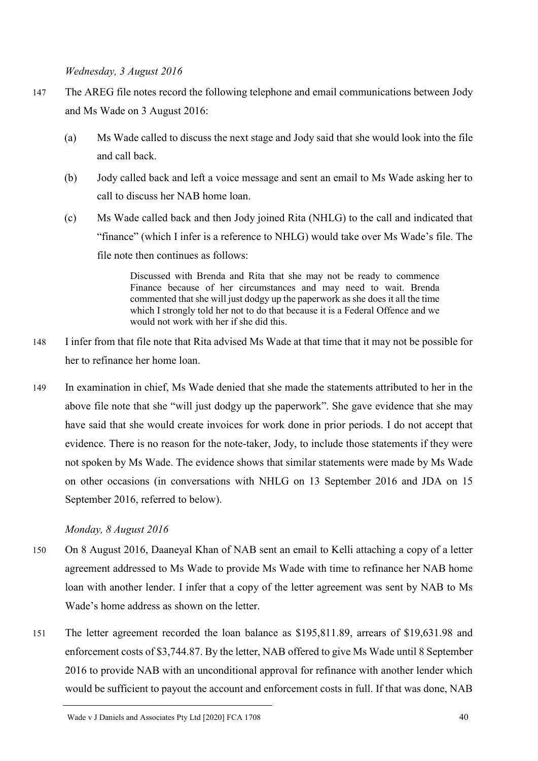*Wednesday, 3 August 2016*

147 The AREG file notes record the following telephone and email communications between Jody and Ms Wade on 3 August 2016:

(a) Ms Wade called to discuss the next stage and Jody said that she would look into the file and call back.

(b) Jody called back and left a voice message and sent an email to Ms Wade asking her to call to discuss her NAB home loan.

(c) Ms Wade called back and then Jody joined Rita (NHLG) to the call and indicated that "finance" (which I infer is a reference to NHLG) would take over Ms Wade's file. The file note then continues as follows:

> Discussed with Brenda and Rita that she may not be ready to commence Finance because of her circumstances and may need to wait. Brenda commented that she will just dodgy up the paperwork as she does it all the time which I strongly told her not to do that because it is a Federal Offence and we would not work with her if she did this.

148 I infer from that file note that Rita advised Ms Wade at that time that it may not be possible for her to refinance her home loan.

149 In examination in chief, Ms Wade denied that she made the statements attributed to her in the above file note that she "will just dodgy up the paperwork". She gave evidence that she may have said that she would create invoices for work done in prior periods. I do not accept that evidence. There is no reason for the note-taker, Jody, to include those statements if they were not spoken by Ms Wade. The evidence shows that similar statements were made by Ms Wade on other occasions (in conversations with NHLG on 13 September 2016 and JDA on 15 September 2016, referred to below).

*Monday, 8 August 2016*

150 On 8 August 2016, Daaneyal Khan of NAB sent an email to Kelli attaching a copy of a letter agreement addressed to Ms Wade to provide Ms Wade with time to refinance her NAB home loan with another lender. I infer that a copy of the letter agreement was sent by NAB to Ms Wade's home address as shown on the letter.

151 The letter agreement recorded the loan balance as $195,811.89, arrears of $19,631.98 and enforcement costs of $3,744.87. By the letter, NAB offered to give Ms Wade until 8 September 2016 to provide NAB with an unconditional approval for refinance with another lender which would be sufficient to payout the account and enforcement costs in full. If that was done, NAB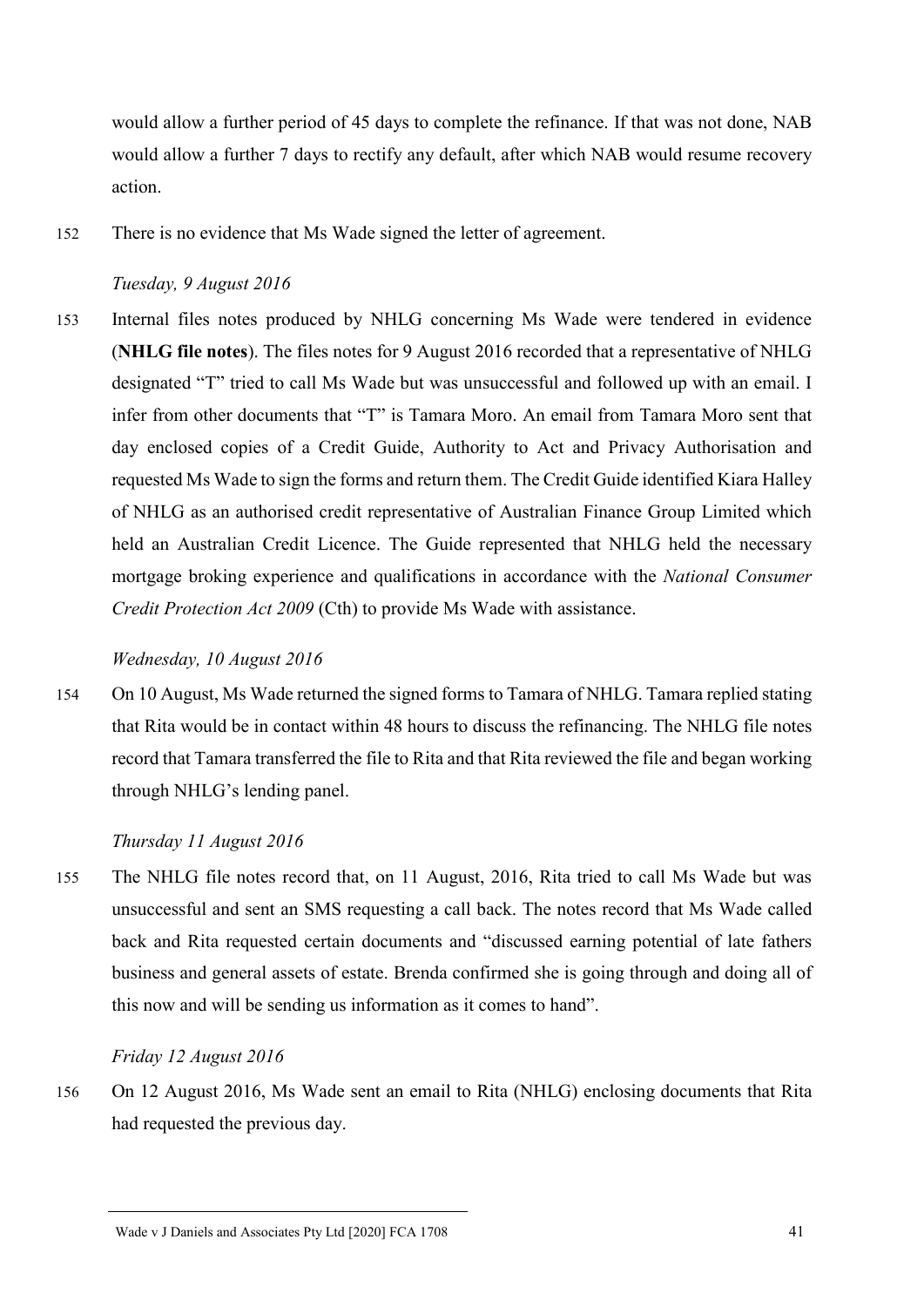would allow a further period of 45 days to complete the refinance. If that was not done, NAB would allow a further 7 days to rectify any default, after which NAB would resume recovery action.

152 There is no evidence that Ms Wade signed the letter of agreement.

*Tuesday, 9 August 2016*

153 Internal files notes produced by NHLG concerning Ms Wade were tendered in evidence (**NHLG file notes**). The files notes for 9 August 2016 recorded that a representative of NHLG designated "T" tried to call Ms Wade but was unsuccessful and followed up with an email. I infer from other documents that "T" is Tamara Moro. An email from Tamara Moro sent that day enclosed copies of a Credit Guide, Authority to Act and Privacy Authorisation and requested Ms Wade to sign the forms and return them. The Credit Guide identified Kiara Halley of NHLG as an authorised credit representative of Australian Finance Group Limited which held an Australian Credit Licence. The Guide represented that NHLG held the necessary mortgage broking experience and qualifications in accordance with the *National Consumer Credit Protection Act 2009* (Cth) to provide Ms Wade with assistance.

*Wednesday, 10 August 2016*

154 On 10 August, Ms Wade returned the signed forms to Tamara of NHLG. Tamara replied stating that Rita would be in contact within 48 hours to discuss the refinancing. The NHLG file notes record that Tamara transferred the file to Rita and that Rita reviewed the file and began working through NHLG's lending panel.

*Thursday 11 August 2016*

155 The NHLG file notes record that, on 11 August, 2016, Rita tried to call Ms Wade but was unsuccessful and sent an SMS requesting a call back. The notes record that Ms Wade called back and Rita requested certain documents and "discussed earning potential of late fathers business and general assets of estate. Brenda confirmed she is going through and doing all of this now and will be sending us information as it comes to hand".

*Friday 12 August 2016*

156 On 12 August 2016, Ms Wade sent an email to Rita (NHLG) enclosing documents that Rita had requested the previous day.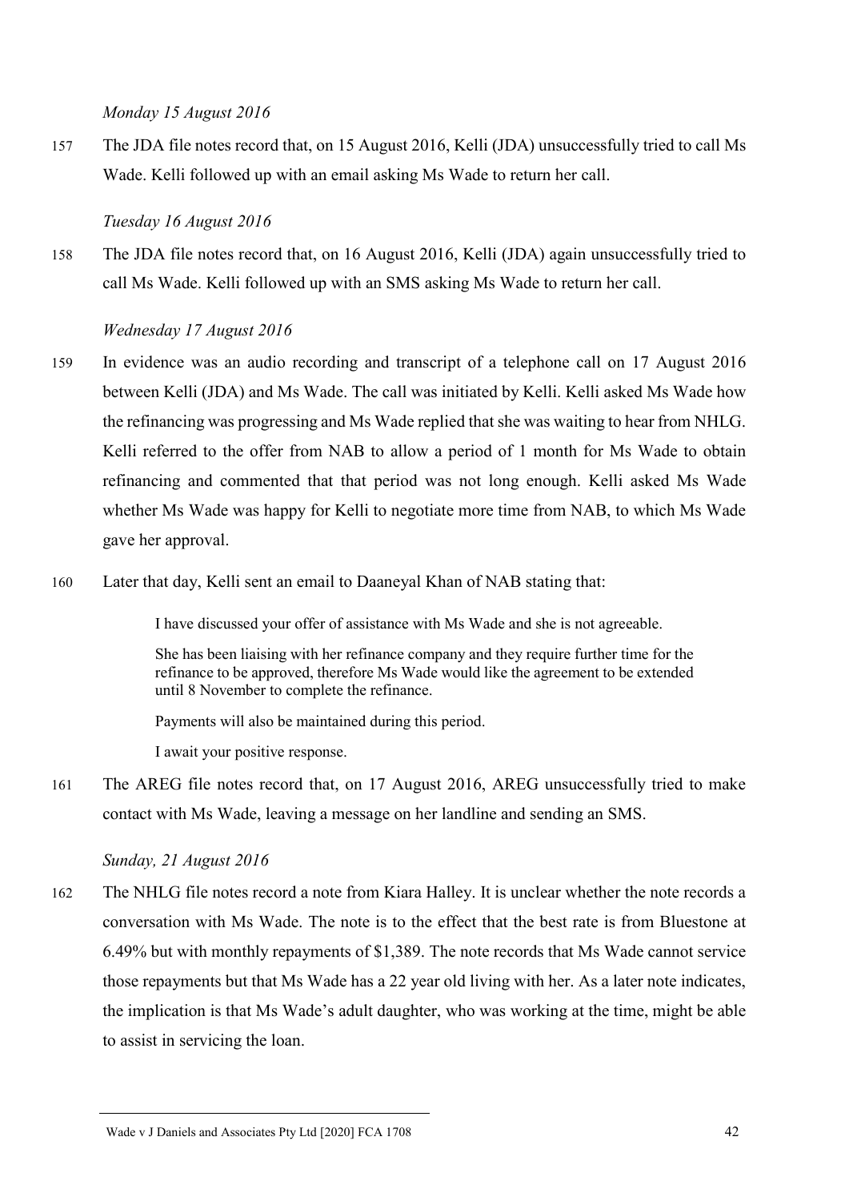*Monday 15 August 2016*

157 The JDA file notes record that, on 15 August 2016, Kelli (JDA) unsuccessfully tried to call Ms Wade. Kelli followed up with an email asking Ms Wade to return her call.

*Tuesday 16 August 2016*

158 The JDA file notes record that, on 16 August 2016, Kelli (JDA) again unsuccessfully tried to call Ms Wade. Kelli followed up with an SMS asking Ms Wade to return her call.

*Wednesday 17 August 2016*

159 In evidence was an audio recording and transcript of a telephone call on 17 August 2016 between Kelli (JDA) and Ms Wade. The call was initiated by Kelli. Kelli asked Ms Wade how the refinancing was progressing and Ms Wade replied that she was waiting to hear from NHLG. Kelli referred to the offer from NAB to allow a period of 1 month for Ms Wade to obtain refinancing and commented that that period was not long enough. Kelli asked Ms Wade whether Ms Wade was happy for Kelli to negotiate more time from NAB, to which Ms Wade gave her approval.

160 Later that day, Kelli sent an email to Daaneyal Khan of NAB stating that:

> I have discussed your offer of assistance with Ms Wade and she is not agreeable.
>
> She has been liaising with her refinance company and they require further time for the refinance to be approved, therefore Ms Wade would like the agreement to be extended until 8 November to complete the refinance.
>
> Payments will also be maintained during this period.
>
> I await your positive response.

161 The AREG file notes record that, on 17 August 2016, AREG unsuccessfully tried to make contact with Ms Wade, leaving a message on her landline and sending an SMS.

*Sunday, 21 August 2016*

162 The NHLG file notes record a note from Kiara Halley. It is unclear whether the note records a conversation with Ms Wade. The note is to the effect that the best rate is from Bluestone at 6.49% but with monthly repayments of $1,389. The note records that Ms Wade cannot service those repayments but that Ms Wade has a 22 year old living with her. As a later note indicates, the implication is that Ms Wade's adult daughter, who was working at the time, might be able to assist in servicing the loan.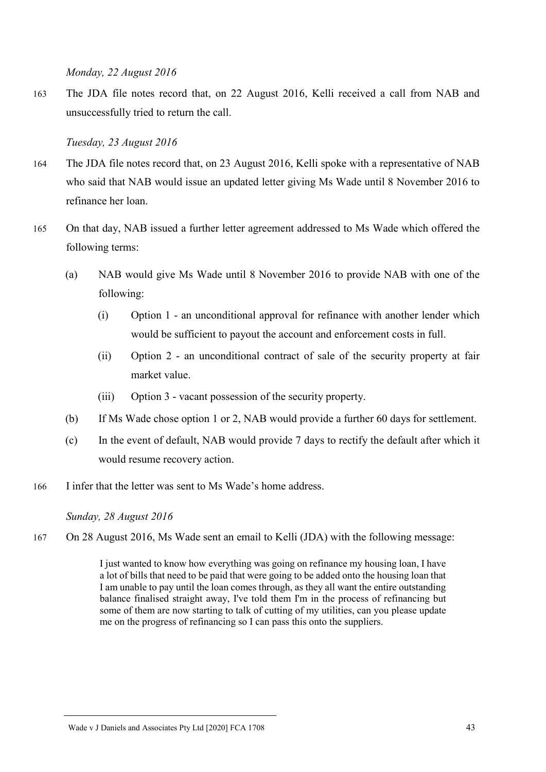*Monday, 22 August 2016*

163 The JDA file notes record that, on 22 August 2016, Kelli received a call from NAB and unsuccessfully tried to return the call.

*Tuesday, 23 August 2016*

164 The JDA file notes record that, on 23 August 2016, Kelli spoke with a representative of NAB who said that NAB would issue an updated letter giving Ms Wade until 8 November 2016 to refinance her loan.

165 On that day, NAB issued a further letter agreement addressed to Ms Wade which offered the following terms:

(a) NAB would give Ms Wade until 8 November 2016 to provide NAB with one of the following:

  (i) Option 1 - an unconditional approval for refinance with another lender which would be sufficient to payout the account and enforcement costs in full.

  (ii) Option 2 - an unconditional contract of sale of the security property at fair market value.

  (iii) Option 3 - vacant possession of the security property.

(b) If Ms Wade chose option 1 or 2, NAB would provide a further 60 days for settlement.

(c) In the event of default, NAB would provide 7 days to rectify the default after which it would resume recovery action.

166 I infer that the letter was sent to Ms Wade's home address.

*Sunday, 28 August 2016*

167 On 28 August 2016, Ms Wade sent an email to Kelli (JDA) with the following message:

> I just wanted to know how everything was going on refinance my housing loan, I have a lot of bills that need to be paid that were going to be added onto the housing loan that I am unable to pay until the loan comes through, as they all want the entire outstanding balance finalised straight away, I've told them I'm in the process of refinancing but some of them are now starting to talk of cutting of my utilities, can you please update me on the progress of refinancing so I can pass this onto the suppliers.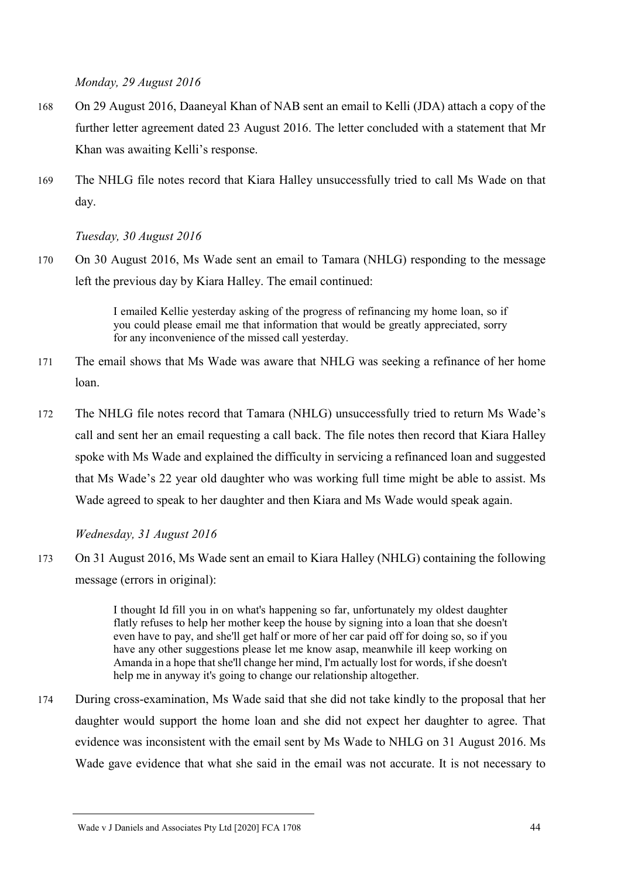*Monday, 29 August 2016*

168 On 29 August 2016, Daaneyal Khan of NAB sent an email to Kelli (JDA) attach a copy of the further letter agreement dated 23 August 2016. The letter concluded with a statement that Mr Khan was awaiting Kelli's response.

169 The NHLG file notes record that Kiara Halley unsuccessfully tried to call Ms Wade on that day.

*Tuesday, 30 August 2016*

170 On 30 August 2016, Ms Wade sent an email to Tamara (NHLG) responding to the message left the previous day by Kiara Halley. The email continued:

> I emailed Kellie yesterday asking of the progress of refinancing my home loan, so if you could please email me that information that would be greatly appreciated, sorry for any inconvenience of the missed call yesterday.

171 The email shows that Ms Wade was aware that NHLG was seeking a refinance of her home loan.

172 The NHLG file notes record that Tamara (NHLG) unsuccessfully tried to return Ms Wade's call and sent her an email requesting a call back. The file notes then record that Kiara Halley spoke with Ms Wade and explained the difficulty in servicing a refinanced loan and suggested that Ms Wade's 22 year old daughter who was working full time might be able to assist. Ms Wade agreed to speak to her daughter and then Kiara and Ms Wade would speak again.

*Wednesday, 31 August 2016*

173 On 31 August 2016, Ms Wade sent an email to Kiara Halley (NHLG) containing the following message (errors in original):

> I thought Id fill you in on what's happening so far, unfortunately my oldest daughter flatly refuses to help her mother keep the house by signing into a loan that she doesn't even have to pay, and she'll get half or more of her car paid off for doing so, so if you have any other suggestions please let me know asap, meanwhile ill keep working on Amanda in a hope that she'll change her mind, I'm actually lost for words, if she doesn't help me in anyway it's going to change our relationship altogether.

174 During cross-examination, Ms Wade said that she did not take kindly to the proposal that her daughter would support the home loan and she did not expect her daughter to agree. That evidence was inconsistent with the email sent by Ms Wade to NHLG on 31 August 2016. Ms Wade gave evidence that what she said in the email was not accurate. It is not necessary to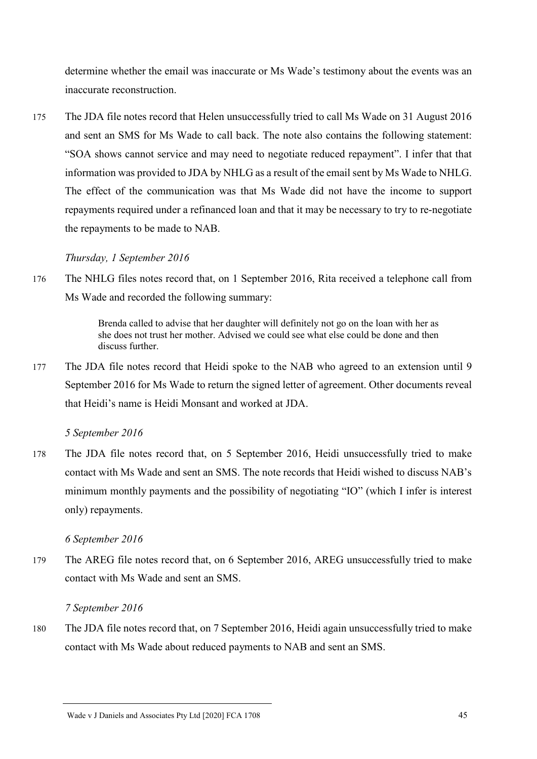determine whether the email was inaccurate or Ms Wade's testimony about the events was an inaccurate reconstruction.

175 The JDA file notes record that Helen unsuccessfully tried to call Ms Wade on 31 August 2016 and sent an SMS for Ms Wade to call back. The note also contains the following statement: "SOA shows cannot service and may need to negotiate reduced repayment". I infer that that information was provided to JDA by NHLG as a result of the email sent by Ms Wade to NHLG. The effect of the communication was that Ms Wade did not have the income to support repayments required under a refinanced loan and that it may be necessary to try to re-negotiate the repayments to be made to NAB.

*Thursday, 1 September 2016*

176 The NHLG files notes record that, on 1 September 2016, Rita received a telephone call from Ms Wade and recorded the following summary:

> Brenda called to advise that her daughter will definitely not go on the loan with her as she does not trust her mother. Advised we could see what else could be done and then discuss further.

177 The JDA file notes record that Heidi spoke to the NAB who agreed to an extension until 9 September 2016 for Ms Wade to return the signed letter of agreement. Other documents reveal that Heidi's name is Heidi Monsant and worked at JDA.

*5 September 2016*

178 The JDA file notes record that, on 5 September 2016, Heidi unsuccessfully tried to make contact with Ms Wade and sent an SMS. The note records that Heidi wished to discuss NAB's minimum monthly payments and the possibility of negotiating "IO" (which I infer is interest only) repayments.

*6 September 2016*

179 The AREG file notes record that, on 6 September 2016, AREG unsuccessfully tried to make contact with Ms Wade and sent an SMS.

*7 September 2016*

180 The JDA file notes record that, on 7 September 2016, Heidi again unsuccessfully tried to make contact with Ms Wade about reduced payments to NAB and sent an SMS.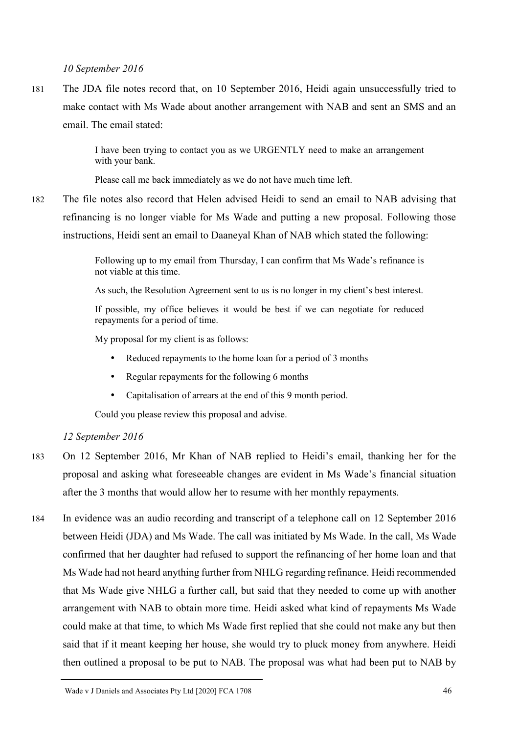*10 September 2016*

181 The JDA file notes record that, on 10 September 2016, Heidi again unsuccessfully tried to make contact with Ms Wade about another arrangement with NAB and sent an SMS and an email. The email stated:

> I have been trying to contact you as we URGENTLY need to make an arrangement with your bank.
>
> Please call me back immediately as we do not have much time left.

182 The file notes also record that Helen advised Heidi to send an email to NAB advising that refinancing is no longer viable for Ms Wade and putting a new proposal. Following those instructions, Heidi sent an email to Daaneyal Khan of NAB which stated the following:

> Following up to my email from Thursday, I can confirm that Ms Wade's refinance is not viable at this time.
>
> As such, the Resolution Agreement sent to us is no longer in my client's best interest.
>
> If possible, my office believes it would be best if we can negotiate for reduced repayments for a period of time.
>
> My proposal for my client is as follows:
>
> - Reduced repayments to the home loan for a period of 3 months
> - Regular repayments for the following 6 months
> - Capitalisation of arrears at the end of this 9 month period.
>
> Could you please review this proposal and advise.

*12 September 2016*

183 On 12 September 2016, Mr Khan of NAB replied to Heidi's email, thanking her for the proposal and asking what foreseeable changes are evident in Ms Wade's financial situation after the 3 months that would allow her to resume with her monthly repayments.

184 In evidence was an audio recording and transcript of a telephone call on 12 September 2016 between Heidi (JDA) and Ms Wade. The call was initiated by Ms Wade. In the call, Ms Wade confirmed that her daughter had refused to support the refinancing of her home loan and that Ms Wade had not heard anything further from NHLG regarding refinance. Heidi recommended that Ms Wade give NHLG a further call, but said that they needed to come up with another arrangement with NAB to obtain more time. Heidi asked what kind of repayments Ms Wade could make at that time, to which Ms Wade first replied that she could not make any but then said that if it meant keeping her house, she would try to pluck money from anywhere. Heidi then outlined a proposal to be put to NAB. The proposal was what had been put to NAB by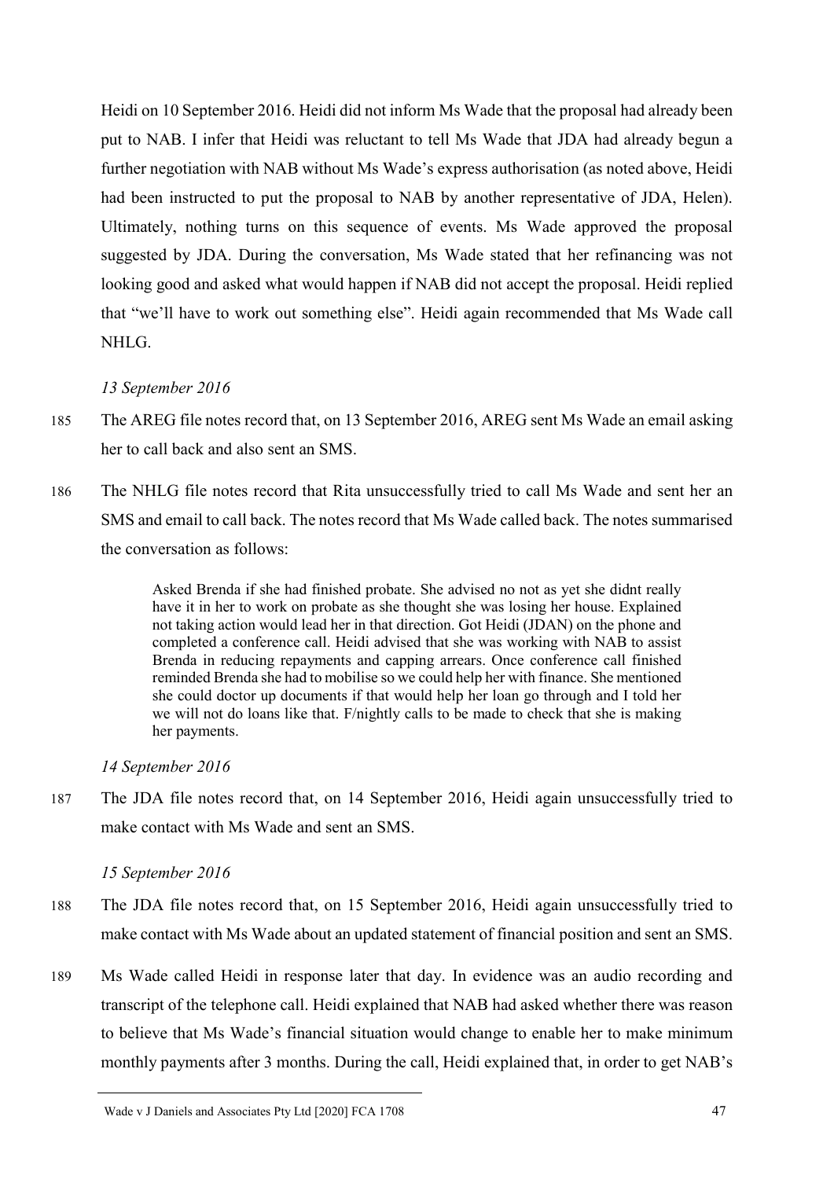Heidi on 10 September 2016. Heidi did not inform Ms Wade that the proposal had already been put to NAB. I infer that Heidi was reluctant to tell Ms Wade that JDA had already begun a further negotiation with NAB without Ms Wade's express authorisation (as noted above, Heidi had been instructed to put the proposal to NAB by another representative of JDA, Helen). Ultimately, nothing turns on this sequence of events. Ms Wade approved the proposal suggested by JDA. During the conversation, Ms Wade stated that her refinancing was not looking good and asked what would happen if NAB did not accept the proposal. Heidi replied that "we'll have to work out something else". Heidi again recommended that Ms Wade call NHLG.

*13 September 2016*

185 The AREG file notes record that, on 13 September 2016, AREG sent Ms Wade an email asking her to call back and also sent an SMS.

186 The NHLG file notes record that Rita unsuccessfully tried to call Ms Wade and sent her an SMS and email to call back. The notes record that Ms Wade called back. The notes summarised the conversation as follows:

> Asked Brenda if she had finished probate. She advised no not as yet she didnt really have it in her to work on probate as she thought she was losing her house. Explained not taking action would lead her in that direction. Got Heidi (JDAN) on the phone and completed a conference call. Heidi advised that she was working with NAB to assist Brenda in reducing repayments and capping arrears. Once conference call finished reminded Brenda she had to mobilise so we could help her with finance. She mentioned she could doctor up documents if that would help her loan go through and I told her we will not do loans like that. F/nightly calls to be made to check that she is making her payments.

*14 September 2016*

187 The JDA file notes record that, on 14 September 2016, Heidi again unsuccessfully tried to make contact with Ms Wade and sent an SMS.

*15 September 2016*

188 The JDA file notes record that, on 15 September 2016, Heidi again unsuccessfully tried to make contact with Ms Wade about an updated statement of financial position and sent an SMS.

189 Ms Wade called Heidi in response later that day. In evidence was an audio recording and transcript of the telephone call. Heidi explained that NAB had asked whether there was reason to believe that Ms Wade's financial situation would change to enable her to make minimum monthly payments after 3 months. During the call, Heidi explained that, in order to get NAB's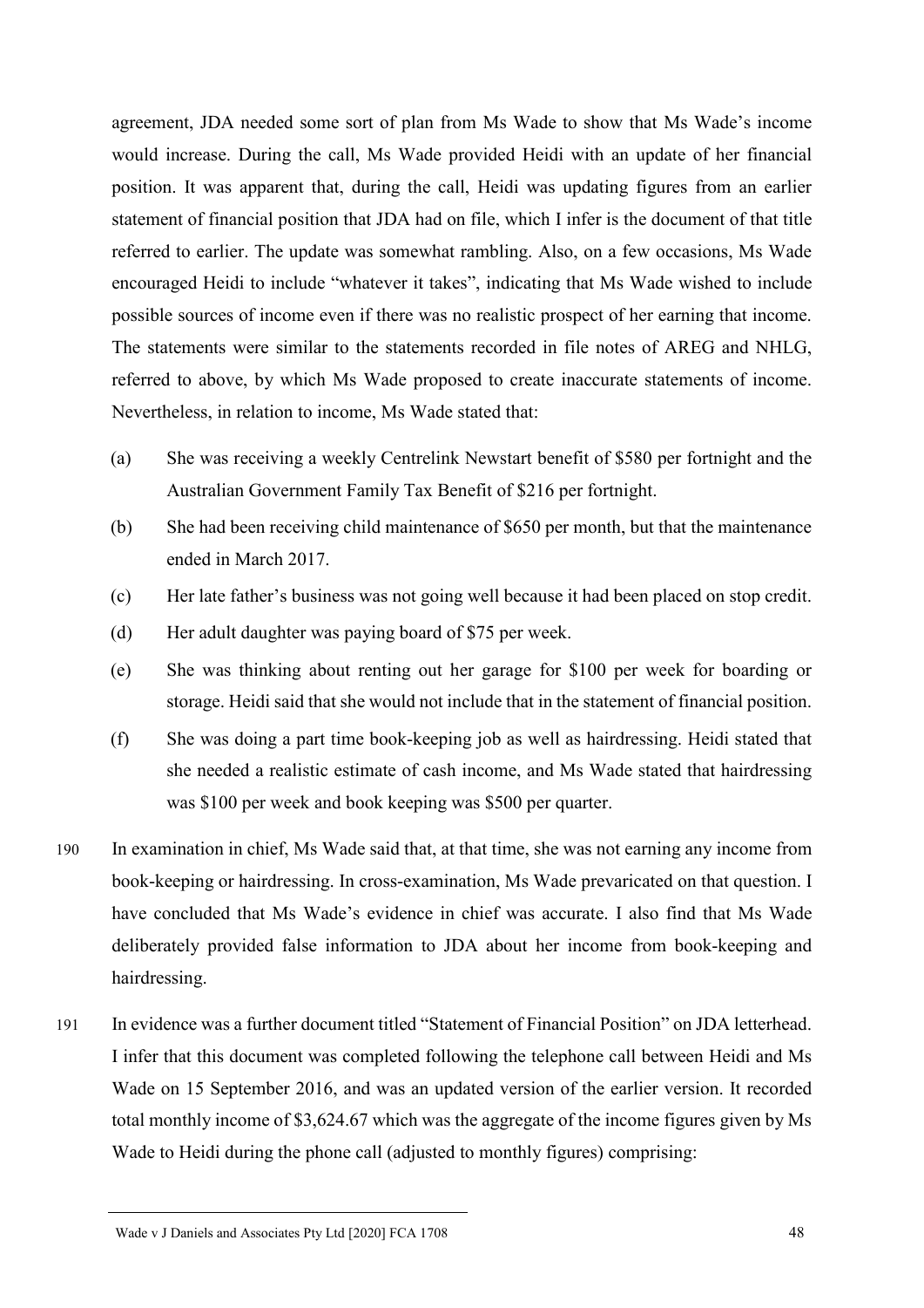agreement, JDA needed some sort of plan from Ms Wade to show that Ms Wade's income would increase. During the call, Ms Wade provided Heidi with an update of her financial position. It was apparent that, during the call, Heidi was updating figures from an earlier statement of financial position that JDA had on file, which I infer is the document of that title referred to earlier. The update was somewhat rambling. Also, on a few occasions, Ms Wade encouraged Heidi to include "whatever it takes", indicating that Ms Wade wished to include possible sources of income even if there was no realistic prospect of her earning that income. The statements were similar to the statements recorded in file notes of AREG and NHLG, referred to above, by which Ms Wade proposed to create inaccurate statements of income. Nevertheless, in relation to income, Ms Wade stated that:

(a) She was receiving a weekly Centrelink Newstart benefit of $580 per fortnight and the Australian Government Family Tax Benefit of $216 per fortnight.

(b) She had been receiving child maintenance of $650 per month, but that the maintenance ended in March 2017.

(c) Her late father's business was not going well because it had been placed on stop credit.

(d) Her adult daughter was paying board of $75 per week.

(e) She was thinking about renting out her garage for $100 per week for boarding or storage. Heidi said that she would not include that in the statement of financial position.

(f) She was doing a part time book-keeping job as well as hairdressing. Heidi stated that she needed a realistic estimate of cash income, and Ms Wade stated that hairdressing was $100 per week and book keeping was $500 per quarter.

190 In examination in chief, Ms Wade said that, at that time, she was not earning any income from book-keeping or hairdressing. In cross-examination, Ms Wade prevaricated on that question. I have concluded that Ms Wade's evidence in chief was accurate. I also find that Ms Wade deliberately provided false information to JDA about her income from book-keeping and hairdressing.

191 In evidence was a further document titled "Statement of Financial Position" on JDA letterhead. I infer that this document was completed following the telephone call between Heidi and Ms Wade on 15 September 2016, and was an updated version of the earlier version. It recorded total monthly income of $3,624.67 which was the aggregate of the income figures given by Ms Wade to Heidi during the phone call (adjusted to monthly figures) comprising: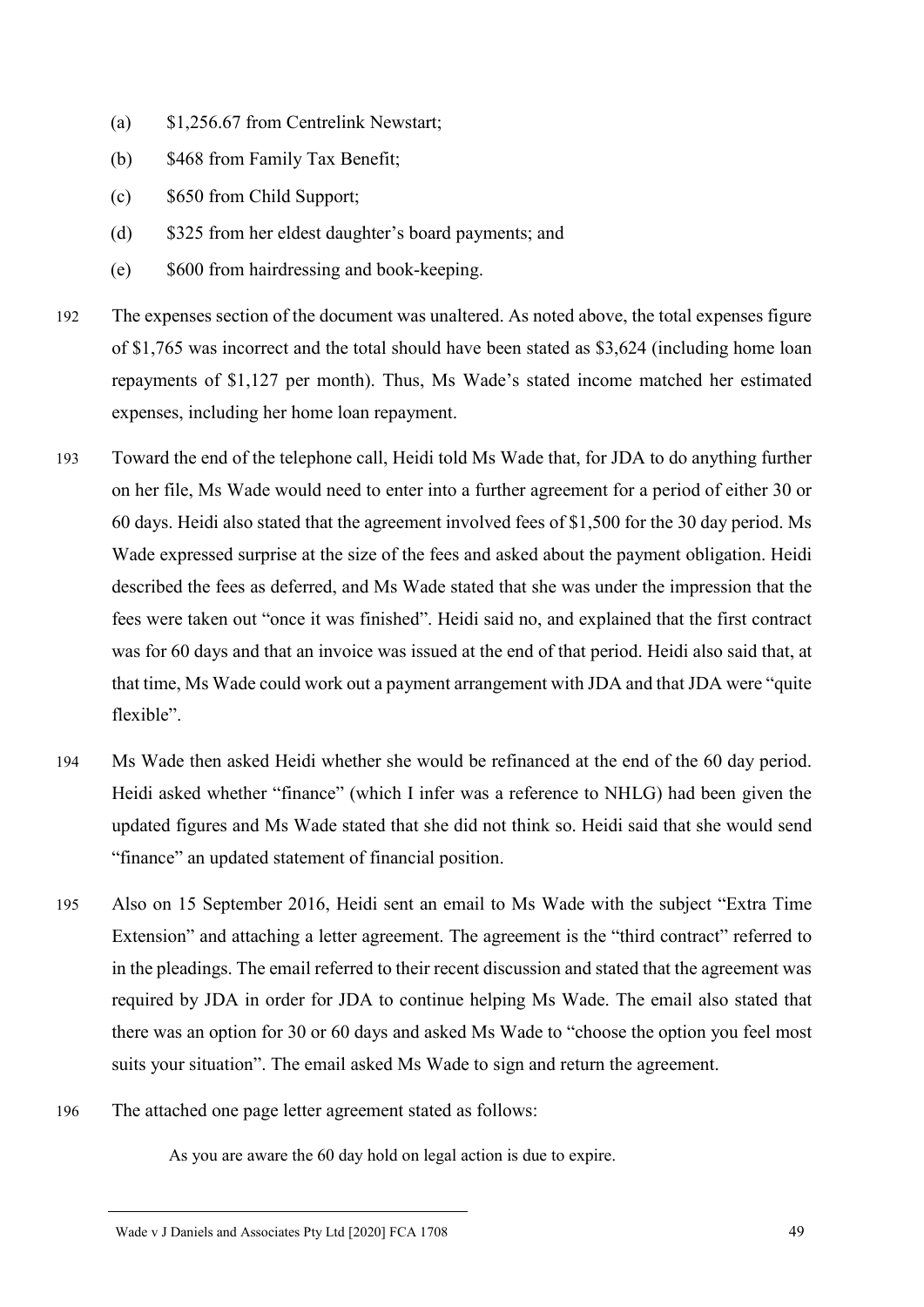(a) $1,256.67 from Centrelink Newstart;

(b) $468 from Family Tax Benefit;

(c) $650 from Child Support;

(d) $325 from her eldest daughter's board payments; and

(e) $600 from hairdressing and book-keeping.

192 The expenses section of the document was unaltered. As noted above, the total expenses figure of $1,765 was incorrect and the total should have been stated as $3,624 (including home loan repayments of $1,127 per month). Thus, Ms Wade's stated income matched her estimated expenses, including her home loan repayment.

193 Toward the end of the telephone call, Heidi told Ms Wade that, for JDA to do anything further on her file, Ms Wade would need to enter into a further agreement for a period of either 30 or 60 days. Heidi also stated that the agreement involved fees of $1,500 for the 30 day period. Ms Wade expressed surprise at the size of the fees and asked about the payment obligation. Heidi described the fees as deferred, and Ms Wade stated that she was under the impression that the fees were taken out "once it was finished". Heidi said no, and explained that the first contract was for 60 days and that an invoice was issued at the end of that period. Heidi also said that, at that time, Ms Wade could work out a payment arrangement with JDA and that JDA were "quite flexible".

194 Ms Wade then asked Heidi whether she would be refinanced at the end of the 60 day period. Heidi asked whether "finance" (which I infer was a reference to NHLG) had been given the updated figures and Ms Wade stated that she did not think so. Heidi said that she would send "finance" an updated statement of financial position.

195 Also on 15 September 2016, Heidi sent an email to Ms Wade with the subject "Extra Time Extension" and attaching a letter agreement. The agreement is the "third contract" referred to in the pleadings. The email referred to their recent discussion and stated that the agreement was required by JDA in order for JDA to continue helping Ms Wade. The email also stated that there was an option for 30 or 60 days and asked Ms Wade to "choose the option you feel most suits your situation". The email asked Ms Wade to sign and return the agreement.

196 The attached one page letter agreement stated as follows:

> As you are aware the 60 day hold on legal action is due to expire.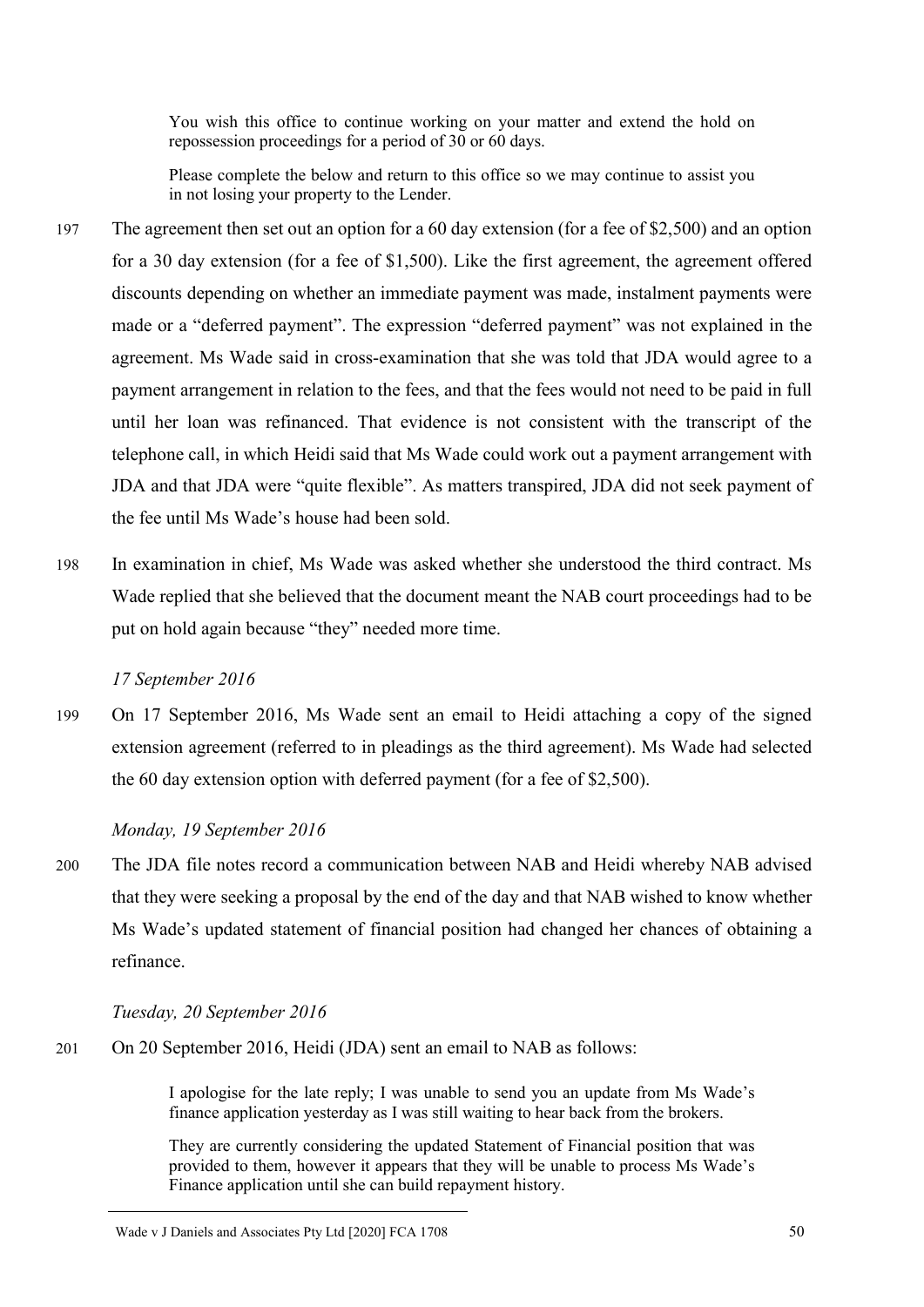> You wish this office to continue working on your matter and extend the hold on repossession proceedings for a period of 30 or 60 days.
>
> Please complete the below and return to this office so we may continue to assist you in not losing your property to the Lender.

197 The agreement then set out an option for a 60 day extension (for a fee of $2,500) and an option for a 30 day extension (for a fee of $1,500). Like the first agreement, the agreement offered discounts depending on whether an immediate payment was made, instalment payments were made or a "deferred payment". The expression "deferred payment" was not explained in the agreement. Ms Wade said in cross-examination that she was told that JDA would agree to a payment arrangement in relation to the fees, and that the fees would not need to be paid in full until her loan was refinanced. That evidence is not consistent with the transcript of the telephone call, in which Heidi said that Ms Wade could work out a payment arrangement with JDA and that JDA were "quite flexible". As matters transpired, JDA did not seek payment of the fee until Ms Wade's house had been sold.

198 In examination in chief, Ms Wade was asked whether she understood the third contract. Ms Wade replied that she believed that the document meant the NAB court proceedings had to be put on hold again because "they" needed more time.

*17 September 2016*

199 On 17 September 2016, Ms Wade sent an email to Heidi attaching a copy of the signed extension agreement (referred to in pleadings as the third agreement). Ms Wade had selected the 60 day extension option with deferred payment (for a fee of $2,500).

*Monday, 19 September 2016*

200 The JDA file notes record a communication between NAB and Heidi whereby NAB advised that they were seeking a proposal by the end of the day and that NAB wished to know whether Ms Wade's updated statement of financial position had changed her chances of obtaining a refinance.

*Tuesday, 20 September 2016*

201 On 20 September 2016, Heidi (JDA) sent an email to NAB as follows:

> I apologise for the late reply; I was unable to send you an update from Ms Wade's finance application yesterday as I was still waiting to hear back from the brokers.
>
> They are currently considering the updated Statement of Financial position that was provided to them, however it appears that they will be unable to process Ms Wade's Finance application until she can build repayment history.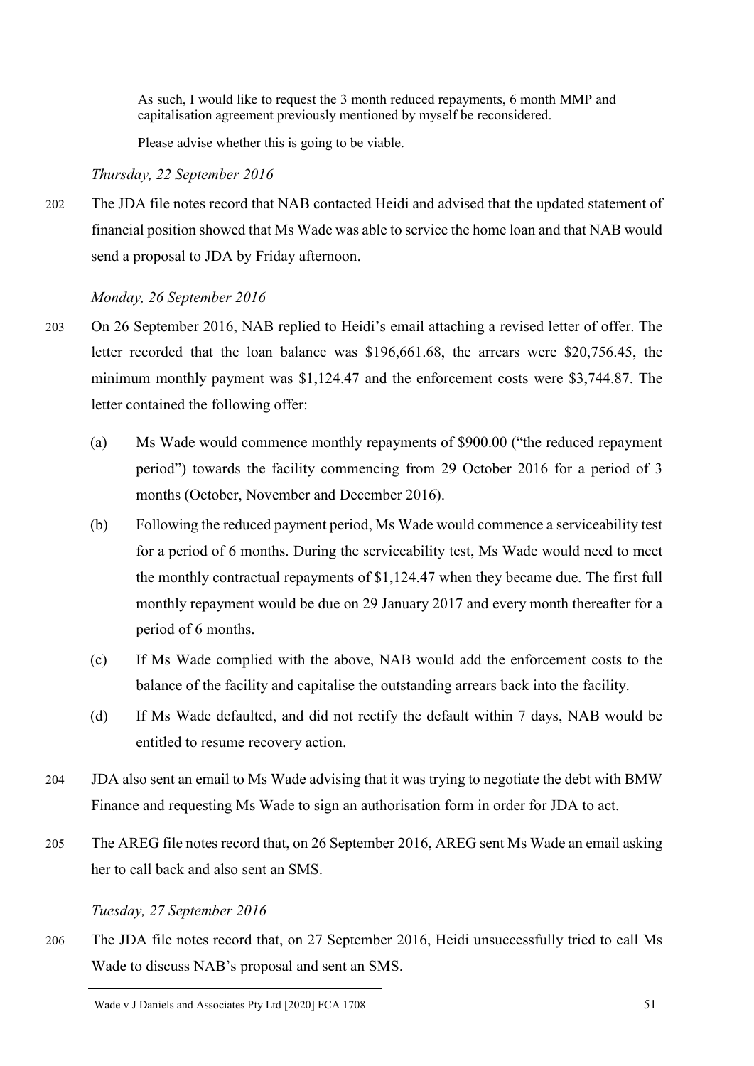> As such, I would like to request the 3 month reduced repayments, 6 month MMP and capitalisation agreement previously mentioned by myself be reconsidered.
>
> Please advise whether this is going to be viable.

*Thursday, 22 September 2016*

202 The JDA file notes record that NAB contacted Heidi and advised that the updated statement of financial position showed that Ms Wade was able to service the home loan and that NAB would send a proposal to JDA by Friday afternoon.

*Monday, 26 September 2016*

203 On 26 September 2016, NAB replied to Heidi's email attaching a revised letter of offer. The letter recorded that the loan balance was $196,661.68, the arrears were $20,756.45, the minimum monthly payment was $1,124.47 and the enforcement costs were $3,744.87. The letter contained the following offer:

(a) Ms Wade would commence monthly repayments of $900.00 ("the reduced repayment period") towards the facility commencing from 29 October 2016 for a period of 3 months (October, November and December 2016).

(b) Following the reduced payment period, Ms Wade would commence a serviceability test for a period of 6 months. During the serviceability test, Ms Wade would need to meet the monthly contractual repayments of $1,124.47 when they became due. The first full monthly repayment would be due on 29 January 2017 and every month thereafter for a period of 6 months.

(c) If Ms Wade complied with the above, NAB would add the enforcement costs to the balance of the facility and capitalise the outstanding arrears back into the facility.

(d) If Ms Wade defaulted, and did not rectify the default within 7 days, NAB would be entitled to resume recovery action.

204 JDA also sent an email to Ms Wade advising that it was trying to negotiate the debt with BMW Finance and requesting Ms Wade to sign an authorisation form in order for JDA to act.

205 The AREG file notes record that, on 26 September 2016, AREG sent Ms Wade an email asking her to call back and also sent an SMS.

*Tuesday, 27 September 2016*

206 The JDA file notes record that, on 27 September 2016, Heidi unsuccessfully tried to call Ms Wade to discuss NAB's proposal and sent an SMS.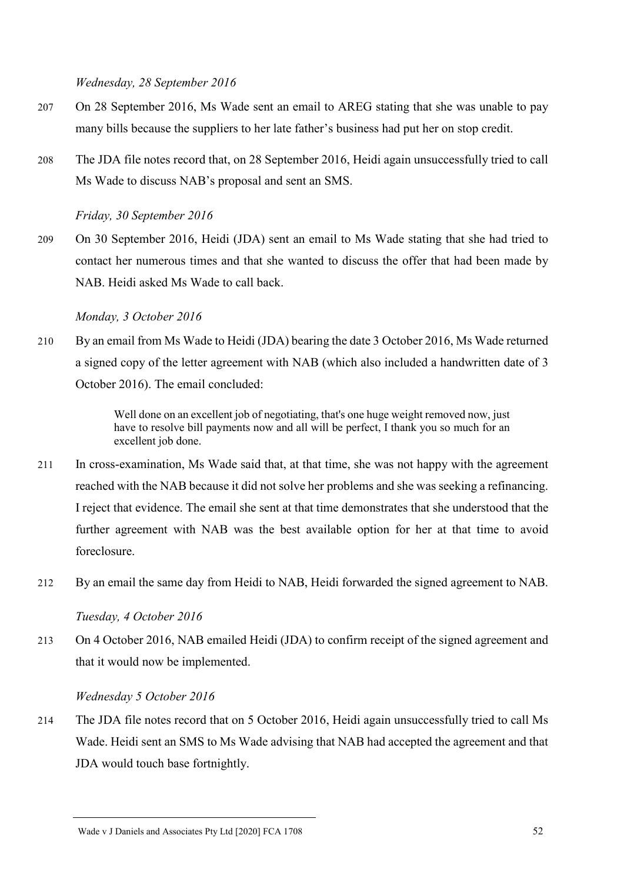*Wednesday, 28 September 2016*

207 On 28 September 2016, Ms Wade sent an email to AREG stating that she was unable to pay many bills because the suppliers to her late father's business had put her on stop credit.

208 The JDA file notes record that, on 28 September 2016, Heidi again unsuccessfully tried to call Ms Wade to discuss NAB's proposal and sent an SMS.

*Friday, 30 September 2016*

209 On 30 September 2016, Heidi (JDA) sent an email to Ms Wade stating that she had tried to contact her numerous times and that she wanted to discuss the offer that had been made by NAB. Heidi asked Ms Wade to call back.

*Monday, 3 October 2016*

210 By an email from Ms Wade to Heidi (JDA) bearing the date 3 October 2016, Ms Wade returned a signed copy of the letter agreement with NAB (which also included a handwritten date of 3 October 2016). The email concluded:

> Well done on an excellent job of negotiating, that's one huge weight removed now, just have to resolve bill payments now and all will be perfect, I thank you so much for an excellent job done.

211 In cross-examination, Ms Wade said that, at that time, she was not happy with the agreement reached with the NAB because it did not solve her problems and she was seeking a refinancing. I reject that evidence. The email she sent at that time demonstrates that she understood that the further agreement with NAB was the best available option for her at that time to avoid foreclosure.

212 By an email the same day from Heidi to NAB, Heidi forwarded the signed agreement to NAB.

*Tuesday, 4 October 2016*

213 On 4 October 2016, NAB emailed Heidi (JDA) to confirm receipt of the signed agreement and that it would now be implemented.

*Wednesday 5 October 2016*

214 The JDA file notes record that on 5 October 2016, Heidi again unsuccessfully tried to call Ms Wade. Heidi sent an SMS to Ms Wade advising that NAB had accepted the agreement and that JDA would touch base fortnightly.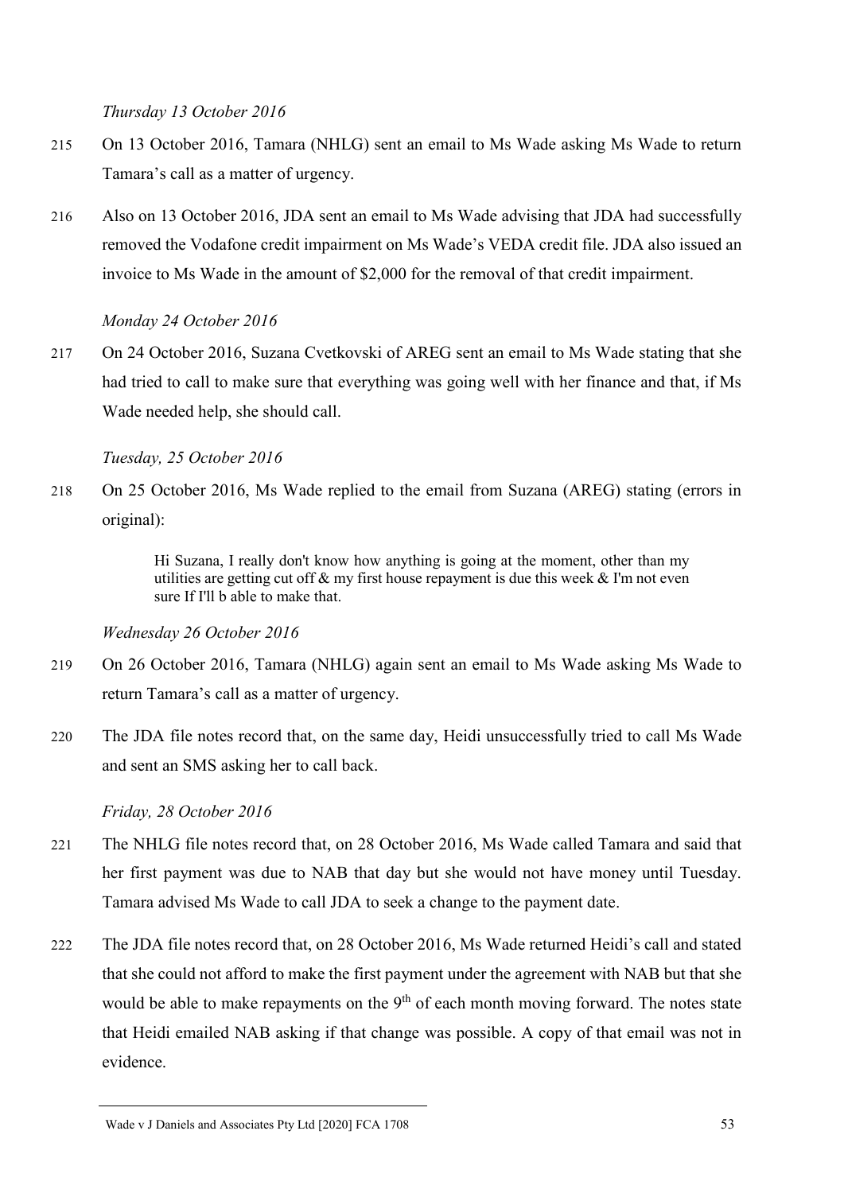*Thursday 13 October 2016*

215 On 13 October 2016, Tamara (NHLG) sent an email to Ms Wade asking Ms Wade to return Tamara's call as a matter of urgency.

216 Also on 13 October 2016, JDA sent an email to Ms Wade advising that JDA had successfully removed the Vodafone credit impairment on Ms Wade's VEDA credit file. JDA also issued an invoice to Ms Wade in the amount of $2,000 for the removal of that credit impairment.

*Monday 24 October 2016*

217 On 24 October 2016, Suzana Cvetkovski of AREG sent an email to Ms Wade stating that she had tried to call to make sure that everything was going well with her finance and that, if Ms Wade needed help, she should call.

*Tuesday, 25 October 2016*

218 On 25 October 2016, Ms Wade replied to the email from Suzana (AREG) stating (errors in original):

> Hi Suzana, I really don't know how anything is going at the moment, other than my utilities are getting cut off & my first house repayment is due this week & I'm not even sure If I'll b able to make that.

*Wednesday 26 October 2016*

219 On 26 October 2016, Tamara (NHLG) again sent an email to Ms Wade asking Ms Wade to return Tamara's call as a matter of urgency.

220 The JDA file notes record that, on the same day, Heidi unsuccessfully tried to call Ms Wade and sent an SMS asking her to call back.

*Friday, 28 October 2016*

221 The NHLG file notes record that, on 28 October 2016, Ms Wade called Tamara and said that her first payment was due to NAB that day but she would not have money until Tuesday. Tamara advised Ms Wade to call JDA to seek a change to the payment date.

222 The JDA file notes record that, on 28 October 2016, Ms Wade returned Heidi's call and stated that she could not afford to make the first payment under the agreement with NAB but that she would be able to make repayments on the 9th of each month moving forward. The notes state that Heidi emailed NAB asking if that change was possible. A copy of that email was not in evidence.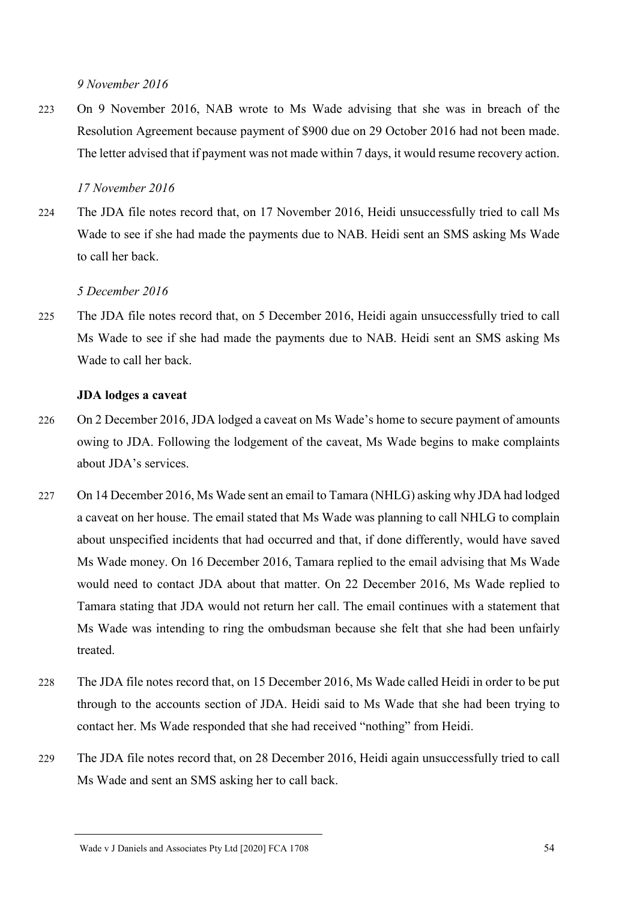*9 November 2016*

223 On 9 November 2016, NAB wrote to Ms Wade advising that she was in breach of the Resolution Agreement because payment of $900 due on 29 October 2016 had not been made. The letter advised that if payment was not made within 7 days, it would resume recovery action.

*17 November 2016*

224 The JDA file notes record that, on 17 November 2016, Heidi unsuccessfully tried to call Ms Wade to see if she had made the payments due to NAB. Heidi sent an SMS asking Ms Wade to call her back.

*5 December 2016*

225 The JDA file notes record that, on 5 December 2016, Heidi again unsuccessfully tried to call Ms Wade to see if she had made the payments due to NAB. Heidi sent an SMS asking Ms Wade to call her back.

**JDA lodges a caveat**

226 On 2 December 2016, JDA lodged a caveat on Ms Wade's home to secure payment of amounts owing to JDA. Following the lodgement of the caveat, Ms Wade begins to make complaints about JDA's services.

227 On 14 December 2016, Ms Wade sent an email to Tamara (NHLG) asking why JDA had lodged a caveat on her house. The email stated that Ms Wade was planning to call NHLG to complain about unspecified incidents that had occurred and that, if done differently, would have saved Ms Wade money. On 16 December 2016, Tamara replied to the email advising that Ms Wade would need to contact JDA about that matter. On 22 December 2016, Ms Wade replied to Tamara stating that JDA would not return her call. The email continues with a statement that Ms Wade was intending to ring the ombudsman because she felt that she had been unfairly treated.

228 The JDA file notes record that, on 15 December 2016, Ms Wade called Heidi in order to be put through to the accounts section of JDA. Heidi said to Ms Wade that she had been trying to contact her. Ms Wade responded that she had received "nothing" from Heidi.

229 The JDA file notes record that, on 28 December 2016, Heidi again unsuccessfully tried to call Ms Wade and sent an SMS asking her to call back.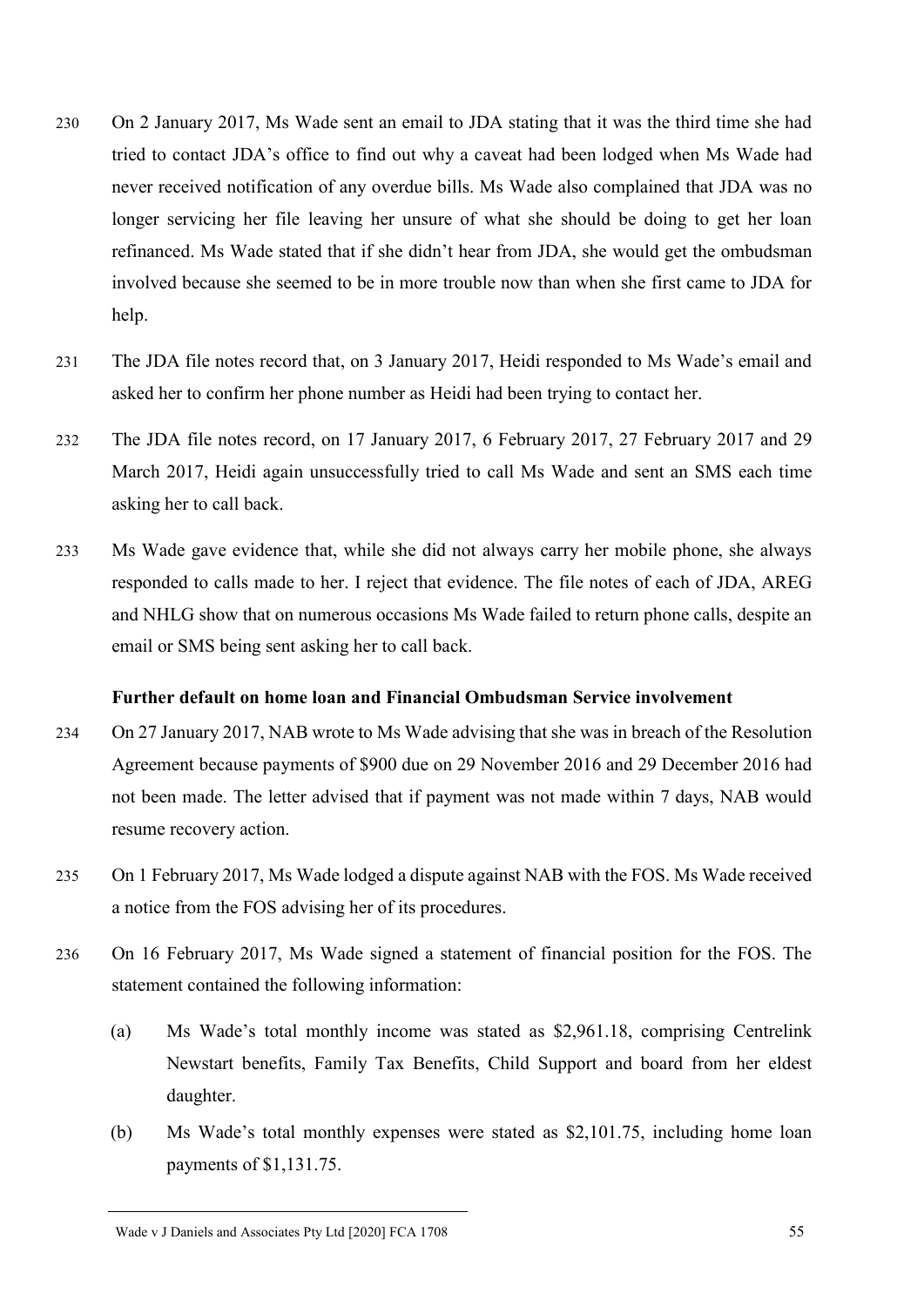230 On 2 January 2017, Ms Wade sent an email to JDA stating that it was the third time she had tried to contact JDA's office to find out why a caveat had been lodged when Ms Wade had never received notification of any overdue bills. Ms Wade also complained that JDA was no longer servicing her file leaving her unsure of what she should be doing to get her loan refinanced. Ms Wade stated that if she didn't hear from JDA, she would get the ombudsman involved because she seemed to be in more trouble now than when she first came to JDA for help.

231 The JDA file notes record that, on 3 January 2017, Heidi responded to Ms Wade's email and asked her to confirm her phone number as Heidi had been trying to contact her.

232 The JDA file notes record, on 17 January 2017, 6 February 2017, 27 February 2017 and 29 March 2017, Heidi again unsuccessfully tried to call Ms Wade and sent an SMS each time asking her to call back.

233 Ms Wade gave evidence that, while she did not always carry her mobile phone, she always responded to calls made to her. I reject that evidence. The file notes of each of JDA, AREG and NHLG show that on numerous occasions Ms Wade failed to return phone calls, despite an email or SMS being sent asking her to call back.

### Further default on home loan and Financial Ombudsman Service involvement

234 On 27 January 2017, NAB wrote to Ms Wade advising that she was in breach of the Resolution Agreement because payments of $900 due on 29 November 2016 and 29 December 2016 had not been made. The letter advised that if payment was not made within 7 days, NAB would resume recovery action.

235 On 1 February 2017, Ms Wade lodged a dispute against NAB with the FOS. Ms Wade received a notice from the FOS advising her of its procedures.

236 On 16 February 2017, Ms Wade signed a statement of financial position for the FOS. The statement contained the following information:

(a) Ms Wade's total monthly income was stated as $2,961.18, comprising Centrelink Newstart benefits, Family Tax Benefits, Child Support and board from her eldest daughter.

(b) Ms Wade's total monthly expenses were stated as $2,101.75, including home loan payments of $1,131.75.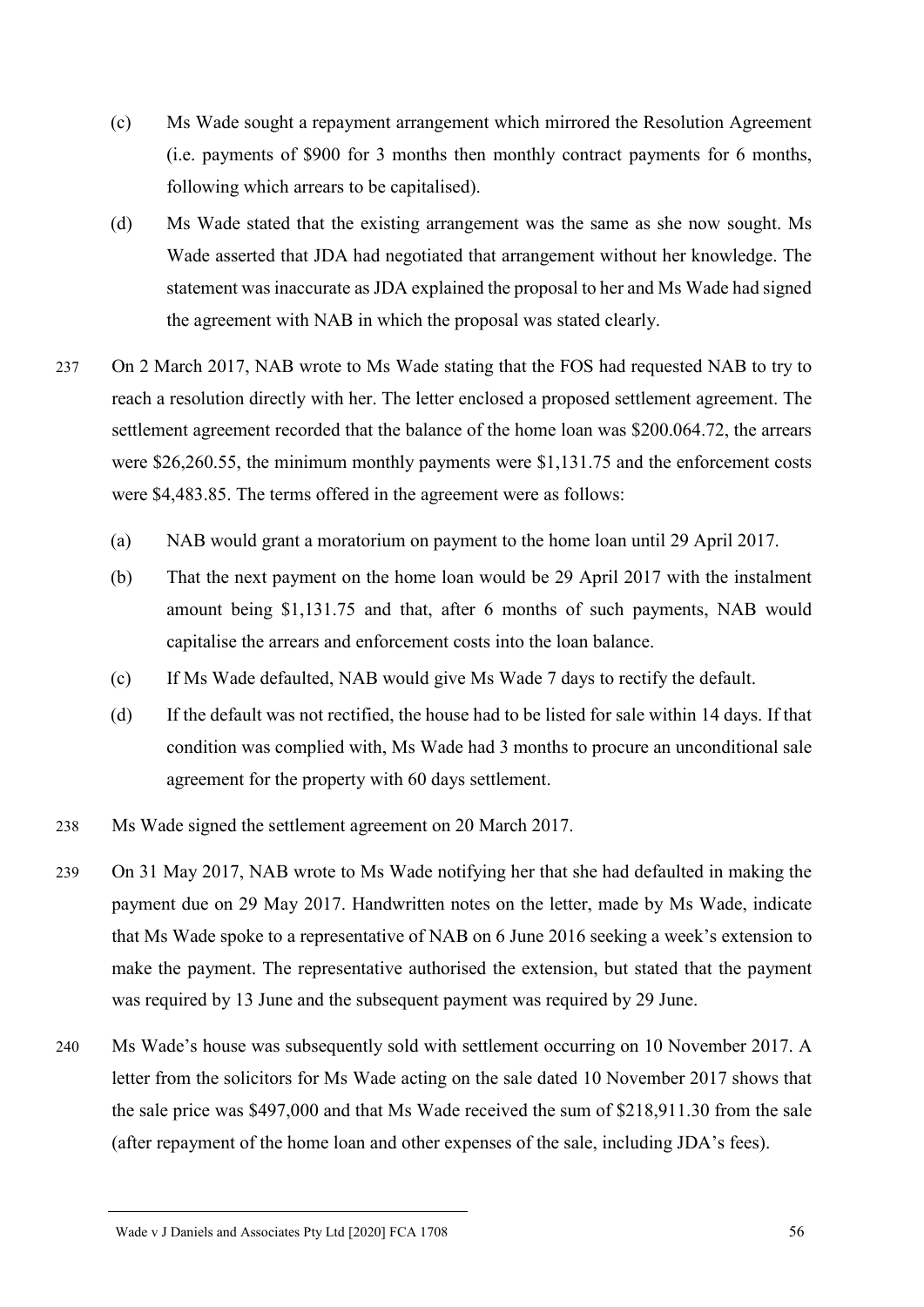(c) Ms Wade sought a repayment arrangement which mirrored the Resolution Agreement (i.e. payments of $900 for 3 months then monthly contract payments for 6 months, following which arrears to be capitalised).

(d) Ms Wade stated that the existing arrangement was the same as she now sought. Ms Wade asserted that JDA had negotiated that arrangement without her knowledge. The statement was inaccurate as JDA explained the proposal to her and Ms Wade had signed the agreement with NAB in which the proposal was stated clearly.

237 On 2 March 2017, NAB wrote to Ms Wade stating that the FOS had requested NAB to try to reach a resolution directly with her. The letter enclosed a proposed settlement agreement. The settlement agreement recorded that the balance of the home loan was $200.064.72, the arrears were $26,260.55, the minimum monthly payments were $1,131.75 and the enforcement costs were $4,483.85. The terms offered in the agreement were as follows:

(a) NAB would grant a moratorium on payment to the home loan until 29 April 2017.

(b) That the next payment on the home loan would be 29 April 2017 with the instalment amount being $1,131.75 and that, after 6 months of such payments, NAB would capitalise the arrears and enforcement costs into the loan balance.

(c) If Ms Wade defaulted, NAB would give Ms Wade 7 days to rectify the default.

(d) If the default was not rectified, the house had to be listed for sale within 14 days. If that condition was complied with, Ms Wade had 3 months to procure an unconditional sale agreement for the property with 60 days settlement.

238 Ms Wade signed the settlement agreement on 20 March 2017.

239 On 31 May 2017, NAB wrote to Ms Wade notifying her that she had defaulted in making the payment due on 29 May 2017. Handwritten notes on the letter, made by Ms Wade, indicate that Ms Wade spoke to a representative of NAB on 6 June 2016 seeking a week's extension to make the payment. The representative authorised the extension, but stated that the payment was required by 13 June and the subsequent payment was required by 29 June.

240 Ms Wade's house was subsequently sold with settlement occurring on 10 November 2017. A letter from the solicitors for Ms Wade acting on the sale dated 10 November 2017 shows that the sale price was $497,000 and that Ms Wade received the sum of $218,911.30 from the sale (after repayment of the home loan and other expenses of the sale, including JDA's fees).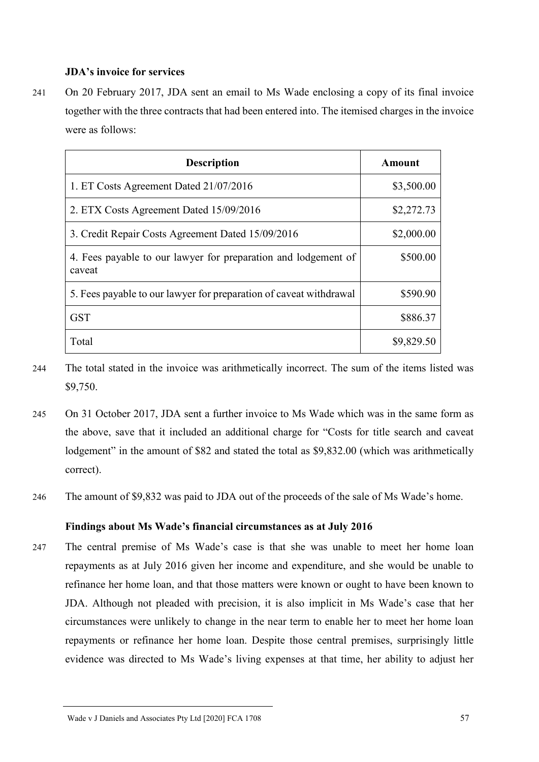**JDA's invoice for services**

241 On 20 February 2017, JDA sent an email to Ms Wade enclosing a copy of its final invoice together with the three contracts that had been entered into. The itemised charges in the invoice were as follows:

| Description | Amount |
| --- | --- |
| 1. ET Costs Agreement Dated 21/07/2016 | $3,500.00 |
| 2. ETX Costs Agreement Dated 15/09/2016 | $2,272.73 |
| 3. Credit Repair Costs Agreement Dated 15/09/2016 | $2,000.00 |
| 4. Fees payable to our lawyer for preparation and lodgement of caveat | $500.00 |
| 5. Fees payable to our lawyer for preparation of caveat withdrawal | $590.90 |
| GST | $886.37 |
| Total | $9,829.50 |

244 The total stated in the invoice was arithmetically incorrect. The sum of the items listed was $9,750.

245 On 31 October 2017, JDA sent a further invoice to Ms Wade which was in the same form as the above, save that it included an additional charge for "Costs for title search and caveat lodgement" in the amount of $82 and stated the total as $9,832.00 (which was arithmetically correct).

246 The amount of $9,832 was paid to JDA out of the proceeds of the sale of Ms Wade's home.

**Findings about Ms Wade's financial circumstances as at July 2016**

247 The central premise of Ms Wade's case is that she was unable to meet her home loan repayments as at July 2016 given her income and expenditure, and she would be unable to refinance her home loan, and that those matters were known or ought to have been known to JDA. Although not pleaded with precision, it is also implicit in Ms Wade's case that her circumstances were unlikely to change in the near term to enable her to meet her home loan repayments or refinance her home loan. Despite those central premises, surprisingly little evidence was directed to Ms Wade's living expenses at that time, her ability to adjust her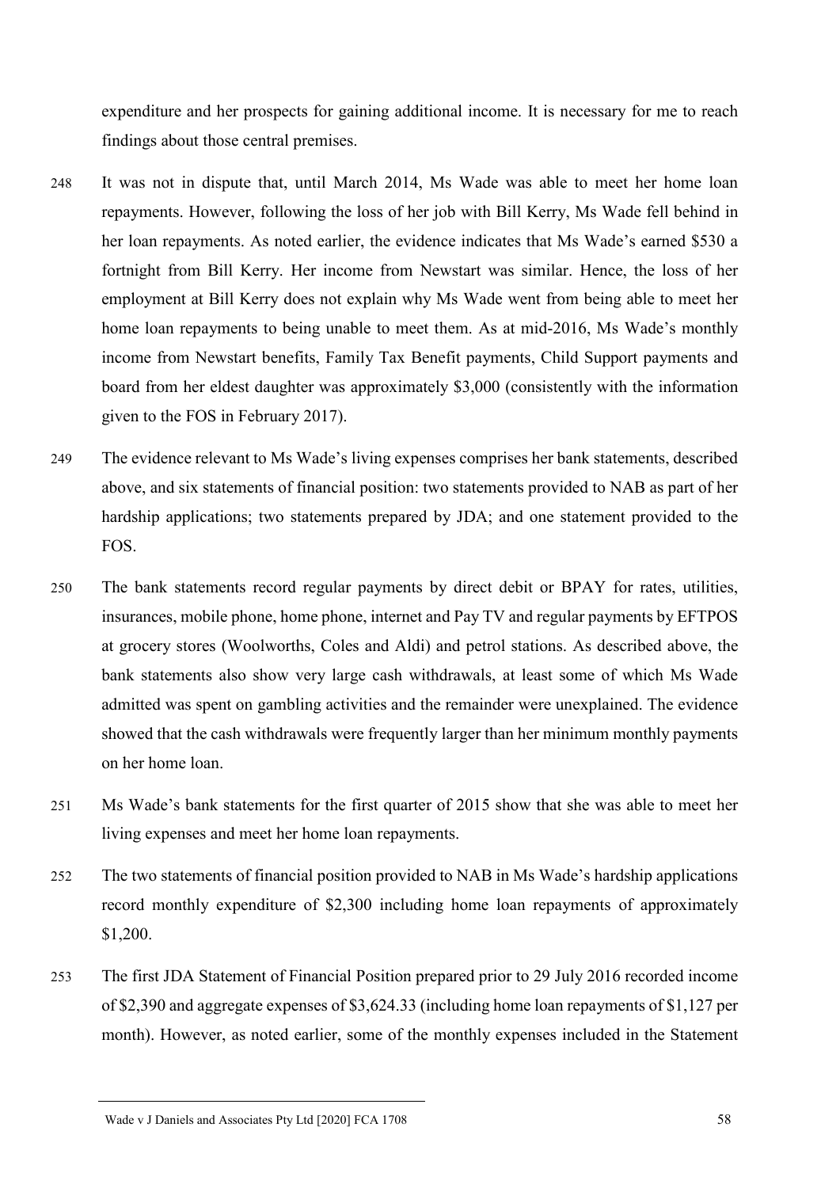expenditure and her prospects for gaining additional income. It is necessary for me to reach findings about those central premises.

248 It was not in dispute that, until March 2014, Ms Wade was able to meet her home loan repayments. However, following the loss of her job with Bill Kerry, Ms Wade fell behind in her loan repayments. As noted earlier, the evidence indicates that Ms Wade's earned $530 a fortnight from Bill Kerry. Her income from Newstart was similar. Hence, the loss of her employment at Bill Kerry does not explain why Ms Wade went from being able to meet her home loan repayments to being unable to meet them. As at mid-2016, Ms Wade's monthly income from Newstart benefits, Family Tax Benefit payments, Child Support payments and board from her eldest daughter was approximately $3,000 (consistently with the information given to the FOS in February 2017).

249 The evidence relevant to Ms Wade's living expenses comprises her bank statements, described above, and six statements of financial position: two statements provided to NAB as part of her hardship applications; two statements prepared by JDA; and one statement provided to the FOS.

250 The bank statements record regular payments by direct debit or BPAY for rates, utilities, insurances, mobile phone, home phone, internet and Pay TV and regular payments by EFTPOS at grocery stores (Woolworths, Coles and Aldi) and petrol stations. As described above, the bank statements also show very large cash withdrawals, at least some of which Ms Wade admitted was spent on gambling activities and the remainder were unexplained. The evidence showed that the cash withdrawals were frequently larger than her minimum monthly payments on her home loan.

251 Ms Wade's bank statements for the first quarter of 2015 show that she was able to meet her living expenses and meet her home loan repayments.

252 The two statements of financial position provided to NAB in Ms Wade's hardship applications record monthly expenditure of $2,300 including home loan repayments of approximately $1,200.

253 The first JDA Statement of Financial Position prepared prior to 29 July 2016 recorded income of $2,390 and aggregate expenses of $3,624.33 (including home loan repayments of $1,127 per month). However, as noted earlier, some of the monthly expenses included in the Statement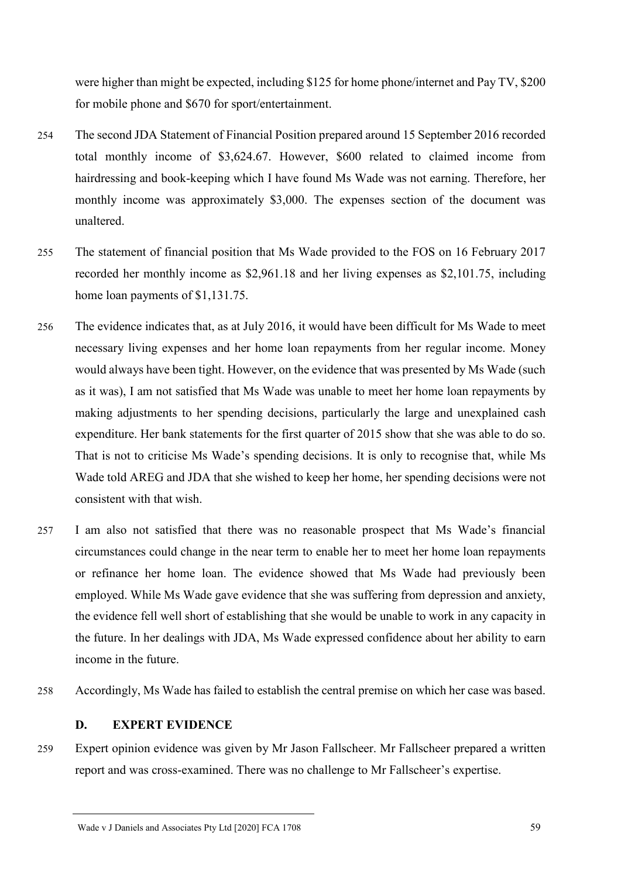were higher than might be expected, including $125 for home phone/internet and Pay TV, $200 for mobile phone and $670 for sport/entertainment.

254 The second JDA Statement of Financial Position prepared around 15 September 2016 recorded total monthly income of $3,624.67. However, $600 related to claimed income from hairdressing and book-keeping which I have found Ms Wade was not earning. Therefore, her monthly income was approximately $3,000. The expenses section of the document was unaltered.

255 The statement of financial position that Ms Wade provided to the FOS on 16 February 2017 recorded her monthly income as $2,961.18 and her living expenses as $2,101.75, including home loan payments of $1,131.75.

256 The evidence indicates that, as at July 2016, it would have been difficult for Ms Wade to meet necessary living expenses and her home loan repayments from her regular income. Money would always have been tight. However, on the evidence that was presented by Ms Wade (such as it was), I am not satisfied that Ms Wade was unable to meet her home loan repayments by making adjustments to her spending decisions, particularly the large and unexplained cash expenditure. Her bank statements for the first quarter of 2015 show that she was able to do so. That is not to criticise Ms Wade's spending decisions. It is only to recognise that, while Ms Wade told AREG and JDA that she wished to keep her home, her spending decisions were not consistent with that wish.

257 I am also not satisfied that there was no reasonable prospect that Ms Wade's financial circumstances could change in the near term to enable her to meet her home loan repayments or refinance her home loan. The evidence showed that Ms Wade had previously been employed. While Ms Wade gave evidence that she was suffering from depression and anxiety, the evidence fell well short of establishing that she would be unable to work in any capacity in the future. In her dealings with JDA, Ms Wade expressed confidence about her ability to earn income in the future.

258 Accordingly, Ms Wade has failed to establish the central premise on which her case was based.

## D. EXPERT EVIDENCE

259 Expert opinion evidence was given by Mr Jason Fallscheer. Mr Fallscheer prepared a written report and was cross-examined. There was no challenge to Mr Fallscheer's expertise.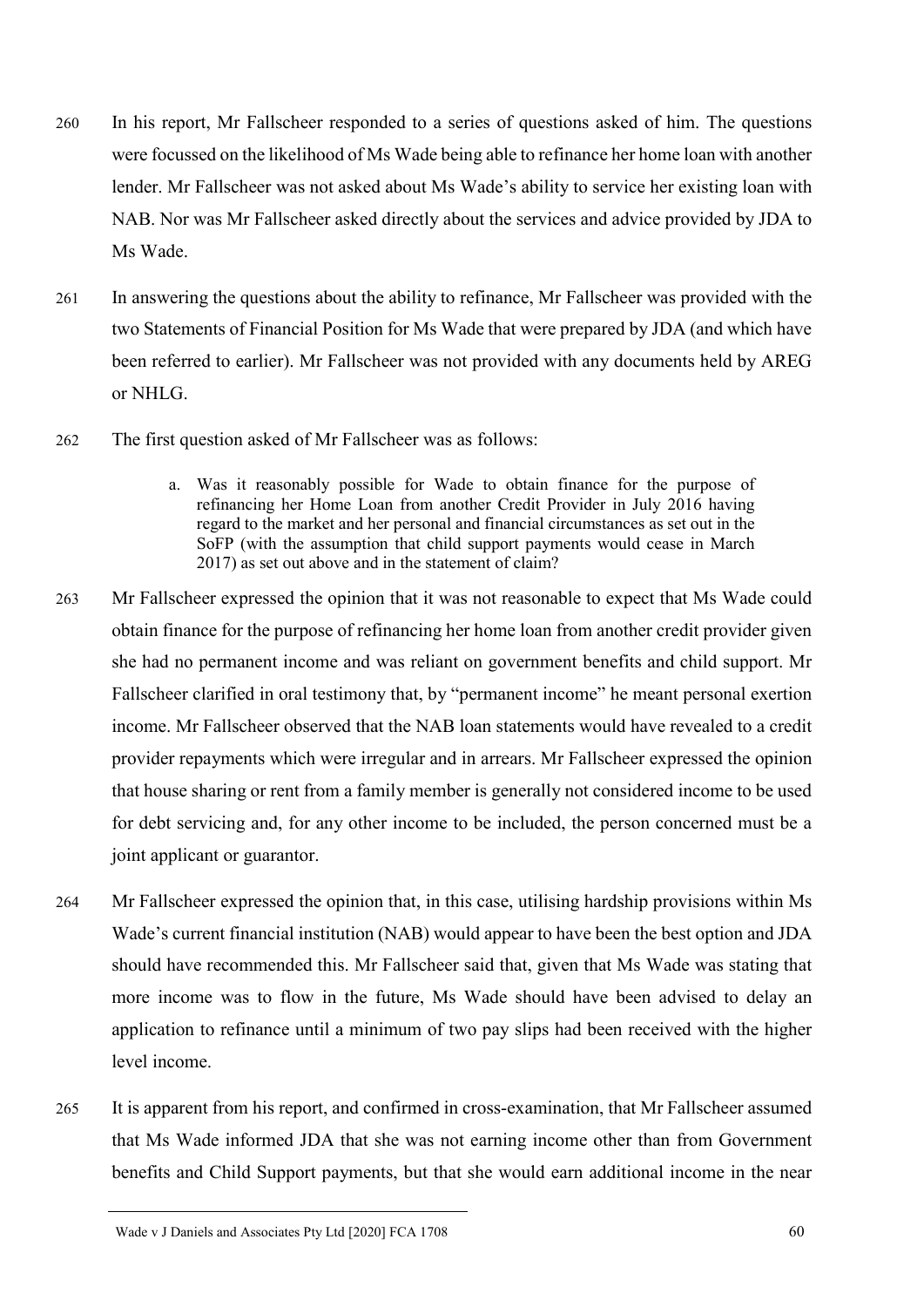260 In his report, Mr Fallscheer responded to a series of questions asked of him. The questions were focussed on the likelihood of Ms Wade being able to refinance her home loan with another lender. Mr Fallscheer was not asked about Ms Wade's ability to service her existing loan with NAB. Nor was Mr Fallscheer asked directly about the services and advice provided by JDA to Ms Wade.

261 In answering the questions about the ability to refinance, Mr Fallscheer was provided with the two Statements of Financial Position for Ms Wade that were prepared by JDA (and which have been referred to earlier). Mr Fallscheer was not provided with any documents held by AREG or NHLG.

262 The first question asked of Mr Fallscheer was as follows:

> a. Was it reasonably possible for Wade to obtain finance for the purpose of refinancing her Home Loan from another Credit Provider in July 2016 having regard to the market and her personal and financial circumstances as set out in the SoFP (with the assumption that child support payments would cease in March 2017) as set out above and in the statement of claim?

263 Mr Fallscheer expressed the opinion that it was not reasonable to expect that Ms Wade could obtain finance for the purpose of refinancing her home loan from another credit provider given she had no permanent income and was reliant on government benefits and child support. Mr Fallscheer clarified in oral testimony that, by "permanent income" he meant personal exertion income. Mr Fallscheer observed that the NAB loan statements would have revealed to a credit provider repayments which were irregular and in arrears. Mr Fallscheer expressed the opinion that house sharing or rent from a family member is generally not considered income to be used for debt servicing and, for any other income to be included, the person concerned must be a joint applicant or guarantor.

264 Mr Fallscheer expressed the opinion that, in this case, utilising hardship provisions within Ms Wade's current financial institution (NAB) would appear to have been the best option and JDA should have recommended this. Mr Fallscheer said that, given that Ms Wade was stating that more income was to flow in the future, Ms Wade should have been advised to delay an application to refinance until a minimum of two pay slips had been received with the higher level income.

265 It is apparent from his report, and confirmed in cross-examination, that Mr Fallscheer assumed that Ms Wade informed JDA that she was not earning income other than from Government benefits and Child Support payments, but that she would earn additional income in the near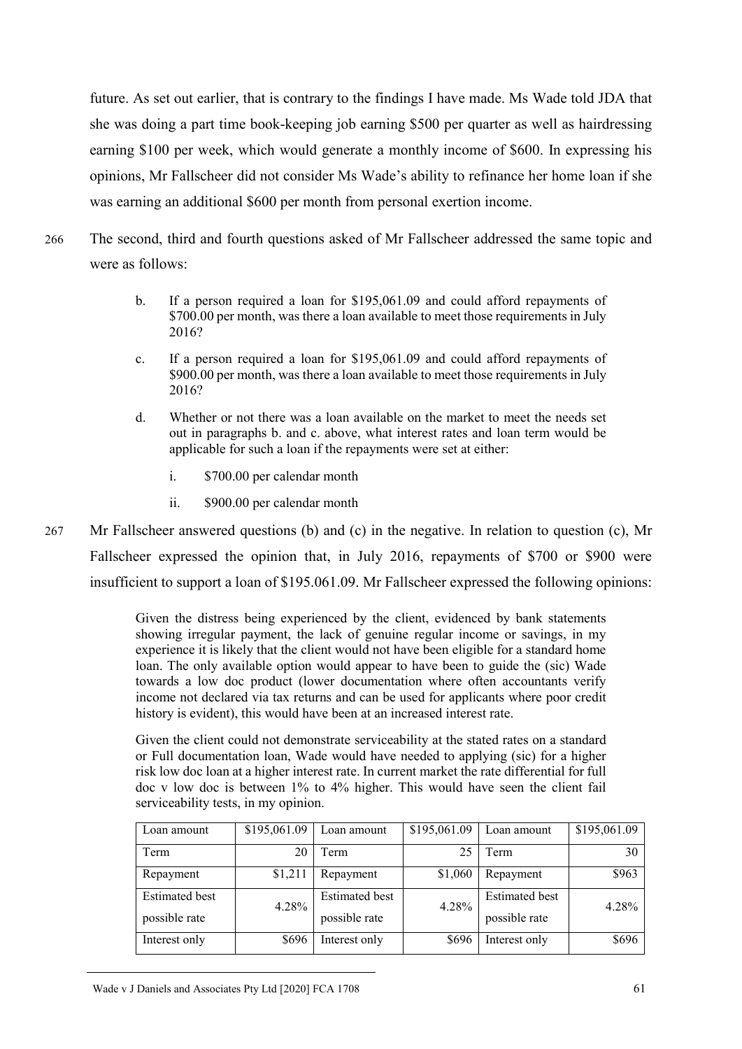future. As set out earlier, that is contrary to the findings I have made. Ms Wade told JDA that she was doing a part time book-keeping job earning $500 per quarter as well as hairdressing earning $100 per week, which would generate a monthly income of $600. In expressing his opinions, Mr Fallscheer did not consider Ms Wade's ability to refinance her home loan if she was earning an additional $600 per month from personal exertion income.

266 The second, third and fourth questions asked of Mr Fallscheer addressed the same topic and were as follows:

> b. If a person required a loan for $195,061.09 and could afford repayments of $700.00 per month, was there a loan available to meet those requirements in July 2016?
>
> c. If a person required a loan for $195,061.09 and could afford repayments of $900.00 per month, was there a loan available to meet those requirements in July 2016?
>
> d. Whether or not there was a loan available on the market to meet the needs set out in paragraphs b. and c. above, what interest rates and loan term would be applicable for such a loan if the repayments were set at either:
>
> i. $700.00 per calendar month
>
> ii. $900.00 per calendar month

267 Mr Fallscheer answered questions (b) and (c) in the negative. In relation to question (c), Mr Fallscheer expressed the opinion that, in July 2016, repayments of $700 or $900 were insufficient to support a loan of $195.061.09. Mr Fallscheer expressed the following opinions:

> Given the distress being experienced by the client, evidenced by bank statements showing irregular payment, the lack of genuine regular income or savings, in my experience it is likely that the client would not have been eligible for a standard home loan. The only available option would appear to have been to guide the (sic) Wade towards a low doc product (lower documentation where often accountants verify income not declared via tax returns and can be used for applicants where poor credit history is evident), this would have been at an increased interest rate.
>
> Given the client could not demonstrate serviceability at the stated rates on a standard or Full documentation loan, Wade would have needed to applying (sic) for a higher risk low doc loan at a higher interest rate. In current market the rate differential for full doc v low doc is between 1% to 4% higher. This would have seen the client fail serviceability tests, in my opinion.

| Loan amount | $195,061.09 | Loan amount | $195,061.09 | Loan amount | $195,061.09 |
|---|---|---|---|---|---|
| Term | 20 | Term | 25 | Term | 30 |
| Repayment | $1,211 | Repayment | $1,060 | Repayment | $963 |
| Estimated best possible rate | 4.28% | Estimated best possible rate | 4.28% | Estimated best possible rate | 4.28% |
| Interest only | $696 | Interest only | $696 | Interest only | $696 |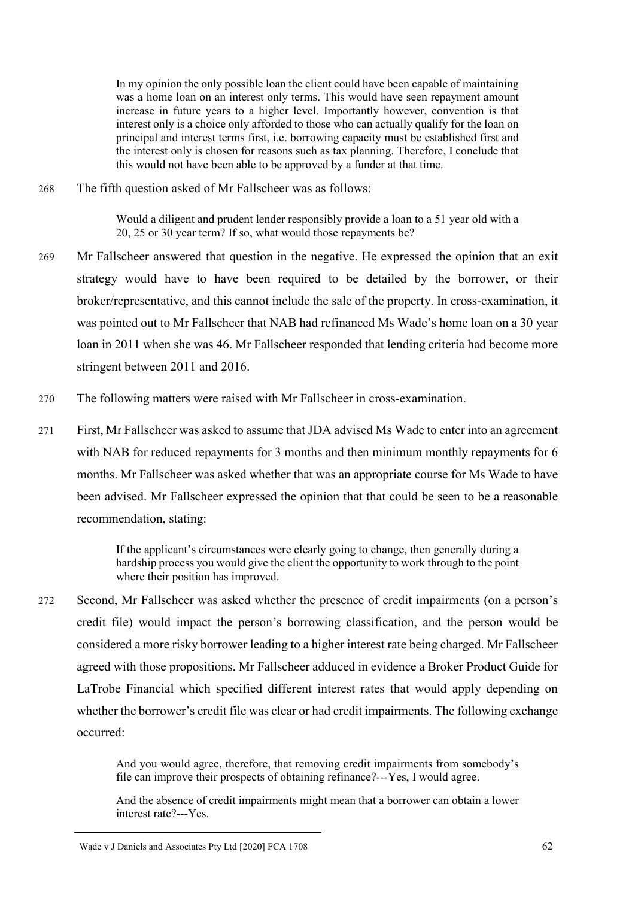> In my opinion the only possible loan the client could have been capable of maintaining was a home loan on an interest only terms. This would have seen repayment amount increase in future years to a higher level. Importantly however, convention is that interest only is a choice only afforded to those who can actually qualify for the loan on principal and interest terms first, i.e. borrowing capacity must be established first and the interest only is chosen for reasons such as tax planning. Therefore, I conclude that this would not have been able to be approved by a funder at that time.

268 The fifth question asked of Mr Fallscheer was as follows:

> Would a diligent and prudent lender responsibly provide a loan to a 51 year old with a 20, 25 or 30 year term? If so, what would those repayments be?

269 Mr Fallscheer answered that question in the negative. He expressed the opinion that an exit strategy would have to have been required to be detailed by the borrower, or their broker/representative, and this cannot include the sale of the property. In cross-examination, it was pointed out to Mr Fallscheer that NAB had refinanced Ms Wade's home loan on a 30 year loan in 2011 when she was 46. Mr Fallscheer responded that lending criteria had become more stringent between 2011 and 2016.

270 The following matters were raised with Mr Fallscheer in cross-examination.

271 First, Mr Fallscheer was asked to assume that JDA advised Ms Wade to enter into an agreement with NAB for reduced repayments for 3 months and then minimum monthly repayments for 6 months. Mr Fallscheer was asked whether that was an appropriate course for Ms Wade to have been advised. Mr Fallscheer expressed the opinion that that could be seen to be a reasonable recommendation, stating:

> If the applicant's circumstances were clearly going to change, then generally during a hardship process you would give the client the opportunity to work through to the point where their position has improved.

272 Second, Mr Fallscheer was asked whether the presence of credit impairments (on a person's credit file) would impact the person's borrowing classification, and the person would be considered a more risky borrower leading to a higher interest rate being charged. Mr Fallscheer agreed with those propositions. Mr Fallscheer adduced in evidence a Broker Product Guide for LaTrobe Financial which specified different interest rates that would apply depending on whether the borrower's credit file was clear or had credit impairments. The following exchange occurred:

> And you would agree, therefore, that removing credit impairments from somebody's file can improve their prospects of obtaining refinance?---Yes, I would agree.
>
> And the absence of credit impairments might mean that a borrower can obtain a lower interest rate?---Yes.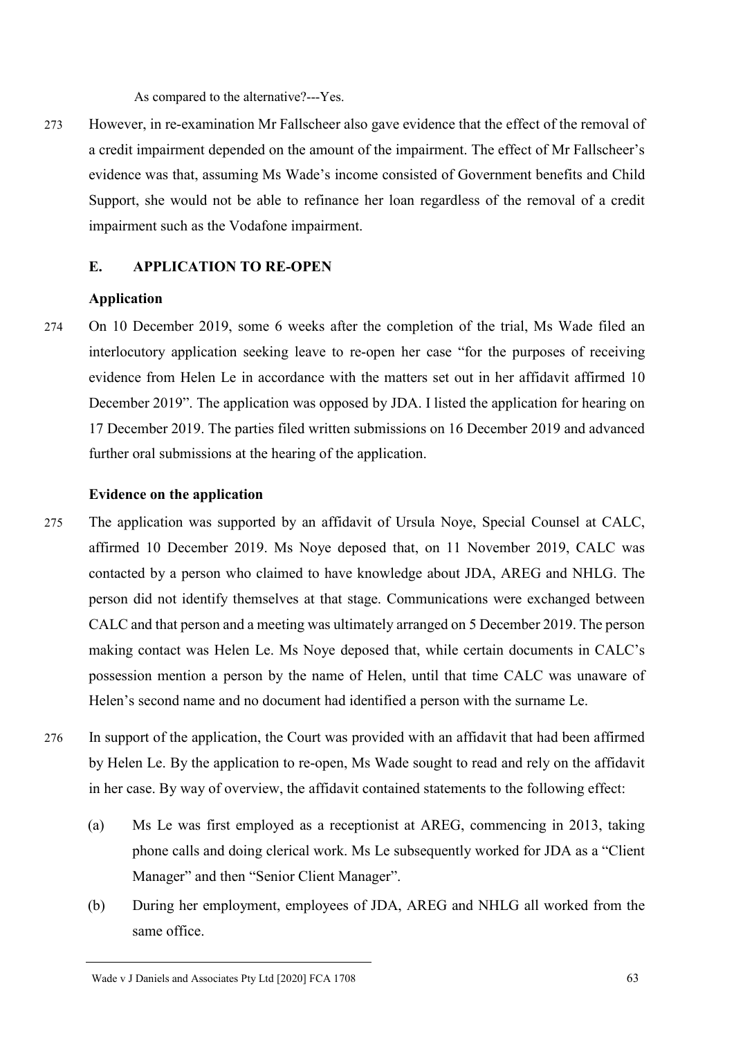As compared to the alternative?---Yes.

273 However, in re-examination Mr Fallscheer also gave evidence that the effect of the removal of a credit impairment depended on the amount of the impairment. The effect of Mr Fallscheer's evidence was that, assuming Ms Wade's income consisted of Government benefits and Child Support, she would not be able to refinance her loan regardless of the removal of a credit impairment such as the Vodafone impairment.

## E. APPLICATION TO RE-OPEN

### Application

274 On 10 December 2019, some 6 weeks after the completion of the trial, Ms Wade filed an interlocutory application seeking leave to re-open her case "for the purposes of receiving evidence from Helen Le in accordance with the matters set out in her affidavit affirmed 10 December 2019". The application was opposed by JDA. I listed the application for hearing on 17 December 2019. The parties filed written submissions on 16 December 2019 and advanced further oral submissions at the hearing of the application.

### Evidence on the application

275 The application was supported by an affidavit of Ursula Noye, Special Counsel at CALC, affirmed 10 December 2019. Ms Noye deposed that, on 11 November 2019, CALC was contacted by a person who claimed to have knowledge about JDA, AREG and NHLG. The person did not identify themselves at that stage. Communications were exchanged between CALC and that person and a meeting was ultimately arranged on 5 December 2019. The person making contact was Helen Le. Ms Noye deposed that, while certain documents in CALC's possession mention a person by the name of Helen, until that time CALC was unaware of Helen's second name and no document had identified a person with the surname Le.

276 In support of the application, the Court was provided with an affidavit that had been affirmed by Helen Le. By the application to re-open, Ms Wade sought to read and rely on the affidavit in her case. By way of overview, the affidavit contained statements to the following effect:

(a) Ms Le was first employed as a receptionist at AREG, commencing in 2013, taking phone calls and doing clerical work. Ms Le subsequently worked for JDA as a "Client Manager" and then "Senior Client Manager".

(b) During her employment, employees of JDA, AREG and NHLG all worked from the same office.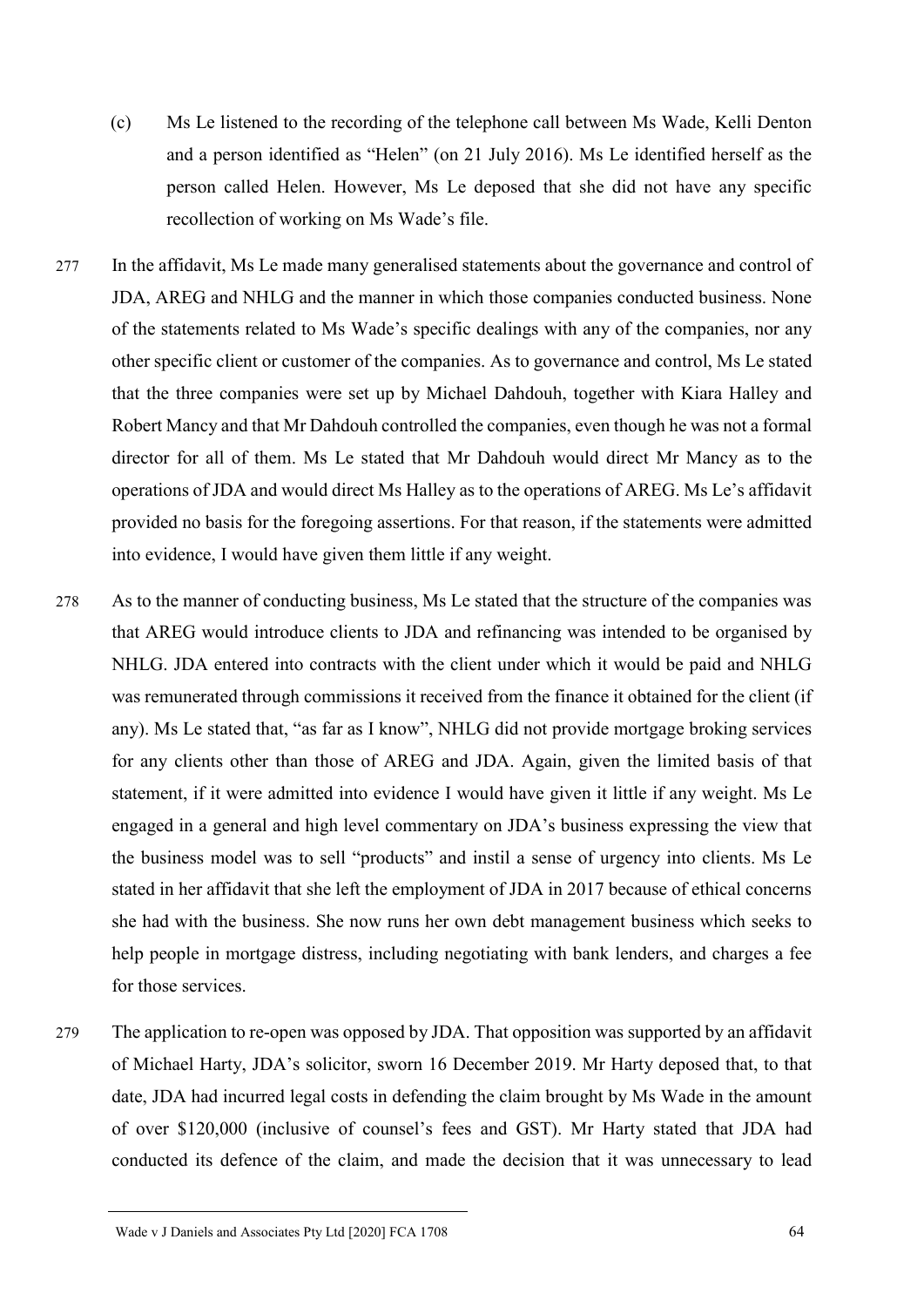(c) Ms Le listened to the recording of the telephone call between Ms Wade, Kelli Denton and a person identified as "Helen" (on 21 July 2016). Ms Le identified herself as the person called Helen. However, Ms Le deposed that she did not have any specific recollection of working on Ms Wade's file.

277 In the affidavit, Ms Le made many generalised statements about the governance and control of JDA, AREG and NHLG and the manner in which those companies conducted business. None of the statements related to Ms Wade's specific dealings with any of the companies, nor any other specific client or customer of the companies. As to governance and control, Ms Le stated that the three companies were set up by Michael Dahdouh, together with Kiara Halley and Robert Mancy and that Mr Dahdouh controlled the companies, even though he was not a formal director for all of them. Ms Le stated that Mr Dahdouh would direct Mr Mancy as to the operations of JDA and would direct Ms Halley as to the operations of AREG. Ms Le's affidavit provided no basis for the foregoing assertions. For that reason, if the statements were admitted into evidence, I would have given them little if any weight.

278 As to the manner of conducting business, Ms Le stated that the structure of the companies was that AREG would introduce clients to JDA and refinancing was intended to be organised by NHLG. JDA entered into contracts with the client under which it would be paid and NHLG was remunerated through commissions it received from the finance it obtained for the client (if any). Ms Le stated that, "as far as I know", NHLG did not provide mortgage broking services for any clients other than those of AREG and JDA. Again, given the limited basis of that statement, if it were admitted into evidence I would have given it little if any weight. Ms Le engaged in a general and high level commentary on JDA's business expressing the view that the business model was to sell "products" and instil a sense of urgency into clients. Ms Le stated in her affidavit that she left the employment of JDA in 2017 because of ethical concerns she had with the business. She now runs her own debt management business which seeks to help people in mortgage distress, including negotiating with bank lenders, and charges a fee for those services.

279 The application to re-open was opposed by JDA. That opposition was supported by an affidavit of Michael Harty, JDA's solicitor, sworn 16 December 2019. Mr Harty deposed that, to that date, JDA had incurred legal costs in defending the claim brought by Ms Wade in the amount of over $120,000 (inclusive of counsel's fees and GST). Mr Harty stated that JDA had conducted its defence of the claim, and made the decision that it was unnecessary to lead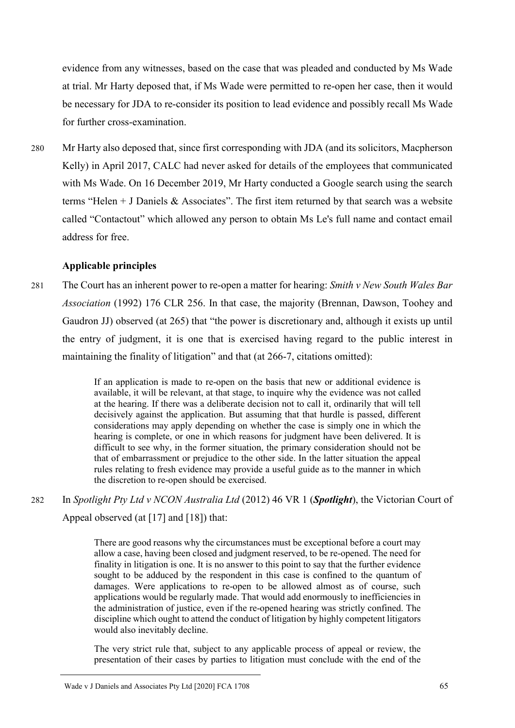evidence from any witnesses, based on the case that was pleaded and conducted by Ms Wade at trial. Mr Harty deposed that, if Ms Wade were permitted to re-open her case, then it would be necessary for JDA to re-consider its position to lead evidence and possibly recall Ms Wade for further cross-examination.

280 Mr Harty also deposed that, since first corresponding with JDA (and its solicitors, Macpherson Kelly) in April 2017, CALC had never asked for details of the employees that communicated with Ms Wade. On 16 December 2019, Mr Harty conducted a Google search using the search terms "Helen + J Daniels & Associates". The first item returned by that search was a website called "Contactout" which allowed any person to obtain Ms Le's full name and contact email address for free.

### Applicable principles

281 The Court has an inherent power to re-open a matter for hearing: *Smith v New South Wales Bar Association* (1992) 176 CLR 256. In that case, the majority (Brennan, Dawson, Toohey and Gaudron JJ) observed (at 265) that "the power is discretionary and, although it exists up until the entry of judgment, it is one that is exercised having regard to the public interest in maintaining the finality of litigation" and that (at 266-7, citations omitted):

> If an application is made to re-open on the basis that new or additional evidence is available, it will be relevant, at that stage, to inquire why the evidence was not called at the hearing. If there was a deliberate decision not to call it, ordinarily that will tell decisively against the application. But assuming that that hurdle is passed, different considerations may apply depending on whether the case is simply one in which the hearing is complete, or one in which reasons for judgment have been delivered. It is difficult to see why, in the former situation, the primary consideration should not be that of embarrassment or prejudice to the other side. In the latter situation the appeal rules relating to fresh evidence may provide a useful guide as to the manner in which the discretion to re-open should be exercised.

282 In *Spotlight Pty Ltd v NCON Australia Ltd* (2012) 46 VR 1 (***Spotlight***), the Victorian Court of Appeal observed (at [17] and [18]) that:

> There are good reasons why the circumstances must be exceptional before a court may allow a case, having been closed and judgment reserved, to be re-opened. The need for finality in litigation is one. It is no answer to this point to say that the further evidence sought to be adduced by the respondent in this case is confined to the quantum of damages. Were applications to re-open to be allowed almost as of course, such applications would be regularly made. That would add enormously to inefficiencies in the administration of justice, even if the re-opened hearing was strictly confined. The discipline which ought to attend the conduct of litigation by highly competent litigators would also inevitably decline.
>
> The very strict rule that, subject to any applicable process of appeal or review, the presentation of their cases by parties to litigation must conclude with the end of the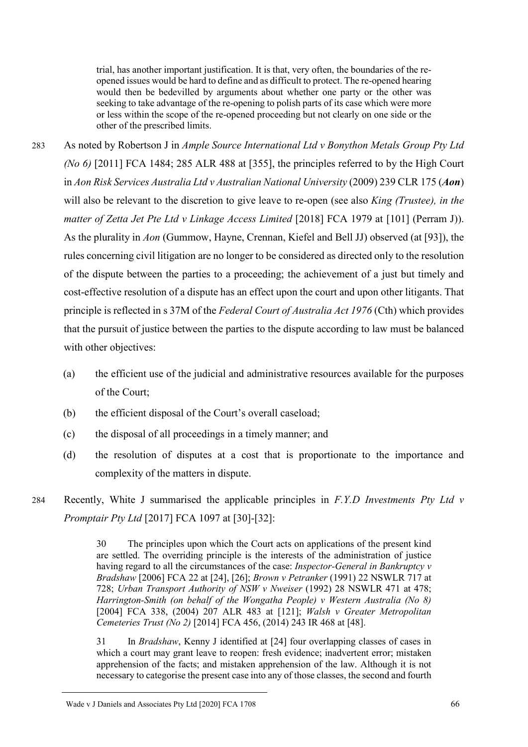> trial, has another important justification. It is that, very often, the boundaries of the re-opened issues would be hard to define and as difficult to protect. The re-opened hearing would then be bedevilled by arguments about whether one party or the other was seeking to take advantage of the re-opening to polish parts of its case which were more or less within the scope of the re-opened proceeding but not clearly on one side or the other of the prescribed limits.

283 As noted by Robertson J in *Ample Source International Ltd v Bonython Metals Group Pty Ltd (No 6)* [2011] FCA 1484; 285 ALR 488 at [355], the principles referred to by the High Court in *Aon Risk Services Australia Ltd v Australian National University* (2009) 239 CLR 175 (***Aon***) will also be relevant to the discretion to give leave to re-open (see also *King (Trustee), in the matter of Zetta Jet Pte Ltd v Linkage Access Limited* [2018] FCA 1979 at [101] (Perram J)). As the plurality in *Aon* (Gummow, Hayne, Crennan, Kiefel and Bell JJ) observed (at [93]), the rules concerning civil litigation are no longer to be considered as directed only to the resolution of the dispute between the parties to a proceeding; the achievement of a just but timely and cost-effective resolution of a dispute has an effect upon the court and upon other litigants. That principle is reflected in s 37M of the *Federal Court of Australia Act 1976* (Cth) which provides that the pursuit of justice between the parties to the dispute according to law must be balanced with other objectives:

(a) the efficient use of the judicial and administrative resources available for the purposes of the Court;

(b) the efficient disposal of the Court's overall caseload;

(c) the disposal of all proceedings in a timely manner; and

(d) the resolution of disputes at a cost that is proportionate to the importance and complexity of the matters in dispute.

284 Recently, White J summarised the applicable principles in *F.Y.D Investments Pty Ltd v Promptair Pty Ltd* [2017] FCA 1097 at [30]-[32]:

> 30 The principles upon which the Court acts on applications of the present kind are settled. The overriding principle is the interests of the administration of justice having regard to all the circumstances of the case: *Inspector-General in Bankruptcy v Bradshaw* [2006] FCA 22 at [24], [26]; *Brown v Petranker* (1991) 22 NSWLR 717 at 728; *Urban Transport Authority of NSW v Nweiser* (1992) 28 NSWLR 471 at 478; *Harrington-Smith (on behalf of the Wongatha People) v Western Australia (No 8)* [2004] FCA 338, (2004) 207 ALR 483 at [121]; *Walsh v Greater Metropolitan Cemeteries Trust (No 2)* [2014] FCA 456, (2014) 243 IR 468 at [48].
>
> 31 In *Bradshaw*, Kenny J identified at [24] four overlapping classes of cases in which a court may grant leave to reopen: fresh evidence; inadvertent error; mistaken apprehension of the facts; and mistaken apprehension of the law. Although it is not necessary to categorise the present case into any of those classes, the second and fourth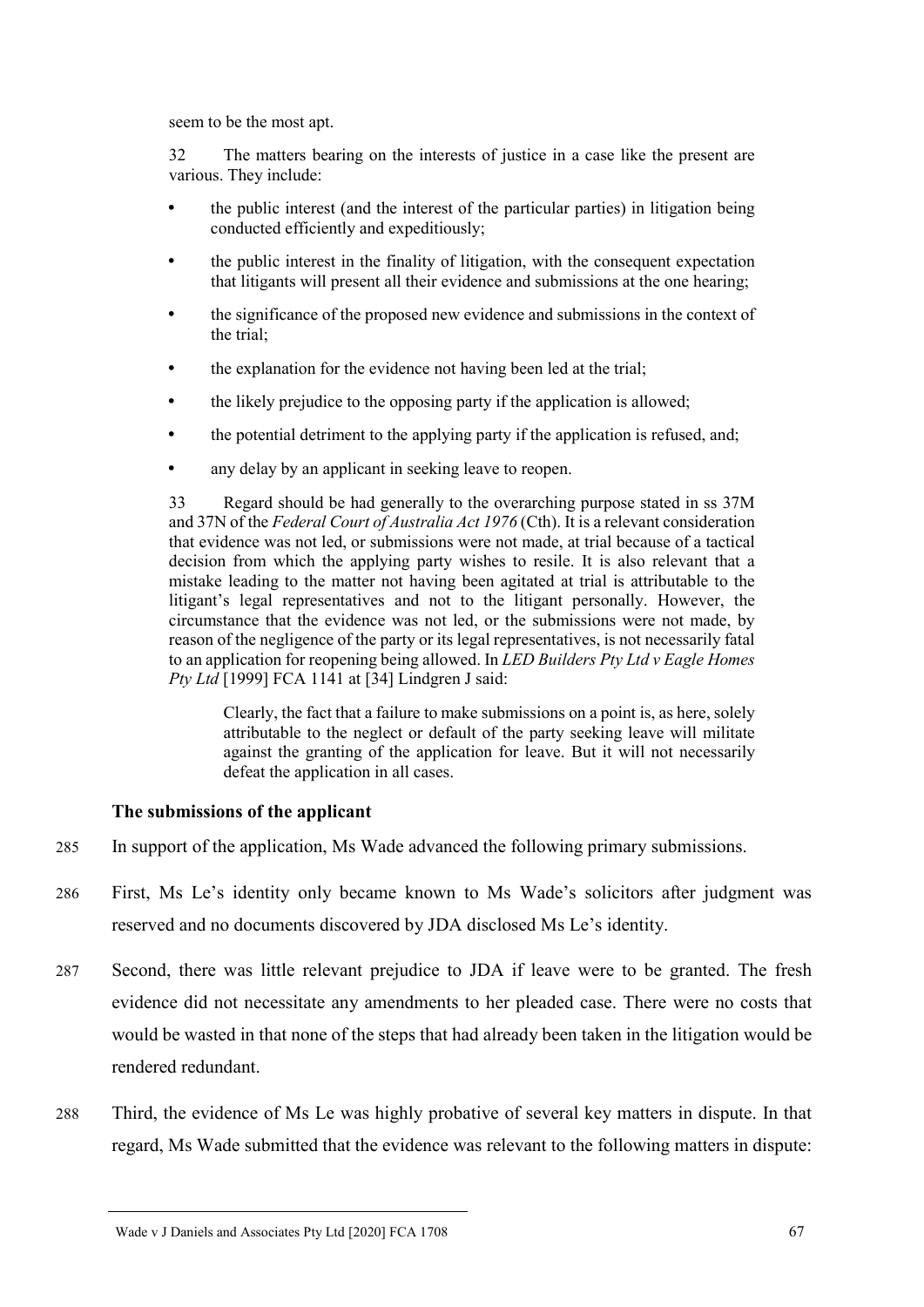seem to be the most apt.

> 32 The matters bearing on the interests of justice in a case like the present are various. They include:
>
> - the public interest (and the interest of the particular parties) in litigation being conducted efficiently and expeditiously;
> - the public interest in the finality of litigation, with the consequent expectation that litigants will present all their evidence and submissions at the one hearing;
> - the significance of the proposed new evidence and submissions in the context of the trial;
> - the explanation for the evidence not having been led at the trial;
> - the likely prejudice to the opposing party if the application is allowed;
> - the potential detriment to the applying party if the application is refused, and;
> - any delay by an applicant in seeking leave to reopen.
>
> 33 Regard should be had generally to the overarching purpose stated in ss 37M and 37N of the *Federal Court of Australia Act 1976* (Cth). It is a relevant consideration that evidence was not led, or submissions were not made, at trial because of a tactical decision from which the applying party wishes to resile. It is also relevant that a mistake leading to the matter not having been agitated at trial is attributable to the litigant's legal representatives and not to the litigant personally. However, the circumstance that the evidence was not led, or the submissions were not made, by reason of the negligence of the party or its legal representatives, is not necessarily fatal to an application for reopening being allowed. In *LED Builders Pty Ltd v Eagle Homes Pty Ltd* [1999] FCA 1141 at [34] Lindgren J said:
>
> > Clearly, the fact that a failure to make submissions on a point is, as here, solely attributable to the neglect or default of the party seeking leave will militate against the granting of the application for leave. But it will not necessarily defeat the application in all cases.

### The submissions of the applicant

285 In support of the application, Ms Wade advanced the following primary submissions.

286 First, Ms Le's identity only became known to Ms Wade's solicitors after judgment was reserved and no documents discovered by JDA disclosed Ms Le's identity.

287 Second, there was little relevant prejudice to JDA if leave were to be granted. The fresh evidence did not necessitate any amendments to her pleaded case. There were no costs that would be wasted in that none of the steps that had already been taken in the litigation would be rendered redundant.

288 Third, the evidence of Ms Le was highly probative of several key matters in dispute. In that regard, Ms Wade submitted that the evidence was relevant to the following matters in dispute: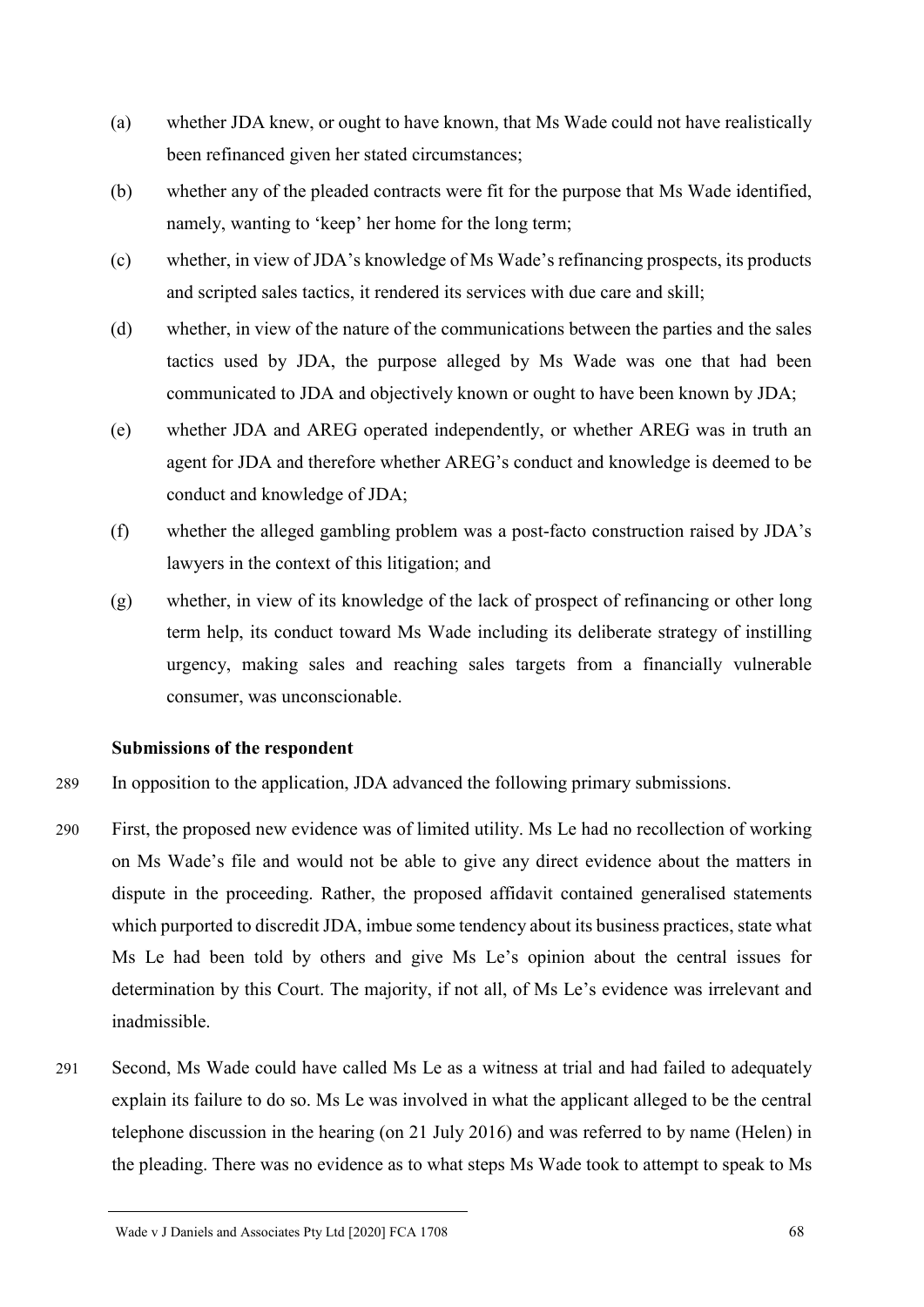(a) whether JDA knew, or ought to have known, that Ms Wade could not have realistically been refinanced given her stated circumstances;

(b) whether any of the pleaded contracts were fit for the purpose that Ms Wade identified, namely, wanting to 'keep' her home for the long term;

(c) whether, in view of JDA's knowledge of Ms Wade's refinancing prospects, its products and scripted sales tactics, it rendered its services with due care and skill;

(d) whether, in view of the nature of the communications between the parties and the sales tactics used by JDA, the purpose alleged by Ms Wade was one that had been communicated to JDA and objectively known or ought to have been known by JDA;

(e) whether JDA and AREG operated independently, or whether AREG was in truth an agent for JDA and therefore whether AREG's conduct and knowledge is deemed to be conduct and knowledge of JDA;

(f) whether the alleged gambling problem was a post-facto construction raised by JDA's lawyers in the context of this litigation; and

(g) whether, in view of its knowledge of the lack of prospect of refinancing or other long term help, its conduct toward Ms Wade including its deliberate strategy of instilling urgency, making sales and reaching sales targets from a financially vulnerable consumer, was unconscionable.

### Submissions of the respondent

289 In opposition to the application, JDA advanced the following primary submissions.

290 First, the proposed new evidence was of limited utility. Ms Le had no recollection of working on Ms Wade's file and would not be able to give any direct evidence about the matters in dispute in the proceeding. Rather, the proposed affidavit contained generalised statements which purported to discredit JDA, imbue some tendency about its business practices, state what Ms Le had been told by others and give Ms Le's opinion about the central issues for determination by this Court. The majority, if not all, of Ms Le's evidence was irrelevant and inadmissible.

291 Second, Ms Wade could have called Ms Le as a witness at trial and had failed to adequately explain its failure to do so. Ms Le was involved in what the applicant alleged to be the central telephone discussion in the hearing (on 21 July 2016) and was referred to by name (Helen) in the pleading. There was no evidence as to what steps Ms Wade took to attempt to speak to Ms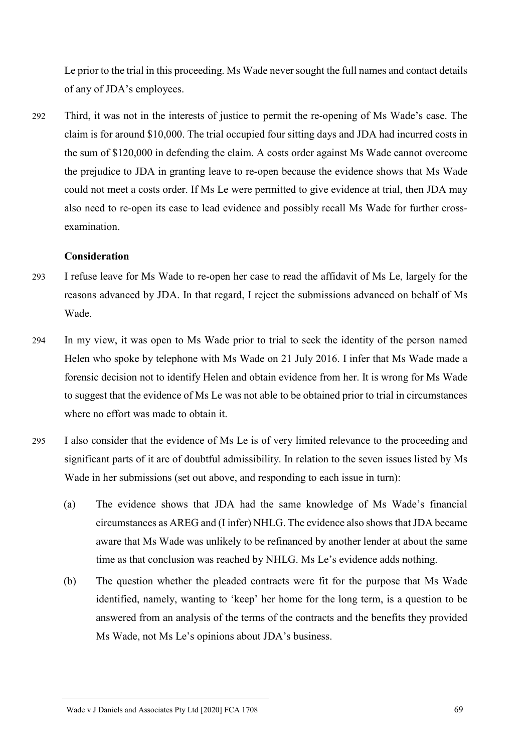Le prior to the trial in this proceeding. Ms Wade never sought the full names and contact details of any of JDA's employees.

292 Third, it was not in the interests of justice to permit the re-opening of Ms Wade's case. The claim is for around $10,000. The trial occupied four sitting days and JDA had incurred costs in the sum of $120,000 in defending the claim. A costs order against Ms Wade cannot overcome the prejudice to JDA in granting leave to re-open because the evidence shows that Ms Wade could not meet a costs order. If Ms Le were permitted to give evidence at trial, then JDA may also need to re-open its case to lead evidence and possibly recall Ms Wade for further cross-examination.

**Consideration**

293 I refuse leave for Ms Wade to re-open her case to read the affidavit of Ms Le, largely for the reasons advanced by JDA. In that regard, I reject the submissions advanced on behalf of Ms Wade.

294 In my view, it was open to Ms Wade prior to trial to seek the identity of the person named Helen who spoke by telephone with Ms Wade on 21 July 2016. I infer that Ms Wade made a forensic decision not to identify Helen and obtain evidence from her. It is wrong for Ms Wade to suggest that the evidence of Ms Le was not able to be obtained prior to trial in circumstances where no effort was made to obtain it.

295 I also consider that the evidence of Ms Le is of very limited relevance to the proceeding and significant parts of it are of doubtful admissibility. In relation to the seven issues listed by Ms Wade in her submissions (set out above, and responding to each issue in turn):

(a) The evidence shows that JDA had the same knowledge of Ms Wade's financial circumstances as AREG and (I infer) NHLG. The evidence also shows that JDA became aware that Ms Wade was unlikely to be refinanced by another lender at about the same time as that conclusion was reached by NHLG. Ms Le's evidence adds nothing.

(b) The question whether the pleaded contracts were fit for the purpose that Ms Wade identified, namely, wanting to 'keep' her home for the long term, is a question to be answered from an analysis of the terms of the contracts and the benefits they provided Ms Wade, not Ms Le's opinions about JDA's business.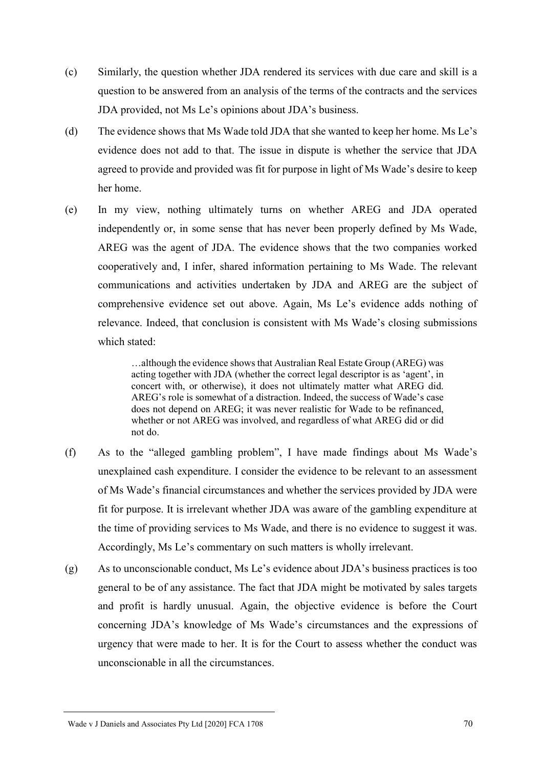(c) Similarly, the question whether JDA rendered its services with due care and skill is a question to be answered from an analysis of the terms of the contracts and the services JDA provided, not Ms Le's opinions about JDA's business.

(d) The evidence shows that Ms Wade told JDA that she wanted to keep her home. Ms Le's evidence does not add to that. The issue in dispute is whether the service that JDA agreed to provide and provided was fit for purpose in light of Ms Wade's desire to keep her home.

(e) In my view, nothing ultimately turns on whether AREG and JDA operated independently or, in some sense that has never been properly defined by Ms Wade, AREG was the agent of JDA. The evidence shows that the two companies worked cooperatively and, I infer, shared information pertaining to Ms Wade. The relevant communications and activities undertaken by JDA and AREG are the subject of comprehensive evidence set out above. Again, Ms Le's evidence adds nothing of relevance. Indeed, that conclusion is consistent with Ms Wade's closing submissions which stated:

> …although the evidence shows that Australian Real Estate Group (AREG) was acting together with JDA (whether the correct legal descriptor is as 'agent', in concert with, or otherwise), it does not ultimately matter what AREG did. AREG's role is somewhat of a distraction. Indeed, the success of Wade's case does not depend on AREG; it was never realistic for Wade to be refinanced, whether or not AREG was involved, and regardless of what AREG did or did not do.

(f) As to the "alleged gambling problem", I have made findings about Ms Wade's unexplained cash expenditure. I consider the evidence to be relevant to an assessment of Ms Wade's financial circumstances and whether the services provided by JDA were fit for purpose. It is irrelevant whether JDA was aware of the gambling expenditure at the time of providing services to Ms Wade, and there is no evidence to suggest it was. Accordingly, Ms Le's commentary on such matters is wholly irrelevant.

(g) As to unconscionable conduct, Ms Le's evidence about JDA's business practices is too general to be of any assistance. The fact that JDA might be motivated by sales targets and profit is hardly unusual. Again, the objective evidence is before the Court concerning JDA's knowledge of Ms Wade's circumstances and the expressions of urgency that were made to her. It is for the Court to assess whether the conduct was unconscionable in all the circumstances.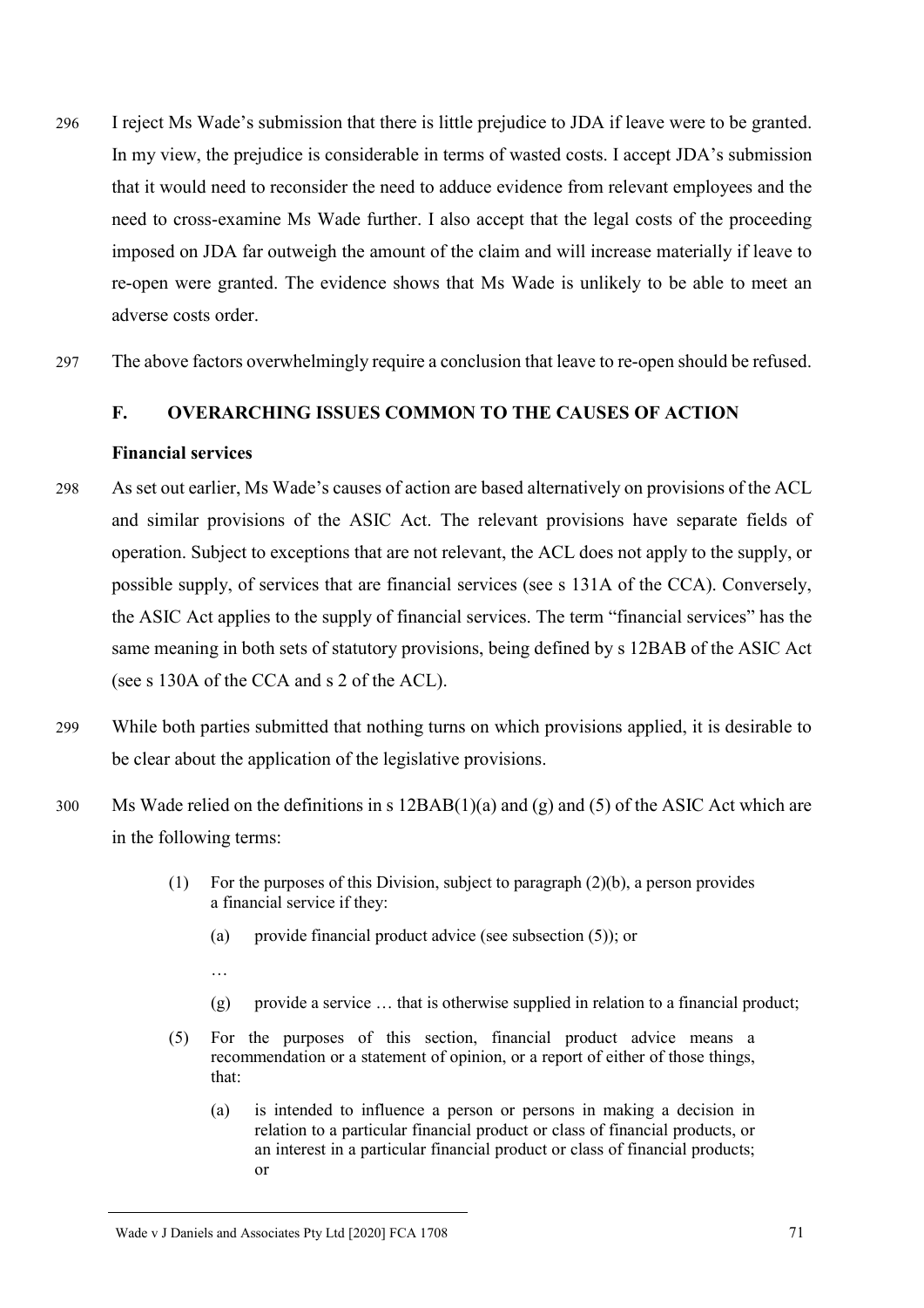296 I reject Ms Wade's submission that there is little prejudice to JDA if leave were to be granted. In my view, the prejudice is considerable in terms of wasted costs. I accept JDA's submission that it would need to reconsider the need to adduce evidence from relevant employees and the need to cross-examine Ms Wade further. I also accept that the legal costs of the proceeding imposed on JDA far outweigh the amount of the claim and will increase materially if leave to re-open were granted. The evidence shows that Ms Wade is unlikely to be able to meet an adverse costs order.

297 The above factors overwhelmingly require a conclusion that leave to re-open should be refused.

## F. OVERARCHING ISSUES COMMON TO THE CAUSES OF ACTION

### Financial services

298 As set out earlier, Ms Wade's causes of action are based alternatively on provisions of the ACL and similar provisions of the ASIC Act. The relevant provisions have separate fields of operation. Subject to exceptions that are not relevant, the ACL does not apply to the supply, or possible supply, of services that are financial services (see s 131A of the CCA). Conversely, the ASIC Act applies to the supply of financial services. The term "financial services" has the same meaning in both sets of statutory provisions, being defined by s 12BAB of the ASIC Act (see s 130A of the CCA and s 2 of the ACL).

299 While both parties submitted that nothing turns on which provisions applied, it is desirable to be clear about the application of the legislative provisions.

300 Ms Wade relied on the definitions in s 12BAB(1)(a) and (g) and (5) of the ASIC Act which are in the following terms:

> (1) For the purposes of this Division, subject to paragraph (2)(b), a person provides a financial service if they:
>
> > (a) provide financial product advice (see subsection (5)); or
> >
> > …
> >
> > (g) provide a service … that is otherwise supplied in relation to a financial product;
>
> (5) For the purposes of this section, financial product advice means a recommendation or a statement of opinion, or a report of either of those things, that:
>
> > (a) is intended to influence a person or persons in making a decision in relation to a particular financial product or class of financial products, or an interest in a particular financial product or class of financial products; or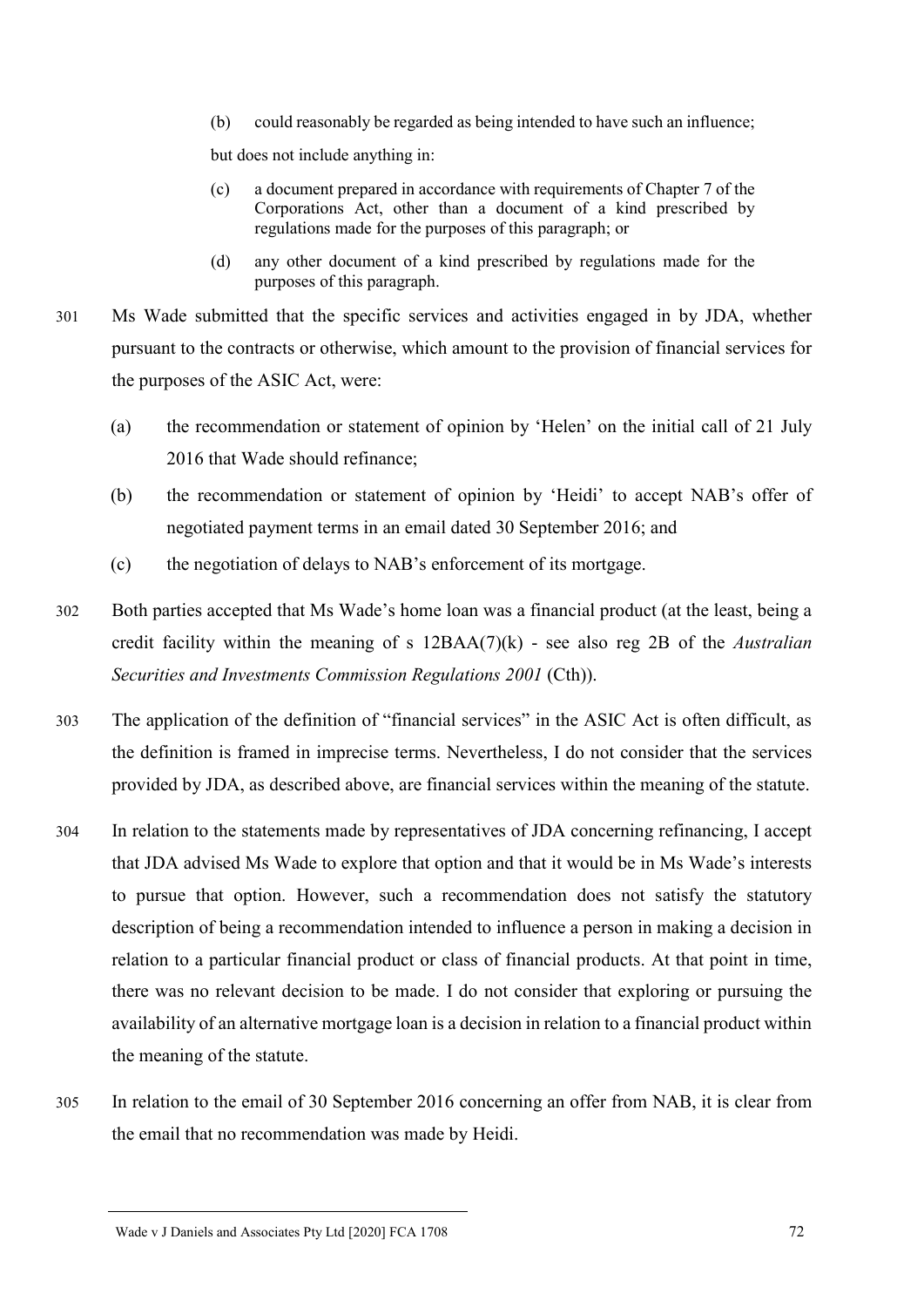(b) could reasonably be regarded as being intended to have such an influence;

but does not include anything in:

(c) a document prepared in accordance with requirements of Chapter 7 of the Corporations Act, other than a document of a kind prescribed by regulations made for the purposes of this paragraph; or

(d) any other document of a kind prescribed by regulations made for the purposes of this paragraph.

301 Ms Wade submitted that the specific services and activities engaged in by JDA, whether pursuant to the contracts or otherwise, which amount to the provision of financial services for the purposes of the ASIC Act, were:

(a) the recommendation or statement of opinion by 'Helen' on the initial call of 21 July 2016 that Wade should refinance;

(b) the recommendation or statement of opinion by 'Heidi' to accept NAB's offer of negotiated payment terms in an email dated 30 September 2016; and

(c) the negotiation of delays to NAB's enforcement of its mortgage.

302 Both parties accepted that Ms Wade's home loan was a financial product (at the least, being a credit facility within the meaning of s 12BAA(7)(k) - see also reg 2B of the *Australian Securities and Investments Commission Regulations 2001* (Cth)).

303 The application of the definition of "financial services" in the ASIC Act is often difficult, as the definition is framed in imprecise terms. Nevertheless, I do not consider that the services provided by JDA, as described above, are financial services within the meaning of the statute.

304 In relation to the statements made by representatives of JDA concerning refinancing, I accept that JDA advised Ms Wade to explore that option and that it would be in Ms Wade's interests to pursue that option. However, such a recommendation does not satisfy the statutory description of being a recommendation intended to influence a person in making a decision in relation to a particular financial product or class of financial products. At that point in time, there was no relevant decision to be made. I do not consider that exploring or pursuing the availability of an alternative mortgage loan is a decision in relation to a financial product within the meaning of the statute.

305 In relation to the email of 30 September 2016 concerning an offer from NAB, it is clear from the email that no recommendation was made by Heidi.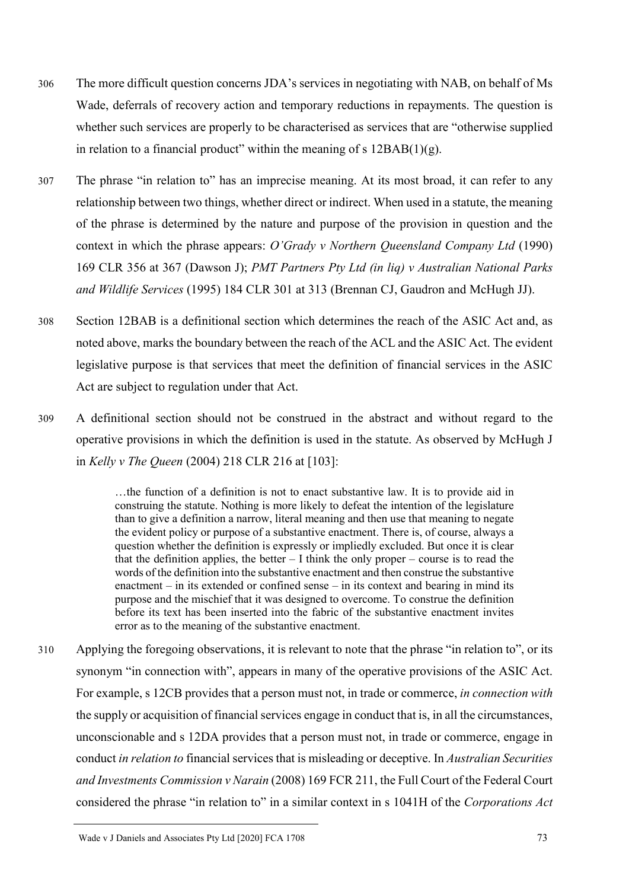306 The more difficult question concerns JDA's services in negotiating with NAB, on behalf of Ms Wade, deferrals of recovery action and temporary reductions in repayments. The question is whether such services are properly to be characterised as services that are "otherwise supplied in relation to a financial product" within the meaning of s 12BAB(1)(g).

307 The phrase "in relation to" has an imprecise meaning. At its most broad, it can refer to any relationship between two things, whether direct or indirect. When used in a statute, the meaning of the phrase is determined by the nature and purpose of the provision in question and the context in which the phrase appears: *O'Grady v Northern Queensland Company Ltd* (1990) 169 CLR 356 at 367 (Dawson J); *PMT Partners Pty Ltd (in liq) v Australian National Parks and Wildlife Services* (1995) 184 CLR 301 at 313 (Brennan CJ, Gaudron and McHugh JJ).

308 Section 12BAB is a definitional section which determines the reach of the ASIC Act and, as noted above, marks the boundary between the reach of the ACL and the ASIC Act. The evident legislative purpose is that services that meet the definition of financial services in the ASIC Act are subject to regulation under that Act.

309 A definitional section should not be construed in the abstract and without regard to the operative provisions in which the definition is used in the statute. As observed by McHugh J in *Kelly v The Queen* (2004) 218 CLR 216 at [103]:

> …the function of a definition is not to enact substantive law. It is to provide aid in construing the statute. Nothing is more likely to defeat the intention of the legislature than to give a definition a narrow, literal meaning and then use that meaning to negate the evident policy or purpose of a substantive enactment. There is, of course, always a question whether the definition is expressly or impliedly excluded. But once it is clear that the definition applies, the better – I think the only proper – course is to read the words of the definition into the substantive enactment and then construe the substantive enactment – in its extended or confined sense – in its context and bearing in mind its purpose and the mischief that it was designed to overcome. To construe the definition before its text has been inserted into the fabric of the substantive enactment invites error as to the meaning of the substantive enactment.

310 Applying the foregoing observations, it is relevant to note that the phrase "in relation to", or its synonym "in connection with", appears in many of the operative provisions of the ASIC Act. For example, s 12CB provides that a person must not, in trade or commerce, *in connection with* the supply or acquisition of financial services engage in conduct that is, in all the circumstances, unconscionable and s 12DA provides that a person must not, in trade or commerce, engage in conduct *in relation to* financial services that is misleading or deceptive. In *Australian Securities and Investments Commission v Narain* (2008) 169 FCR 211, the Full Court of the Federal Court considered the phrase "in relation to" in a similar context in s 1041H of the *Corporations Act*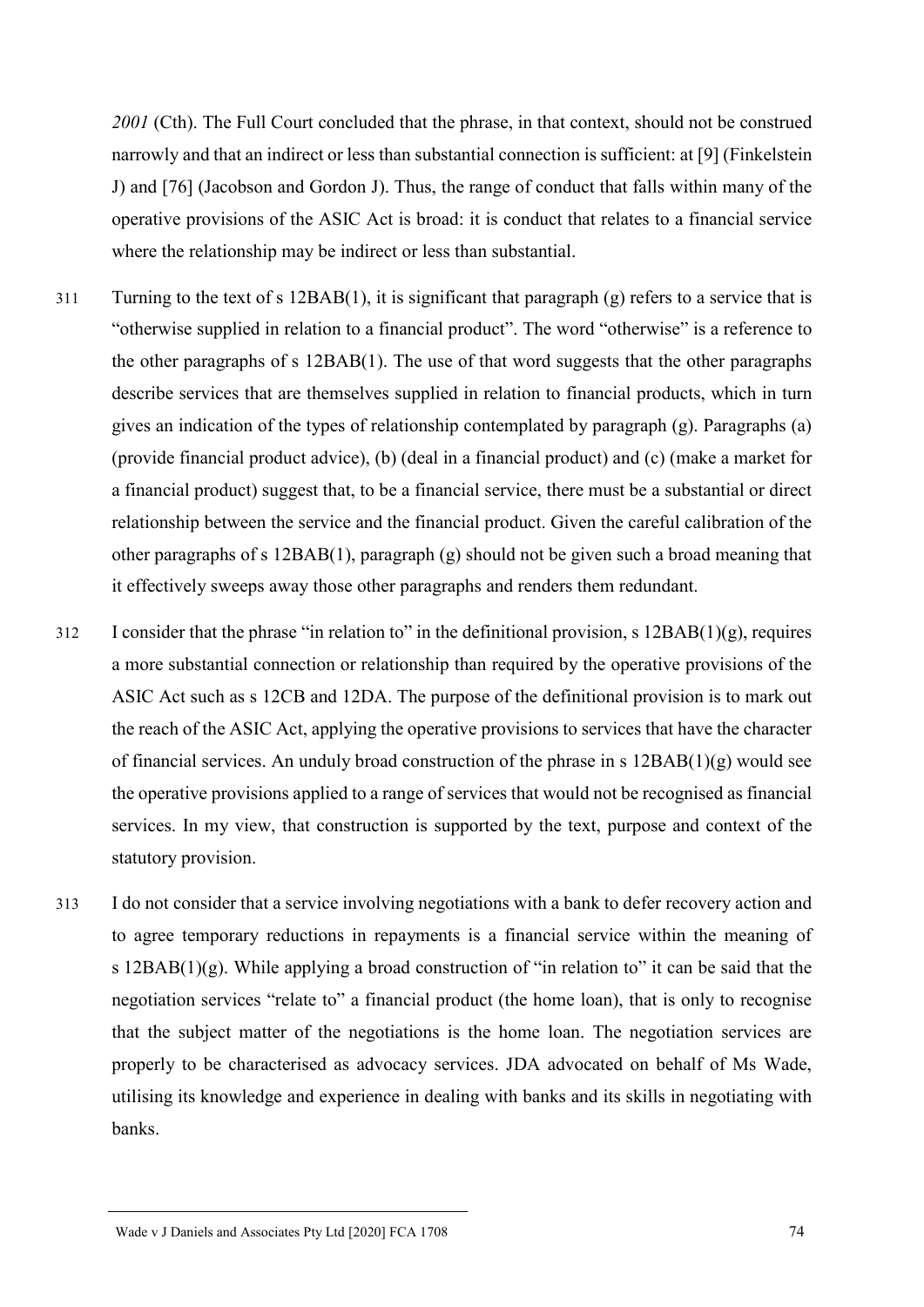*2001* (Cth). The Full Court concluded that the phrase, in that context, should not be construed narrowly and that an indirect or less than substantial connection is sufficient: at [9] (Finkelstein J) and [76] (Jacobson and Gordon J). Thus, the range of conduct that falls within many of the operative provisions of the ASIC Act is broad: it is conduct that relates to a financial service where the relationship may be indirect or less than substantial.

311 Turning to the text of s 12BAB(1), it is significant that paragraph (g) refers to a service that is "otherwise supplied in relation to a financial product". The word "otherwise" is a reference to the other paragraphs of s 12BAB(1). The use of that word suggests that the other paragraphs describe services that are themselves supplied in relation to financial products, which in turn gives an indication of the types of relationship contemplated by paragraph (g). Paragraphs (a) (provide financial product advice), (b) (deal in a financial product) and (c) (make a market for a financial product) suggest that, to be a financial service, there must be a substantial or direct relationship between the service and the financial product. Given the careful calibration of the other paragraphs of s 12BAB(1), paragraph (g) should not be given such a broad meaning that it effectively sweeps away those other paragraphs and renders them redundant.

312 I consider that the phrase "in relation to" in the definitional provision, s 12BAB(1)(g), requires a more substantial connection or relationship than required by the operative provisions of the ASIC Act such as s 12CB and 12DA. The purpose of the definitional provision is to mark out the reach of the ASIC Act, applying the operative provisions to services that have the character of financial services. An unduly broad construction of the phrase in s 12BAB(1)(g) would see the operative provisions applied to a range of services that would not be recognised as financial services. In my view, that construction is supported by the text, purpose and context of the statutory provision.

313 I do not consider that a service involving negotiations with a bank to defer recovery action and to agree temporary reductions in repayments is a financial service within the meaning of s 12BAB(1)(g). While applying a broad construction of "in relation to" it can be said that the negotiation services "relate to" a financial product (the home loan), that is only to recognise that the subject matter of the negotiations is the home loan. The negotiation services are properly to be characterised as advocacy services. JDA advocated on behalf of Ms Wade, utilising its knowledge and experience in dealing with banks and its skills in negotiating with banks.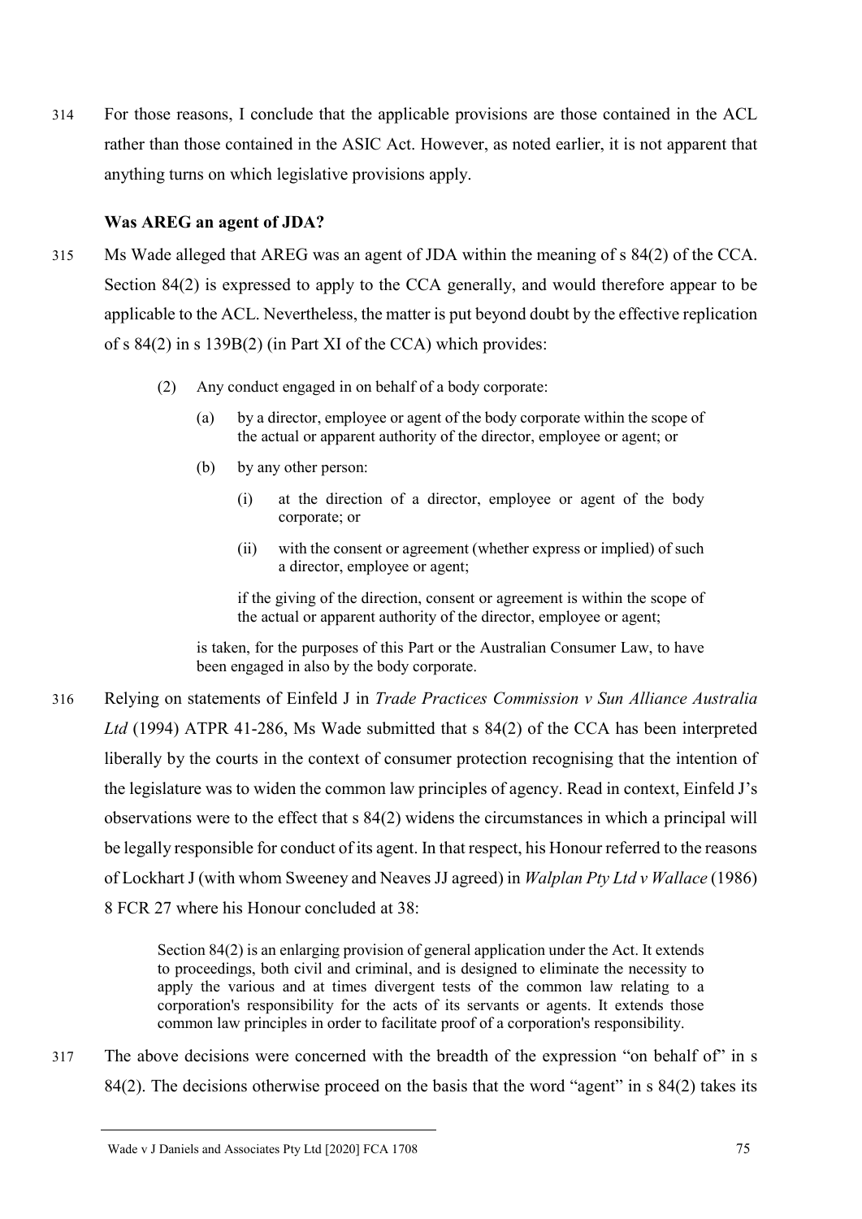314 For those reasons, I conclude that the applicable provisions are those contained in the ACL rather than those contained in the ASIC Act. However, as noted earlier, it is not apparent that anything turns on which legislative provisions apply.

### Was AREG an agent of JDA?

315 Ms Wade alleged that AREG was an agent of JDA within the meaning of s 84(2) of the CCA. Section 84(2) is expressed to apply to the CCA generally, and would therefore appear to be applicable to the ACL. Nevertheless, the matter is put beyond doubt by the effective replication of s 84(2) in s 139B(2) (in Part XI of the CCA) which provides:

> (2) Any conduct engaged in on behalf of a body corporate:
>
> (a) by a director, employee or agent of the body corporate within the scope of the actual or apparent authority of the director, employee or agent; or
>
> (b) by any other person:
>
> (i) at the direction of a director, employee or agent of the body corporate; or
>
> (ii) with the consent or agreement (whether express or implied) of such a director, employee or agent;
>
> if the giving of the direction, consent or agreement is within the scope of the actual or apparent authority of the director, employee or agent;
>
> is taken, for the purposes of this Part or the Australian Consumer Law, to have been engaged in also by the body corporate.

316 Relying on statements of Einfeld J in *Trade Practices Commission v Sun Alliance Australia Ltd* (1994) ATPR 41-286, Ms Wade submitted that s 84(2) of the CCA has been interpreted liberally by the courts in the context of consumer protection recognising that the intention of the legislature was to widen the common law principles of agency. Read in context, Einfeld J's observations were to the effect that s 84(2) widens the circumstances in which a principal will be legally responsible for conduct of its agent. In that respect, his Honour referred to the reasons of Lockhart J (with whom Sweeney and Neaves JJ agreed) in *Walplan Pty Ltd v Wallace* (1986) 8 FCR 27 where his Honour concluded at 38:

> Section 84(2) is an enlarging provision of general application under the Act. It extends to proceedings, both civil and criminal, and is designed to eliminate the necessity to apply the various and at times divergent tests of the common law relating to a corporation's responsibility for the acts of its servants or agents. It extends those common law principles in order to facilitate proof of a corporation's responsibility.

317 The above decisions were concerned with the breadth of the expression "on behalf of" in s 84(2). The decisions otherwise proceed on the basis that the word "agent" in s 84(2) takes its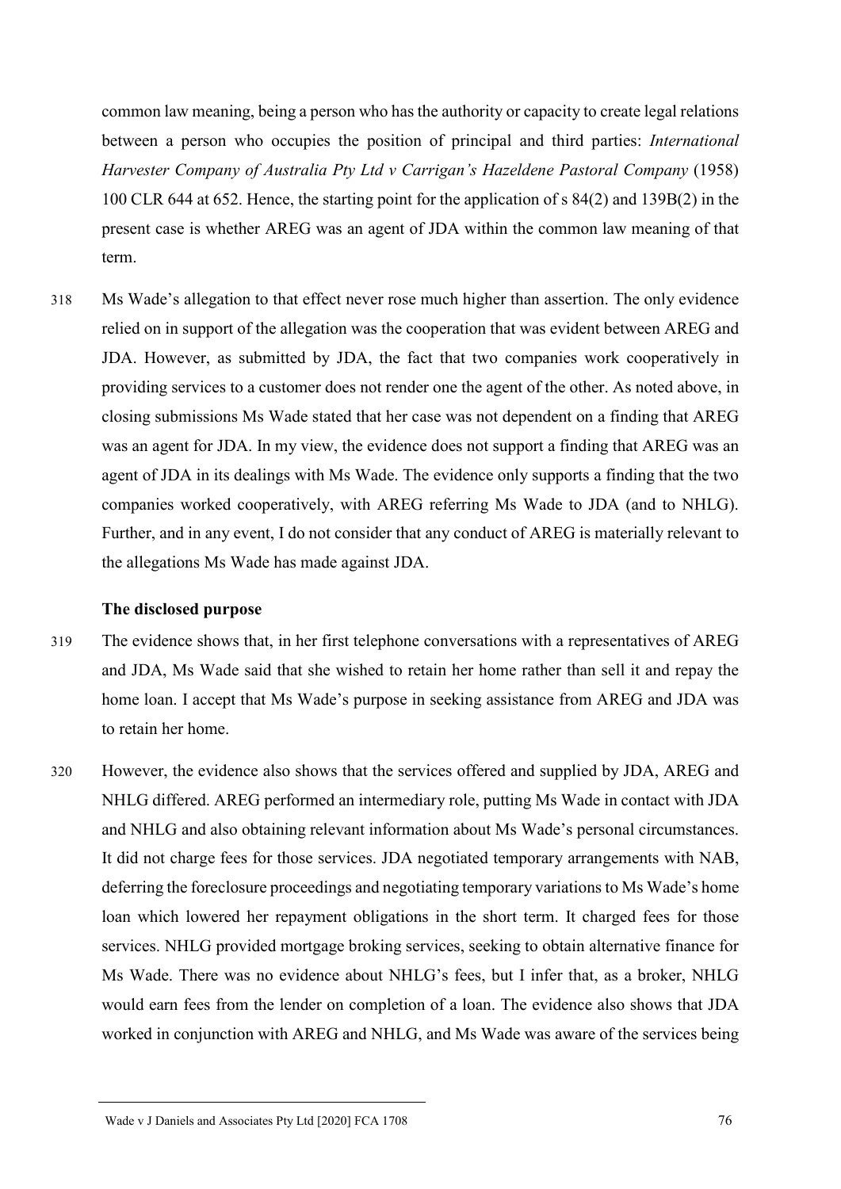common law meaning, being a person who has the authority or capacity to create legal relations between a person who occupies the position of principal and third parties: *International Harvester Company of Australia Pty Ltd v Carrigan's Hazeldene Pastoral Company* (1958) 100 CLR 644 at 652. Hence, the starting point for the application of s 84(2) and 139B(2) in the present case is whether AREG was an agent of JDA within the common law meaning of that term.

318 Ms Wade's allegation to that effect never rose much higher than assertion. The only evidence relied on in support of the allegation was the cooperation that was evident between AREG and JDA. However, as submitted by JDA, the fact that two companies work cooperatively in providing services to a customer does not render one the agent of the other. As noted above, in closing submissions Ms Wade stated that her case was not dependent on a finding that AREG was an agent for JDA. In my view, the evidence does not support a finding that AREG was an agent of JDA in its dealings with Ms Wade. The evidence only supports a finding that the two companies worked cooperatively, with AREG referring Ms Wade to JDA (and to NHLG). Further, and in any event, I do not consider that any conduct of AREG is materially relevant to the allegations Ms Wade has made against JDA.

### The disclosed purpose

319 The evidence shows that, in her first telephone conversations with a representatives of AREG and JDA, Ms Wade said that she wished to retain her home rather than sell it and repay the home loan. I accept that Ms Wade's purpose in seeking assistance from AREG and JDA was to retain her home.

320 However, the evidence also shows that the services offered and supplied by JDA, AREG and NHLG differed. AREG performed an intermediary role, putting Ms Wade in contact with JDA and NHLG and also obtaining relevant information about Ms Wade's personal circumstances. It did not charge fees for those services. JDA negotiated temporary arrangements with NAB, deferring the foreclosure proceedings and negotiating temporary variations to Ms Wade's home loan which lowered her repayment obligations in the short term. It charged fees for those services. NHLG provided mortgage broking services, seeking to obtain alternative finance for Ms Wade. There was no evidence about NHLG's fees, but I infer that, as a broker, NHLG would earn fees from the lender on completion of a loan. The evidence also shows that JDA worked in conjunction with AREG and NHLG, and Ms Wade was aware of the services being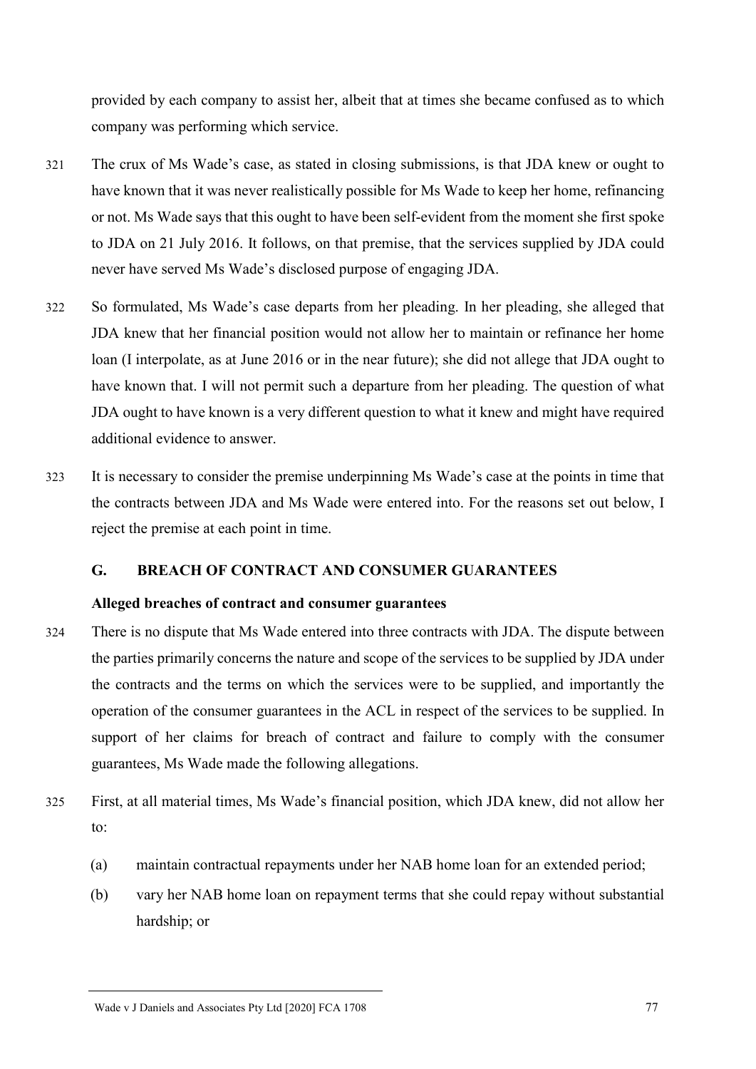provided by each company to assist her, albeit that at times she became confused as to which company was performing which service.

321 The crux of Ms Wade's case, as stated in closing submissions, is that JDA knew or ought to have known that it was never realistically possible for Ms Wade to keep her home, refinancing or not. Ms Wade says that this ought to have been self-evident from the moment she first spoke to JDA on 21 July 2016. It follows, on that premise, that the services supplied by JDA could never have served Ms Wade's disclosed purpose of engaging JDA.

322 So formulated, Ms Wade's case departs from her pleading. In her pleading, she alleged that JDA knew that her financial position would not allow her to maintain or refinance her home loan (I interpolate, as at June 2016 or in the near future); she did not allege that JDA ought to have known that. I will not permit such a departure from her pleading. The question of what JDA ought to have known is a very different question to what it knew and might have required additional evidence to answer.

323 It is necessary to consider the premise underpinning Ms Wade's case at the points in time that the contracts between JDA and Ms Wade were entered into. For the reasons set out below, I reject the premise at each point in time.

## G. BREACH OF CONTRACT AND CONSUMER GUARANTEES

### Alleged breaches of contract and consumer guarantees

324 There is no dispute that Ms Wade entered into three contracts with JDA. The dispute between the parties primarily concerns the nature and scope of the services to be supplied by JDA under the contracts and the terms on which the services were to be supplied, and importantly the operation of the consumer guarantees in the ACL in respect of the services to be supplied. In support of her claims for breach of contract and failure to comply with the consumer guarantees, Ms Wade made the following allegations.

325 First, at all material times, Ms Wade's financial position, which JDA knew, did not allow her to:

(a) maintain contractual repayments under her NAB home loan for an extended period;

(b) vary her NAB home loan on repayment terms that she could repay without substantial hardship; or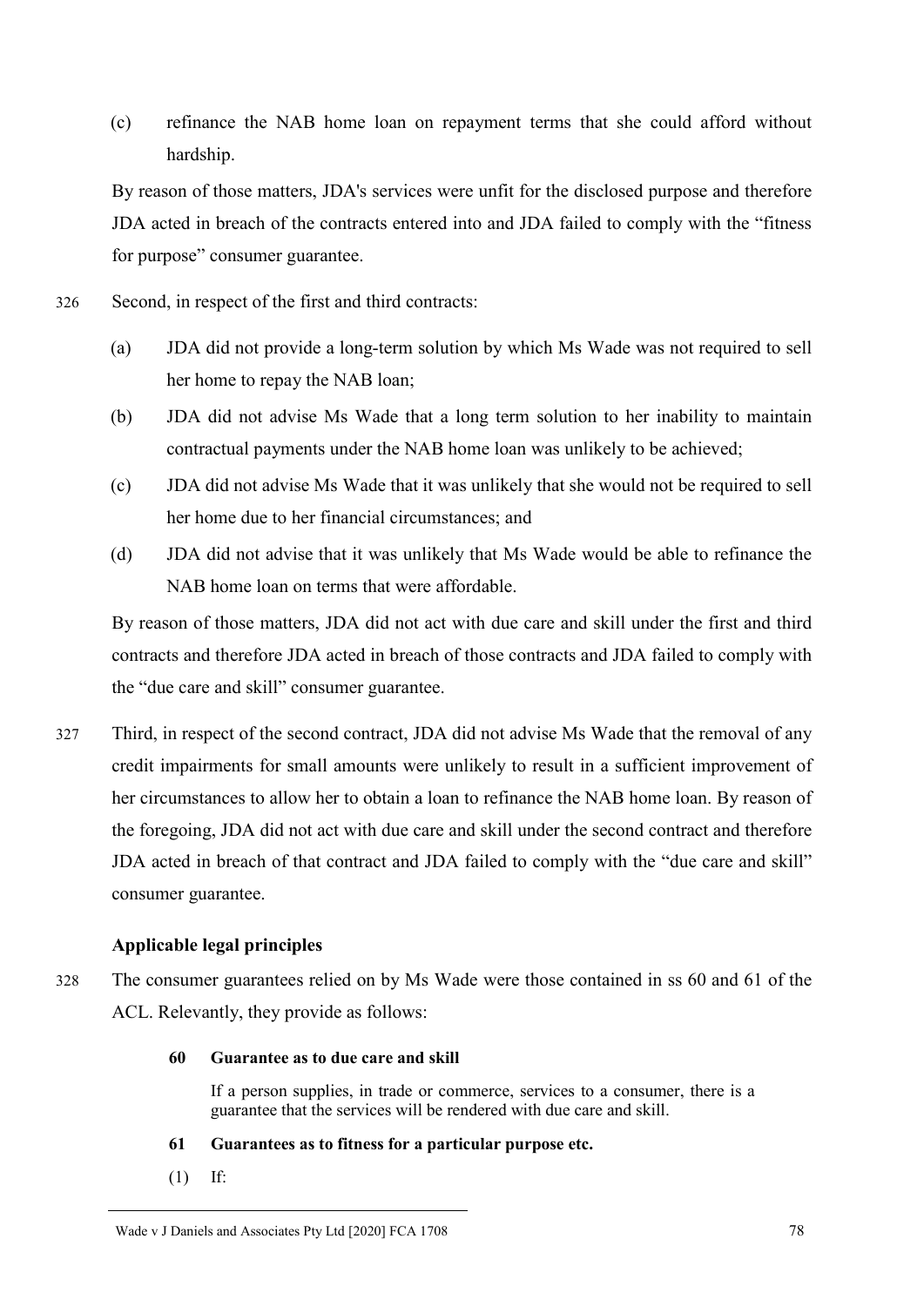(c) refinance the NAB home loan on repayment terms that she could afford without hardship.

By reason of those matters, JDA's services were unfit for the disclosed purpose and therefore JDA acted in breach of the contracts entered into and JDA failed to comply with the "fitness for purpose" consumer guarantee.

326 Second, in respect of the first and third contracts:

(a) JDA did not provide a long-term solution by which Ms Wade was not required to sell her home to repay the NAB loan;

(b) JDA did not advise Ms Wade that a long term solution to her inability to maintain contractual payments under the NAB home loan was unlikely to be achieved;

(c) JDA did not advise Ms Wade that it was unlikely that she would not be required to sell her home due to her financial circumstances; and

(d) JDA did not advise that it was unlikely that Ms Wade would be able to refinance the NAB home loan on terms that were affordable.

By reason of those matters, JDA did not act with due care and skill under the first and third contracts and therefore JDA acted in breach of those contracts and JDA failed to comply with the "due care and skill" consumer guarantee.

327 Third, in respect of the second contract, JDA did not advise Ms Wade that the removal of any credit impairments for small amounts were unlikely to result in a sufficient improvement of her circumstances to allow her to obtain a loan to refinance the NAB home loan. By reason of the foregoing, JDA did not act with due care and skill under the second contract and therefore JDA acted in breach of that contract and JDA failed to comply with the "due care and skill" consumer guarantee.

### Applicable legal principles

328 The consumer guarantees relied on by Ms Wade were those contained in ss 60 and 61 of the ACL. Relevantly, they provide as follows:

> **60 Guarantee as to due care and skill**
>
> If a person supplies, in trade or commerce, services to a consumer, there is a guarantee that the services will be rendered with due care and skill.
>
> **61 Guarantees as to fitness for a particular purpose etc.**
>
> (1) If: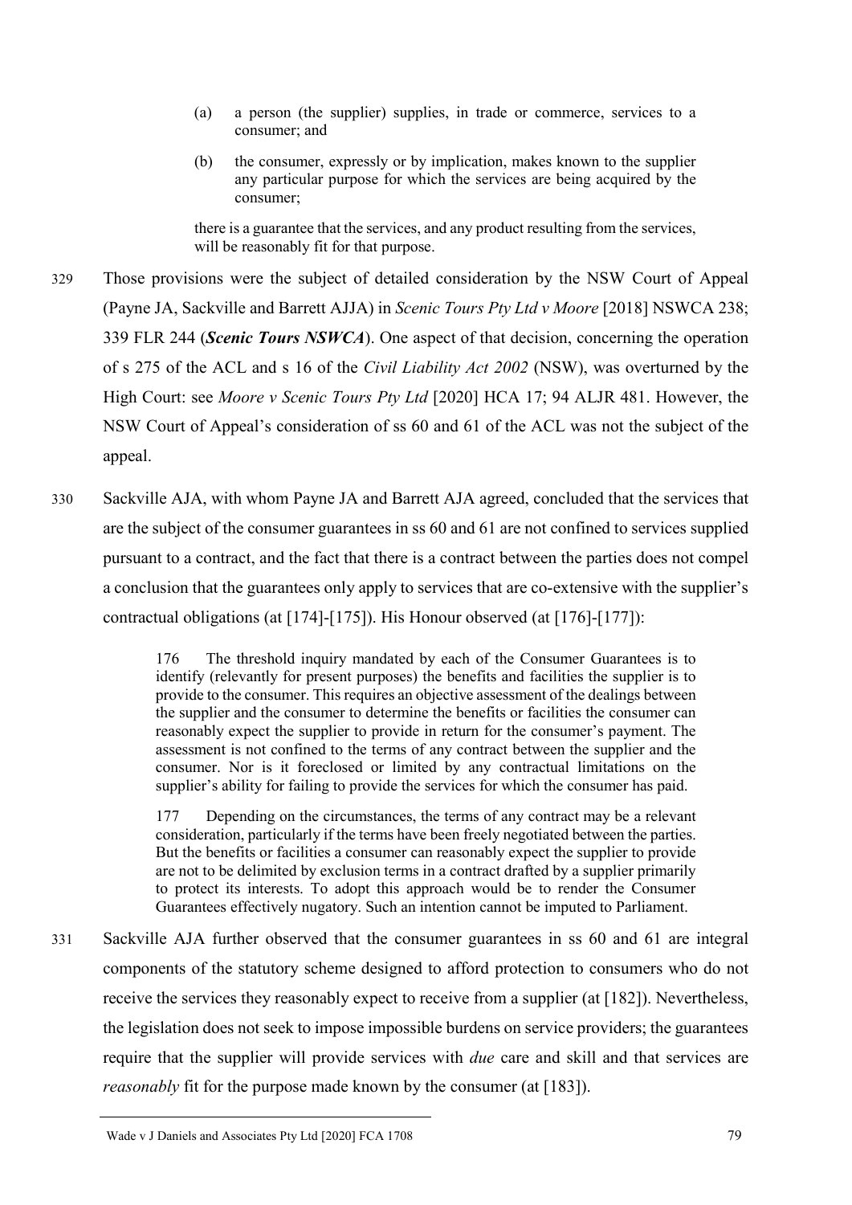> (a) a person (the supplier) supplies, in trade or commerce, services to a consumer; and
>
> (b) the consumer, expressly or by implication, makes known to the supplier any particular purpose for which the services are being acquired by the consumer;
>
> there is a guarantee that the services, and any product resulting from the services, will be reasonably fit for that purpose.

329 Those provisions were the subject of detailed consideration by the NSW Court of Appeal (Payne JA, Sackville and Barrett AJJA) in *Scenic Tours Pty Ltd v Moore* [2018] NSWCA 238; 339 FLR 244 (***Scenic Tours NSWCA***). One aspect of that decision, concerning the operation of s 275 of the ACL and s 16 of the *Civil Liability Act 2002* (NSW), was overturned by the High Court: see *Moore v Scenic Tours Pty Ltd* [2020] HCA 17; 94 ALJR 481. However, the NSW Court of Appeal's consideration of ss 60 and 61 of the ACL was not the subject of the appeal.

330 Sackville AJA, with whom Payne JA and Barrett AJA agreed, concluded that the services that are the subject of the consumer guarantees in ss 60 and 61 are not confined to services supplied pursuant to a contract, and the fact that there is a contract between the parties does not compel a conclusion that the guarantees only apply to services that are co-extensive with the supplier's contractual obligations (at [174]-[175]). His Honour observed (at [176]-[177]):

> 176 The threshold inquiry mandated by each of the Consumer Guarantees is to identify (relevantly for present purposes) the benefits and facilities the supplier is to provide to the consumer. This requires an objective assessment of the dealings between the supplier and the consumer to determine the benefits or facilities the consumer can reasonably expect the supplier to provide in return for the consumer's payment. The assessment is not confined to the terms of any contract between the supplier and the consumer. Nor is it foreclosed or limited by any contractual limitations on the supplier's ability for failing to provide the services for which the consumer has paid.
>
> 177 Depending on the circumstances, the terms of any contract may be a relevant consideration, particularly if the terms have been freely negotiated between the parties. But the benefits or facilities a consumer can reasonably expect the supplier to provide are not to be delimited by exclusion terms in a contract drafted by a supplier primarily to protect its interests. To adopt this approach would be to render the Consumer Guarantees effectively nugatory. Such an intention cannot be imputed to Parliament.

331 Sackville AJA further observed that the consumer guarantees in ss 60 and 61 are integral components of the statutory scheme designed to afford protection to consumers who do not receive the services they reasonably expect to receive from a supplier (at [182]). Nevertheless, the legislation does not seek to impose impossible burdens on service providers; the guarantees require that the supplier will provide services with *due* care and skill and that services are *reasonably* fit for the purpose made known by the consumer (at [183]).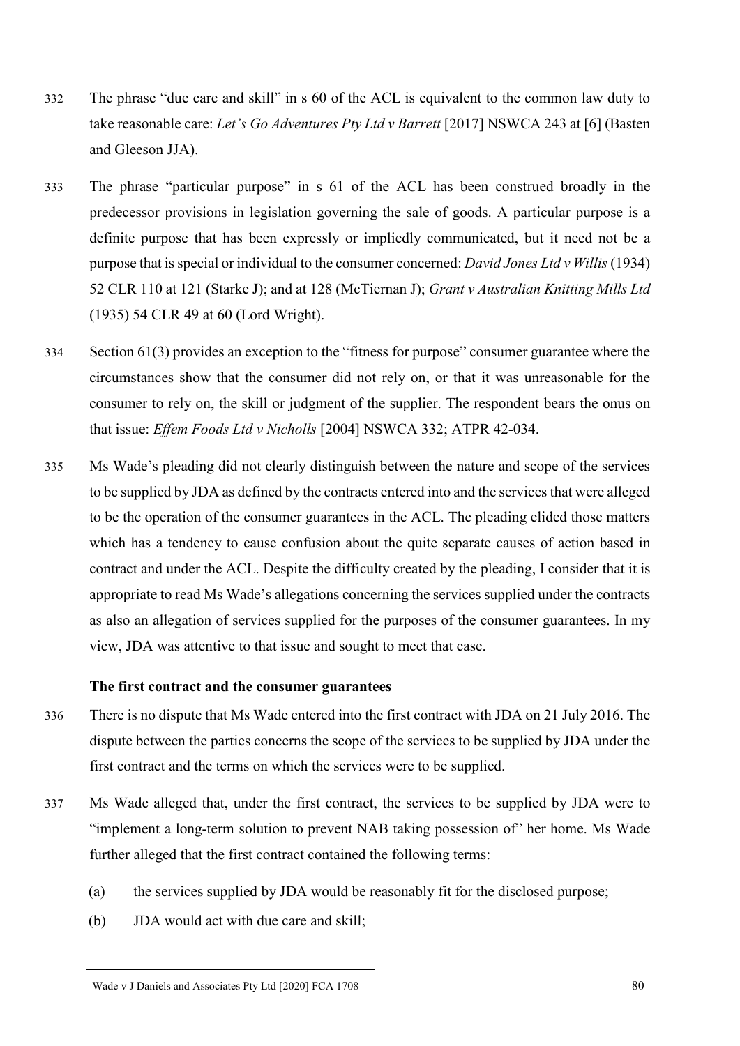332 The phrase "due care and skill" in s 60 of the ACL is equivalent to the common law duty to take reasonable care: *Let's Go Adventures Pty Ltd v Barrett* [2017] NSWCA 243 at [6] (Basten and Gleeson JJA).

333 The phrase "particular purpose" in s 61 of the ACL has been construed broadly in the predecessor provisions in legislation governing the sale of goods. A particular purpose is a definite purpose that has been expressly or impliedly communicated, but it need not be a purpose that is special or individual to the consumer concerned: *David Jones Ltd v Willis* (1934) 52 CLR 110 at 121 (Starke J); and at 128 (McTiernan J); *Grant v Australian Knitting Mills Ltd* (1935) 54 CLR 49 at 60 (Lord Wright).

334 Section 61(3) provides an exception to the "fitness for purpose" consumer guarantee where the circumstances show that the consumer did not rely on, or that it was unreasonable for the consumer to rely on, the skill or judgment of the supplier. The respondent bears the onus on that issue: *Effem Foods Ltd v Nicholls* [2004] NSWCA 332; ATPR 42-034.

335 Ms Wade's pleading did not clearly distinguish between the nature and scope of the services to be supplied by JDA as defined by the contracts entered into and the services that were alleged to be the operation of the consumer guarantees in the ACL. The pleading elided those matters which has a tendency to cause confusion about the quite separate causes of action based in contract and under the ACL. Despite the difficulty created by the pleading, I consider that it is appropriate to read Ms Wade's allegations concerning the services supplied under the contracts as also an allegation of services supplied for the purposes of the consumer guarantees. In my view, JDA was attentive to that issue and sought to meet that case.

### The first contract and the consumer guarantees

336 There is no dispute that Ms Wade entered into the first contract with JDA on 21 July 2016. The dispute between the parties concerns the scope of the services to be supplied by JDA under the first contract and the terms on which the services were to be supplied.

337 Ms Wade alleged that, under the first contract, the services to be supplied by JDA were to "implement a long-term solution to prevent NAB taking possession of" her home. Ms Wade further alleged that the first contract contained the following terms:

(a) the services supplied by JDA would be reasonably fit for the disclosed purpose;

(b) JDA would act with due care and skill;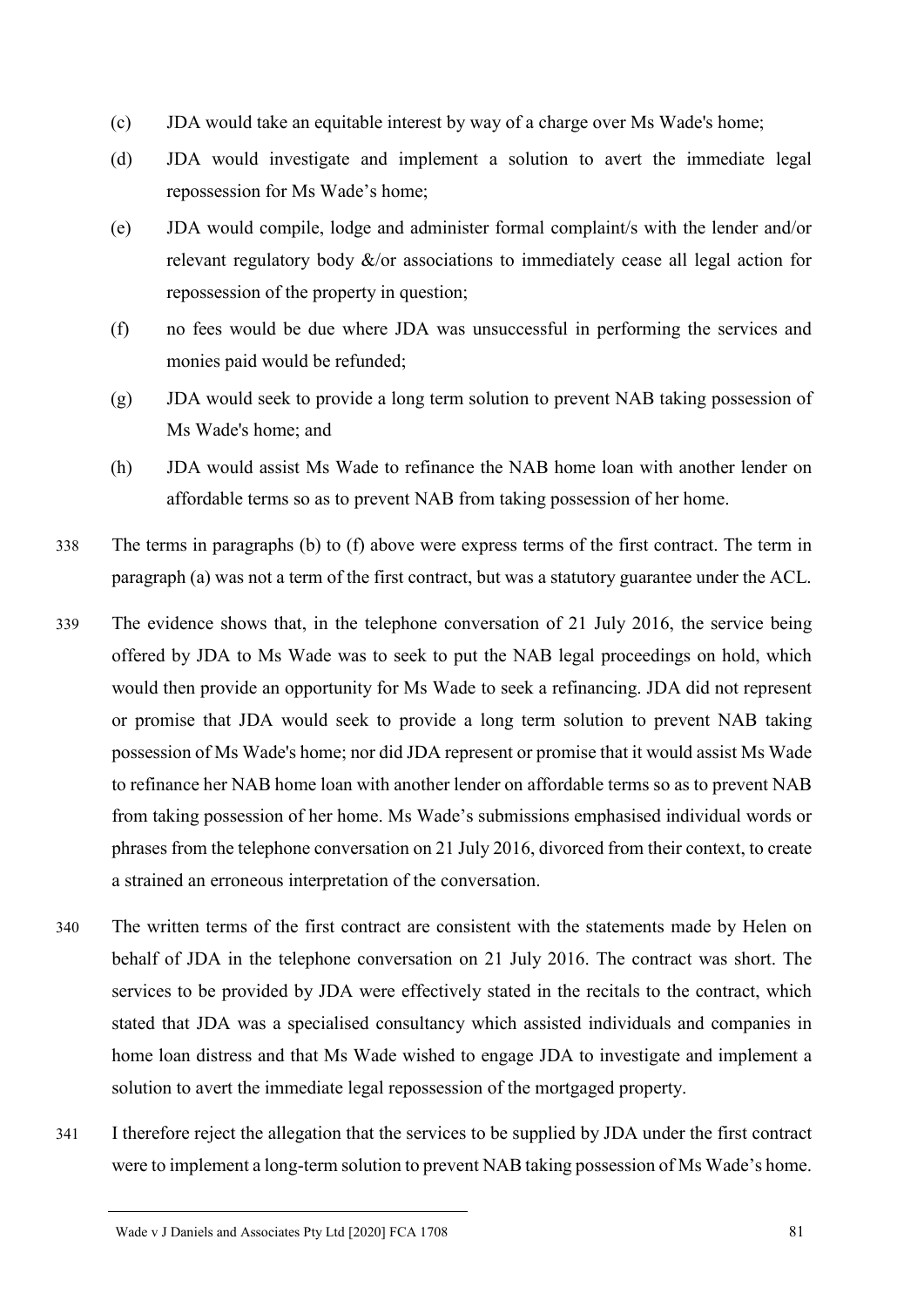(c) JDA would take an equitable interest by way of a charge over Ms Wade's home;

(d) JDA would investigate and implement a solution to avert the immediate legal repossession for Ms Wade's home;

(e) JDA would compile, lodge and administer formal complaint/s with the lender and/or relevant regulatory body &/or associations to immediately cease all legal action for repossession of the property in question;

(f) no fees would be due where JDA was unsuccessful in performing the services and monies paid would be refunded;

(g) JDA would seek to provide a long term solution to prevent NAB taking possession of Ms Wade's home; and

(h) JDA would assist Ms Wade to refinance the NAB home loan with another lender on affordable terms so as to prevent NAB from taking possession of her home.

338 The terms in paragraphs (b) to (f) above were express terms of the first contract. The term in paragraph (a) was not a term of the first contract, but was a statutory guarantee under the ACL.

339 The evidence shows that, in the telephone conversation of 21 July 2016, the service being offered by JDA to Ms Wade was to seek to put the NAB legal proceedings on hold, which would then provide an opportunity for Ms Wade to seek a refinancing. JDA did not represent or promise that JDA would seek to provide a long term solution to prevent NAB taking possession of Ms Wade's home; nor did JDA represent or promise that it would assist Ms Wade to refinance her NAB home loan with another lender on affordable terms so as to prevent NAB from taking possession of her home. Ms Wade's submissions emphasised individual words or phrases from the telephone conversation on 21 July 2016, divorced from their context, to create a strained an erroneous interpretation of the conversation.

340 The written terms of the first contract are consistent with the statements made by Helen on behalf of JDA in the telephone conversation on 21 July 2016. The contract was short. The services to be provided by JDA were effectively stated in the recitals to the contract, which stated that JDA was a specialised consultancy which assisted individuals and companies in home loan distress and that Ms Wade wished to engage JDA to investigate and implement a solution to avert the immediate legal repossession of the mortgaged property.

341 I therefore reject the allegation that the services to be supplied by JDA under the first contract were to implement a long-term solution to prevent NAB taking possession of Ms Wade's home.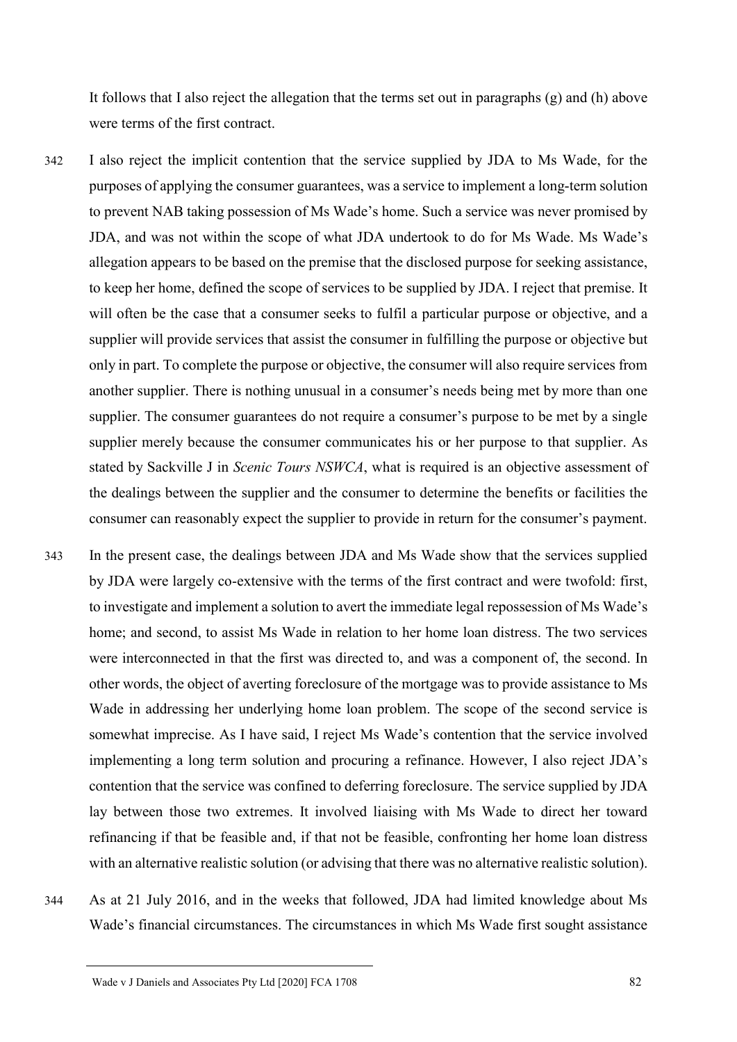It follows that I also reject the allegation that the terms set out in paragraphs (g) and (h) above were terms of the first contract.

342 I also reject the implicit contention that the service supplied by JDA to Ms Wade, for the purposes of applying the consumer guarantees, was a service to implement a long-term solution to prevent NAB taking possession of Ms Wade's home. Such a service was never promised by JDA, and was not within the scope of what JDA undertook to do for Ms Wade. Ms Wade's allegation appears to be based on the premise that the disclosed purpose for seeking assistance, to keep her home, defined the scope of services to be supplied by JDA. I reject that premise. It will often be the case that a consumer seeks to fulfil a particular purpose or objective, and a supplier will provide services that assist the consumer in fulfilling the purpose or objective but only in part. To complete the purpose or objective, the consumer will also require services from another supplier. There is nothing unusual in a consumer's needs being met by more than one supplier. The consumer guarantees do not require a consumer's purpose to be met by a single supplier merely because the consumer communicates his or her purpose to that supplier. As stated by Sackville J in *Scenic Tours NSWCA*, what is required is an objective assessment of the dealings between the supplier and the consumer to determine the benefits or facilities the consumer can reasonably expect the supplier to provide in return for the consumer's payment.

343 In the present case, the dealings between JDA and Ms Wade show that the services supplied by JDA were largely co-extensive with the terms of the first contract and were twofold: first, to investigate and implement a solution to avert the immediate legal repossession of Ms Wade's home; and second, to assist Ms Wade in relation to her home loan distress. The two services were interconnected in that the first was directed to, and was a component of, the second. In other words, the object of averting foreclosure of the mortgage was to provide assistance to Ms Wade in addressing her underlying home loan problem. The scope of the second service is somewhat imprecise. As I have said, I reject Ms Wade's contention that the service involved implementing a long term solution and procuring a refinance. However, I also reject JDA's contention that the service was confined to deferring foreclosure. The service supplied by JDA lay between those two extremes. It involved liaising with Ms Wade to direct her toward refinancing if that be feasible and, if that not be feasible, confronting her home loan distress with an alternative realistic solution (or advising that there was no alternative realistic solution).

344 As at 21 July 2016, and in the weeks that followed, JDA had limited knowledge about Ms Wade's financial circumstances. The circumstances in which Ms Wade first sought assistance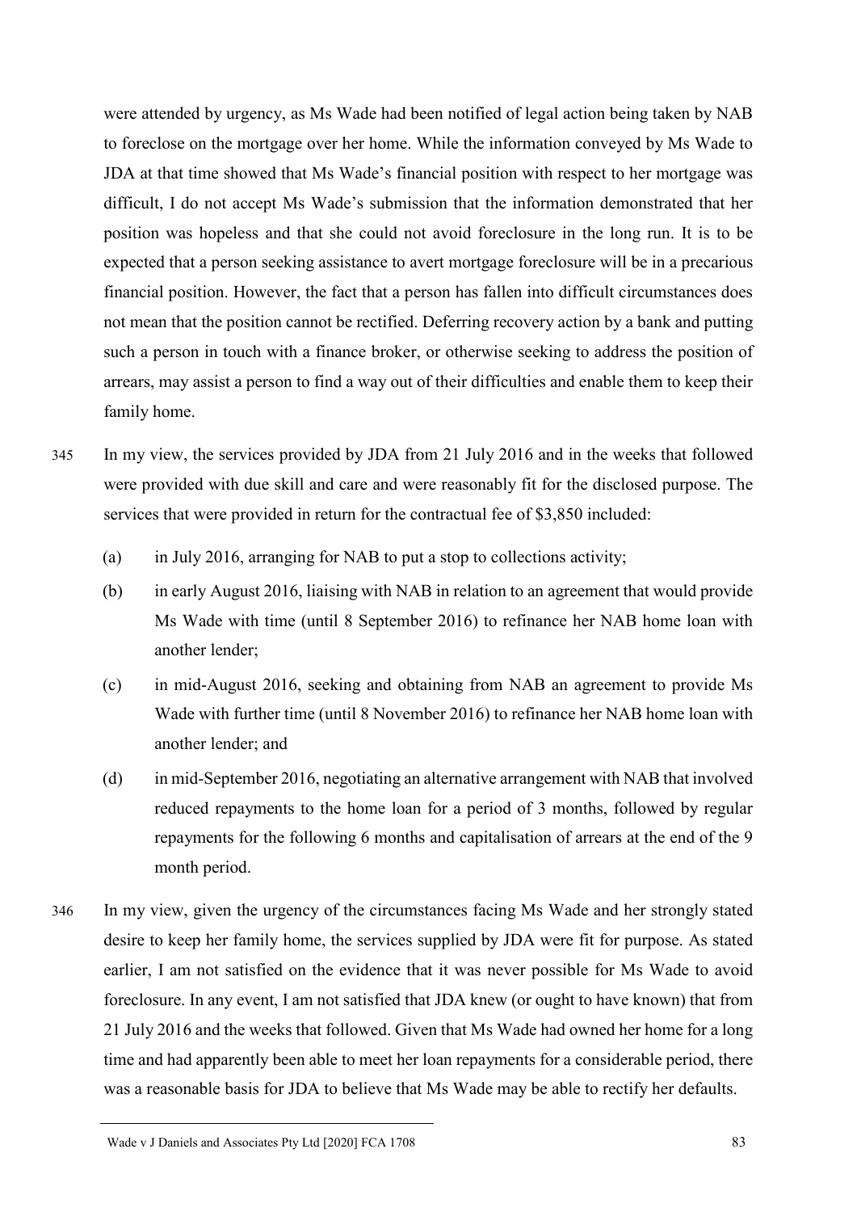were attended by urgency, as Ms Wade had been notified of legal action being taken by NAB to foreclose on the mortgage over her home. While the information conveyed by Ms Wade to JDA at that time showed that Ms Wade's financial position with respect to her mortgage was difficult, I do not accept Ms Wade's submission that the information demonstrated that her position was hopeless and that she could not avoid foreclosure in the long run. It is to be expected that a person seeking assistance to avert mortgage foreclosure will be in a precarious financial position. However, the fact that a person has fallen into difficult circumstances does not mean that the position cannot be rectified. Deferring recovery action by a bank and putting such a person in touch with a finance broker, or otherwise seeking to address the position of arrears, may assist a person to find a way out of their difficulties and enable them to keep their family home.

345 In my view, the services provided by JDA from 21 July 2016 and in the weeks that followed were provided with due skill and care and were reasonably fit for the disclosed purpose. The services that were provided in return for the contractual fee of $3,850 included:

(a) in July 2016, arranging for NAB to put a stop to collections activity;

(b) in early August 2016, liaising with NAB in relation to an agreement that would provide Ms Wade with time (until 8 September 2016) to refinance her NAB home loan with another lender;

(c) in mid-August 2016, seeking and obtaining from NAB an agreement to provide Ms Wade with further time (until 8 November 2016) to refinance her NAB home loan with another lender; and

(d) in mid-September 2016, negotiating an alternative arrangement with NAB that involved reduced repayments to the home loan for a period of 3 months, followed by regular repayments for the following 6 months and capitalisation of arrears at the end of the 9 month period.

346 In my view, given the urgency of the circumstances facing Ms Wade and her strongly stated desire to keep her family home, the services supplied by JDA were fit for purpose. As stated earlier, I am not satisfied on the evidence that it was never possible for Ms Wade to avoid foreclosure. In any event, I am not satisfied that JDA knew (or ought to have known) that from 21 July 2016 and the weeks that followed. Given that Ms Wade had owned her home for a long time and had apparently been able to meet her loan repayments for a considerable period, there was a reasonable basis for JDA to believe that Ms Wade may be able to rectify her defaults.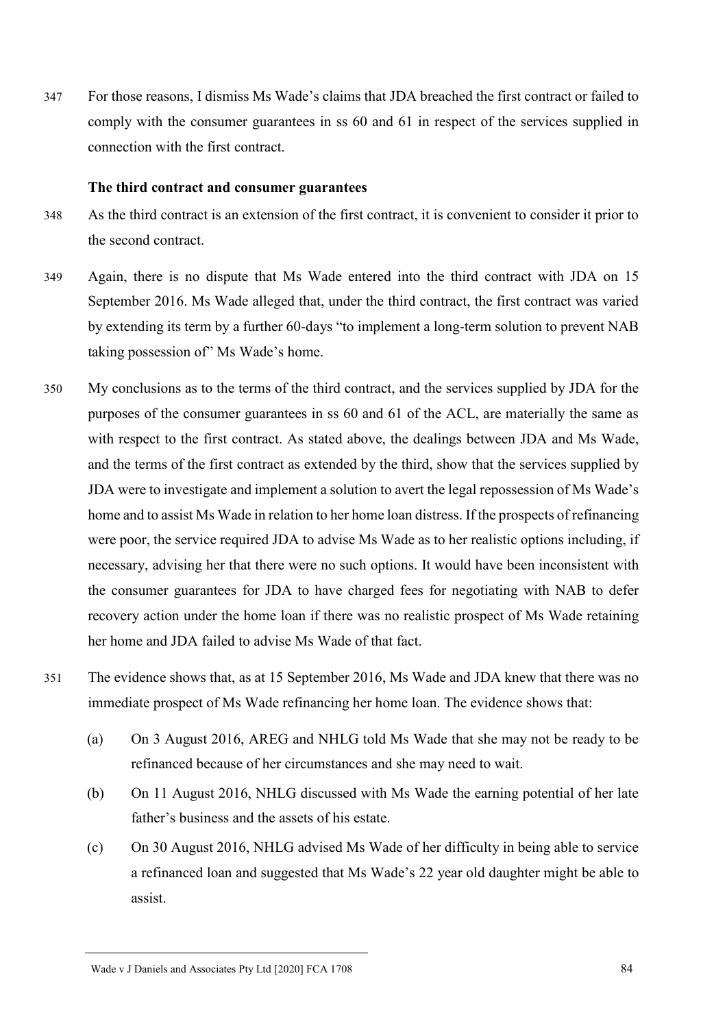347 For those reasons, I dismiss Ms Wade's claims that JDA breached the first contract or failed to comply with the consumer guarantees in ss 60 and 61 in respect of the services supplied in connection with the first contract.

### The third contract and consumer guarantees

348 As the third contract is an extension of the first contract, it is convenient to consider it prior to the second contract.

349 Again, there is no dispute that Ms Wade entered into the third contract with JDA on 15 September 2016. Ms Wade alleged that, under the third contract, the first contract was varied by extending its term by a further 60-days "to implement a long-term solution to prevent NAB taking possession of" Ms Wade's home.

350 My conclusions as to the terms of the third contract, and the services supplied by JDA for the purposes of the consumer guarantees in ss 60 and 61 of the ACL, are materially the same as with respect to the first contract. As stated above, the dealings between JDA and Ms Wade, and the terms of the first contract as extended by the third, show that the services supplied by JDA were to investigate and implement a solution to avert the legal repossession of Ms Wade's home and to assist Ms Wade in relation to her home loan distress. If the prospects of refinancing were poor, the service required JDA to advise Ms Wade as to her realistic options including, if necessary, advising her that there were no such options. It would have been inconsistent with the consumer guarantees for JDA to have charged fees for negotiating with NAB to defer recovery action under the home loan if there was no realistic prospect of Ms Wade retaining her home and JDA failed to advise Ms Wade of that fact.

351 The evidence shows that, as at 15 September 2016, Ms Wade and JDA knew that there was no immediate prospect of Ms Wade refinancing her home loan. The evidence shows that:

(a) On 3 August 2016, AREG and NHLG told Ms Wade that she may not be ready to be refinanced because of her circumstances and she may need to wait.

(b) On 11 August 2016, NHLG discussed with Ms Wade the earning potential of her late father's business and the assets of his estate.

(c) On 30 August 2016, NHLG advised Ms Wade of her difficulty in being able to service a refinanced loan and suggested that Ms Wade's 22 year old daughter might be able to assist.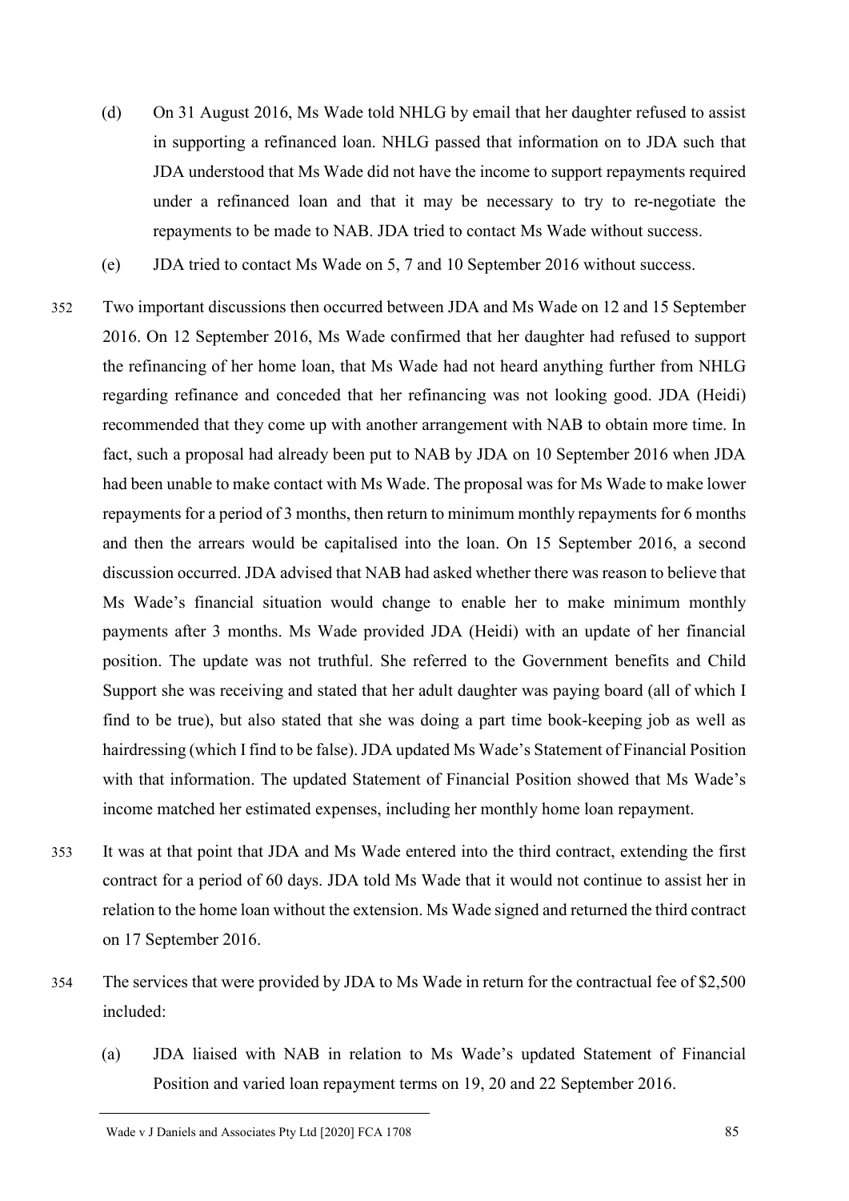(d) On 31 August 2016, Ms Wade told NHLG by email that her daughter refused to assist in supporting a refinanced loan. NHLG passed that information on to JDA such that JDA understood that Ms Wade did not have the income to support repayments required under a refinanced loan and that it may be necessary to try to re-negotiate the repayments to be made to NAB. JDA tried to contact Ms Wade without success.

(e) JDA tried to contact Ms Wade on 5, 7 and 10 September 2016 without success.

352 Two important discussions then occurred between JDA and Ms Wade on 12 and 15 September 2016. On 12 September 2016, Ms Wade confirmed that her daughter had refused to support the refinancing of her home loan, that Ms Wade had not heard anything further from NHLG regarding refinance and conceded that her refinancing was not looking good. JDA (Heidi) recommended that they come up with another arrangement with NAB to obtain more time. In fact, such a proposal had already been put to NAB by JDA on 10 September 2016 when JDA had been unable to make contact with Ms Wade. The proposal was for Ms Wade to make lower repayments for a period of 3 months, then return to minimum monthly repayments for 6 months and then the arrears would be capitalised into the loan. On 15 September 2016, a second discussion occurred. JDA advised that NAB had asked whether there was reason to believe that Ms Wade's financial situation would change to enable her to make minimum monthly payments after 3 months. Ms Wade provided JDA (Heidi) with an update of her financial position. The update was not truthful. She referred to the Government benefits and Child Support she was receiving and stated that her adult daughter was paying board (all of which I find to be true), but also stated that she was doing a part time book-keeping job as well as hairdressing (which I find to be false). JDA updated Ms Wade's Statement of Financial Position with that information. The updated Statement of Financial Position showed that Ms Wade's income matched her estimated expenses, including her monthly home loan repayment.

353 It was at that point that JDA and Ms Wade entered into the third contract, extending the first contract for a period of 60 days. JDA told Ms Wade that it would not continue to assist her in relation to the home loan without the extension. Ms Wade signed and returned the third contract on 17 September 2016.

354 The services that were provided by JDA to Ms Wade in return for the contractual fee of $2,500 included:

(a) JDA liaised with NAB in relation to Ms Wade's updated Statement of Financial Position and varied loan repayment terms on 19, 20 and 22 September 2016.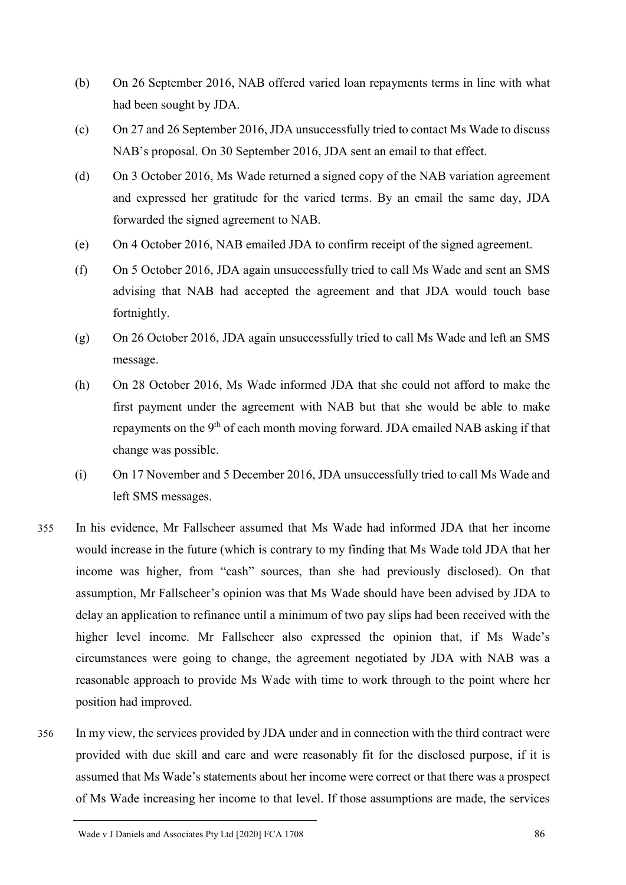(b) On 26 September 2016, NAB offered varied loan repayments terms in line with what had been sought by JDA.

(c) On 27 and 26 September 2016, JDA unsuccessfully tried to contact Ms Wade to discuss NAB's proposal. On 30 September 2016, JDA sent an email to that effect.

(d) On 3 October 2016, Ms Wade returned a signed copy of the NAB variation agreement and expressed her gratitude for the varied terms. By an email the same day, JDA forwarded the signed agreement to NAB.

(e) On 4 October 2016, NAB emailed JDA to confirm receipt of the signed agreement.

(f) On 5 October 2016, JDA again unsuccessfully tried to call Ms Wade and sent an SMS advising that NAB had accepted the agreement and that JDA would touch base fortnightly.

(g) On 26 October 2016, JDA again unsuccessfully tried to call Ms Wade and left an SMS message.

(h) On 28 October 2016, Ms Wade informed JDA that she could not afford to make the first payment under the agreement with NAB but that she would be able to make repayments on the 9th of each month moving forward. JDA emailed NAB asking if that change was possible.

(i) On 17 November and 5 December 2016, JDA unsuccessfully tried to call Ms Wade and left SMS messages.

355 In his evidence, Mr Fallscheer assumed that Ms Wade had informed JDA that her income would increase in the future (which is contrary to my finding that Ms Wade told JDA that her income was higher, from "cash" sources, than she had previously disclosed). On that assumption, Mr Fallscheer's opinion was that Ms Wade should have been advised by JDA to delay an application to refinance until a minimum of two pay slips had been received with the higher level income. Mr Fallscheer also expressed the opinion that, if Ms Wade's circumstances were going to change, the agreement negotiated by JDA with NAB was a reasonable approach to provide Ms Wade with time to work through to the point where her position had improved.

356 In my view, the services provided by JDA under and in connection with the third contract were provided with due skill and care and were reasonably fit for the disclosed purpose, if it is assumed that Ms Wade's statements about her income were correct or that there was a prospect of Ms Wade increasing her income to that level. If those assumptions are made, the services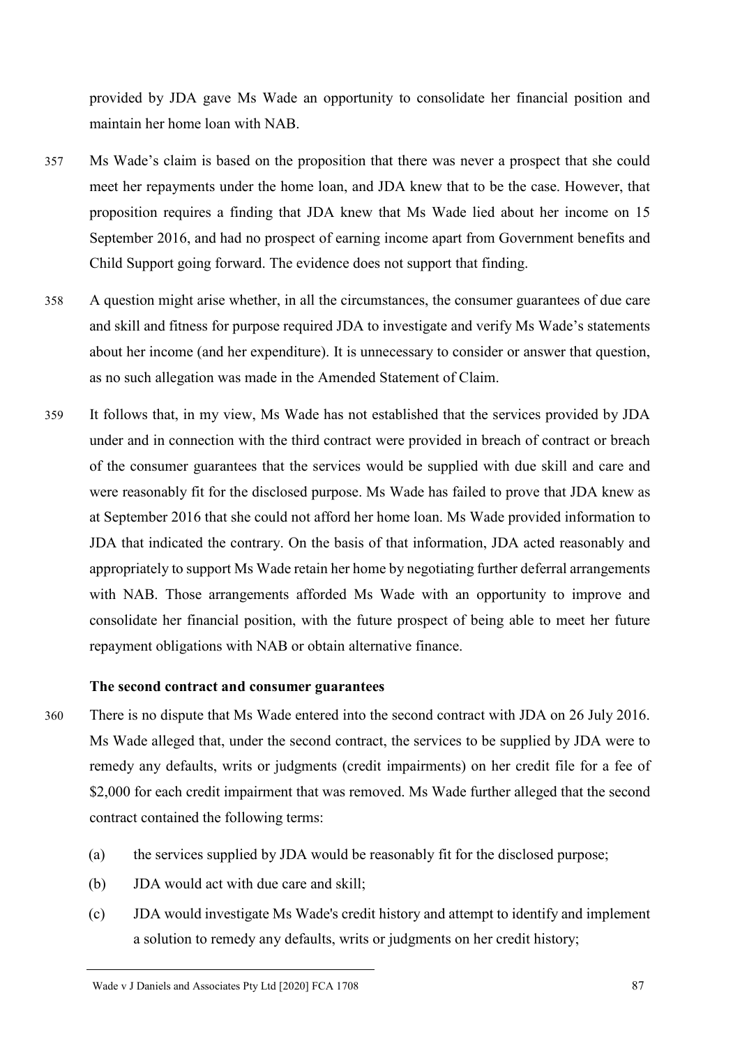provided by JDA gave Ms Wade an opportunity to consolidate her financial position and maintain her home loan with NAB.

357 Ms Wade's claim is based on the proposition that there was never a prospect that she could meet her repayments under the home loan, and JDA knew that to be the case. However, that proposition requires a finding that JDA knew that Ms Wade lied about her income on 15 September 2016, and had no prospect of earning income apart from Government benefits and Child Support going forward. The evidence does not support that finding.

358 A question might arise whether, in all the circumstances, the consumer guarantees of due care and skill and fitness for purpose required JDA to investigate and verify Ms Wade's statements about her income (and her expenditure). It is unnecessary to consider or answer that question, as no such allegation was made in the Amended Statement of Claim.

359 It follows that, in my view, Ms Wade has not established that the services provided by JDA under and in connection with the third contract were provided in breach of contract or breach of the consumer guarantees that the services would be supplied with due skill and care and were reasonably fit for the disclosed purpose. Ms Wade has failed to prove that JDA knew as at September 2016 that she could not afford her home loan. Ms Wade provided information to JDA that indicated the contrary. On the basis of that information, JDA acted reasonably and appropriately to support Ms Wade retain her home by negotiating further deferral arrangements with NAB. Those arrangements afforded Ms Wade with an opportunity to improve and consolidate her financial position, with the future prospect of being able to meet her future repayment obligations with NAB or obtain alternative finance.

### The second contract and consumer guarantees

360 There is no dispute that Ms Wade entered into the second contract with JDA on 26 July 2016. Ms Wade alleged that, under the second contract, the services to be supplied by JDA were to remedy any defaults, writs or judgments (credit impairments) on her credit file for a fee of $2,000 for each credit impairment that was removed. Ms Wade further alleged that the second contract contained the following terms:

(a) the services supplied by JDA would be reasonably fit for the disclosed purpose;

(b) JDA would act with due care and skill;

(c) JDA would investigate Ms Wade's credit history and attempt to identify and implement a solution to remedy any defaults, writs or judgments on her credit history;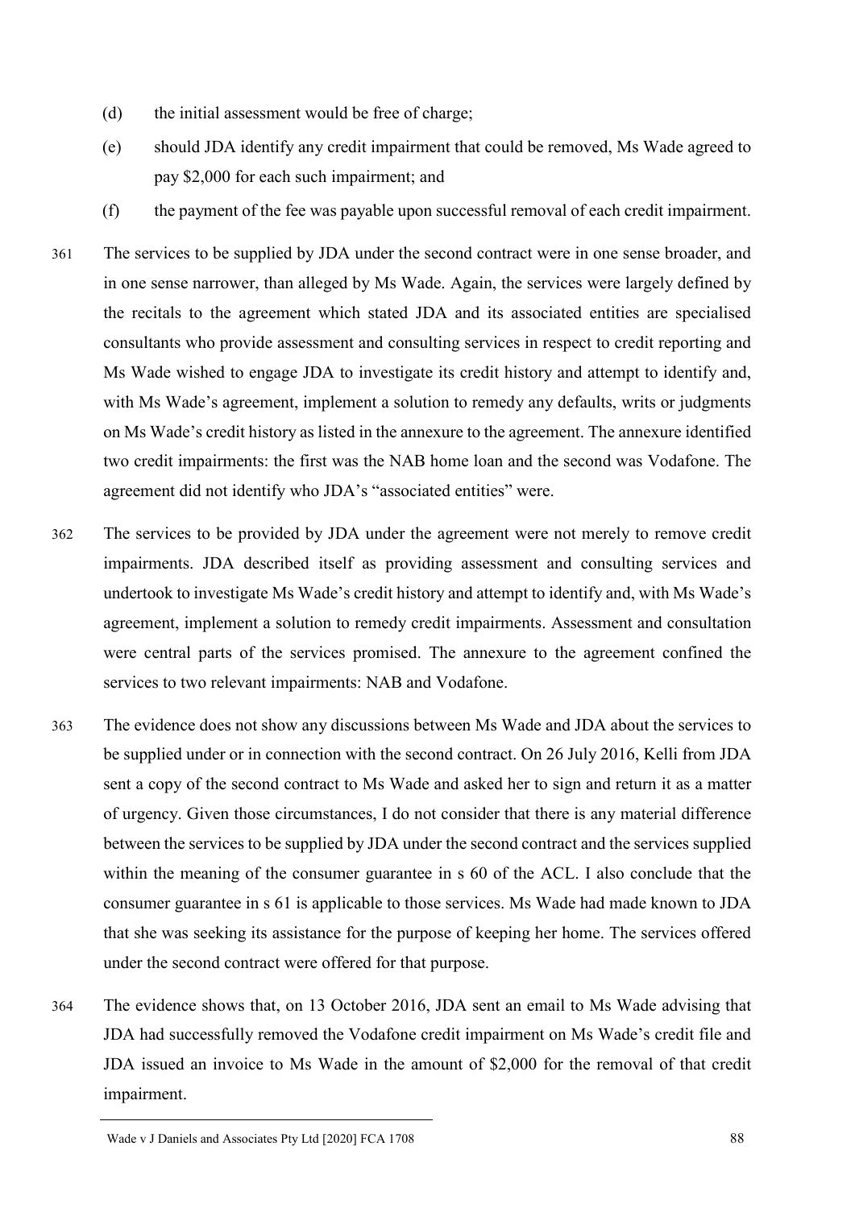(d) the initial assessment would be free of charge;

(e) should JDA identify any credit impairment that could be removed, Ms Wade agreed to pay $2,000 for each such impairment; and

(f) the payment of the fee was payable upon successful removal of each credit impairment.

361 The services to be supplied by JDA under the second contract were in one sense broader, and in one sense narrower, than alleged by Ms Wade. Again, the services were largely defined by the recitals to the agreement which stated JDA and its associated entities are specialised consultants who provide assessment and consulting services in respect to credit reporting and Ms Wade wished to engage JDA to investigate its credit history and attempt to identify and, with Ms Wade's agreement, implement a solution to remedy any defaults, writs or judgments on Ms Wade's credit history as listed in the annexure to the agreement. The annexure identified two credit impairments: the first was the NAB home loan and the second was Vodafone. The agreement did not identify who JDA's "associated entities" were.

362 The services to be provided by JDA under the agreement were not merely to remove credit impairments. JDA described itself as providing assessment and consulting services and undertook to investigate Ms Wade's credit history and attempt to identify and, with Ms Wade's agreement, implement a solution to remedy credit impairments. Assessment and consultation were central parts of the services promised. The annexure to the agreement confined the services to two relevant impairments: NAB and Vodafone.

363 The evidence does not show any discussions between Ms Wade and JDA about the services to be supplied under or in connection with the second contract. On 26 July 2016, Kelli from JDA sent a copy of the second contract to Ms Wade and asked her to sign and return it as a matter of urgency. Given those circumstances, I do not consider that there is any material difference between the services to be supplied by JDA under the second contract and the services supplied within the meaning of the consumer guarantee in s 60 of the ACL. I also conclude that the consumer guarantee in s 61 is applicable to those services. Ms Wade had made known to JDA that she was seeking its assistance for the purpose of keeping her home. The services offered under the second contract were offered for that purpose.

364 The evidence shows that, on 13 October 2016, JDA sent an email to Ms Wade advising that JDA had successfully removed the Vodafone credit impairment on Ms Wade's credit file and JDA issued an invoice to Ms Wade in the amount of $2,000 for the removal of that credit impairment.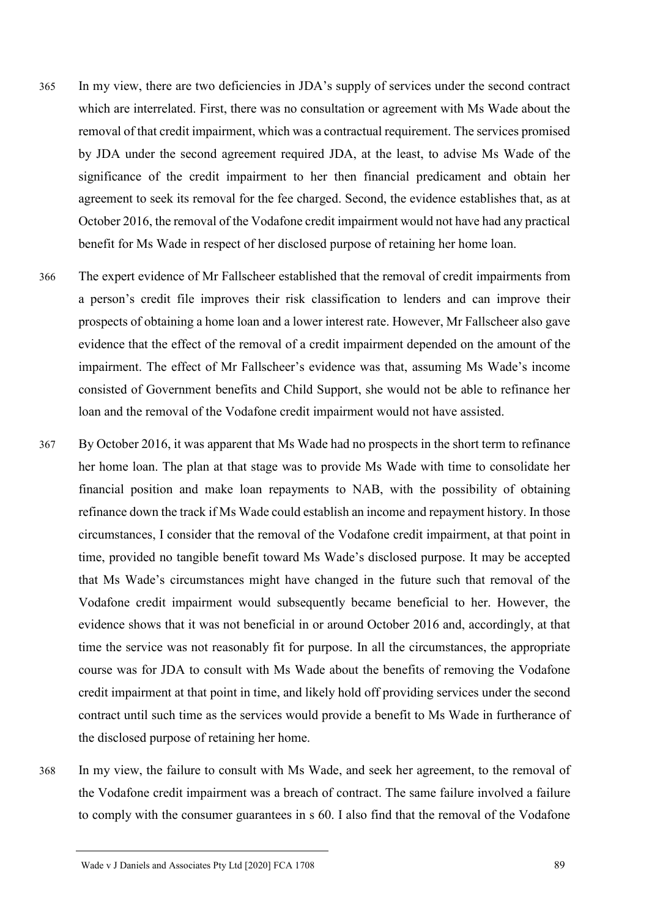365 In my view, there are two deficiencies in JDA's supply of services under the second contract which are interrelated. First, there was no consultation or agreement with Ms Wade about the removal of that credit impairment, which was a contractual requirement. The services promised by JDA under the second agreement required JDA, at the least, to advise Ms Wade of the significance of the credit impairment to her then financial predicament and obtain her agreement to seek its removal for the fee charged. Second, the evidence establishes that, as at October 2016, the removal of the Vodafone credit impairment would not have had any practical benefit for Ms Wade in respect of her disclosed purpose of retaining her home loan.

366 The expert evidence of Mr Fallscheer established that the removal of credit impairments from a person's credit file improves their risk classification to lenders and can improve their prospects of obtaining a home loan and a lower interest rate. However, Mr Fallscheer also gave evidence that the effect of the removal of a credit impairment depended on the amount of the impairment. The effect of Mr Fallscheer's evidence was that, assuming Ms Wade's income consisted of Government benefits and Child Support, she would not be able to refinance her loan and the removal of the Vodafone credit impairment would not have assisted.

367 By October 2016, it was apparent that Ms Wade had no prospects in the short term to refinance her home loan. The plan at that stage was to provide Ms Wade with time to consolidate her financial position and make loan repayments to NAB, with the possibility of obtaining refinance down the track if Ms Wade could establish an income and repayment history. In those circumstances, I consider that the removal of the Vodafone credit impairment, at that point in time, provided no tangible benefit toward Ms Wade's disclosed purpose. It may be accepted that Ms Wade's circumstances might have changed in the future such that removal of the Vodafone credit impairment would subsequently became beneficial to her. However, the evidence shows that it was not beneficial in or around October 2016 and, accordingly, at that time the service was not reasonably fit for purpose. In all the circumstances, the appropriate course was for JDA to consult with Ms Wade about the benefits of removing the Vodafone credit impairment at that point in time, and likely hold off providing services under the second contract until such time as the services would provide a benefit to Ms Wade in furtherance of the disclosed purpose of retaining her home.

368 In my view, the failure to consult with Ms Wade, and seek her agreement, to the removal of the Vodafone credit impairment was a breach of contract. The same failure involved a failure to comply with the consumer guarantees in s 60. I also find that the removal of the Vodafone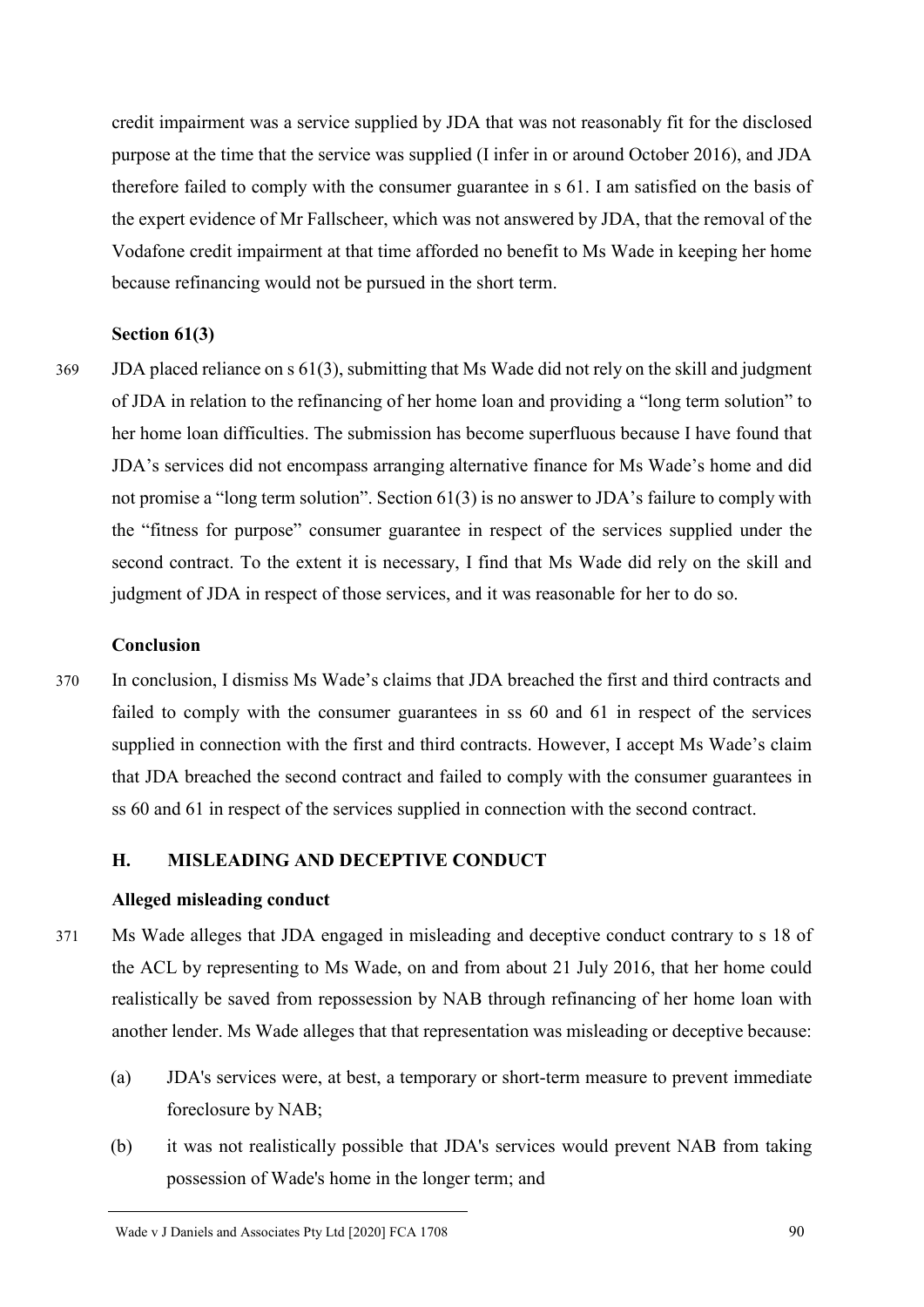credit impairment was a service supplied by JDA that was not reasonably fit for the disclosed purpose at the time that the service was supplied (I infer in or around October 2016), and JDA therefore failed to comply with the consumer guarantee in s 61. I am satisfied on the basis of the expert evidence of Mr Fallscheer, which was not answered by JDA, that the removal of the Vodafone credit impairment at that time afforded no benefit to Ms Wade in keeping her home because refinancing would not be pursued in the short term.

### Section 61(3)

369 JDA placed reliance on s 61(3), submitting that Ms Wade did not rely on the skill and judgment of JDA in relation to the refinancing of her home loan and providing a "long term solution" to her home loan difficulties. The submission has become superfluous because I have found that JDA's services did not encompass arranging alternative finance for Ms Wade's home and did not promise a "long term solution". Section 61(3) is no answer to JDA's failure to comply with the "fitness for purpose" consumer guarantee in respect of the services supplied under the second contract. To the extent it is necessary, I find that Ms Wade did rely on the skill and judgment of JDA in respect of those services, and it was reasonable for her to do so.

### Conclusion

370 In conclusion, I dismiss Ms Wade's claims that JDA breached the first and third contracts and failed to comply with the consumer guarantees in ss 60 and 61 in respect of the services supplied in connection with the first and third contracts. However, I accept Ms Wade's claim that JDA breached the second contract and failed to comply with the consumer guarantees in ss 60 and 61 in respect of the services supplied in connection with the second contract.

## H. MISLEADING AND DECEPTIVE CONDUCT

### Alleged misleading conduct

371 Ms Wade alleges that JDA engaged in misleading and deceptive conduct contrary to s 18 of the ACL by representing to Ms Wade, on and from about 21 July 2016, that her home could realistically be saved from repossession by NAB through refinancing of her home loan with another lender. Ms Wade alleges that that representation was misleading or deceptive because:

(a) JDA's services were, at best, a temporary or short-term measure to prevent immediate foreclosure by NAB;

(b) it was not realistically possible that JDA's services would prevent NAB from taking possession of Wade's home in the longer term; and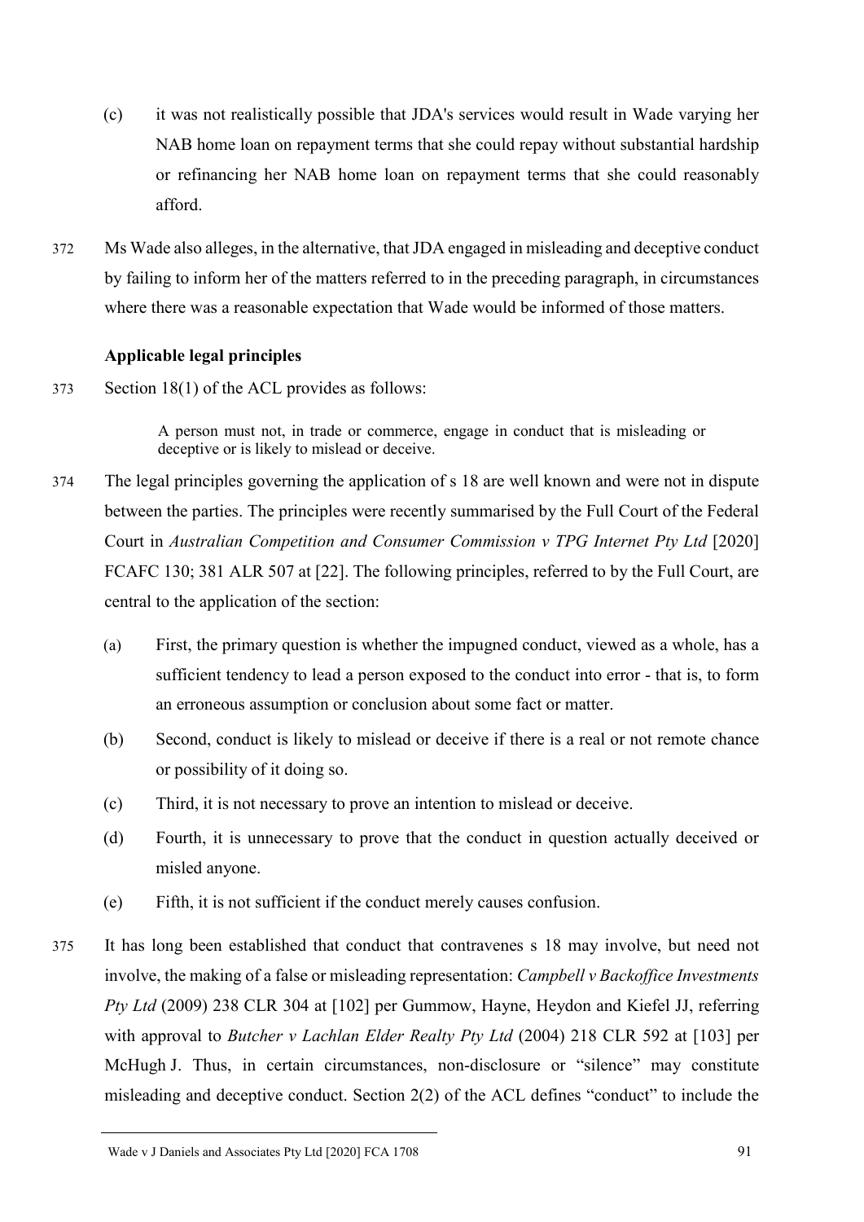(c) it was not realistically possible that JDA's services would result in Wade varying her NAB home loan on repayment terms that she could repay without substantial hardship or refinancing her NAB home loan on repayment terms that she could reasonably afford.

372 Ms Wade also alleges, in the alternative, that JDA engaged in misleading and deceptive conduct by failing to inform her of the matters referred to in the preceding paragraph, in circumstances where there was a reasonable expectation that Wade would be informed of those matters.

### Applicable legal principles

373 Section 18(1) of the ACL provides as follows:

> A person must not, in trade or commerce, engage in conduct that is misleading or deceptive or is likely to mislead or deceive.

374 The legal principles governing the application of s 18 are well known and were not in dispute between the parties. The principles were recently summarised by the Full Court of the Federal Court in *Australian Competition and Consumer Commission v TPG Internet Pty Ltd* [2020] FCAFC 130; 381 ALR 507 at [22]. The following principles, referred to by the Full Court, are central to the application of the section:

(a) First, the primary question is whether the impugned conduct, viewed as a whole, has a sufficient tendency to lead a person exposed to the conduct into error - that is, to form an erroneous assumption or conclusion about some fact or matter.

(b) Second, conduct is likely to mislead or deceive if there is a real or not remote chance or possibility of it doing so.

(c) Third, it is not necessary to prove an intention to mislead or deceive.

(d) Fourth, it is unnecessary to prove that the conduct in question actually deceived or misled anyone.

(e) Fifth, it is not sufficient if the conduct merely causes confusion.

375 It has long been established that conduct that contravenes s 18 may involve, but need not involve, the making of a false or misleading representation: *Campbell v Backoffice Investments Pty Ltd* (2009) 238 CLR 304 at [102] per Gummow, Hayne, Heydon and Kiefel JJ, referring with approval to *Butcher v Lachlan Elder Realty Pty Ltd* (2004) 218 CLR 592 at [103] per McHugh J. Thus, in certain circumstances, non-disclosure or "silence" may constitute misleading and deceptive conduct. Section 2(2) of the ACL defines "conduct" to include the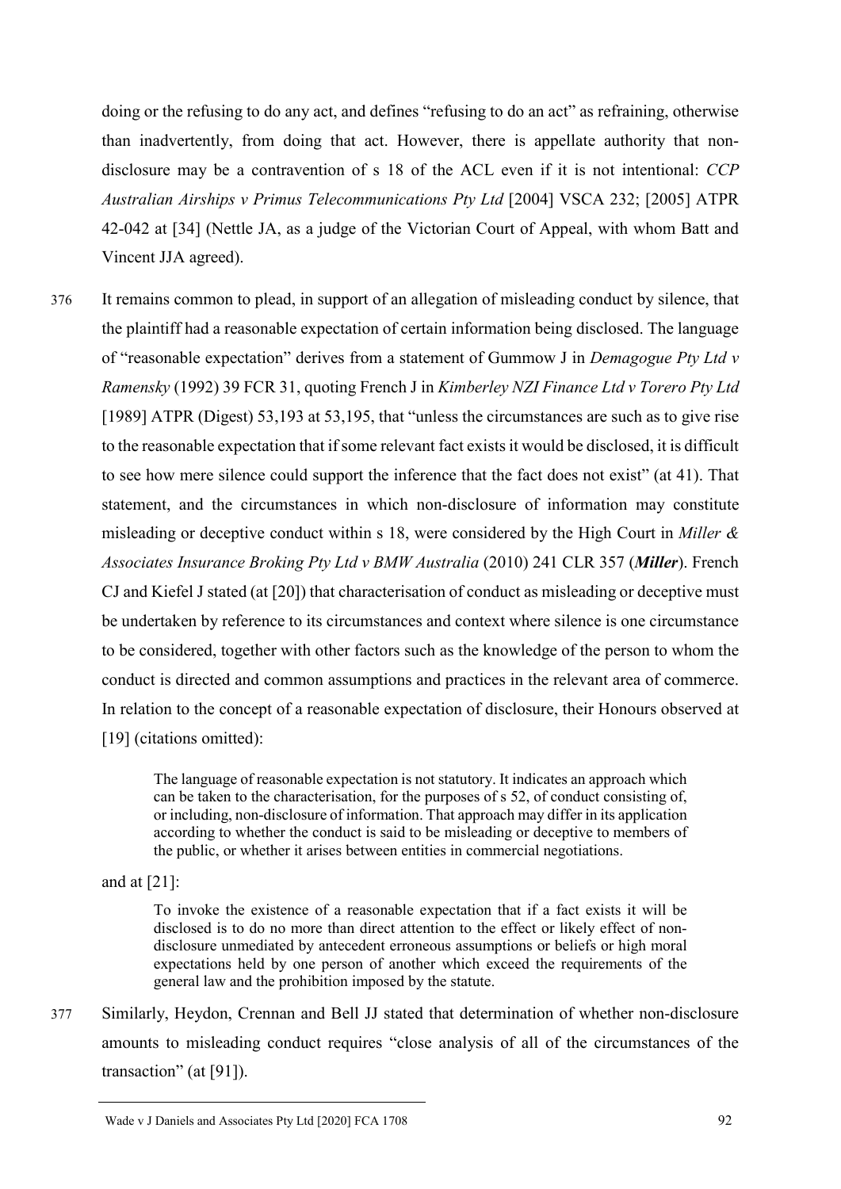doing or the refusing to do any act, and defines "refusing to do an act" as refraining, otherwise than inadvertently, from doing that act. However, there is appellate authority that non-disclosure may be a contravention of s 18 of the ACL even if it is not intentional: *CCP Australian Airships v Primus Telecommunications Pty Ltd* [2004] VSCA 232; [2005] ATPR 42-042 at [34] (Nettle JA, as a judge of the Victorian Court of Appeal, with whom Batt and Vincent JJA agreed).

376 It remains common to plead, in support of an allegation of misleading conduct by silence, that the plaintiff had a reasonable expectation of certain information being disclosed. The language of "reasonable expectation" derives from a statement of Gummow J in *Demagogue Pty Ltd v Ramensky* (1992) 39 FCR 31, quoting French J in *Kimberley NZI Finance Ltd v Torero Pty Ltd* [1989] ATPR (Digest) 53,193 at 53,195, that "unless the circumstances are such as to give rise to the reasonable expectation that if some relevant fact exists it would be disclosed, it is difficult to see how mere silence could support the inference that the fact does not exist" (at 41). That statement, and the circumstances in which non-disclosure of information may constitute misleading or deceptive conduct within s 18, were considered by the High Court in *Miller & Associates Insurance Broking Pty Ltd v BMW Australia* (2010) 241 CLR 357 (***Miller***). French CJ and Kiefel J stated (at [20]) that characterisation of conduct as misleading or deceptive must be undertaken by reference to its circumstances and context where silence is one circumstance to be considered, together with other factors such as the knowledge of the person to whom the conduct is directed and common assumptions and practices in the relevant area of commerce. In relation to the concept of a reasonable expectation of disclosure, their Honours observed at [19] (citations omitted):

> The language of reasonable expectation is not statutory. It indicates an approach which can be taken to the characterisation, for the purposes of s 52, of conduct consisting of, or including, non-disclosure of information. That approach may differ in its application according to whether the conduct is said to be misleading or deceptive to members of the public, or whether it arises between entities in commercial negotiations.

and at [21]:

> To invoke the existence of a reasonable expectation that if a fact exists it will be disclosed is to do no more than direct attention to the effect or likely effect of non-disclosure unmediated by antecedent erroneous assumptions or beliefs or high moral expectations held by one person of another which exceed the requirements of the general law and the prohibition imposed by the statute.

377 Similarly, Heydon, Crennan and Bell JJ stated that determination of whether non-disclosure amounts to misleading conduct requires "close analysis of all of the circumstances of the transaction" (at [91]).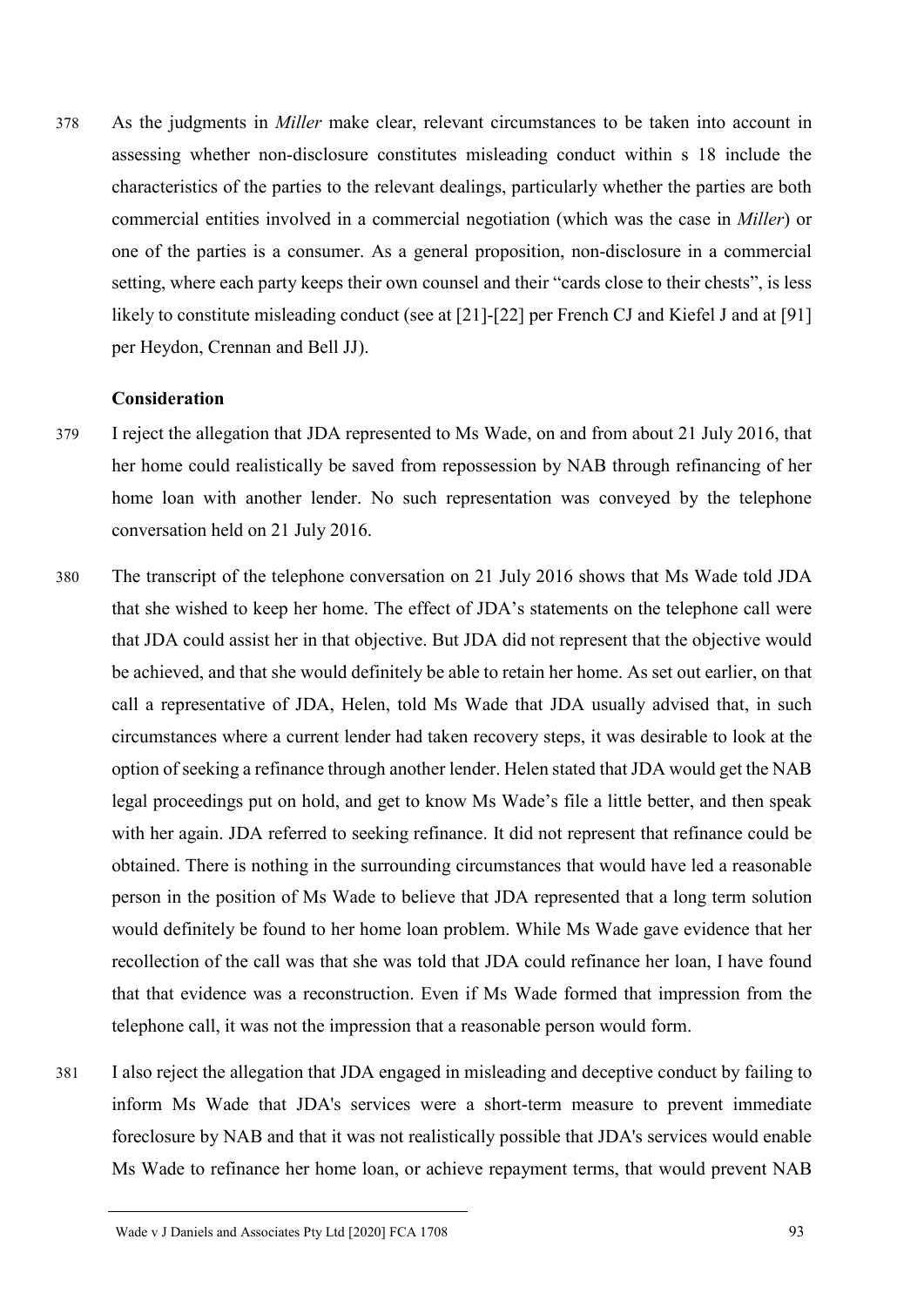378 As the judgments in *Miller* make clear, relevant circumstances to be taken into account in assessing whether non-disclosure constitutes misleading conduct within s 18 include the characteristics of the parties to the relevant dealings, particularly whether the parties are both commercial entities involved in a commercial negotiation (which was the case in *Miller*) or one of the parties is a consumer. As a general proposition, non-disclosure in a commercial setting, where each party keeps their own counsel and their "cards close to their chests", is less likely to constitute misleading conduct (see at [21]-[22] per French CJ and Kiefel J and at [91] per Heydon, Crennan and Bell JJ).

**Consideration**

379 I reject the allegation that JDA represented to Ms Wade, on and from about 21 July 2016, that her home could realistically be saved from repossession by NAB through refinancing of her home loan with another lender. No such representation was conveyed by the telephone conversation held on 21 July 2016.

380 The transcript of the telephone conversation on 21 July 2016 shows that Ms Wade told JDA that she wished to keep her home. The effect of JDA's statements on the telephone call were that JDA could assist her in that objective. But JDA did not represent that the objective would be achieved, and that she would definitely be able to retain her home. As set out earlier, on that call a representative of JDA, Helen, told Ms Wade that JDA usually advised that, in such circumstances where a current lender had taken recovery steps, it was desirable to look at the option of seeking a refinance through another lender. Helen stated that JDA would get the NAB legal proceedings put on hold, and get to know Ms Wade's file a little better, and then speak with her again. JDA referred to seeking refinance. It did not represent that refinance could be obtained. There is nothing in the surrounding circumstances that would have led a reasonable person in the position of Ms Wade to believe that JDA represented that a long term solution would definitely be found to her home loan problem. While Ms Wade gave evidence that her recollection of the call was that she was told that JDA could refinance her loan, I have found that that evidence was a reconstruction. Even if Ms Wade formed that impression from the telephone call, it was not the impression that a reasonable person would form.

381 I also reject the allegation that JDA engaged in misleading and deceptive conduct by failing to inform Ms Wade that JDA's services were a short-term measure to prevent immediate foreclosure by NAB and that it was not realistically possible that JDA's services would enable Ms Wade to refinance her home loan, or achieve repayment terms, that would prevent NAB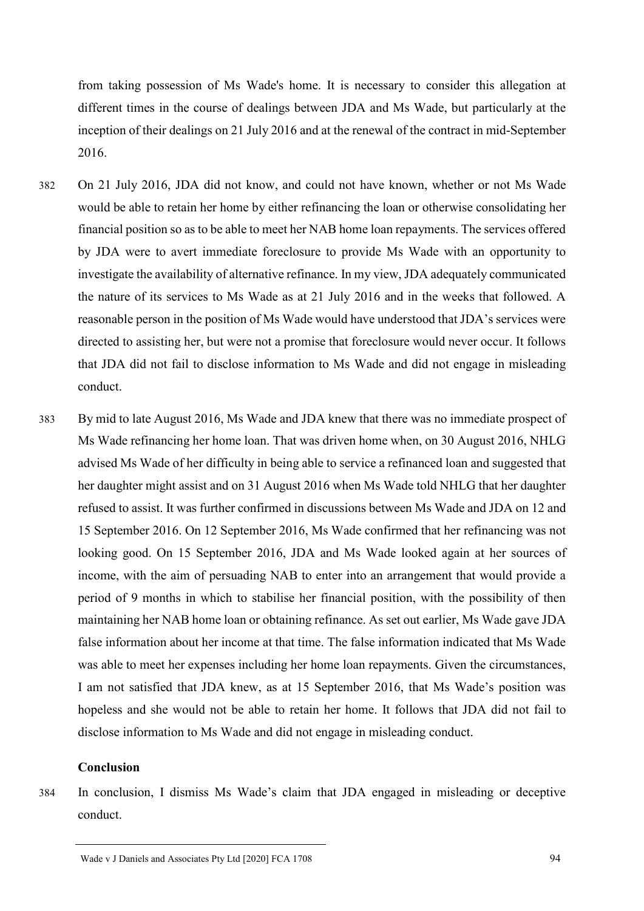from taking possession of Ms Wade's home. It is necessary to consider this allegation at different times in the course of dealings between JDA and Ms Wade, but particularly at the inception of their dealings on 21 July 2016 and at the renewal of the contract in mid-September 2016.

382 On 21 July 2016, JDA did not know, and could not have known, whether or not Ms Wade would be able to retain her home by either refinancing the loan or otherwise consolidating her financial position so as to be able to meet her NAB home loan repayments. The services offered by JDA were to avert immediate foreclosure to provide Ms Wade with an opportunity to investigate the availability of alternative refinance. In my view, JDA adequately communicated the nature of its services to Ms Wade as at 21 July 2016 and in the weeks that followed. A reasonable person in the position of Ms Wade would have understood that JDA's services were directed to assisting her, but were not a promise that foreclosure would never occur. It follows that JDA did not fail to disclose information to Ms Wade and did not engage in misleading conduct.

383 By mid to late August 2016, Ms Wade and JDA knew that there was no immediate prospect of Ms Wade refinancing her home loan. That was driven home when, on 30 August 2016, NHLG advised Ms Wade of her difficulty in being able to service a refinanced loan and suggested that her daughter might assist and on 31 August 2016 when Ms Wade told NHLG that her daughter refused to assist. It was further confirmed in discussions between Ms Wade and JDA on 12 and 15 September 2016. On 12 September 2016, Ms Wade confirmed that her refinancing was not looking good. On 15 September 2016, JDA and Ms Wade looked again at her sources of income, with the aim of persuading NAB to enter into an arrangement that would provide a period of 9 months in which to stabilise her financial position, with the possibility of then maintaining her NAB home loan or obtaining refinance. As set out earlier, Ms Wade gave JDA false information about her income at that time. The false information indicated that Ms Wade was able to meet her expenses including her home loan repayments. Given the circumstances, I am not satisfied that JDA knew, as at 15 September 2016, that Ms Wade's position was hopeless and she would not be able to retain her home. It follows that JDA did not fail to disclose information to Ms Wade and did not engage in misleading conduct.

**Conclusion**

384 In conclusion, I dismiss Ms Wade's claim that JDA engaged in misleading or deceptive conduct.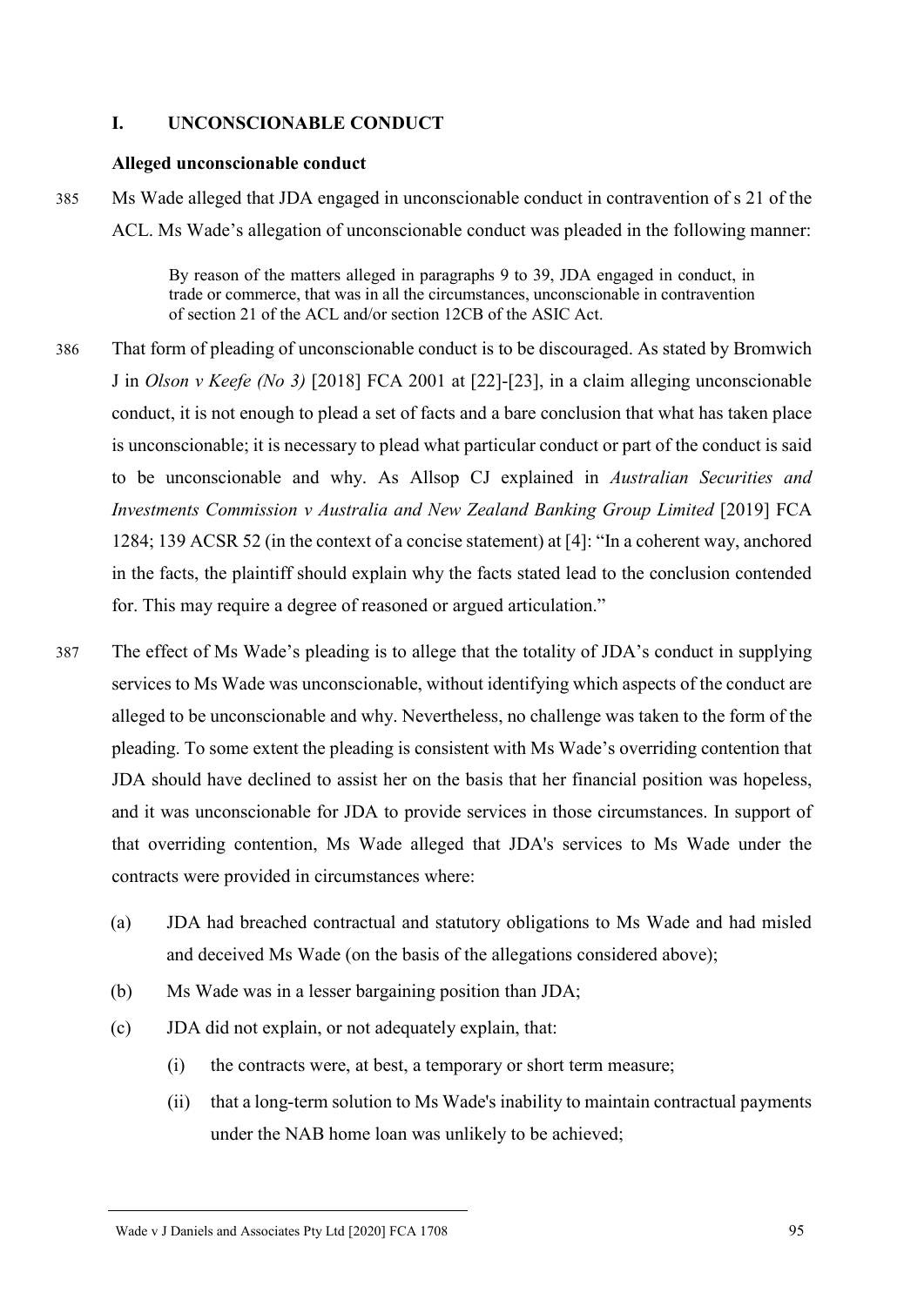## I. UNCONSCIONABLE CONDUCT

### Alleged unconscionable conduct

385 Ms Wade alleged that JDA engaged in unconscionable conduct in contravention of s 21 of the ACL. Ms Wade's allegation of unconscionable conduct was pleaded in the following manner:

> By reason of the matters alleged in paragraphs 9 to 39, JDA engaged in conduct, in trade or commerce, that was in all the circumstances, unconscionable in contravention of section 21 of the ACL and/or section 12CB of the ASIC Act.

386 That form of pleading of unconscionable conduct is to be discouraged. As stated by Bromwich J in *Olson v Keefe (No 3)* [2018] FCA 2001 at [22]-[23], in a claim alleging unconscionable conduct, it is not enough to plead a set of facts and a bare conclusion that what has taken place is unconscionable; it is necessary to plead what particular conduct or part of the conduct is said to be unconscionable and why. As Allsop CJ explained in *Australian Securities and Investments Commission v Australia and New Zealand Banking Group Limited* [2019] FCA 1284; 139 ACSR 52 (in the context of a concise statement) at [4]: "In a coherent way, anchored in the facts, the plaintiff should explain why the facts stated lead to the conclusion contended for. This may require a degree of reasoned or argued articulation."

387 The effect of Ms Wade's pleading is to allege that the totality of JDA's conduct in supplying services to Ms Wade was unconscionable, without identifying which aspects of the conduct are alleged to be unconscionable and why. Nevertheless, no challenge was taken to the form of the pleading. To some extent the pleading is consistent with Ms Wade's overriding contention that JDA should have declined to assist her on the basis that her financial position was hopeless, and it was unconscionable for JDA to provide services in those circumstances. In support of that overriding contention, Ms Wade alleged that JDA's services to Ms Wade under the contracts were provided in circumstances where:

(a) JDA had breached contractual and statutory obligations to Ms Wade and had misled and deceived Ms Wade (on the basis of the allegations considered above);

(b) Ms Wade was in a lesser bargaining position than JDA;

(c) JDA did not explain, or not adequately explain, that:

   (i) the contracts were, at best, a temporary or short term measure;

   (ii) that a long-term solution to Ms Wade's inability to maintain contractual payments under the NAB home loan was unlikely to be achieved;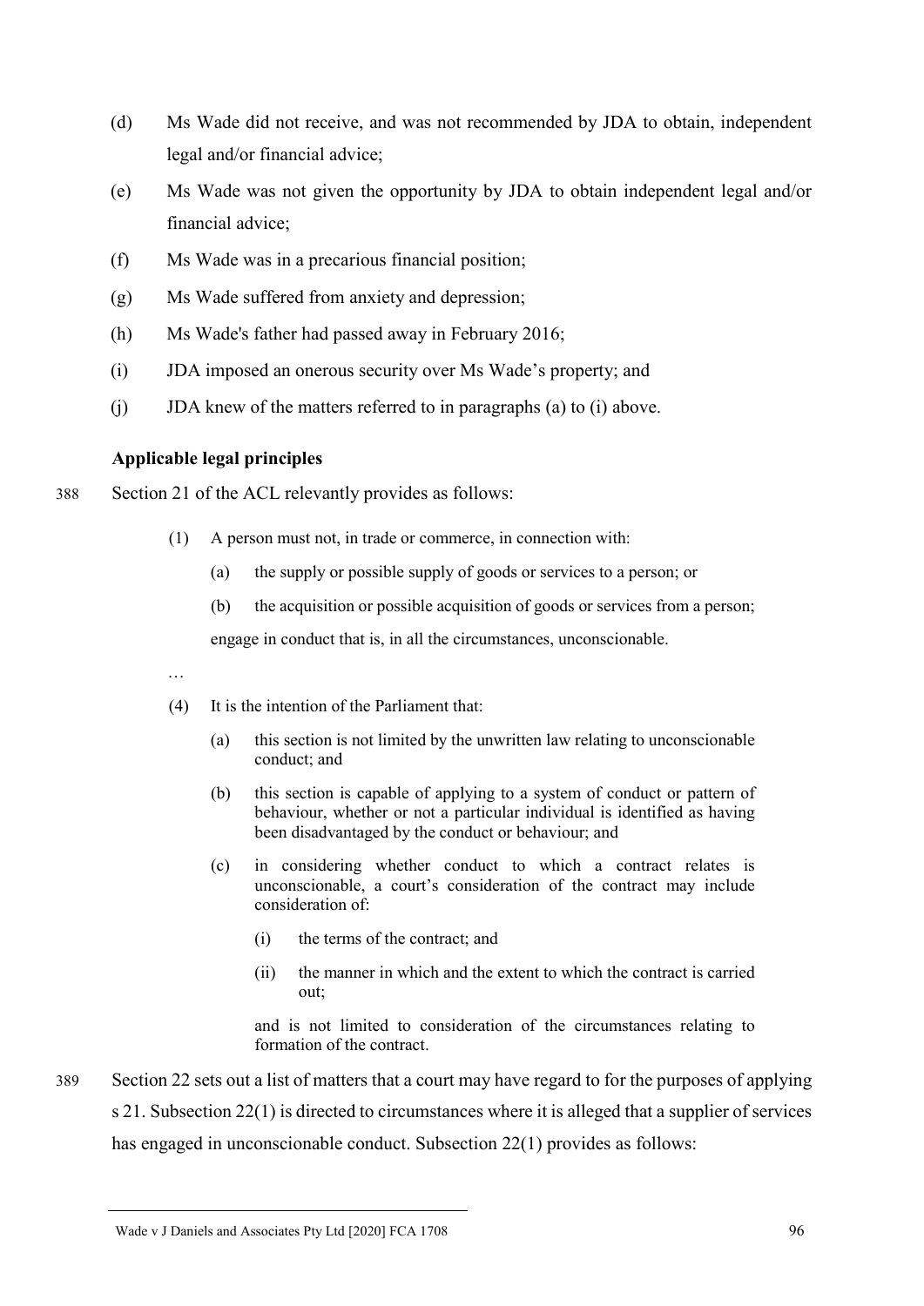(d) Ms Wade did not receive, and was not recommended by JDA to obtain, independent legal and/or financial advice;

(e) Ms Wade was not given the opportunity by JDA to obtain independent legal and/or financial advice;

(f) Ms Wade was in a precarious financial position;

(g) Ms Wade suffered from anxiety and depression;

(h) Ms Wade's father had passed away in February 2016;

(i) JDA imposed an onerous security over Ms Wade's property; and

(j) JDA knew of the matters referred to in paragraphs (a) to (i) above.

### Applicable legal principles

388 Section 21 of the ACL relevantly provides as follows:

> (1) A person must not, in trade or commerce, in connection with:
>
> (a) the supply or possible supply of goods or services to a person; or
>
> (b) the acquisition or possible acquisition of goods or services from a person;
>
> engage in conduct that is, in all the circumstances, unconscionable.
>
> …
>
> (4) It is the intention of the Parliament that:
>
> (a) this section is not limited by the unwritten law relating to unconscionable conduct; and
>
> (b) this section is capable of applying to a system of conduct or pattern of behaviour, whether or not a particular individual is identified as having been disadvantaged by the conduct or behaviour; and
>
> (c) in considering whether conduct to which a contract relates is unconscionable, a court's consideration of the contract may include consideration of:
>
> (i) the terms of the contract; and
>
> (ii) the manner in which and the extent to which the contract is carried out;
>
> and is not limited to consideration of the circumstances relating to formation of the contract.

389 Section 22 sets out a list of matters that a court may have regard to for the purposes of applying s 21. Subsection 22(1) is directed to circumstances where it is alleged that a supplier of services has engaged in unconscionable conduct. Subsection 22(1) provides as follows: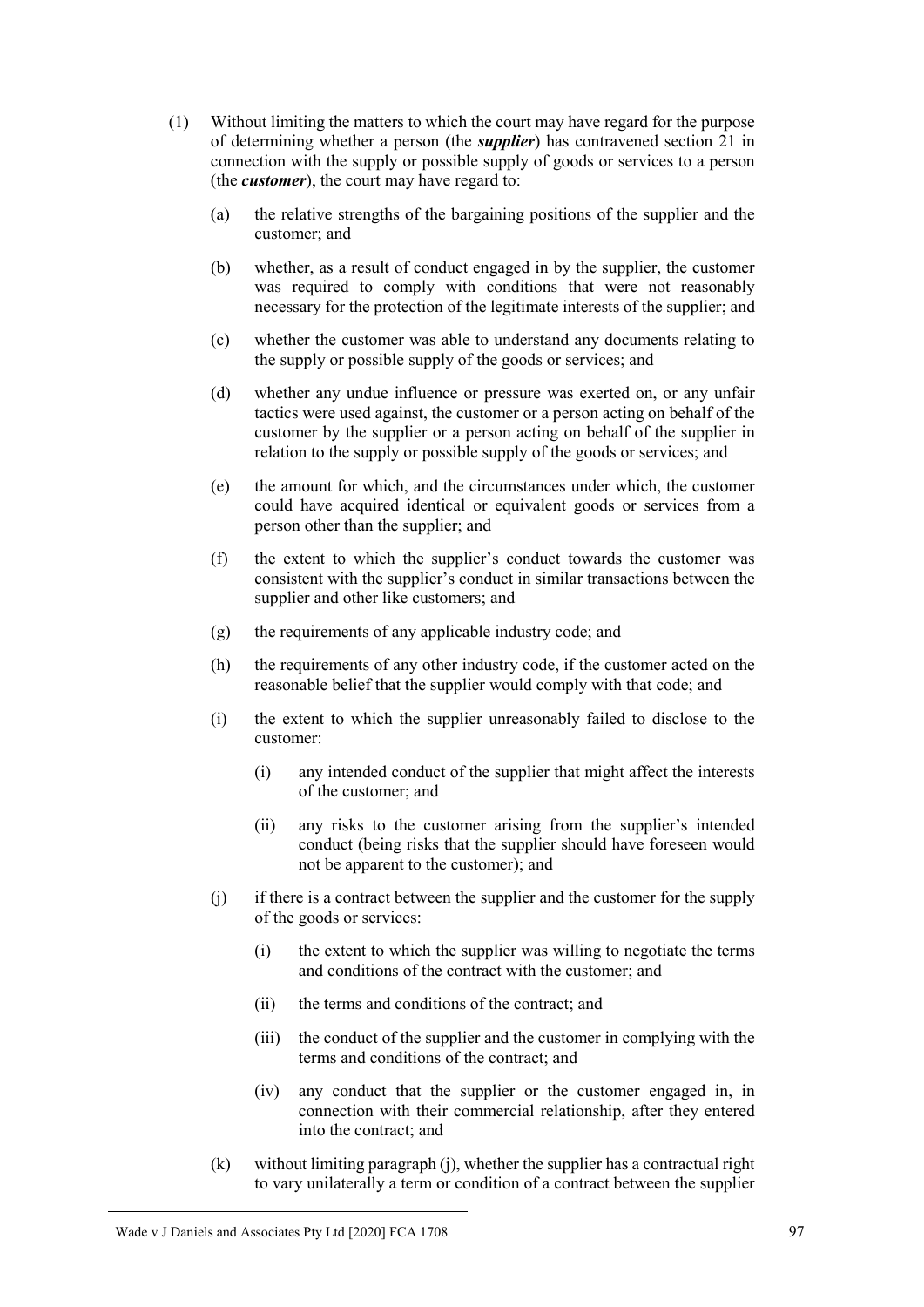(1) Without limiting the matters to which the court may have regard for the purpose of determining whether a person (the ***supplier***) has contravened section 21 in connection with the supply or possible supply of goods or services to a person (the ***customer***), the court may have regard to:

   (a) the relative strengths of the bargaining positions of the supplier and the customer; and

   (b) whether, as a result of conduct engaged in by the supplier, the customer was required to comply with conditions that were not reasonably necessary for the protection of the legitimate interests of the supplier; and

   (c) whether the customer was able to understand any documents relating to the supply or possible supply of the goods or services; and

   (d) whether any undue influence or pressure was exerted on, or any unfair tactics were used against, the customer or a person acting on behalf of the customer by the supplier or a person acting on behalf of the supplier in relation to the supply or possible supply of the goods or services; and

   (e) the amount for which, and the circumstances under which, the customer could have acquired identical or equivalent goods or services from a person other than the supplier; and

   (f) the extent to which the supplier's conduct towards the customer was consistent with the supplier's conduct in similar transactions between the supplier and other like customers; and

   (g) the requirements of any applicable industry code; and

   (h) the requirements of any other industry code, if the customer acted on the reasonable belief that the supplier would comply with that code; and

   (i) the extent to which the supplier unreasonably failed to disclose to the customer:

      (i) any intended conduct of the supplier that might affect the interests of the customer; and

      (ii) any risks to the customer arising from the supplier's intended conduct (being risks that the supplier should have foreseen would not be apparent to the customer); and

   (j) if there is a contract between the supplier and the customer for the supply of the goods or services:

      (i) the extent to which the supplier was willing to negotiate the terms and conditions of the contract with the customer; and

      (ii) the terms and conditions of the contract; and

      (iii) the conduct of the supplier and the customer in complying with the terms and conditions of the contract; and

      (iv) any conduct that the supplier or the customer engaged in, in connection with their commercial relationship, after they entered into the contract; and

   (k) without limiting paragraph (j), whether the supplier has a contractual right to vary unilaterally a term or condition of a contract between the supplier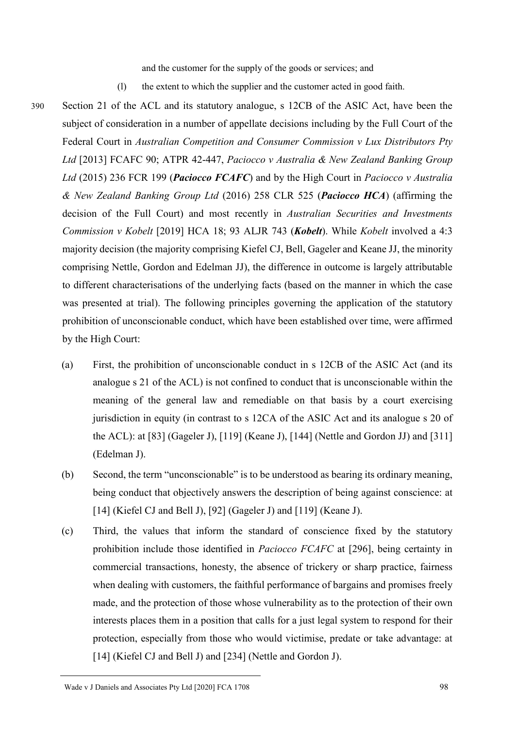and the customer for the supply of the goods or services; and

(l) the extent to which the supplier and the customer acted in good faith.

390 Section 21 of the ACL and its statutory analogue, s 12CB of the ASIC Act, have been the subject of consideration in a number of appellate decisions including by the Full Court of the Federal Court in *Australian Competition and Consumer Commission v Lux Distributors Pty Ltd* [2013] FCAFC 90; ATPR 42-447, *Paciocco v Australia & New Zealand Banking Group Ltd* (2015) 236 FCR 199 (***Paciocco FCAFC***) and by the High Court in *Paciocco v Australia & New Zealand Banking Group Ltd* (2016) 258 CLR 525 (***Paciocco HCA***) (affirming the decision of the Full Court) and most recently in *Australian Securities and Investments Commission v Kobelt* [2019] HCA 18; 93 ALJR 743 (***Kobelt***). While *Kobelt* involved a 4:3 majority decision (the majority comprising Kiefel CJ, Bell, Gageler and Keane JJ, the minority comprising Nettle, Gordon and Edelman JJ), the difference in outcome is largely attributable to different characterisations of the underlying facts (based on the manner in which the case was presented at trial). The following principles governing the application of the statutory prohibition of unconscionable conduct, which have been established over time, were affirmed by the High Court:

(a) First, the prohibition of unconscionable conduct in s 12CB of the ASIC Act (and its analogue s 21 of the ACL) is not confined to conduct that is unconscionable within the meaning of the general law and remediable on that basis by a court exercising jurisdiction in equity (in contrast to s 12CA of the ASIC Act and its analogue s 20 of the ACL): at [83] (Gageler J), [119] (Keane J), [144] (Nettle and Gordon JJ) and [311] (Edelman J).

(b) Second, the term "unconscionable" is to be understood as bearing its ordinary meaning, being conduct that objectively answers the description of being against conscience: at [14] (Kiefel CJ and Bell J), [92] (Gageler J) and [119] (Keane J).

(c) Third, the values that inform the standard of conscience fixed by the statutory prohibition include those identified in *Paciocco FCAFC* at [296], being certainty in commercial transactions, honesty, the absence of trickery or sharp practice, fairness when dealing with customers, the faithful performance of bargains and promises freely made, and the protection of those whose vulnerability as to the protection of their own interests places them in a position that calls for a just legal system to respond for their protection, especially from those who would victimise, predate or take advantage: at [14] (Kiefel CJ and Bell J) and [234] (Nettle and Gordon J).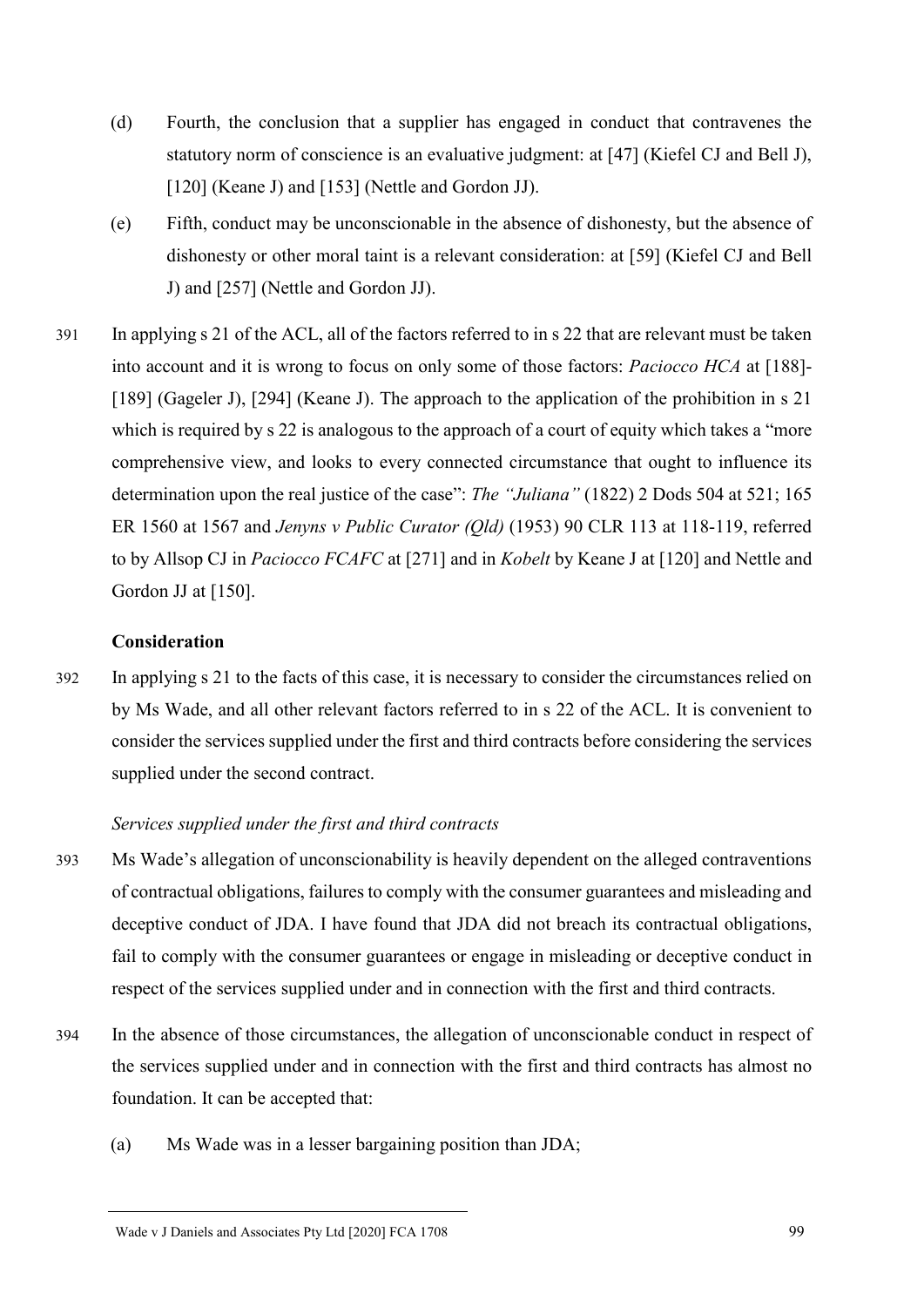(d) Fourth, the conclusion that a supplier has engaged in conduct that contravenes the statutory norm of conscience is an evaluative judgment: at [47] (Kiefel CJ and Bell J), [120] (Keane J) and [153] (Nettle and Gordon JJ).

(e) Fifth, conduct may be unconscionable in the absence of dishonesty, but the absence of dishonesty or other moral taint is a relevant consideration: at [59] (Kiefel CJ and Bell J) and [257] (Nettle and Gordon JJ).

391 In applying s 21 of the ACL, all of the factors referred to in s 22 that are relevant must be taken into account and it is wrong to focus on only some of those factors: *Paciocco HCA* at [188]-[189] (Gageler J), [294] (Keane J). The approach to the application of the prohibition in s 21 which is required by s 22 is analogous to the approach of a court of equity which takes a "more comprehensive view, and looks to every connected circumstance that ought to influence its determination upon the real justice of the case": *The "Juliana"* (1822) 2 Dods 504 at 521; 165 ER 1560 at 1567 and *Jenyns v Public Curator (Qld)* (1953) 90 CLR 113 at 118-119, referred to by Allsop CJ in *Paciocco FCAFC* at [271] and in *Kobelt* by Keane J at [120] and Nettle and Gordon JJ at [150].

### Consideration

392 In applying s 21 to the facts of this case, it is necessary to consider the circumstances relied on by Ms Wade, and all other relevant factors referred to in s 22 of the ACL. It is convenient to consider the services supplied under the first and third contracts before considering the services supplied under the second contract.

#### *Services supplied under the first and third contracts*

393 Ms Wade's allegation of unconscionability is heavily dependent on the alleged contraventions of contractual obligations, failures to comply with the consumer guarantees and misleading and deceptive conduct of JDA. I have found that JDA did not breach its contractual obligations, fail to comply with the consumer guarantees or engage in misleading or deceptive conduct in respect of the services supplied under and in connection with the first and third contracts.

394 In the absence of those circumstances, the allegation of unconscionable conduct in respect of the services supplied under and in connection with the first and third contracts has almost no foundation. It can be accepted that:

(a) Ms Wade was in a lesser bargaining position than JDA;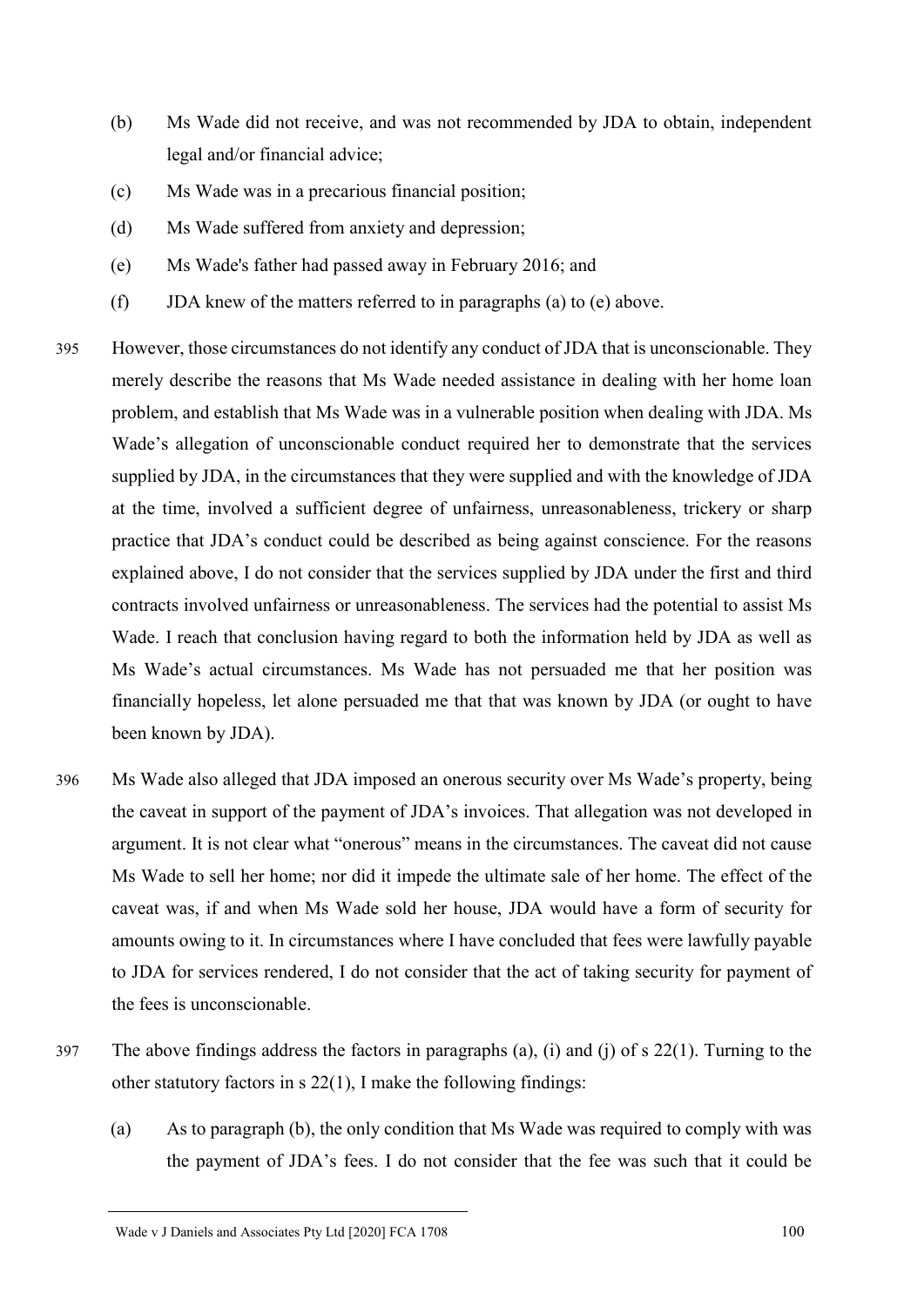(b) Ms Wade did not receive, and was not recommended by JDA to obtain, independent legal and/or financial advice;

(c) Ms Wade was in a precarious financial position;

(d) Ms Wade suffered from anxiety and depression;

(e) Ms Wade's father had passed away in February 2016; and

(f) JDA knew of the matters referred to in paragraphs (a) to (e) above.

395 However, those circumstances do not identify any conduct of JDA that is unconscionable. They merely describe the reasons that Ms Wade needed assistance in dealing with her home loan problem, and establish that Ms Wade was in a vulnerable position when dealing with JDA. Ms Wade's allegation of unconscionable conduct required her to demonstrate that the services supplied by JDA, in the circumstances that they were supplied and with the knowledge of JDA at the time, involved a sufficient degree of unfairness, unreasonableness, trickery or sharp practice that JDA's conduct could be described as being against conscience. For the reasons explained above, I do not consider that the services supplied by JDA under the first and third contracts involved unfairness or unreasonableness. The services had the potential to assist Ms Wade. I reach that conclusion having regard to both the information held by JDA as well as Ms Wade's actual circumstances. Ms Wade has not persuaded me that her position was financially hopeless, let alone persuaded me that that was known by JDA (or ought to have been known by JDA).

396 Ms Wade also alleged that JDA imposed an onerous security over Ms Wade's property, being the caveat in support of the payment of JDA's invoices. That allegation was not developed in argument. It is not clear what "onerous" means in the circumstances. The caveat did not cause Ms Wade to sell her home; nor did it impede the ultimate sale of her home. The effect of the caveat was, if and when Ms Wade sold her house, JDA would have a form of security for amounts owing to it. In circumstances where I have concluded that fees were lawfully payable to JDA for services rendered, I do not consider that the act of taking security for payment of the fees is unconscionable.

397 The above findings address the factors in paragraphs (a), (i) and (j) of s 22(1). Turning to the other statutory factors in s 22(1), I make the following findings:

(a) As to paragraph (b), the only condition that Ms Wade was required to comply with was the payment of JDA's fees. I do not consider that the fee was such that it could be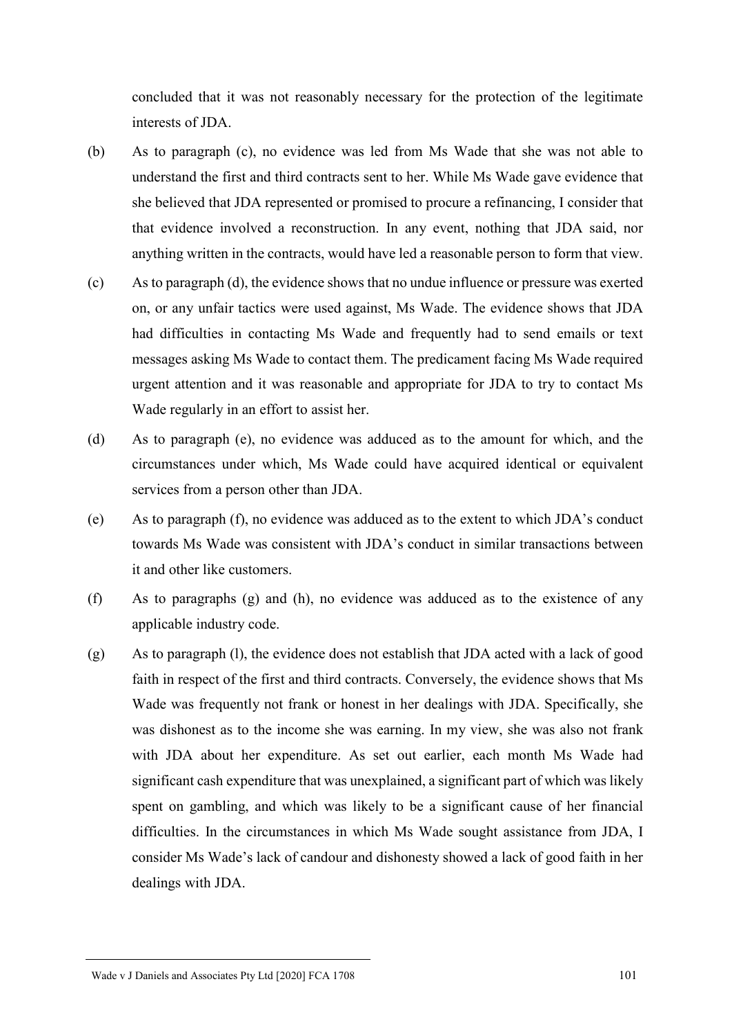concluded that it was not reasonably necessary for the protection of the legitimate interests of JDA.

(b) As to paragraph (c), no evidence was led from Ms Wade that she was not able to understand the first and third contracts sent to her. While Ms Wade gave evidence that she believed that JDA represented or promised to procure a refinancing, I consider that that evidence involved a reconstruction. In any event, nothing that JDA said, nor anything written in the contracts, would have led a reasonable person to form that view.

(c) As to paragraph (d), the evidence shows that no undue influence or pressure was exerted on, or any unfair tactics were used against, Ms Wade. The evidence shows that JDA had difficulties in contacting Ms Wade and frequently had to send emails or text messages asking Ms Wade to contact them. The predicament facing Ms Wade required urgent attention and it was reasonable and appropriate for JDA to try to contact Ms Wade regularly in an effort to assist her.

(d) As to paragraph (e), no evidence was adduced as to the amount for which, and the circumstances under which, Ms Wade could have acquired identical or equivalent services from a person other than JDA.

(e) As to paragraph (f), no evidence was adduced as to the extent to which JDA's conduct towards Ms Wade was consistent with JDA's conduct in similar transactions between it and other like customers.

(f) As to paragraphs (g) and (h), no evidence was adduced as to the existence of any applicable industry code.

(g) As to paragraph (l), the evidence does not establish that JDA acted with a lack of good faith in respect of the first and third contracts. Conversely, the evidence shows that Ms Wade was frequently not frank or honest in her dealings with JDA. Specifically, she was dishonest as to the income she was earning. In my view, she was also not frank with JDA about her expenditure. As set out earlier, each month Ms Wade had significant cash expenditure that was unexplained, a significant part of which was likely spent on gambling, and which was likely to be a significant cause of her financial difficulties. In the circumstances in which Ms Wade sought assistance from JDA, I consider Ms Wade's lack of candour and dishonesty showed a lack of good faith in her dealings with JDA.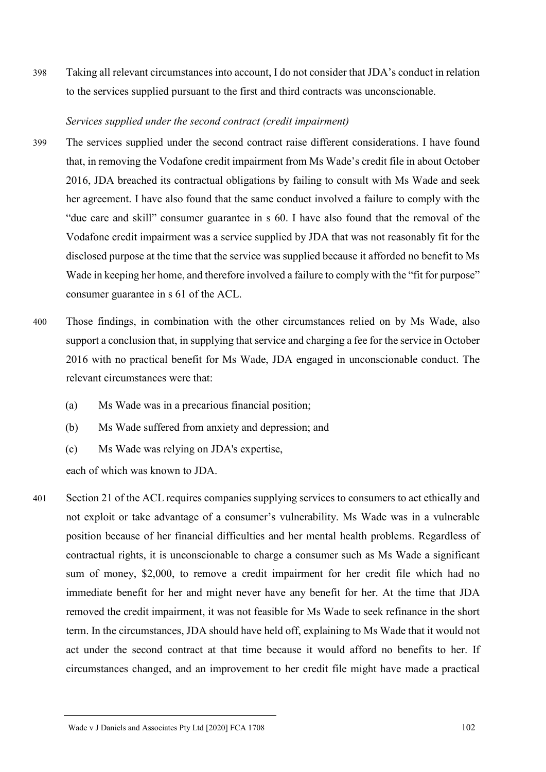398 Taking all relevant circumstances into account, I do not consider that JDA's conduct in relation to the services supplied pursuant to the first and third contracts was unconscionable.

*Services supplied under the second contract (credit impairment)*

399 The services supplied under the second contract raise different considerations. I have found that, in removing the Vodafone credit impairment from Ms Wade's credit file in about October 2016, JDA breached its contractual obligations by failing to consult with Ms Wade and seek her agreement. I have also found that the same conduct involved a failure to comply with the "due care and skill" consumer guarantee in s 60. I have also found that the removal of the Vodafone credit impairment was a service supplied by JDA that was not reasonably fit for the disclosed purpose at the time that the service was supplied because it afforded no benefit to Ms Wade in keeping her home, and therefore involved a failure to comply with the "fit for purpose" consumer guarantee in s 61 of the ACL.

400 Those findings, in combination with the other circumstances relied on by Ms Wade, also support a conclusion that, in supplying that service and charging a fee for the service in October 2016 with no practical benefit for Ms Wade, JDA engaged in unconscionable conduct. The relevant circumstances were that:

(a) Ms Wade was in a precarious financial position;

(b) Ms Wade suffered from anxiety and depression; and

(c) Ms Wade was relying on JDA's expertise,

each of which was known to JDA.

401 Section 21 of the ACL requires companies supplying services to consumers to act ethically and not exploit or take advantage of a consumer's vulnerability. Ms Wade was in a vulnerable position because of her financial difficulties and her mental health problems. Regardless of contractual rights, it is unconscionable to charge a consumer such as Ms Wade a significant sum of money, $2,000, to remove a credit impairment for her credit file which had no immediate benefit for her and might never have any benefit for her. At the time that JDA removed the credit impairment, it was not feasible for Ms Wade to seek refinance in the short term. In the circumstances, JDA should have held off, explaining to Ms Wade that it would not act under the second contract at that time because it would afford no benefits to her. If circumstances changed, and an improvement to her credit file might have made a practical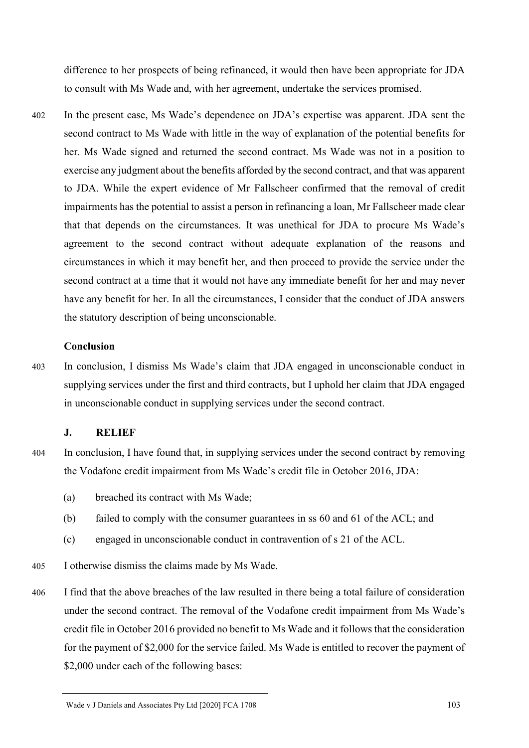difference to her prospects of being refinanced, it would then have been appropriate for JDA to consult with Ms Wade and, with her agreement, undertake the services promised.

402 In the present case, Ms Wade's dependence on JDA's expertise was apparent. JDA sent the second contract to Ms Wade with little in the way of explanation of the potential benefits for her. Ms Wade signed and returned the second contract. Ms Wade was not in a position to exercise any judgment about the benefits afforded by the second contract, and that was apparent to JDA. While the expert evidence of Mr Fallscheer confirmed that the removal of credit impairments has the potential to assist a person in refinancing a loan, Mr Fallscheer made clear that that depends on the circumstances. It was unethical for JDA to procure Ms Wade's agreement to the second contract without adequate explanation of the reasons and circumstances in which it may benefit her, and then proceed to provide the service under the second contract at a time that it would not have any immediate benefit for her and may never have any benefit for her. In all the circumstances, I consider that the conduct of JDA answers the statutory description of being unconscionable.

### Conclusion

403 In conclusion, I dismiss Ms Wade's claim that JDA engaged in unconscionable conduct in supplying services under the first and third contracts, but I uphold her claim that JDA engaged in unconscionable conduct in supplying services under the second contract.

## J. RELIEF

404 In conclusion, I have found that, in supplying services under the second contract by removing the Vodafone credit impairment from Ms Wade's credit file in October 2016, JDA:

(a) breached its contract with Ms Wade;

(b) failed to comply with the consumer guarantees in ss 60 and 61 of the ACL; and

(c) engaged in unconscionable conduct in contravention of s 21 of the ACL.

405 I otherwise dismiss the claims made by Ms Wade.

406 I find that the above breaches of the law resulted in there being a total failure of consideration under the second contract. The removal of the Vodafone credit impairment from Ms Wade's credit file in October 2016 provided no benefit to Ms Wade and it follows that the consideration for the payment of $2,000 for the service failed. Ms Wade is entitled to recover the payment of $2,000 under each of the following bases: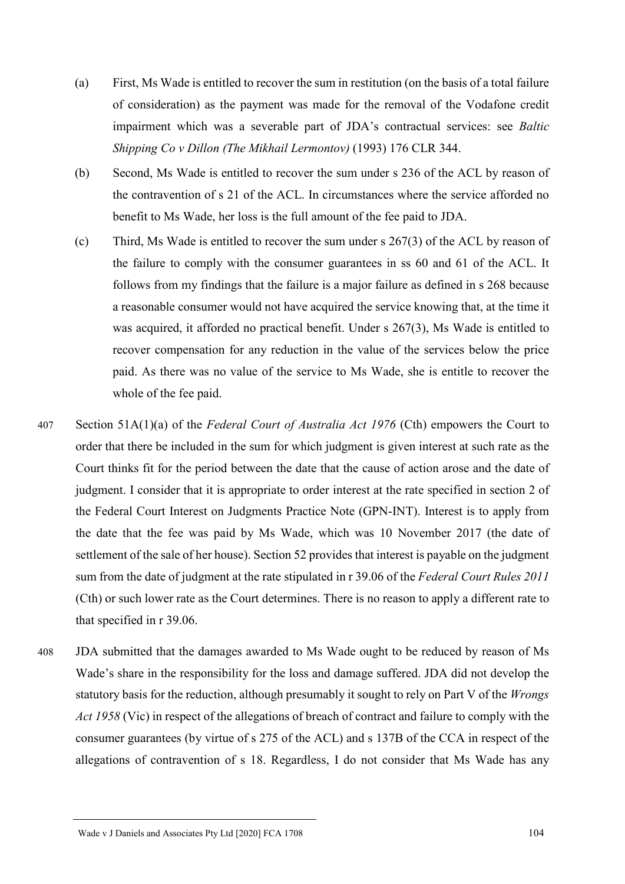(a) First, Ms Wade is entitled to recover the sum in restitution (on the basis of a total failure of consideration) as the payment was made for the removal of the Vodafone credit impairment which was a severable part of JDA's contractual services: see *Baltic Shipping Co v Dillon (The Mikhail Lermontov)* (1993) 176 CLR 344.

(b) Second, Ms Wade is entitled to recover the sum under s 236 of the ACL by reason of the contravention of s 21 of the ACL. In circumstances where the service afforded no benefit to Ms Wade, her loss is the full amount of the fee paid to JDA.

(c) Third, Ms Wade is entitled to recover the sum under s 267(3) of the ACL by reason of the failure to comply with the consumer guarantees in ss 60 and 61 of the ACL. It follows from my findings that the failure is a major failure as defined in s 268 because a reasonable consumer would not have acquired the service knowing that, at the time it was acquired, it afforded no practical benefit. Under s 267(3), Ms Wade is entitled to recover compensation for any reduction in the value of the services below the price paid. As there was no value of the service to Ms Wade, she is entitle to recover the whole of the fee paid.

407 Section 51A(1)(a) of the *Federal Court of Australia Act 1976* (Cth) empowers the Court to order that there be included in the sum for which judgment is given interest at such rate as the Court thinks fit for the period between the date that the cause of action arose and the date of judgment. I consider that it is appropriate to order interest at the rate specified in section 2 of the Federal Court Interest on Judgments Practice Note (GPN-INT). Interest is to apply from the date that the fee was paid by Ms Wade, which was 10 November 2017 (the date of settlement of the sale of her house). Section 52 provides that interest is payable on the judgment sum from the date of judgment at the rate stipulated in r 39.06 of the *Federal Court Rules 2011* (Cth) or such lower rate as the Court determines. There is no reason to apply a different rate to that specified in r 39.06.

408 JDA submitted that the damages awarded to Ms Wade ought to be reduced by reason of Ms Wade's share in the responsibility for the loss and damage suffered. JDA did not develop the statutory basis for the reduction, although presumably it sought to rely on Part V of the *Wrongs Act 1958* (Vic) in respect of the allegations of breach of contract and failure to comply with the consumer guarantees (by virtue of s 275 of the ACL) and s 137B of the CCA in respect of the allegations of contravention of s 18. Regardless, I do not consider that Ms Wade has any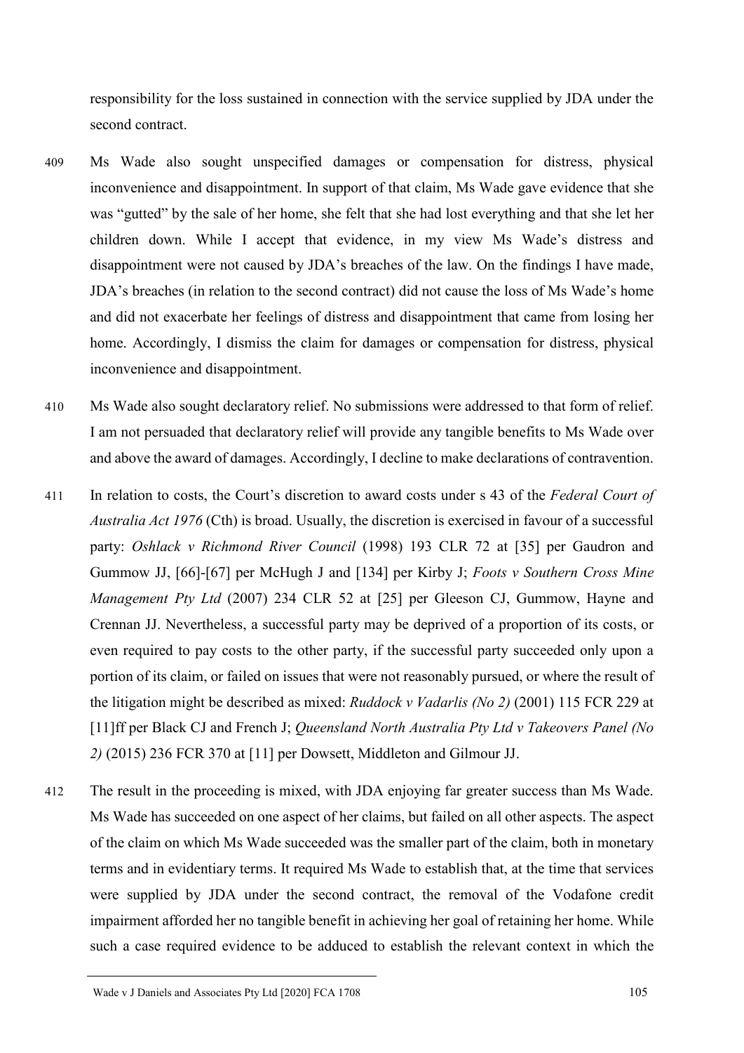responsibility for the loss sustained in connection with the service supplied by JDA under the second contract.

409 Ms Wade also sought unspecified damages or compensation for distress, physical inconvenience and disappointment. In support of that claim, Ms Wade gave evidence that she was "gutted" by the sale of her home, she felt that she had lost everything and that she let her children down. While I accept that evidence, in my view Ms Wade's distress and disappointment were not caused by JDA's breaches of the law. On the findings I have made, JDA's breaches (in relation to the second contract) did not cause the loss of Ms Wade's home and did not exacerbate her feelings of distress and disappointment that came from losing her home. Accordingly, I dismiss the claim for damages or compensation for distress, physical inconvenience and disappointment.

410 Ms Wade also sought declaratory relief. No submissions were addressed to that form of relief. I am not persuaded that declaratory relief will provide any tangible benefits to Ms Wade over and above the award of damages. Accordingly, I decline to make declarations of contravention.

411 In relation to costs, the Court's discretion to award costs under s 43 of the *Federal Court of Australia Act 1976* (Cth) is broad. Usually, the discretion is exercised in favour of a successful party: *Oshlack v Richmond River Council* (1998) 193 CLR 72 at [35] per Gaudron and Gummow JJ, [66]-[67] per McHugh J and [134] per Kirby J; *Foots v Southern Cross Mine Management Pty Ltd* (2007) 234 CLR 52 at [25] per Gleeson CJ, Gummow, Hayne and Crennan JJ. Nevertheless, a successful party may be deprived of a proportion of its costs, or even required to pay costs to the other party, if the successful party succeeded only upon a portion of its claim, or failed on issues that were not reasonably pursued, or where the result of the litigation might be described as mixed: *Ruddock v Vadarlis (No 2)* (2001) 115 FCR 229 at [11]ff per Black CJ and French J; *Queensland North Australia Pty Ltd v Takeovers Panel (No 2)* (2015) 236 FCR 370 at [11] per Dowsett, Middleton and Gilmour JJ.

412 The result in the proceeding is mixed, with JDA enjoying far greater success than Ms Wade. Ms Wade has succeeded on one aspect of her claims, but failed on all other aspects. The aspect of the claim on which Ms Wade succeeded was the smaller part of the claim, both in monetary terms and in evidentiary terms. It required Ms Wade to establish that, at the time that services were supplied by JDA under the second contract, the removal of the Vodafone credit impairment afforded her no tangible benefit in achieving her goal of retaining her home. While such a case required evidence to be adduced to establish the relevant context in which the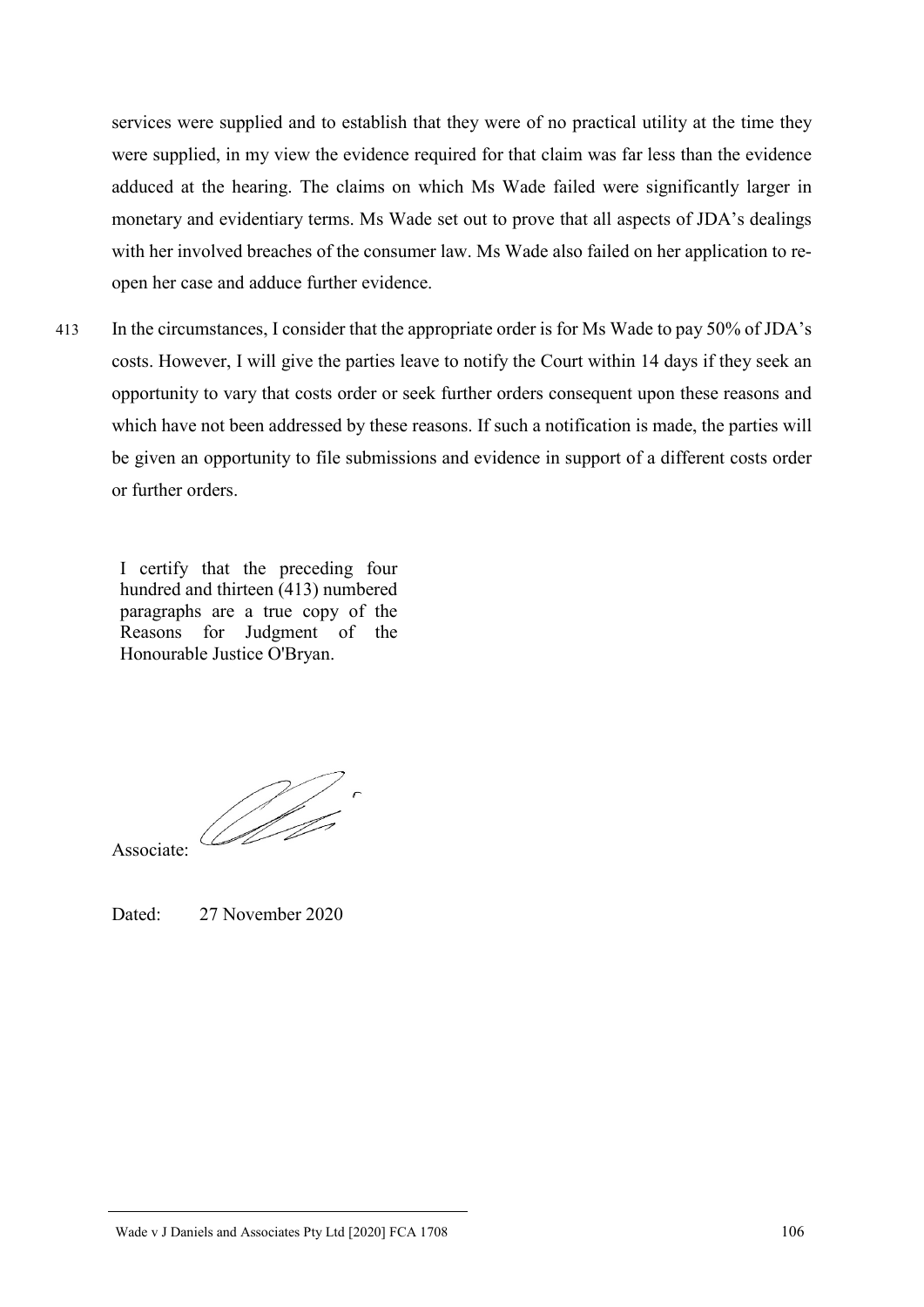services were supplied and to establish that they were of no practical utility at the time they were supplied, in my view the evidence required for that claim was far less than the evidence adduced at the hearing. The claims on which Ms Wade failed were significantly larger in monetary and evidentiary terms. Ms Wade set out to prove that all aspects of JDA's dealings with her involved breaches of the consumer law. Ms Wade also failed on her application to re-open her case and adduce further evidence.

413 In the circumstances, I consider that the appropriate order is for Ms Wade to pay 50% of JDA's costs. However, I will give the parties leave to notify the Court within 14 days if they seek an opportunity to vary that costs order or seek further orders consequent upon these reasons and which have not been addressed by these reasons. If such a notification is made, the parties will be given an opportunity to file submissions and evidence in support of a different costs order or further orders.

I certify that the preceding four hundred and thirteen (413) numbered paragraphs are a true copy of the Reasons for Judgment of the Honourable Justice O'Bryan.

Associate:

Dated: 27 November 2020